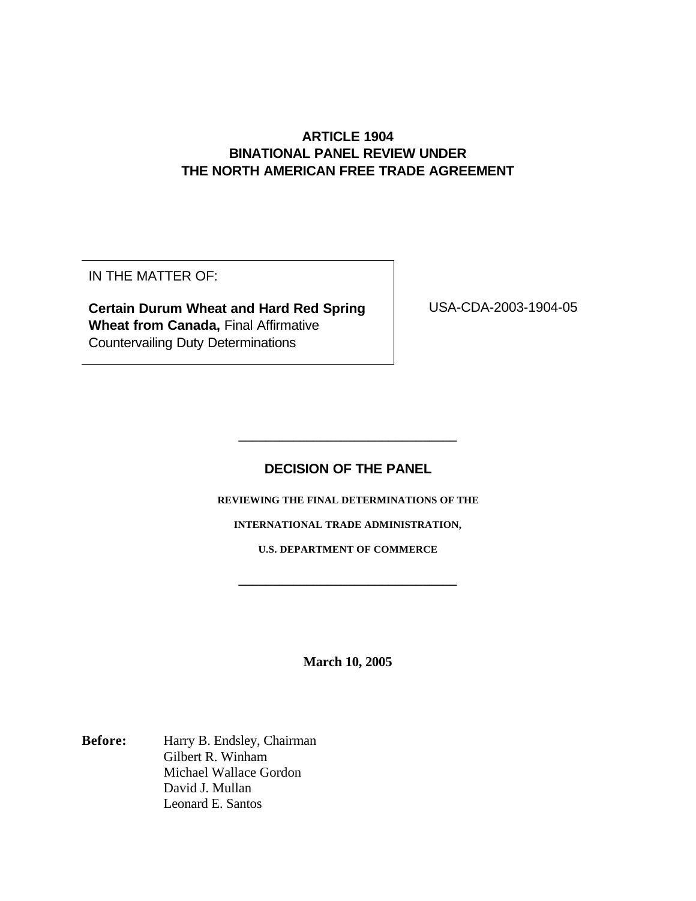# ARTICLE 1904
# BINATIONAL PANEL REVIEW UNDER
# THE NORTH AMERICAN FREE TRADE AGREEMENT

| IN THE MATTER OF: | |
| --- | --- |
| **Certain Durum Wheat and Hard Red Spring Wheat from Canada,** Final Affirmative Countervailing Duty Determinations | USA-CDA-2003-1904-05 |

---

## DECISION OF THE PANEL

**REVIEWING THE FINAL DETERMINATIONS OF THE**

**INTERNATIONAL TRADE ADMINISTRATION,**

**U.S. DEPARTMENT OF COMMERCE**

---

**March 10, 2005**

**Before:** Harry B. Endsley, Chairman
Gilbert R. Winham
Michael Wallace Gordon
David J. Mullan
Leonard E. Santos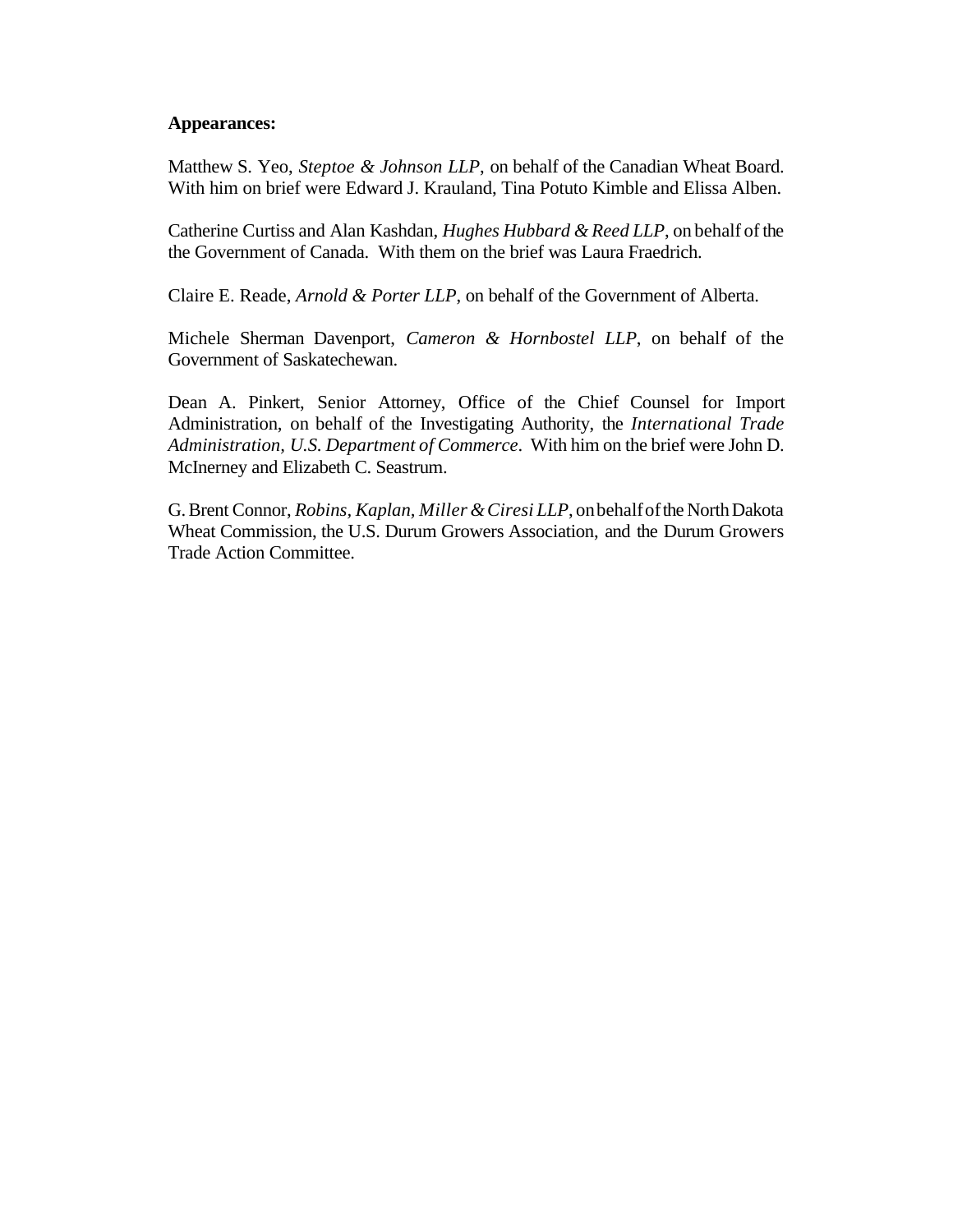**Appearances:**

Matthew S. Yeo, *Steptoe & Johnson LLP*, on behalf of the Canadian Wheat Board. With him on brief were Edward J. Krauland, Tina Potuto Kimble and Elissa Alben.

Catherine Curtiss and Alan Kashdan, *Hughes Hubbard & Reed LLP*, on behalf of the the Government of Canada. With them on the brief was Laura Fraedrich.

Claire E. Reade, *Arnold & Porter LLP*, on behalf of the Government of Alberta.

Michele Sherman Davenport, *Cameron & Hornbostel LLP*, on behalf of the Government of Saskatechewan.

Dean A. Pinkert, Senior Attorney, Office of the Chief Counsel for Import Administration, on behalf of the Investigating Authority, the *International Trade Administration, U.S. Department of Commerce*. With him on the brief were John D. McInerney and Elizabeth C. Seastrum.

G. Brent Connor, *Robins, Kaplan, Miller & Ciresi LLP*, on behalf of the North Dakota Wheat Commission, the U.S. Durum Growers Association, and the Durum Growers Trade Action Committee.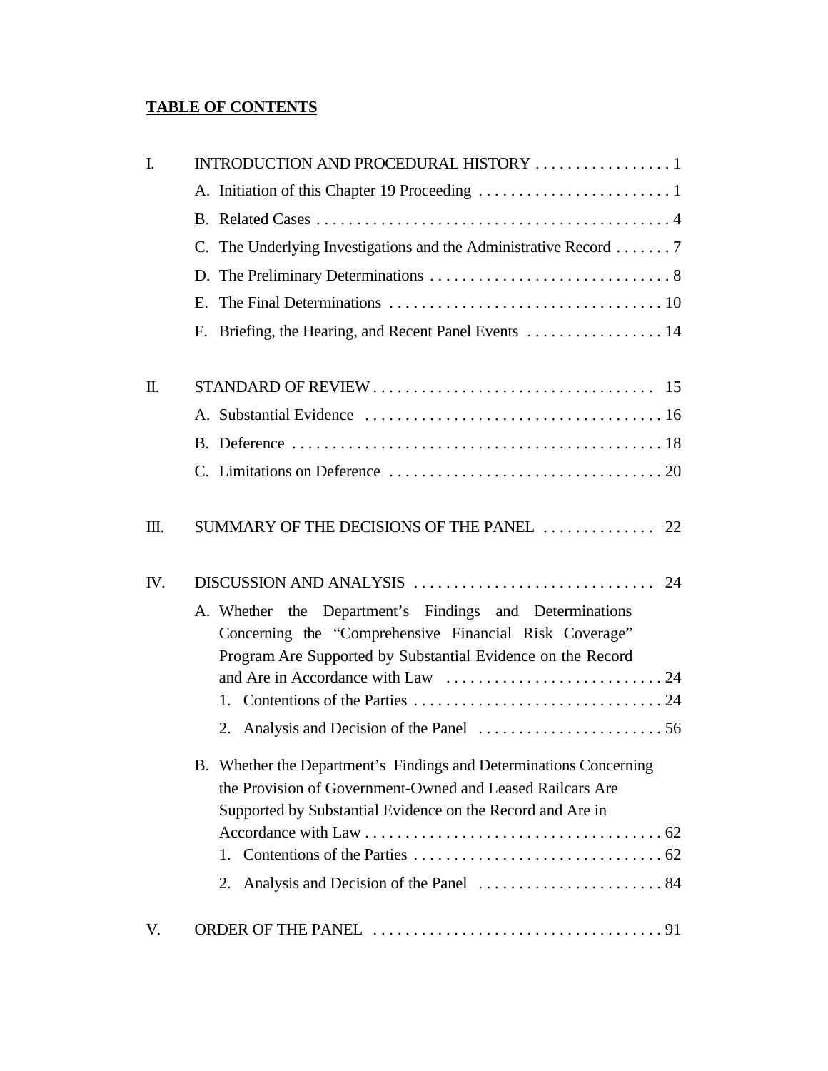**TABLE OF CONTENTS**

I. INTRODUCTION AND PROCEDURAL HISTORY . . . . . . . . . . . . . . . . . 1

- A. Initiation of this Chapter 19 Proceeding . . . . . . . . . . . . . . . . . . . . . . . . 1
- B. Related Cases . . . . . . . . . . . . . . . . . . . . . . . . . . . . . . . . . . . . . . . . . . . 4
- C. The Underlying Investigations and the Administrative Record . . . . . . . 7
- D. The Preliminary Determinations . . . . . . . . . . . . . . . . . . . . . . . . . . . . . . 8
- E. The Final Determinations . . . . . . . . . . . . . . . . . . . . . . . . . . . . . . . . . 10
- F. Briefing, the Hearing, and Recent Panel Events . . . . . . . . . . . . . . . . . 14

II. STANDARD OF REVIEW . . . . . . . . . . . . . . . . . . . . . . . . . . . . . . . . . . . 15

- A. Substantial Evidence . . . . . . . . . . . . . . . . . . . . . . . . . . . . . . . . . . . . 16
- B. Deference . . . . . . . . . . . . . . . . . . . . . . . . . . . . . . . . . . . . . . . . . . . . . 18
- C. Limitations on Deference . . . . . . . . . . . . . . . . . . . . . . . . . . . . . . . . . 20

III. SUMMARY OF THE DECISIONS OF THE PANEL . . . . . . . . . . . . . . 22

IV. DISCUSSION AND ANALYSIS . . . . . . . . . . . . . . . . . . . . . . . . . . . . . . 24

- A. Whether the Department's Findings and Determinations Concerning the "Comprehensive Financial Risk Coverage" Program Are Supported by Substantial Evidence on the Record and Are in Accordance with Law . . . . . . . . . . . . . . . . . . . . . . . . . . . 24
  1. Contentions of the Parties . . . . . . . . . . . . . . . . . . . . . . . . . . . . . . . 24
  2. Analysis and Decision of the Panel . . . . . . . . . . . . . . . . . . . . . . . 56
- B. Whether the Department's Findings and Determinations Concerning the Provision of Government-Owned and Leased Railcars Are Supported by Substantial Evidence on the Record and Are in Accordance with Law . . . . . . . . . . . . . . . . . . . . . . . . . . . . . . . . . . . . . 62
  1. Contentions of the Parties . . . . . . . . . . . . . . . . . . . . . . . . . . . . . . . 62
  2. Analysis and Decision of the Panel . . . . . . . . . . . . . . . . . . . . . . . 84

V. ORDER OF THE PANEL . . . . . . . . . . . . . . . . . . . . . . . . . . . . . . . . . . . . 91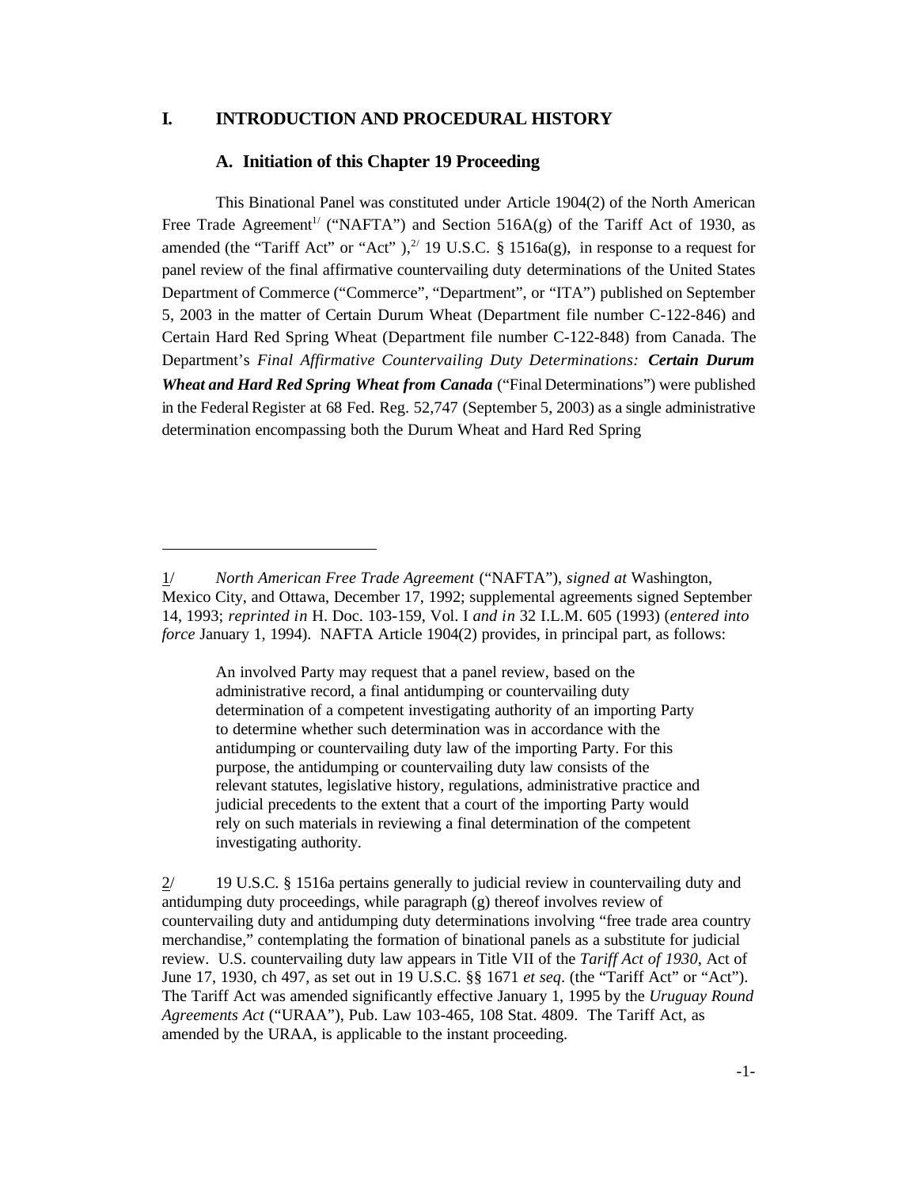## I. INTRODUCTION AND PROCEDURAL HISTORY

### A. Initiation of this Chapter 19 Proceeding

This Binational Panel was constituted under Article 1904(2) of the North American Free Trade Agreement[1/] ("NAFTA") and Section 516A(g) of the Tariff Act of 1930, as amended (the "Tariff Act" or "Act" ),[2/] 19 U.S.C. § 1516a(g), in response to a request for panel review of the final affirmative countervailing duty determinations of the United States Department of Commerce ("Commerce", "Department", or "ITA") published on September 5, 2003 in the matter of Certain Durum Wheat (Department file number C-122-846) and Certain Hard Red Spring Wheat (Department file number C-122-848) from Canada. The Department's *Final Affirmative Countervailing Duty Determinations: **Certain Durum Wheat and Hard Red Spring Wheat from Canada*** ("Final Determinations") were published in the Federal Register at 68 Fed. Reg. 52,747 (September 5, 2003) as a single administrative determination encompassing both the Durum Wheat and Hard Red Spring

---

1/ *North American Free Trade Agreement* ("NAFTA"), *signed at* Washington, Mexico City, and Ottawa, December 17, 1992; supplemental agreements signed September 14, 1993; *reprinted in* H. Doc. 103-159, Vol. I *and in* 32 I.L.M. 605 (1993) (*entered into force* January 1, 1994). NAFTA Article 1904(2) provides, in principal part, as follows:

> An involved Party may request that a panel review, based on the administrative record, a final antidumping or countervailing duty determination of a competent investigating authority of an importing Party to determine whether such determination was in accordance with the antidumping or countervailing duty law of the importing Party. For this purpose, the antidumping or countervailing duty law consists of the relevant statutes, legislative history, regulations, administrative practice and judicial precedents to the extent that a court of the importing Party would rely on such materials in reviewing a final determination of the competent investigating authority.

2/ 19 U.S.C. § 1516a pertains generally to judicial review in countervailing duty and antidumping duty proceedings, while paragraph (g) thereof involves review of countervailing duty and antidumping duty determinations involving "free trade area country merchandise," contemplating the formation of binational panels as a substitute for judicial review. U.S. countervailing duty law appears in Title VII of the *Tariff Act of 1930*, Act of June 17, 1930, ch 497, as set out in 19 U.S.C. §§ 1671 *et seq*. (the "Tariff Act" or "Act"). The Tariff Act was amended significantly effective January 1, 1995 by the *Uruguay Round Agreements Act* ("URAA"), Pub. Law 103-465, 108 Stat. 4809. The Tariff Act, as amended by the URAA, is applicable to the instant proceeding.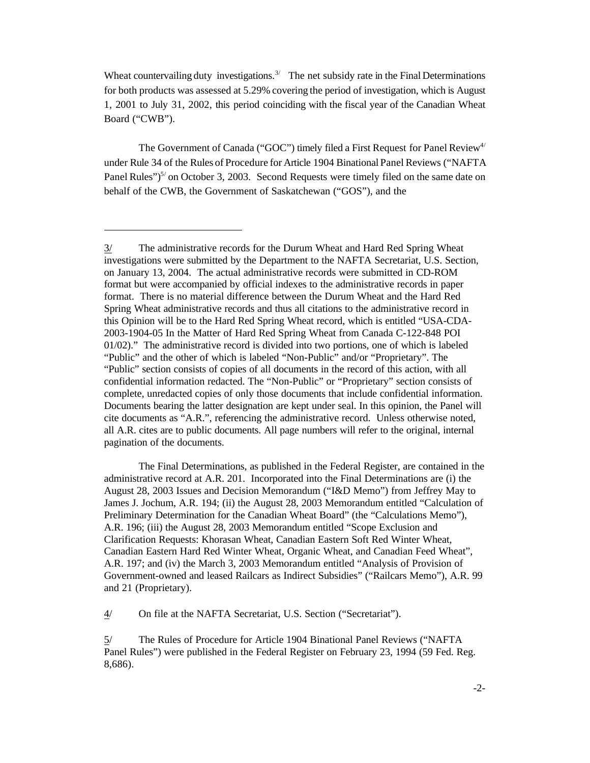Wheat countervailing duty investigations.[3] The net subsidy rate in the Final Determinations for both products was assessed at 5.29% covering the period of investigation, which is August 1, 2001 to July 31, 2002, this period coinciding with the fiscal year of the Canadian Wheat Board ("CWB").

The Government of Canada ("GOC") timely filed a First Request for Panel Review[4] under Rule 34 of the Rules of Procedure for Article 1904 Binational Panel Reviews ("NAFTA Panel Rules")[5] on October 3, 2003. Second Requests were timely filed on the same date on behalf of the CWB, the Government of Saskatchewan ("GOS"), and the

---

3/ The administrative records for the Durum Wheat and Hard Red Spring Wheat investigations were submitted by the Department to the NAFTA Secretariat, U.S. Section, on January 13, 2004. The actual administrative records were submitted in CD-ROM format but were accompanied by official indexes to the administrative records in paper format. There is no material difference between the Durum Wheat and the Hard Red Spring Wheat administrative records and thus all citations to the administrative record in this Opinion will be to the Hard Red Spring Wheat record, which is entitled "USA-CDA-2003-1904-05 In the Matter of Hard Red Spring Wheat from Canada C-122-848 POI 01/02)." The administrative record is divided into two portions, one of which is labeled "Public" and the other of which is labeled "Non-Public" and/or "Proprietary". The "Public" section consists of copies of all documents in the record of this action, with all confidential information redacted. The "Non-Public" or "Proprietary" section consists of complete, unredacted copies of only those documents that include confidential information. Documents bearing the latter designation are kept under seal. In this opinion, the Panel will cite documents as "A.R.", referencing the administrative record. Unless otherwise noted, all A.R. cites are to public documents. All page numbers will refer to the original, internal pagination of the documents.

The Final Determinations, as published in the Federal Register, are contained in the administrative record at A.R. 201. Incorporated into the Final Determinations are (i) the August 28, 2003 Issues and Decision Memorandum ("I&D Memo") from Jeffrey May to James J. Jochum, A.R. 194; (ii) the August 28, 2003 Memorandum entitled "Calculation of Preliminary Determination for the Canadian Wheat Board" (the "Calculations Memo"), A.R. 196; (iii) the August 28, 2003 Memorandum entitled "Scope Exclusion and Clarification Requests: Khorasan Wheat, Canadian Eastern Soft Red Winter Wheat, Canadian Eastern Hard Red Winter Wheat, Organic Wheat, and Canadian Feed Wheat", A.R. 197; and (iv) the March 3, 2003 Memorandum entitled "Analysis of Provision of Government-owned and leased Railcars as Indirect Subsidies" ("Railcars Memo"), A.R. 99 and 21 (Proprietary).

4/ On file at the NAFTA Secretariat, U.S. Section ("Secretariat").

5/ The Rules of Procedure for Article 1904 Binational Panel Reviews ("NAFTA Panel Rules") were published in the Federal Register on February 23, 1994 (59 Fed. Reg. 8,686).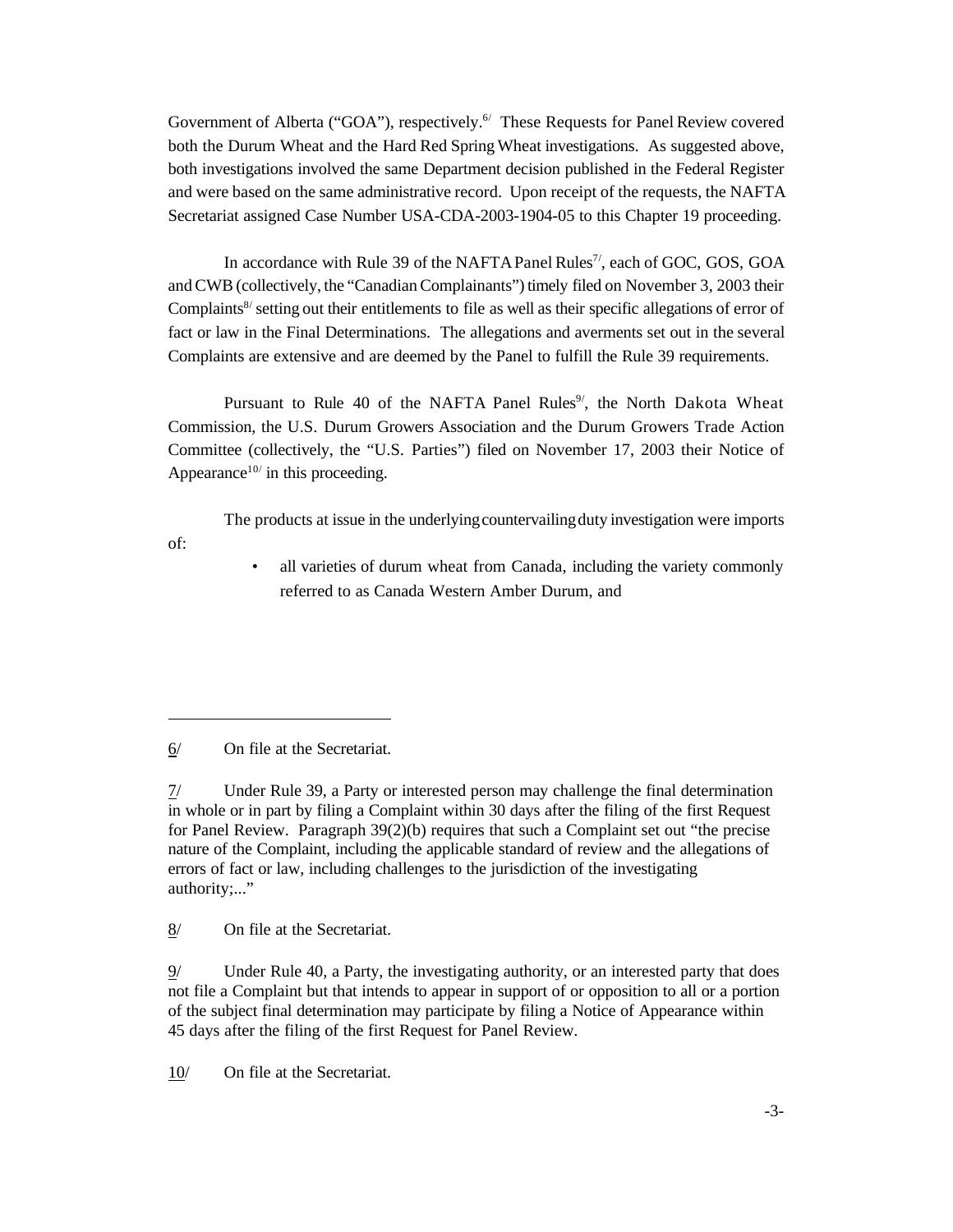Government of Alberta ("GOA"), respectively.[6] These Requests for Panel Review covered both the Durum Wheat and the Hard Red Spring Wheat investigations. As suggested above, both investigations involved the same Department decision published in the Federal Register and were based on the same administrative record. Upon receipt of the requests, the NAFTA Secretariat assigned Case Number USA-CDA-2003-1904-05 to this Chapter 19 proceeding.

In accordance with Rule 39 of the NAFTA Panel Rules[7], each of GOC, GOS, GOA and CWB (collectively, the "Canadian Complainants") timely filed on November 3, 2003 their Complaints[8] setting out their entitlements to file as well as their specific allegations of error of fact or law in the Final Determinations. The allegations and averments set out in the several Complaints are extensive and are deemed by the Panel to fulfill the Rule 39 requirements.

Pursuant to Rule 40 of the NAFTA Panel Rules[9], the North Dakota Wheat Commission, the U.S. Durum Growers Association and the Durum Growers Trade Action Committee (collectively, the "U.S. Parties") filed on November 17, 2003 their Notice of Appearance[10] in this proceeding.

The products at issue in the underlying countervailing duty investigation were imports of:

- all varieties of durum wheat from Canada, including the variety commonly referred to as Canada Western Amber Durum, and

---

6/ On file at the Secretariat.

7/ Under Rule 39, a Party or interested person may challenge the final determination in whole or in part by filing a Complaint within 30 days after the filing of the first Request for Panel Review. Paragraph 39(2)(b) requires that such a Complaint set out "the precise nature of the Complaint, including the applicable standard of review and the allegations of errors of fact or law, including challenges to the jurisdiction of the investigating authority;..."

8/ On file at the Secretariat.

9/ Under Rule 40, a Party, the investigating authority, or an interested party that does not file a Complaint but that intends to appear in support of or opposition to all or a portion of the subject final determination may participate by filing a Notice of Appearance within 45 days after the filing of the first Request for Panel Review.

10/ On file at the Secretariat.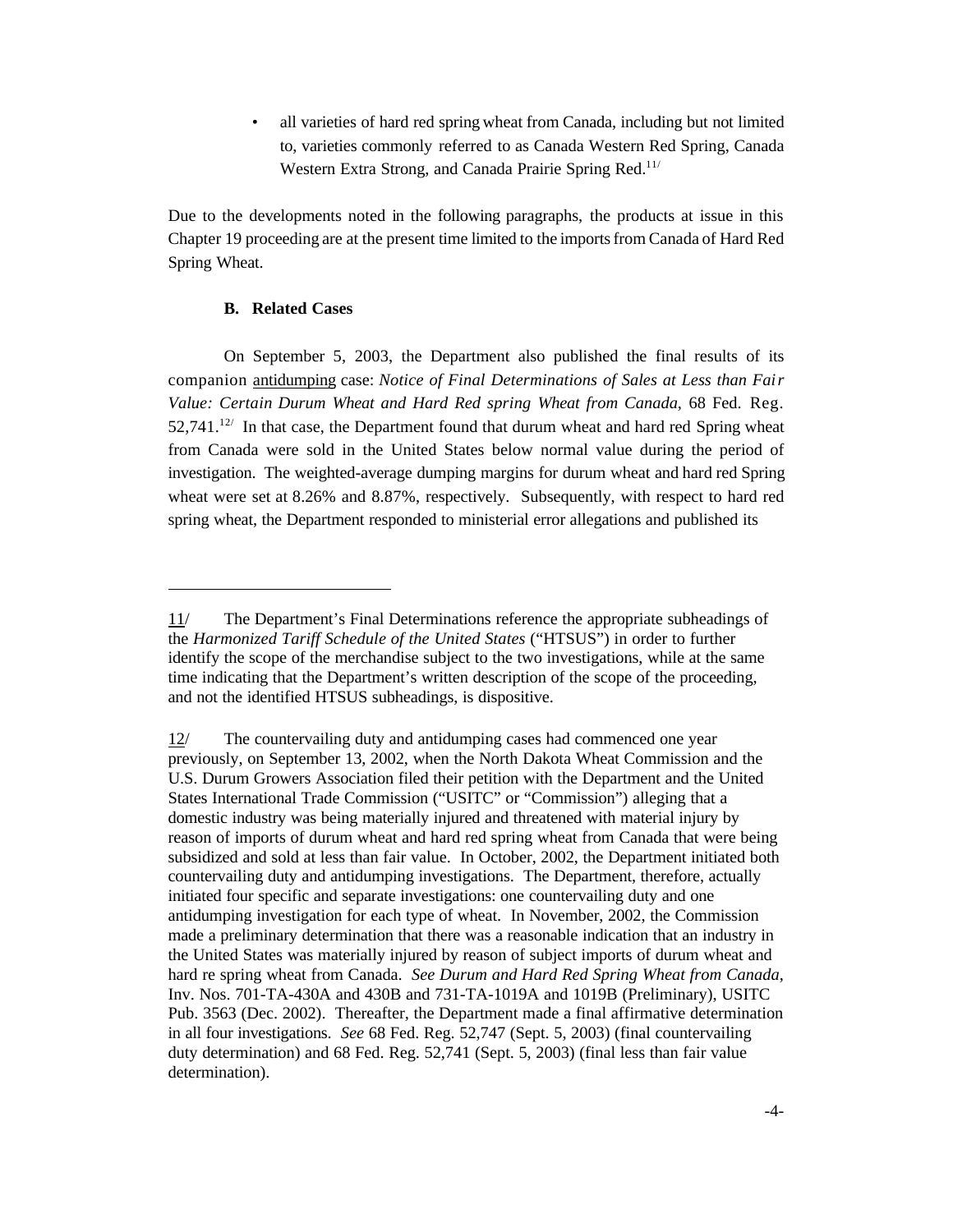- all varieties of hard red spring wheat from Canada, including but not limited to, varieties commonly referred to as Canada Western Red Spring, Canada Western Extra Strong, and Canada Prairie Spring Red.[11/]

Due to the developments noted in the following paragraphs, the products at issue in this Chapter 19 proceeding are at the present time limited to the imports from Canada of Hard Red Spring Wheat.

**B. Related Cases**

On September 5, 2003, the Department also published the final results of its companion antidumping case: *Notice of Final Determinations of Sales at Less than Fair Value: Certain Durum Wheat and Hard Red spring Wheat from Canada*, 68 Fed. Reg. 52,741.[12/] In that case, the Department found that durum wheat and hard red Spring wheat from Canada were sold in the United States below normal value during the period of investigation. The weighted-average dumping margins for durum wheat and hard red Spring wheat were set at 8.26% and 8.87%, respectively. Subsequently, with respect to hard red spring wheat, the Department responded to ministerial error allegations and published its

---

11/ The Department's Final Determinations reference the appropriate subheadings of the *Harmonized Tariff Schedule of the United States* ("HTSUS") in order to further identify the scope of the merchandise subject to the two investigations, while at the same time indicating that the Department's written description of the scope of the proceeding, and not the identified HTSUS subheadings, is dispositive.

12/ The countervailing duty and antidumping cases had commenced one year previously, on September 13, 2002, when the North Dakota Wheat Commission and the U.S. Durum Growers Association filed their petition with the Department and the United States International Trade Commission ("USITC" or "Commission") alleging that a domestic industry was being materially injured and threatened with material injury by reason of imports of durum wheat and hard red spring wheat from Canada that were being subsidized and sold at less than fair value. In October, 2002, the Department initiated both countervailing duty and antidumping investigations. The Department, therefore, actually initiated four specific and separate investigations: one countervailing duty and one antidumping investigation for each type of wheat. In November, 2002, the Commission made a preliminary determination that there was a reasonable indication that an industry in the United States was materially injured by reason of subject imports of durum wheat and hard re spring wheat from Canada. *See Durum and Hard Red Spring Wheat from Canada*, Inv. Nos. 701-TA-430A and 430B and 731-TA-1019A and 1019B (Preliminary), USITC Pub. 3563 (Dec. 2002). Thereafter, the Department made a final affirmative determination in all four investigations. *See* 68 Fed. Reg. 52,747 (Sept. 5, 2003) (final countervailing duty determination) and 68 Fed. Reg. 52,741 (Sept. 5, 2003) (final less than fair value determination).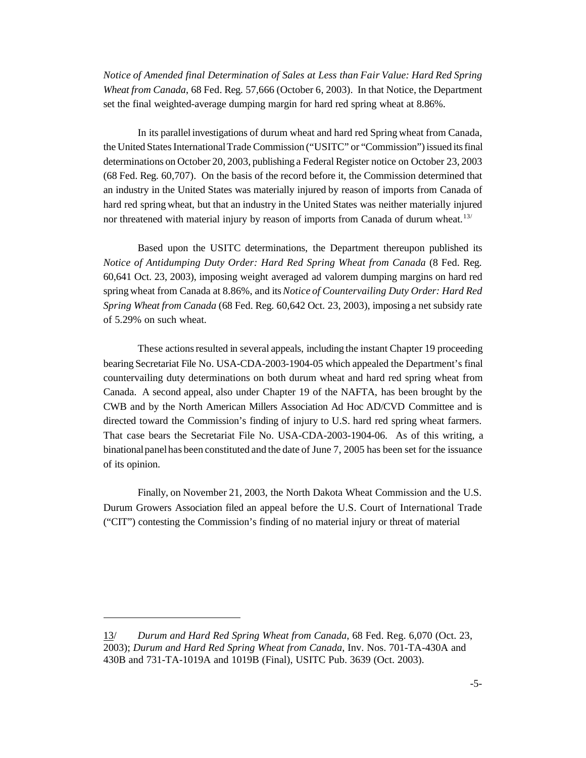*Notice of Amended final Determination of Sales at Less than Fair Value: Hard Red Spring Wheat from Canada*, 68 Fed. Reg. 57,666 (October 6, 2003). In that Notice, the Department set the final weighted-average dumping margin for hard red spring wheat at 8.86%.

In its parallel investigations of durum wheat and hard red Spring wheat from Canada, the United States International Trade Commission ("USITC" or "Commission") issued its final determinations on October 20, 2003, publishing a Federal Register notice on October 23, 2003 (68 Fed. Reg. 60,707). On the basis of the record before it, the Commission determined that an industry in the United States was materially injured by reason of imports from Canada of hard red spring wheat, but that an industry in the United States was neither materially injured nor threatened with material injury by reason of imports from Canada of durum wheat.[13/]

Based upon the USITC determinations, the Department thereupon published its *Notice of Antidumping Duty Order: Hard Red Spring Wheat from Canada* (8 Fed. Reg. 60,641 Oct. 23, 2003), imposing weight averaged ad valorem dumping margins on hard red spring wheat from Canada at 8.86%, and its *Notice of Countervailing Duty Order: Hard Red Spring Wheat from Canada* (68 Fed. Reg. 60,642 Oct. 23, 2003), imposing a net subsidy rate of 5.29% on such wheat.

These actions resulted in several appeals, including the instant Chapter 19 proceeding bearing Secretariat File No. USA-CDA-2003-1904-05 which appealed the Department's final countervailing duty determinations on both durum wheat and hard red spring wheat from Canada. A second appeal, also under Chapter 19 of the NAFTA, has been brought by the CWB and by the North American Millers Association Ad Hoc AD/CVD Committee and is directed toward the Commission's finding of injury to U.S. hard red spring wheat farmers. That case bears the Secretariat File No. USA-CDA-2003-1904-06. As of this writing, a binational panel has been constituted and the date of June 7, 2005 has been set for the issuance of its opinion.

Finally, on November 21, 2003, the North Dakota Wheat Commission and the U.S. Durum Growers Association filed an appeal before the U.S. Court of International Trade ("CIT") contesting the Commission's finding of no material injury or threat of material

---

13/ *Durum and Hard Red Spring Wheat from Canada*, 68 Fed. Reg. 6,070 (Oct. 23, 2003); *Durum and Hard Red Spring Wheat from Canada*, Inv. Nos. 701-TA-430A and 430B and 731-TA-1019A and 1019B (Final), USITC Pub. 3639 (Oct. 2003).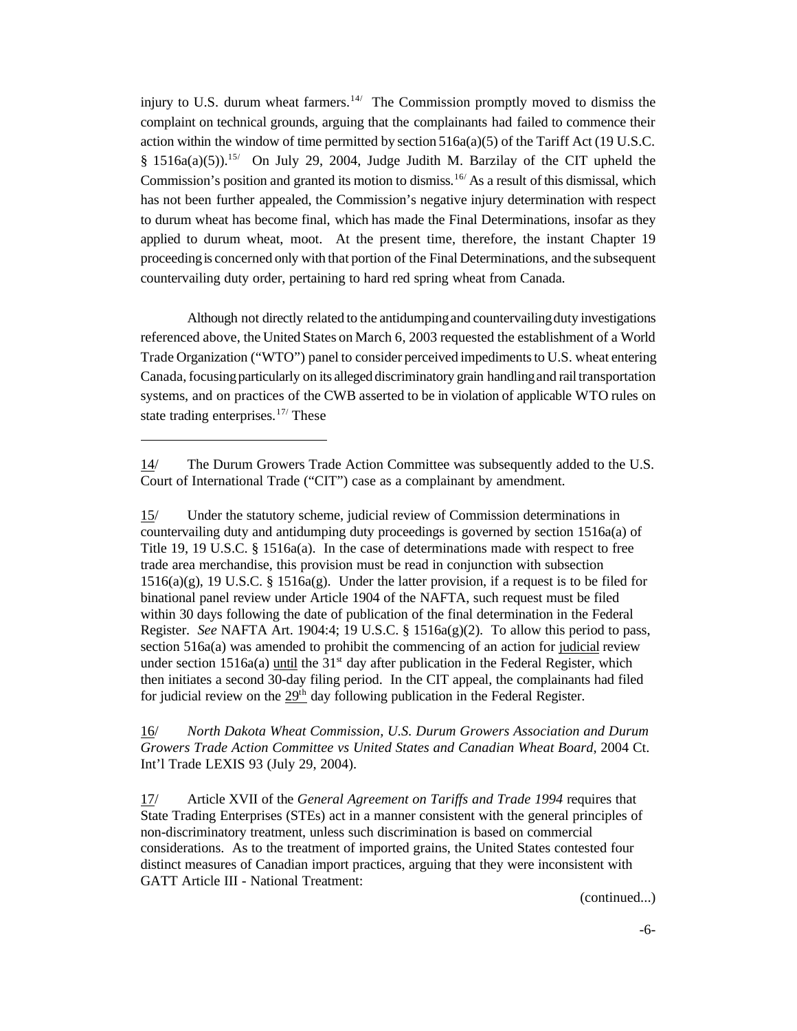injury to U.S. durum wheat farmers.[14] The Commission promptly moved to dismiss the complaint on technical grounds, arguing that the complainants had failed to commence their action within the window of time permitted by section 516a(a)(5) of the Tariff Act (19 U.S.C. § 1516a(a)(5)).[15] On July 29, 2004, Judge Judith M. Barzilay of the CIT upheld the Commission's position and granted its motion to dismiss.[16] As a result of this dismissal, which has not been further appealed, the Commission's negative injury determination with respect to durum wheat has become final, which has made the Final Determinations, insofar as they applied to durum wheat, moot. At the present time, therefore, the instant Chapter 19 proceeding is concerned only with that portion of the Final Determinations, and the subsequent countervailing duty order, pertaining to hard red spring wheat from Canada.

Although not directly related to the antidumping and countervailing duty investigations referenced above, the United States on March 6, 2003 requested the establishment of a World Trade Organization ("WTO") panel to consider perceived impediments to U.S. wheat entering Canada, focusing particularly on its alleged discriminatory grain handling and rail transportation systems, and on practices of the CWB asserted to be in violation of applicable WTO rules on state trading enterprises.[17] These

---

14/ The Durum Growers Trade Action Committee was subsequently added to the U.S. Court of International Trade ("CIT") case as a complainant by amendment.

15/ Under the statutory scheme, judicial review of Commission determinations in countervailing duty and antidumping duty proceedings is governed by section 1516a(a) of Title 19, 19 U.S.C. § 1516a(a). In the case of determinations made with respect to free trade area merchandise, this provision must be read in conjunction with subsection 1516(a)(g), 19 U.S.C. § 1516a(g). Under the latter provision, if a request is to be filed for binational panel review under Article 1904 of the NAFTA, such request must be filed within 30 days following the date of publication of the final determination in the Federal Register. *See* NAFTA Art. 1904:4; 19 U.S.C. § 1516a(g)(2). To allow this period to pass, section 516a(a) was amended to prohibit the commencing of an action for judicial review under section 1516a(a) until the 31st day after publication in the Federal Register, which then initiates a second 30-day filing period. In the CIT appeal, the complainants had filed for judicial review on the 29th day following publication in the Federal Register.

16/ *North Dakota Wheat Commission, U.S. Durum Growers Association and Durum Growers Trade Action Committee vs United States and Canadian Wheat Board*, 2004 Ct. Int'l Trade LEXIS 93 (July 29, 2004).

17/ Article XVII of the *General Agreement on Tariffs and Trade 1994* requires that State Trading Enterprises (STEs) act in a manner consistent with the general principles of non-discriminatory treatment, unless such discrimination is based on commercial considerations. As to the treatment of imported grains, the United States contested four distinct measures of Canadian import practices, arguing that they were inconsistent with GATT Article III - National Treatment:

(continued...)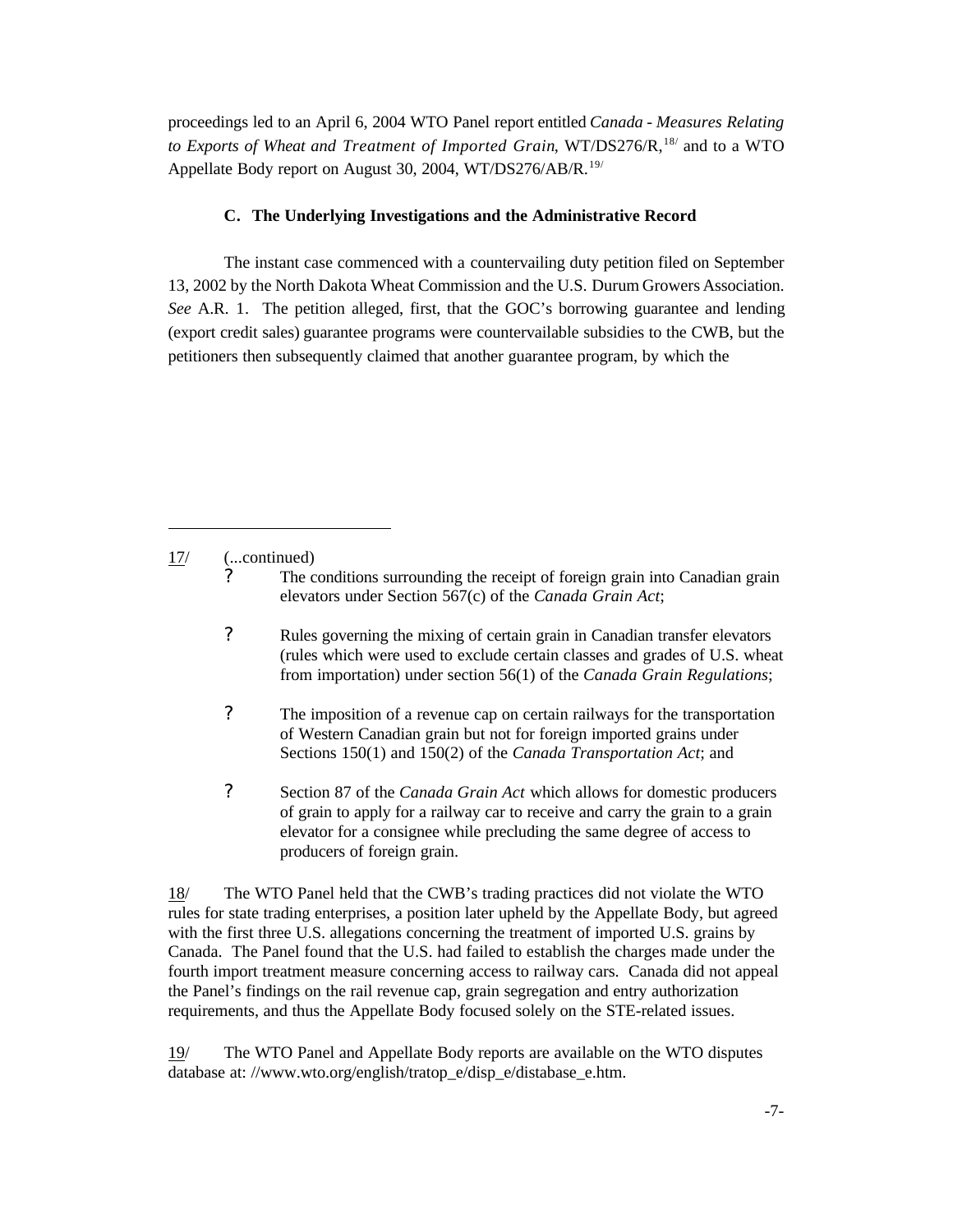proceedings led to an April 6, 2004 WTO Panel report entitled *Canada - Measures Relating to Exports of Wheat and Treatment of Imported Grain*, WT/DS276/R,[18/] and to a WTO Appellate Body report on August 30, 2004, WT/DS276/AB/R.[19/]

### C. The Underlying Investigations and the Administrative Record

The instant case commenced with a countervailing duty petition filed on September 13, 2002 by the North Dakota Wheat Commission and the U.S. Durum Growers Association. *See* A.R. 1. The petition alleged, first, that the GOC's borrowing guarantee and lending (export credit sales) guarantee programs were countervailable subsidies to the CWB, but the petitioners then subsequently claimed that another guarantee program, by which the

---

17/ (...continued)

- ? The conditions surrounding the receipt of foreign grain into Canadian grain elevators under Section 567(c) of the *Canada Grain Act*;
- ? Rules governing the mixing of certain grain in Canadian transfer elevators (rules which were used to exclude certain classes and grades of U.S. wheat from importation) under section 56(1) of the *Canada Grain Regulations*;
- ? The imposition of a revenue cap on certain railways for the transportation of Western Canadian grain but not for foreign imported grains under Sections 150(1) and 150(2) of the *Canada Transportation Act*; and
- ? Section 87 of the *Canada Grain Act* which allows for domestic producers of grain to apply for a railway car to receive and carry the grain to a grain elevator for a consignee while precluding the same degree of access to producers of foreign grain.

18/ The WTO Panel held that the CWB's trading practices did not violate the WTO rules for state trading enterprises, a position later upheld by the Appellate Body, but agreed with the first three U.S. allegations concerning the treatment of imported U.S. grains by Canada. The Panel found that the U.S. had failed to establish the charges made under the fourth import treatment measure concerning access to railway cars. Canada did not appeal the Panel's findings on the rail revenue cap, grain segregation and entry authorization requirements, and thus the Appellate Body focused solely on the STE-related issues.

19/ The WTO Panel and Appellate Body reports are available on the WTO disputes database at: //www.wto.org/english/tratop_e/disp_e/distabase_e.htm.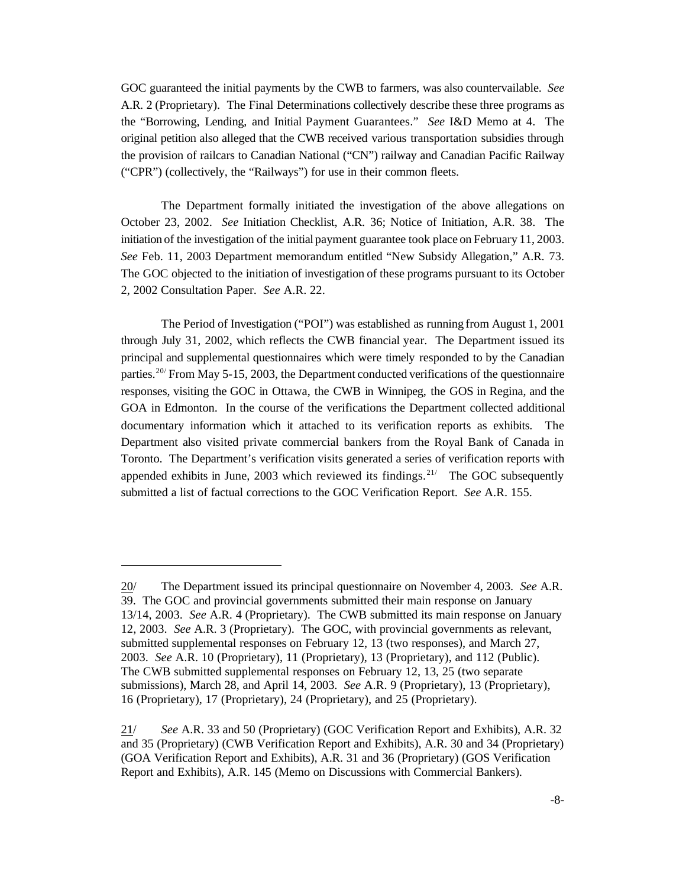GOC guaranteed the initial payments by the CWB to farmers, was also countervailable. *See* A.R. 2 (Proprietary). The Final Determinations collectively describe these three programs as the "Borrowing, Lending, and Initial Payment Guarantees." *See* I&D Memo at 4. The original petition also alleged that the CWB received various transportation subsidies through the provision of railcars to Canadian National ("CN") railway and Canadian Pacific Railway ("CPR") (collectively, the "Railways") for use in their common fleets.

The Department formally initiated the investigation of the above allegations on October 23, 2002. *See* Initiation Checklist, A.R. 36; Notice of Initiation, A.R. 38. The initiation of the investigation of the initial payment guarantee took place on February 11, 2003. *See* Feb. 11, 2003 Department memorandum entitled "New Subsidy Allegation," A.R. 73. The GOC objected to the initiation of investigation of these programs pursuant to its October 2, 2002 Consultation Paper. *See* A.R. 22.

The Period of Investigation ("POI") was established as running from August 1, 2001 through July 31, 2002, which reflects the CWB financial year. The Department issued its principal and supplemental questionnaires which were timely responded to by the Canadian parties.[20/] From May 5-15, 2003, the Department conducted verifications of the questionnaire responses, visiting the GOC in Ottawa, the CWB in Winnipeg, the GOS in Regina, and the GOA in Edmonton. In the course of the verifications the Department collected additional documentary information which it attached to its verification reports as exhibits. The Department also visited private commercial bankers from the Royal Bank of Canada in Toronto. The Department's verification visits generated a series of verification reports with appended exhibits in June, 2003 which reviewed its findings.[21/] The GOC subsequently submitted a list of factual corrections to the GOC Verification Report. *See* A.R. 155.

---

20/ The Department issued its principal questionnaire on November 4, 2003. *See* A.R. 39. The GOC and provincial governments submitted their main response on January 13/14, 2003. *See* A.R. 4 (Proprietary). The CWB submitted its main response on January 12, 2003. *See* A.R. 3 (Proprietary). The GOC, with provincial governments as relevant, submitted supplemental responses on February 12, 13 (two responses), and March 27, 2003. *See* A.R. 10 (Proprietary), 11 (Proprietary), 13 (Proprietary), and 112 (Public). The CWB submitted supplemental responses on February 12, 13, 25 (two separate submissions), March 28, and April 14, 2003. *See* A.R. 9 (Proprietary), 13 (Proprietary), 16 (Proprietary), 17 (Proprietary), 24 (Proprietary), and 25 (Proprietary).

21/ *See* A.R. 33 and 50 (Proprietary) (GOC Verification Report and Exhibits), A.R. 32 and 35 (Proprietary) (CWB Verification Report and Exhibits), A.R. 30 and 34 (Proprietary) (GOA Verification Report and Exhibits), A.R. 31 and 36 (Proprietary) (GOS Verification Report and Exhibits), A.R. 145 (Memo on Discussions with Commercial Bankers).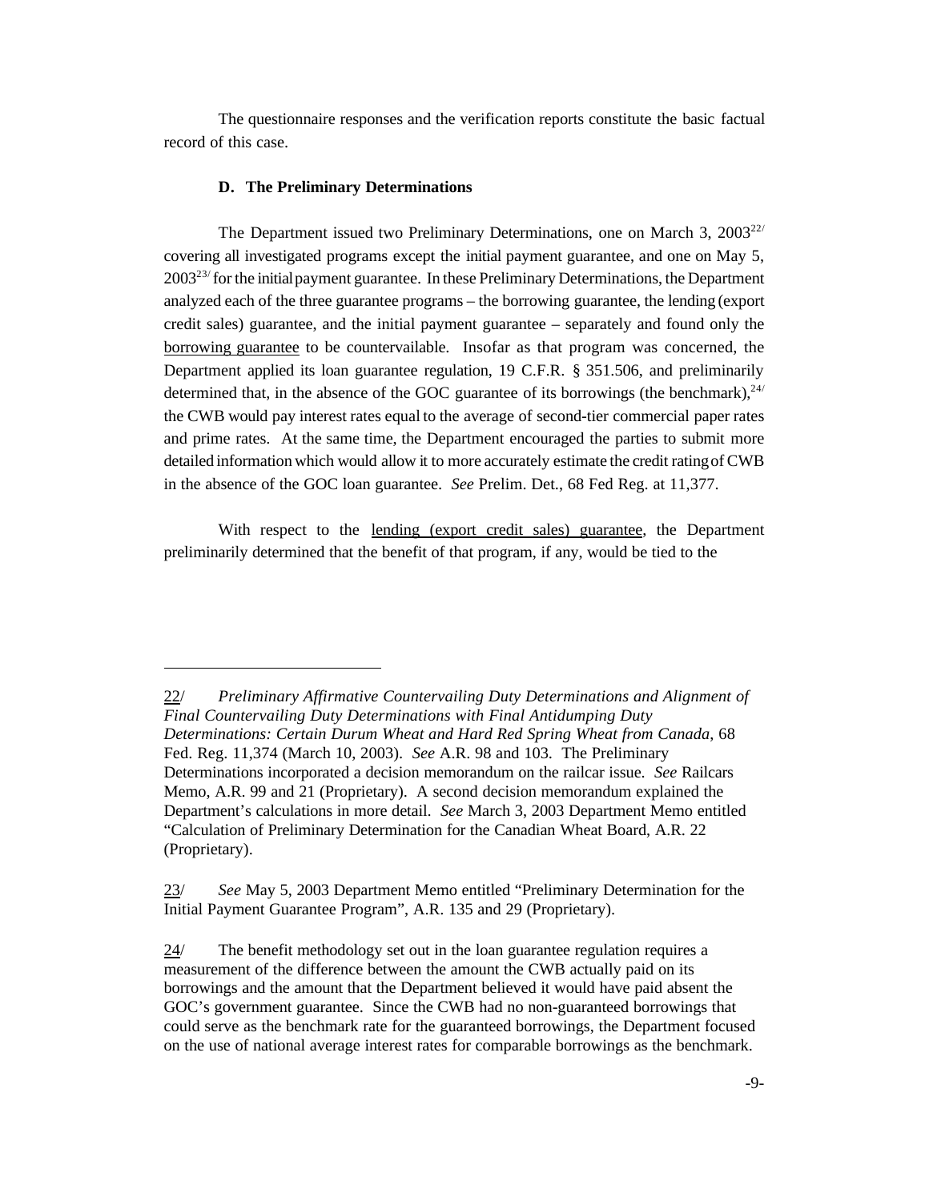The questionnaire responses and the verification reports constitute the basic factual record of this case.

### D. The Preliminary Determinations

The Department issued two Preliminary Determinations, one on March 3, 2003[22/] covering all investigated programs except the initial payment guarantee, and one on May 5, 2003[23/] for the initial payment guarantee. In these Preliminary Determinations, the Department analyzed each of the three guarantee programs – the borrowing guarantee, the lending (export credit sales) guarantee, and the initial payment guarantee – separately and found only the borrowing guarantee to be countervailable. Insofar as that program was concerned, the Department applied its loan guarantee regulation, 19 C.F.R. § 351.506, and preliminarily determined that, in the absence of the GOC guarantee of its borrowings (the benchmark),[24/] the CWB would pay interest rates equal to the average of second-tier commercial paper rates and prime rates. At the same time, the Department encouraged the parties to submit more detailed information which would allow it to more accurately estimate the credit rating of CWB in the absence of the GOC loan guarantee. *See* Prelim. Det., 68 Fed Reg. at 11,377.

With respect to the lending (export credit sales) guarantee, the Department preliminarily determined that the benefit of that program, if any, would be tied to the

---

22/ *Preliminary Affirmative Countervailing Duty Determinations and Alignment of Final Countervailing Duty Determinations with Final Antidumping Duty Determinations: Certain Durum Wheat and Hard Red Spring Wheat from Canada*, 68 Fed. Reg. 11,374 (March 10, 2003). *See* A.R. 98 and 103. The Preliminary Determinations incorporated a decision memorandum on the railcar issue. *See* Railcars Memo, A.R. 99 and 21 (Proprietary). A second decision memorandum explained the Department's calculations in more detail. *See* March 3, 2003 Department Memo entitled "Calculation of Preliminary Determination for the Canadian Wheat Board, A.R. 22 (Proprietary).

23/ *See* May 5, 2003 Department Memo entitled "Preliminary Determination for the Initial Payment Guarantee Program", A.R. 135 and 29 (Proprietary).

24/ The benefit methodology set out in the loan guarantee regulation requires a measurement of the difference between the amount the CWB actually paid on its borrowings and the amount that the Department believed it would have paid absent the GOC's government guarantee. Since the CWB had no non-guaranteed borrowings that could serve as the benchmark rate for the guaranteed borrowings, the Department focused on the use of national average interest rates for comparable borrowings as the benchmark.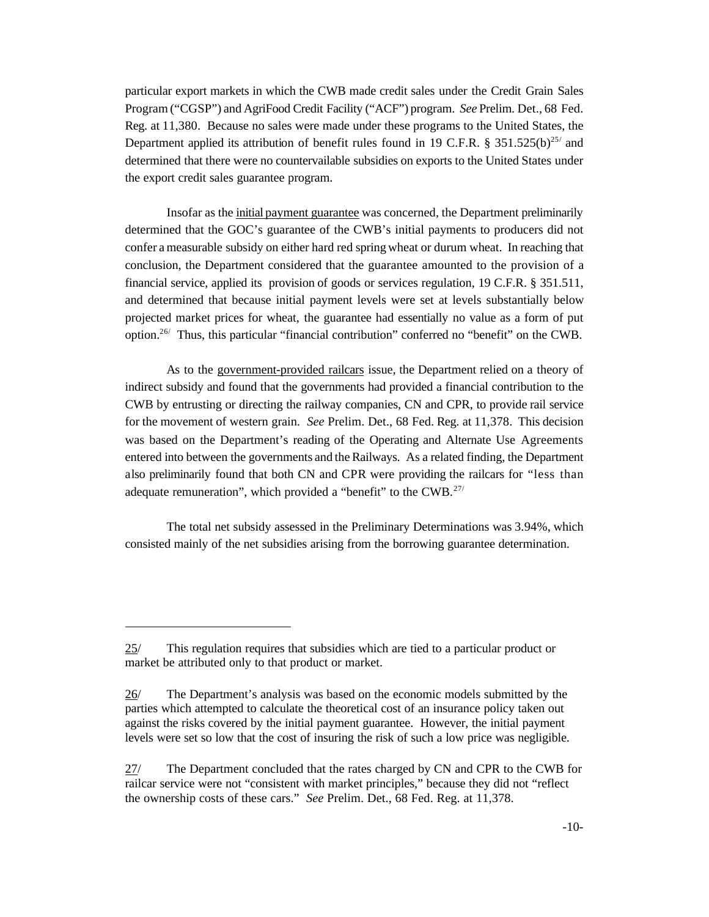particular export markets in which the CWB made credit sales under the Credit Grain Sales Program ("CGSP") and AgriFood Credit Facility ("ACF") program. *See* Prelim. Det., 68 Fed. Reg. at 11,380. Because no sales were made under these programs to the United States, the Department applied its attribution of benefit rules found in 19 C.F.R. § 351.525(b)[25/] and determined that there were no countervailable subsidies on exports to the United States under the export credit sales guarantee program.

Insofar as the initial payment guarantee was concerned, the Department preliminarily determined that the GOC's guarantee of the CWB's initial payments to producers did not confer a measurable subsidy on either hard red spring wheat or durum wheat. In reaching that conclusion, the Department considered that the guarantee amounted to the provision of a financial service, applied its provision of goods or services regulation, 19 C.F.R. § 351.511, and determined that because initial payment levels were set at levels substantially below projected market prices for wheat, the guarantee had essentially no value as a form of put option.[26/] Thus, this particular "financial contribution" conferred no "benefit" on the CWB.

As to the government-provided railcars issue, the Department relied on a theory of indirect subsidy and found that the governments had provided a financial contribution to the CWB by entrusting or directing the railway companies, CN and CPR, to provide rail service for the movement of western grain. *See* Prelim. Det., 68 Fed. Reg. at 11,378. This decision was based on the Department's reading of the Operating and Alternate Use Agreements entered into between the governments and the Railways. As a related finding, the Department also preliminarily found that both CN and CPR were providing the railcars for "less than adequate remuneration", which provided a "benefit" to the CWB.[27/]

The total net subsidy assessed in the Preliminary Determinations was 3.94%, which consisted mainly of the net subsidies arising from the borrowing guarantee determination.

---

25/ This regulation requires that subsidies which are tied to a particular product or market be attributed only to that product or market.

26/ The Department's analysis was based on the economic models submitted by the parties which attempted to calculate the theoretical cost of an insurance policy taken out against the risks covered by the initial payment guarantee. However, the initial payment levels were set so low that the cost of insuring the risk of such a low price was negligible.

27/ The Department concluded that the rates charged by CN and CPR to the CWB for railcar service were not "consistent with market principles," because they did not "reflect the ownership costs of these cars." *See* Prelim. Det., 68 Fed. Reg. at 11,378.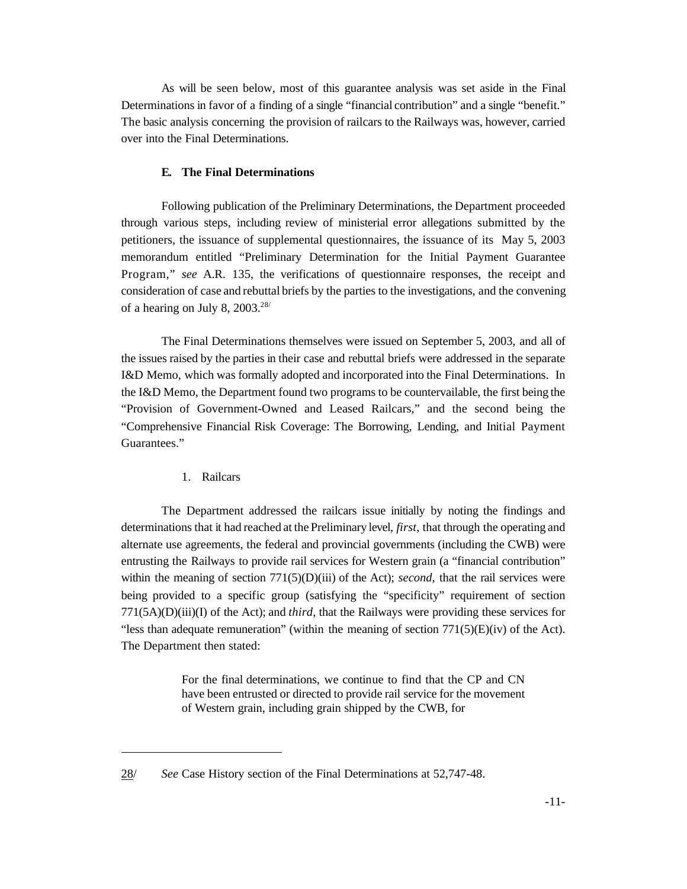As will be seen below, most of this guarantee analysis was set aside in the Final Determinations in favor of a finding of a single "financial contribution" and a single "benefit." The basic analysis concerning the provision of railcars to the Railways was, however, carried over into the Final Determinations.

### E. The Final Determinations

Following publication of the Preliminary Determinations, the Department proceeded through various steps, including review of ministerial error allegations submitted by the petitioners, the issuance of supplemental questionnaires, the issuance of its May 5, 2003 memorandum entitled "Preliminary Determination for the Initial Payment Guarantee Program," *see* A.R. 135, the verifications of questionnaire responses, the receipt and consideration of case and rebuttal briefs by the parties to the investigations, and the convening of a hearing on July 8, 2003.[28]

The Final Determinations themselves were issued on September 5, 2003, and all of the issues raised by the parties in their case and rebuttal briefs were addressed in the separate I&D Memo, which was formally adopted and incorporated into the Final Determinations. In the I&D Memo, the Department found two programs to be countervailable, the first being the "Provision of Government-Owned and Leased Railcars," and the second being the "Comprehensive Financial Risk Coverage: The Borrowing, Lending, and Initial Payment Guarantees."

1. Railcars

The Department addressed the railcars issue initially by noting the findings and determinations that it had reached at the Preliminary level, *first*, that through the operating and alternate use agreements, the federal and provincial governments (including the CWB) were entrusting the Railways to provide rail services for Western grain (a "financial contribution" within the meaning of section 771(5)(D)(iii) of the Act); *second*, that the rail services were being provided to a specific group (satisfying the "specificity" requirement of section 771(5A)(D)(iii)(I) of the Act); and *third*, that the Railways were providing these services for "less than adequate remuneration" (within the meaning of section 771(5)(E)(iv) of the Act). The Department then stated:

> For the final determinations, we continue to find that the CP and CN have been entrusted or directed to provide rail service for the movement of Western grain, including grain shipped by the CWB, for

---

28/ *See* Case History section of the Final Determinations at 52,747-48.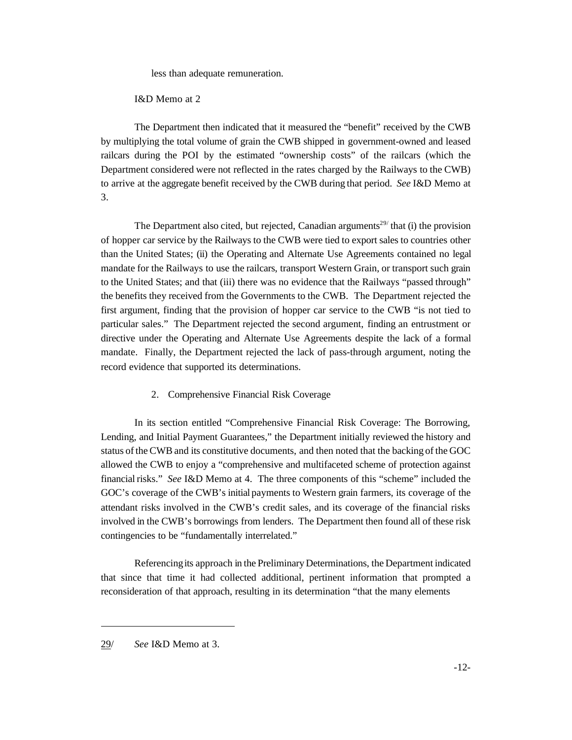less than adequate remuneration.

I&D Memo at 2

The Department then indicated that it measured the "benefit" received by the CWB by multiplying the total volume of grain the CWB shipped in government-owned and leased railcars during the POI by the estimated "ownership costs" of the railcars (which the Department considered were not reflected in the rates charged by the Railways to the CWB) to arrive at the aggregate benefit received by the CWB during that period. *See* I&D Memo at 3.

The Department also cited, but rejected, Canadian arguments[29/] that (i) the provision of hopper car service by the Railways to the CWB were tied to export sales to countries other than the United States; (ii) the Operating and Alternate Use Agreements contained no legal mandate for the Railways to use the railcars, transport Western Grain, or transport such grain to the United States; and that (iii) there was no evidence that the Railways "passed through" the benefits they received from the Governments to the CWB. The Department rejected the first argument, finding that the provision of hopper car service to the CWB "is not tied to particular sales." The Department rejected the second argument, finding an entrustment or directive under the Operating and Alternate Use Agreements despite the lack of a formal mandate. Finally, the Department rejected the lack of pass-through argument, noting the record evidence that supported its determinations.

2. Comprehensive Financial Risk Coverage

In its section entitled "Comprehensive Financial Risk Coverage: The Borrowing, Lending, and Initial Payment Guarantees," the Department initially reviewed the history and status of the CWB and its constitutive documents, and then noted that the backing of the GOC allowed the CWB to enjoy a "comprehensive and multifaceted scheme of protection against financial risks." *See* I&D Memo at 4. The three components of this "scheme" included the GOC's coverage of the CWB's initial payments to Western grain farmers, its coverage of the attendant risks involved in the CWB's credit sales, and its coverage of the financial risks involved in the CWB's borrowings from lenders. The Department then found all of these risk contingencies to be "fundamentally interrelated."

Referencing its approach in the Preliminary Determinations, the Department indicated that since that time it had collected additional, pertinent information that prompted a reconsideration of that approach, resulting in its determination "that the many elements

29/ *See* I&D Memo at 3.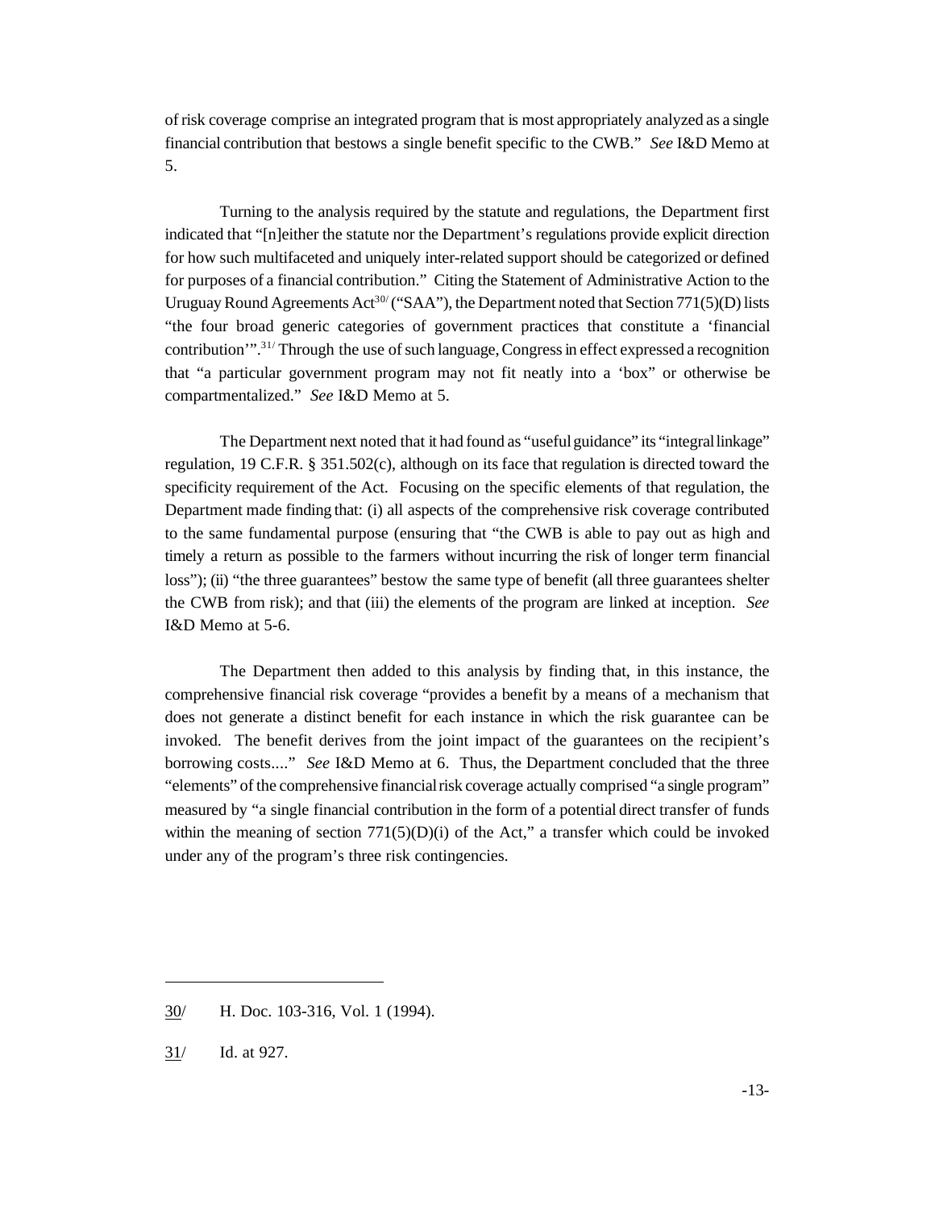of risk coverage comprise an integrated program that is most appropriately analyzed as a single financial contribution that bestows a single benefit specific to the CWB." *See* I&D Memo at 5.

Turning to the analysis required by the statute and regulations, the Department first indicated that "[n]either the statute nor the Department's regulations provide explicit direction for how such multifaceted and uniquely inter-related support should be categorized or defined for purposes of a financial contribution." Citing the Statement of Administrative Action to the Uruguay Round Agreements Act[30/] ("SAA"), the Department noted that Section 771(5)(D) lists "the four broad generic categories of government practices that constitute a 'financial contribution'".[31/] Through the use of such language, Congress in effect expressed a recognition that "a particular government program may not fit neatly into a 'box" or otherwise be compartmentalized." *See* I&D Memo at 5.

The Department next noted that it had found as "useful guidance" its "integral linkage" regulation, 19 C.F.R. § 351.502(c), although on its face that regulation is directed toward the specificity requirement of the Act. Focusing on the specific elements of that regulation, the Department made finding that: (i) all aspects of the comprehensive risk coverage contributed to the same fundamental purpose (ensuring that "the CWB is able to pay out as high and timely a return as possible to the farmers without incurring the risk of longer term financial loss"); (ii) "the three guarantees" bestow the same type of benefit (all three guarantees shelter the CWB from risk); and that (iii) the elements of the program are linked at inception. *See* I&D Memo at 5-6.

The Department then added to this analysis by finding that, in this instance, the comprehensive financial risk coverage "provides a benefit by a means of a mechanism that does not generate a distinct benefit for each instance in which the risk guarantee can be invoked. The benefit derives from the joint impact of the guarantees on the recipient's borrowing costs...." *See* I&D Memo at 6. Thus, the Department concluded that the three "elements" of the comprehensive financial risk coverage actually comprised "a single program" measured by "a single financial contribution in the form of a potential direct transfer of funds within the meaning of section 771(5)(D)(i) of the Act," a transfer which could be invoked under any of the program's three risk contingencies.

---

30/ H. Doc. 103-316, Vol. 1 (1994).

31/ Id. at 927.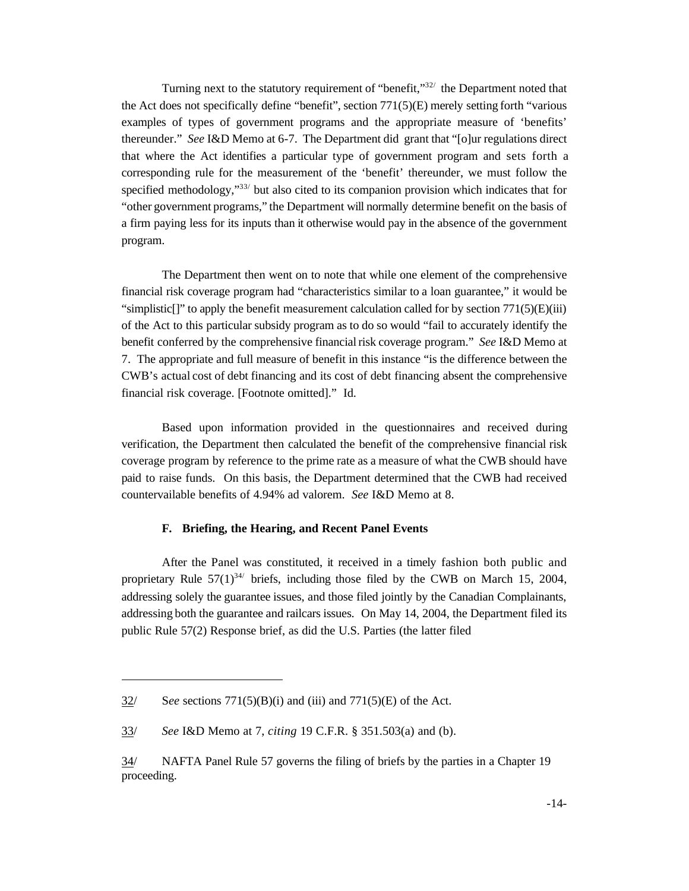Turning next to the statutory requirement of "benefit,"[32] the Department noted that the Act does not specifically define "benefit", section 771(5)(E) merely setting forth "various examples of types of government programs and the appropriate measure of 'benefits' thereunder." *See* I&D Memo at 6-7. The Department did grant that "[o]ur regulations direct that where the Act identifies a particular type of government program and sets forth a corresponding rule for the measurement of the 'benefit' thereunder, we must follow the specified methodology,"[33] but also cited to its companion provision which indicates that for "other government programs," the Department will normally determine benefit on the basis of a firm paying less for its inputs than it otherwise would pay in the absence of the government program.

The Department then went on to note that while one element of the comprehensive financial risk coverage program had "characteristics similar to a loan guarantee," it would be "simplistic[]" to apply the benefit measurement calculation called for by section 771(5)(E)(iii) of the Act to this particular subsidy program as to do so would "fail to accurately identify the benefit conferred by the comprehensive financial risk coverage program." *See* I&D Memo at 7. The appropriate and full measure of benefit in this instance "is the difference between the CWB's actual cost of debt financing and its cost of debt financing absent the comprehensive financial risk coverage. [Footnote omitted]." Id.

Based upon information provided in the questionnaires and received during verification, the Department then calculated the benefit of the comprehensive financial risk coverage program by reference to the prime rate as a measure of what the CWB should have paid to raise funds. On this basis, the Department determined that the CWB had received countervailable benefits of 4.94% ad valorem. *See* I&D Memo at 8.

### F. Briefing, the Hearing, and Recent Panel Events

After the Panel was constituted, it received in a timely fashion both public and proprietary Rule 57(1)[34] briefs, including those filed by the CWB on March 15, 2004, addressing solely the guarantee issues, and those filed jointly by the Canadian Complainants, addressing both the guarantee and railcars issues. On May 14, 2004, the Department filed its public Rule 57(2) Response brief, as did the U.S. Parties (the latter filed

---

32/ S*ee* sections 771(5)(B)(i) and (iii) and 771(5)(E) of the Act.

33/ *See* I&D Memo at 7, *citing* 19 C.F.R. § 351.503(a) and (b).

34/ NAFTA Panel Rule 57 governs the filing of briefs by the parties in a Chapter 19 proceeding.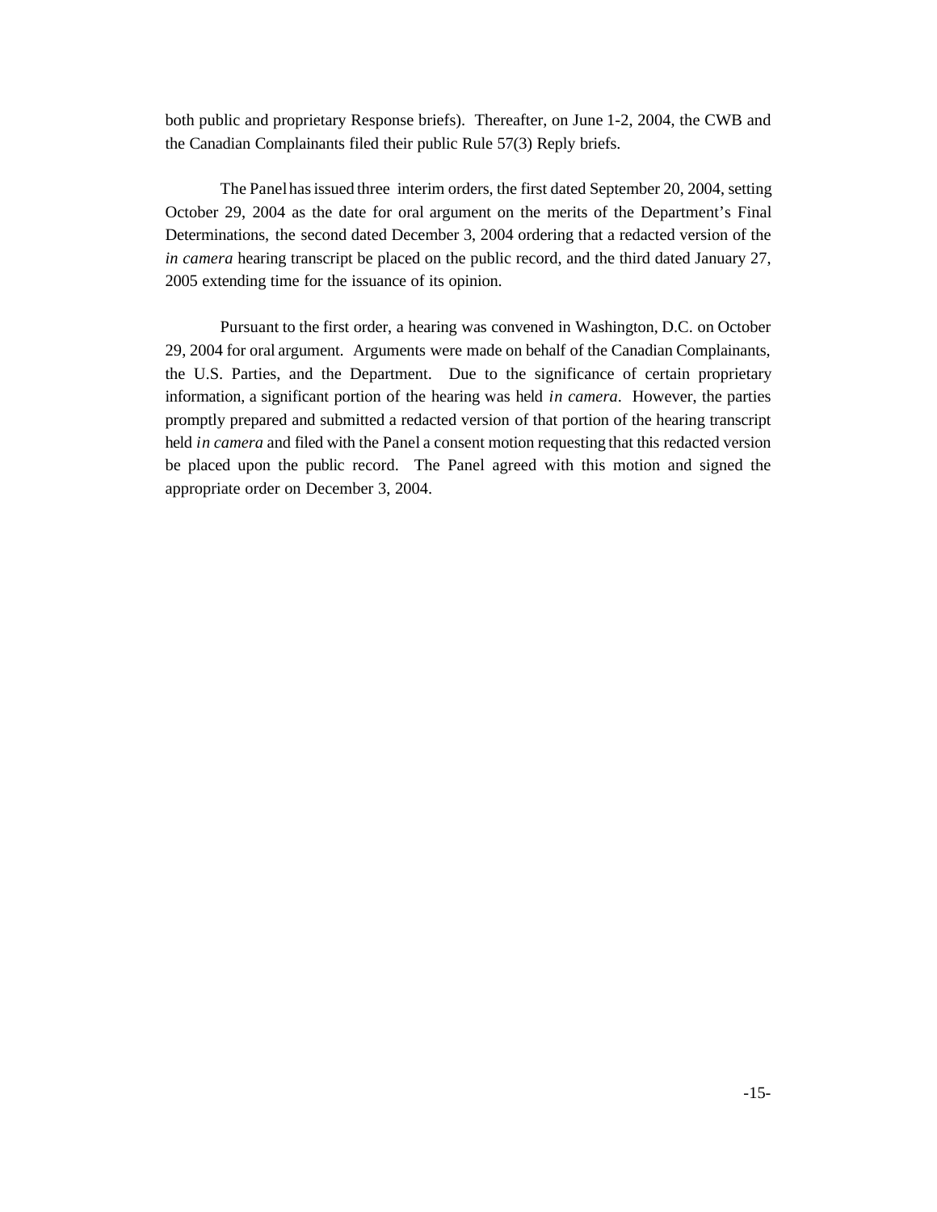both public and proprietary Response briefs). Thereafter, on June 1-2, 2004, the CWB and the Canadian Complainants filed their public Rule 57(3) Reply briefs.

The Panel has issued three interim orders, the first dated September 20, 2004, setting October 29, 2004 as the date for oral argument on the merits of the Department's Final Determinations, the second dated December 3, 2004 ordering that a redacted version of the *in camera* hearing transcript be placed on the public record, and the third dated January 27, 2005 extending time for the issuance of its opinion.

Pursuant to the first order, a hearing was convened in Washington, D.C. on October 29, 2004 for oral argument. Arguments were made on behalf of the Canadian Complainants, the U.S. Parties, and the Department. Due to the significance of certain proprietary information, a significant portion of the hearing was held *in camera*. However, the parties promptly prepared and submitted a redacted version of that portion of the hearing transcript held *in camera* and filed with the Panel a consent motion requesting that this redacted version be placed upon the public record. The Panel agreed with this motion and signed the appropriate order on December 3, 2004.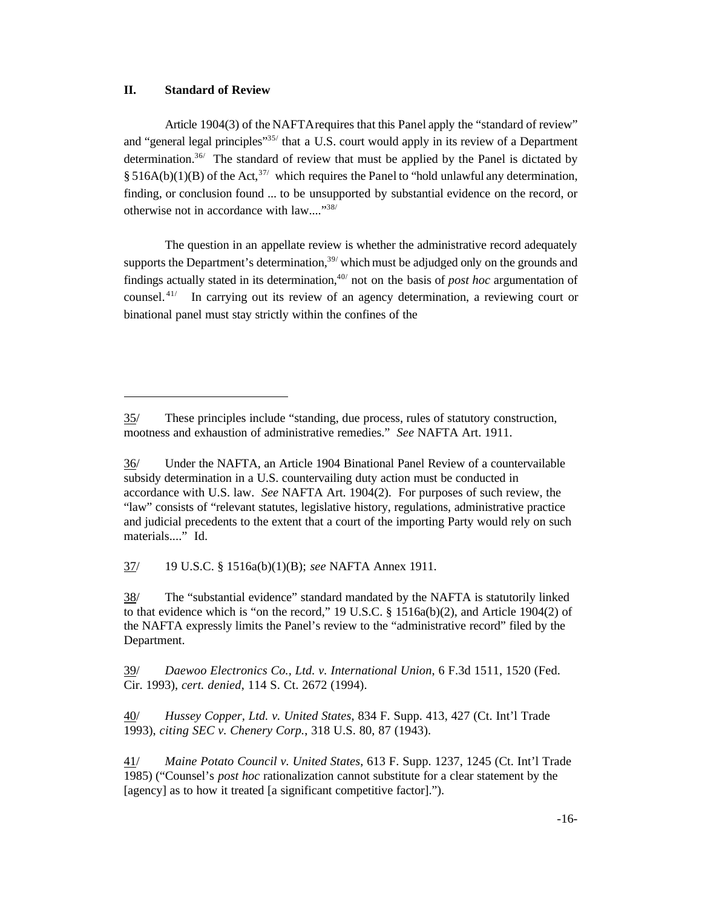## II. Standard of Review

Article 1904(3) of the NAFTA requires that this Panel apply the "standard of review" and "general legal principles"[35/] that a U.S. court would apply in its review of a Department determination.[36/] The standard of review that must be applied by the Panel is dictated by § 516A(b)(1)(B) of the Act,[37/] which requires the Panel to "hold unlawful any determination, finding, or conclusion found ... to be unsupported by substantial evidence on the record, or otherwise not in accordance with law...."[38/]

The question in an appellate review is whether the administrative record adequately supports the Department's determination,[39/] which must be adjudged only on the grounds and findings actually stated in its determination,[40/] not on the basis of *post hoc* argumentation of counsel.[41/] In carrying out its review of an agency determination, a reviewing court or binational panel must stay strictly within the confines of the

---

35/ These principles include "standing, due process, rules of statutory construction, mootness and exhaustion of administrative remedies." *See* NAFTA Art. 1911.

36/ Under the NAFTA, an Article 1904 Binational Panel Review of a countervailable subsidy determination in a U.S. countervailing duty action must be conducted in accordance with U.S. law. *See* NAFTA Art. 1904(2). For purposes of such review, the "law" consists of "relevant statutes, legislative history, regulations, administrative practice and judicial precedents to the extent that a court of the importing Party would rely on such materials...." Id.

37/ 19 U.S.C. § 1516a(b)(1)(B); *see* NAFTA Annex 1911.

38/ The "substantial evidence" standard mandated by the NAFTA is statutorily linked to that evidence which is "on the record," 19 U.S.C. § 1516a(b)(2), and Article 1904(2) of the NAFTA expressly limits the Panel's review to the "administrative record" filed by the Department.

39/ *Daewoo Electronics Co., Ltd. v. International Union*, 6 F.3d 1511, 1520 (Fed. Cir. 1993), *cert. denied*, 114 S. Ct. 2672 (1994).

40/ *Hussey Copper, Ltd. v. United States*, 834 F. Supp. 413, 427 (Ct. Int'l Trade 1993), *citing SEC v. Chenery Corp.*, 318 U.S. 80, 87 (1943).

41/ *Maine Potato Council v. United States*, 613 F. Supp. 1237, 1245 (Ct. Int'l Trade 1985) ("Counsel's *post hoc* rationalization cannot substitute for a clear statement by the [agency] as to how it treated [a significant competitive factor].").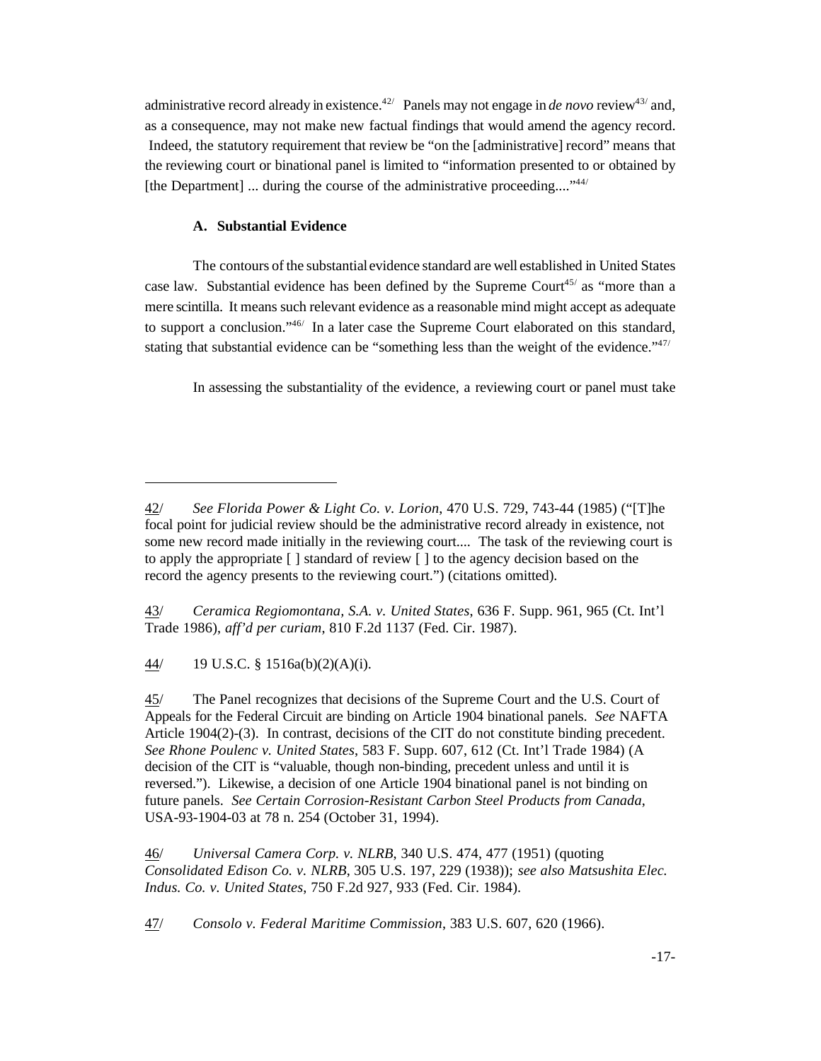administrative record already in existence.[42/] Panels may not engage in *de novo* review[43/] and, as a consequence, may not make new factual findings that would amend the agency record. Indeed, the statutory requirement that review be "on the [administrative] record" means that the reviewing court or binational panel is limited to "information presented to or obtained by [the Department] ... during the course of the administrative proceeding...."[44/]

### A. Substantial Evidence

The contours of the substantial evidence standard are well established in United States case law. Substantial evidence has been defined by the Supreme Court[45/] as "more than a mere scintilla. It means such relevant evidence as a reasonable mind might accept as adequate to support a conclusion."[46/] In a later case the Supreme Court elaborated on this standard, stating that substantial evidence can be "something less than the weight of the evidence."[47/]

In assessing the substantiality of the evidence, a reviewing court or panel must take

---

42/ *See Florida Power & Light Co. v. Lorion*, 470 U.S. 729, 743-44 (1985) ("[T]he focal point for judicial review should be the administrative record already in existence, not some new record made initially in the reviewing court.... The task of the reviewing court is to apply the appropriate [ ] standard of review [ ] to the agency decision based on the record the agency presents to the reviewing court.") (citations omitted).

43/ *Ceramica Regiomontana, S.A. v. United States*, 636 F. Supp. 961, 965 (Ct. Int'l Trade 1986), *aff'd per curiam*, 810 F.2d 1137 (Fed. Cir. 1987).

44/ 19 U.S.C. § 1516a(b)(2)(A)(i).

45/ The Panel recognizes that decisions of the Supreme Court and the U.S. Court of Appeals for the Federal Circuit are binding on Article 1904 binational panels. *See* NAFTA Article 1904(2)-(3). In contrast, decisions of the CIT do not constitute binding precedent. *See Rhone Poulenc v. United States*, 583 F. Supp. 607, 612 (Ct. Int'l Trade 1984) (A decision of the CIT is "valuable, though non-binding, precedent unless and until it is reversed."). Likewise, a decision of one Article 1904 binational panel is not binding on future panels. *See Certain Corrosion-Resistant Carbon Steel Products from Canada*, USA-93-1904-03 at 78 n. 254 (October 31, 1994).

46/ *Universal Camera Corp. v. NLRB*, 340 U.S. 474, 477 (1951) (quoting *Consolidated Edison Co. v. NLRB*, 305 U.S. 197, 229 (1938)); *see also Matsushita Elec. Indus. Co. v. United States*, 750 F.2d 927, 933 (Fed. Cir. 1984).

47/ *Consolo v. Federal Maritime Commission*, 383 U.S. 607, 620 (1966).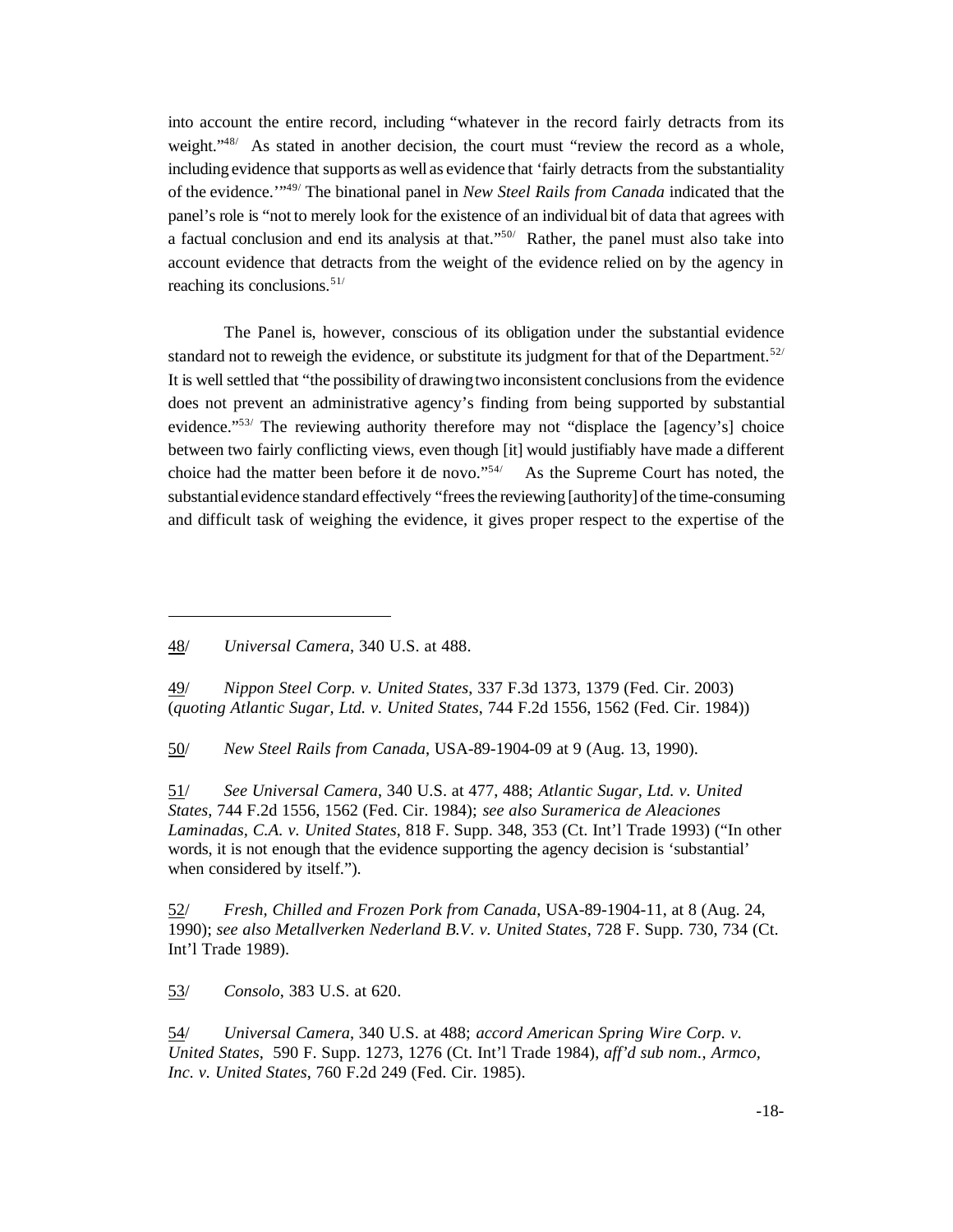into account the entire record, including "whatever in the record fairly detracts from its weight."[48] As stated in another decision, the court must "review the record as a whole, including evidence that supports as well as evidence that 'fairly detracts from the substantiality of the evidence.'"[49] The binational panel in *New Steel Rails from Canada* indicated that the panel's role is "not to merely look for the existence of an individual bit of data that agrees with a factual conclusion and end its analysis at that."[50] Rather, the panel must also take into account evidence that detracts from the weight of the evidence relied on by the agency in reaching its conclusions.[51]

The Panel is, however, conscious of its obligation under the substantial evidence standard not to reweigh the evidence, or substitute its judgment for that of the Department.[52] It is well settled that "the possibility of drawing two inconsistent conclusions from the evidence does not prevent an administrative agency's finding from being supported by substantial evidence."[53] The reviewing authority therefore may not "displace the [agency's] choice between two fairly conflicting views, even though [it] would justifiably have made a different choice had the matter been before it de novo."[54] As the Supreme Court has noted, the substantial evidence standard effectively "frees the reviewing [authority] of the time-consuming and difficult task of weighing the evidence, it gives proper respect to the expertise of the

---

48/ *Universal Camera*, 340 U.S. at 488.

49/ *Nippon Steel Corp. v. United States*, 337 F.3d 1373, 1379 (Fed. Cir. 2003) (*quoting Atlantic Sugar, Ltd. v. United States*, 744 F.2d 1556, 1562 (Fed. Cir. 1984))

50/ *New Steel Rails from Canada*, USA-89-1904-09 at 9 (Aug. 13, 1990).

51/ *See Universal Camera*, 340 U.S. at 477, 488; *Atlantic Sugar, Ltd. v. United States*, 744 F.2d 1556, 1562 (Fed. Cir. 1984); *see also Suramerica de Aleaciones Laminadas, C.A. v. United States*, 818 F. Supp. 348, 353 (Ct. Int'l Trade 1993) ("In other words, it is not enough that the evidence supporting the agency decision is 'substantial' when considered by itself.").

52/ *Fresh, Chilled and Frozen Pork from Canada*, USA-89-1904-11, at 8 (Aug. 24, 1990); *see also Metallverken Nederland B.V. v. United States*, 728 F. Supp. 730, 734 (Ct. Int'l Trade 1989).

53/ *Consolo*, 383 U.S. at 620.

54/ *Universal Camera*, 340 U.S. at 488; *accord American Spring Wire Corp. v. United States*, 590 F. Supp. 1273, 1276 (Ct. Int'l Trade 1984), *aff'd sub nom., Armco, Inc. v. United States*, 760 F.2d 249 (Fed. Cir. 1985).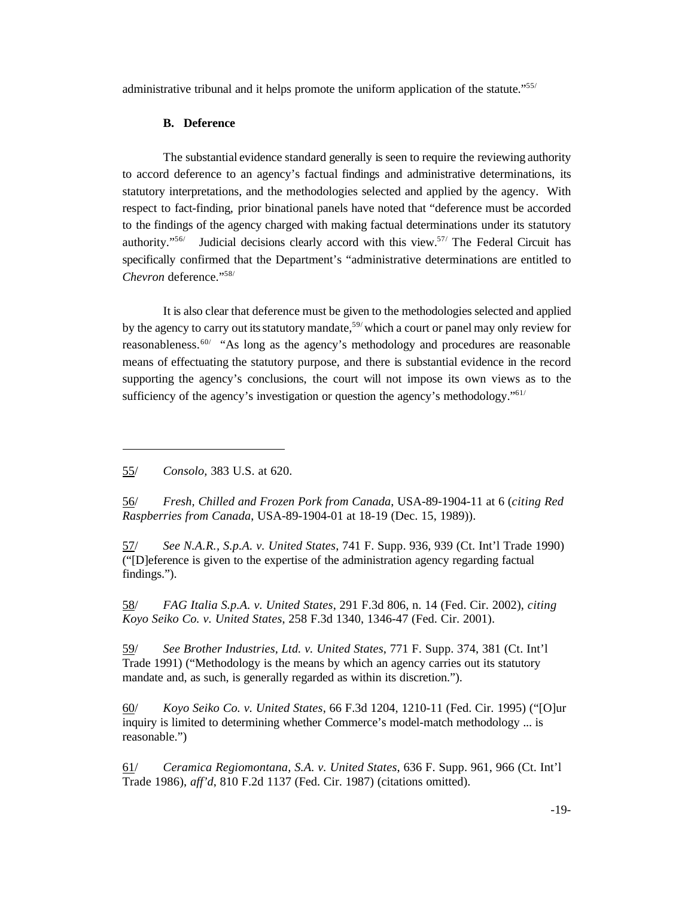administrative tribunal and it helps promote the uniform application of the statute."[55]

### B. Deference

The substantial evidence standard generally is seen to require the reviewing authority to accord deference to an agency's factual findings and administrative determinations, its statutory interpretations, and the methodologies selected and applied by the agency. With respect to fact-finding, prior binational panels have noted that "deference must be accorded to the findings of the agency charged with making factual determinations under its statutory authority."[56] Judicial decisions clearly accord with this view.[57] The Federal Circuit has specifically confirmed that the Department's "administrative determinations are entitled to *Chevron* deference."[58]

It is also clear that deference must be given to the methodologies selected and applied by the agency to carry out its statutory mandate,[59] which a court or panel may only review for reasonableness.[60] "As long as the agency's methodology and procedures are reasonable means of effectuating the statutory purpose, and there is substantial evidence in the record supporting the agency's conclusions, the court will not impose its own views as to the sufficiency of the agency's investigation or question the agency's methodology."[61]

---

55/ *Consolo,* 383 U.S. at 620.

56/ *Fresh, Chilled and Frozen Pork from Canada*, USA-89-1904-11 at 6 (*citing Red Raspberries from Canada*, USA-89-1904-01 at 18-19 (Dec. 15, 1989)).

57/ *See N.A.R., S.p.A. v. United States*, 741 F. Supp. 936, 939 (Ct. Int'l Trade 1990) ("[D]eference is given to the expertise of the administration agency regarding factual findings.").

58/ *FAG Italia S.p.A. v. United States*, 291 F.3d 806, n. 14 (Fed. Cir. 2002), *citing Koyo Seiko Co. v. United States*, 258 F.3d 1340, 1346-47 (Fed. Cir. 2001).

59/ *See Brother Industries, Ltd. v. United States*, 771 F. Supp. 374, 381 (Ct. Int'l Trade 1991) ("Methodology is the means by which an agency carries out its statutory mandate and, as such, is generally regarded as within its discretion.").

60/ *Koyo Seiko Co. v. United States*, 66 F.3d 1204, 1210-11 (Fed. Cir. 1995) ("[O]ur inquiry is limited to determining whether Commerce's model-match methodology ... is reasonable.")

61/ *Ceramica Regiomontana, S.A. v. United States*, 636 F. Supp. 961, 966 (Ct. Int'l Trade 1986), *aff'd*, 810 F.2d 1137 (Fed. Cir. 1987) (citations omitted).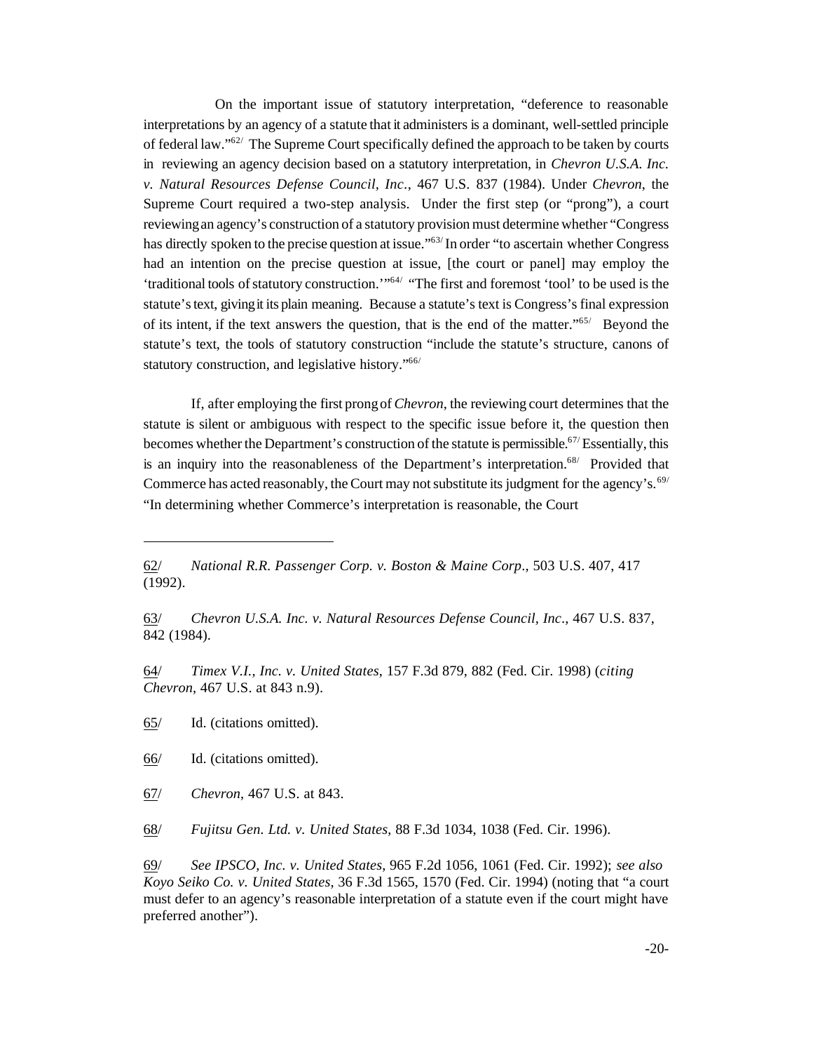On the important issue of statutory interpretation, "deference to reasonable interpretations by an agency of a statute that it administers is a dominant, well-settled principle of federal law."[62] The Supreme Court specifically defined the approach to be taken by courts in reviewing an agency decision based on a statutory interpretation, in *Chevron U.S.A. Inc. v. Natural Resources Defense Council, Inc.*, 467 U.S. 837 (1984). Under *Chevron*, the Supreme Court required a two-step analysis. Under the first step (or "prong"), a court reviewing an agency's construction of a statutory provision must determine whether "Congress has directly spoken to the precise question at issue."[63] In order "to ascertain whether Congress had an intention on the precise question at issue, [the court or panel] may employ the 'traditional tools of statutory construction.'"[64] "The first and foremost 'tool' to be used is the statute's text, giving it its plain meaning. Because a statute's text is Congress's final expression of its intent, if the text answers the question, that is the end of the matter."[65] Beyond the statute's text, the tools of statutory construction "include the statute's structure, canons of statutory construction, and legislative history."[66]

If, after employing the first prong of *Chevron*, the reviewing court determines that the statute is silent or ambiguous with respect to the specific issue before it, the question then becomes whether the Department's construction of the statute is permissible.[67] Essentially, this is an inquiry into the reasonableness of the Department's interpretation.[68] Provided that Commerce has acted reasonably, the Court may not substitute its judgment for the agency's.[69] "In determining whether Commerce's interpretation is reasonable, the Court

---

62/ *National R.R. Passenger Corp. v. Boston & Maine Corp*., 503 U.S. 407, 417 (1992).

63/ *Chevron U.S.A. Inc. v. Natural Resources Defense Council, Inc*., 467 U.S. 837, 842 (1984).

64/ *Timex V.I., Inc. v. United States*, 157 F.3d 879, 882 (Fed. Cir. 1998) (*citing Chevron*, 467 U.S. at 843 n.9).

65/ Id. (citations omitted).

66/ Id. (citations omitted).

67/ *Chevron*, 467 U.S. at 843.

68/ *Fujitsu Gen. Ltd. v. United States*, 88 F.3d 1034, 1038 (Fed. Cir. 1996).

69/ *See IPSCO, Inc. v. United States*, 965 F.2d 1056, 1061 (Fed. Cir. 1992); *see also Koyo Seiko Co. v. United States*, 36 F.3d 1565, 1570 (Fed. Cir. 1994) (noting that "a court must defer to an agency's reasonable interpretation of a statute even if the court might have preferred another").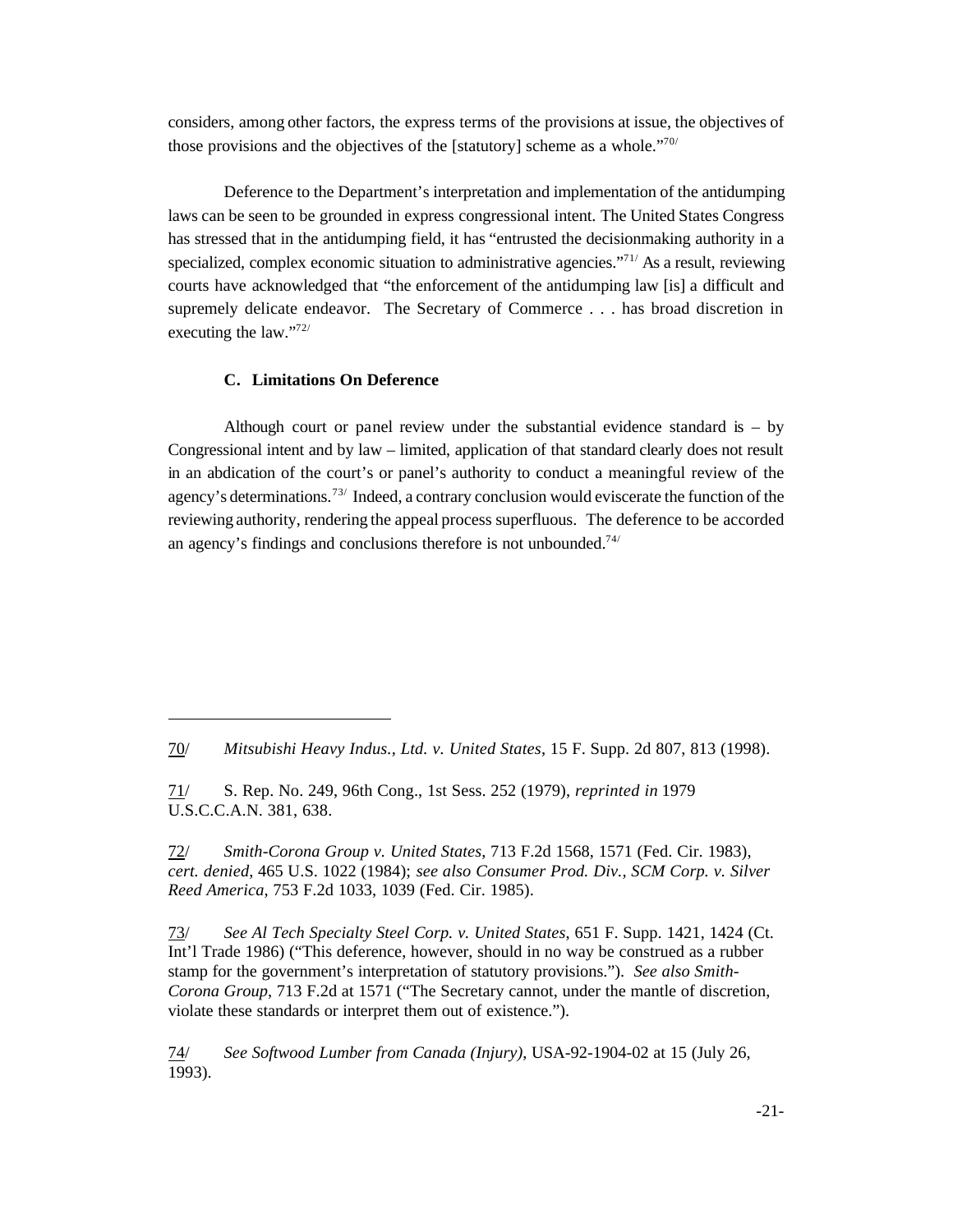considers, among other factors, the express terms of the provisions at issue, the objectives of those provisions and the objectives of the [statutory] scheme as a whole."[70/]

Deference to the Department's interpretation and implementation of the antidumping laws can be seen to be grounded in express congressional intent. The United States Congress has stressed that in the antidumping field, it has "entrusted the decisionmaking authority in a specialized, complex economic situation to administrative agencies."[71/] As a result, reviewing courts have acknowledged that "the enforcement of the antidumping law [is] a difficult and supremely delicate endeavor. The Secretary of Commerce . . . has broad discretion in executing the law."[72/]

### C. Limitations On Deference

Although court or panel review under the substantial evidence standard is – by Congressional intent and by law – limited, application of that standard clearly does not result in an abdication of the court's or panel's authority to conduct a meaningful review of the agency's determinations.[73/] Indeed, a contrary conclusion would eviscerate the function of the reviewing authority, rendering the appeal process superfluous. The deference to be accorded an agency's findings and conclusions therefore is not unbounded.[74/]

---

70/ *Mitsubishi Heavy Indus., Ltd. v. United States*, 15 F. Supp. 2d 807, 813 (1998).

71/ S. Rep. No. 249, 96th Cong., 1st Sess. 252 (1979), *reprinted in* 1979 U.S.C.C.A.N. 381, 638.

72/ *Smith-Corona Group v. United States*, 713 F.2d 1568, 1571 (Fed. Cir. 1983), *cert. denied*, 465 U.S. 1022 (1984); *see also Consumer Prod. Div., SCM Corp. v. Silver Reed America*, 753 F.2d 1033, 1039 (Fed. Cir. 1985).

73/ *See Al Tech Specialty Steel Corp. v. United States*, 651 F. Supp. 1421, 1424 (Ct. Int'l Trade 1986) ("This deference, however, should in no way be construed as a rubber stamp for the government's interpretation of statutory provisions."). *See also Smith-Corona Group*, 713 F.2d at 1571 ("The Secretary cannot, under the mantle of discretion, violate these standards or interpret them out of existence.").

74/ *See Softwood Lumber from Canada (Injury)*, USA-92-1904-02 at 15 (July 26, 1993).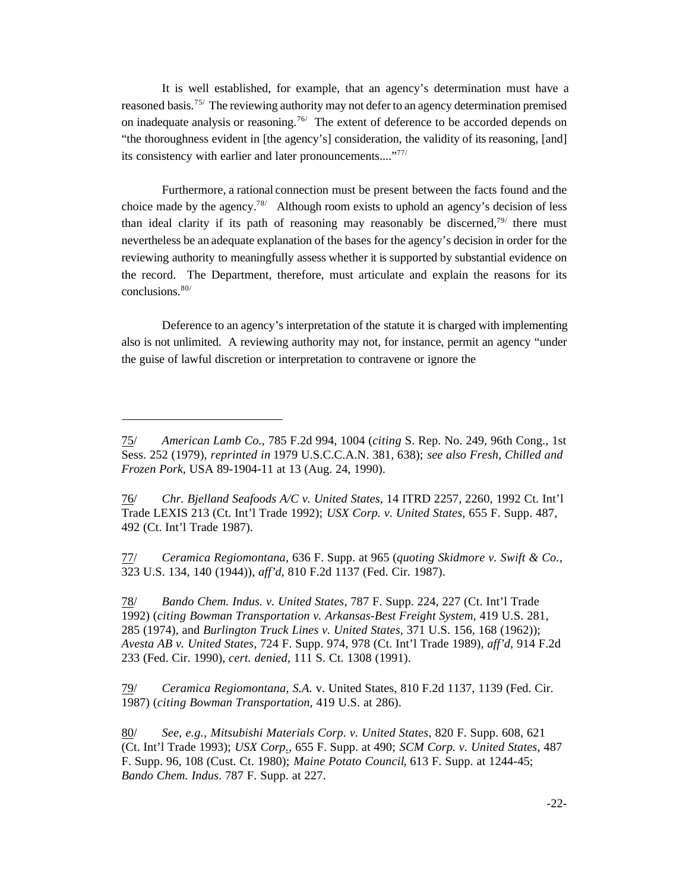It is well established, for example, that an agency's determination must have a reasoned basis.[75] The reviewing authority may not defer to an agency determination premised on inadequate analysis or reasoning.[76] The extent of deference to be accorded depends on "the thoroughness evident in [the agency's] consideration, the validity of its reasoning, [and] its consistency with earlier and later pronouncements...."[77]

Furthermore, a rational connection must be present between the facts found and the choice made by the agency.[78] Although room exists to uphold an agency's decision of less than ideal clarity if its path of reasoning may reasonably be discerned,[79] there must nevertheless be an adequate explanation of the bases for the agency's decision in order for the reviewing authority to meaningfully assess whether it is supported by substantial evidence on the record. The Department, therefore, must articulate and explain the reasons for its conclusions.[80]

Deference to an agency's interpretation of the statute it is charged with implementing also is not unlimited. A reviewing authority may not, for instance, permit an agency "under the guise of lawful discretion or interpretation to contravene or ignore the

---

75/ *American Lamb Co.*, 785 F.2d 994, 1004 (*citing* S. Rep. No. 249, 96th Cong., 1st Sess. 252 (1979), *reprinted in* 1979 U.S.C.C.A.N. 381, 638); *see also Fresh, Chilled and Frozen Pork*, USA 89-1904-11 at 13 (Aug. 24, 1990).

76/ *Chr. Bjelland Seafoods A/C v. United States*, 14 ITRD 2257, 2260, 1992 Ct. Int'l Trade LEXIS 213 (Ct. Int'l Trade 1992); *USX Corp. v. United States*, 655 F. Supp. 487, 492 (Ct. Int'l Trade 1987).

77/ *Ceramica Regiomontana*, 636 F. Supp. at 965 (*quoting Skidmore v. Swift & Co.*, 323 U.S. 134, 140 (1944)), *aff'd*, 810 F.2d 1137 (Fed. Cir. 1987).

78/ *Bando Chem. Indus. v. United States*, 787 F. Supp. 224, 227 (Ct. Int'l Trade 1992) (*citing Bowman Transportation v. Arkansas-Best Freight System*, 419 U.S. 281, 285 (1974), and *Burlington Truck Lines v. United States*, 371 U.S. 156, 168 (1962)); *Avesta AB v. United States*, 724 F. Supp. 974, 978 (Ct. Int'l Trade 1989), *aff'd*, 914 F.2d 233 (Fed. Cir. 1990), *cert. denied*, 111 S. Ct. 1308 (1991).

79/ *Ceramica Regiomontana, S.A.* v. United States, 810 F.2d 1137, 1139 (Fed. Cir. 1987) (*citing Bowman Transportation*, 419 U.S. at 286).

80/ *See, e.g.*, *Mitsubishi Materials Corp. v. United States*, 820 F. Supp. 608, 621 (Ct. Int'l Trade 1993); *USX Corp.*, 655 F. Supp. at 490; *SCM Corp. v. United States*, 487 F. Supp. 96, 108 (Cust. Ct. 1980); *Maine Potato Council*, 613 F. Supp. at 1244-45; *Bando Chem. Indus*. 787 F. Supp. at 227.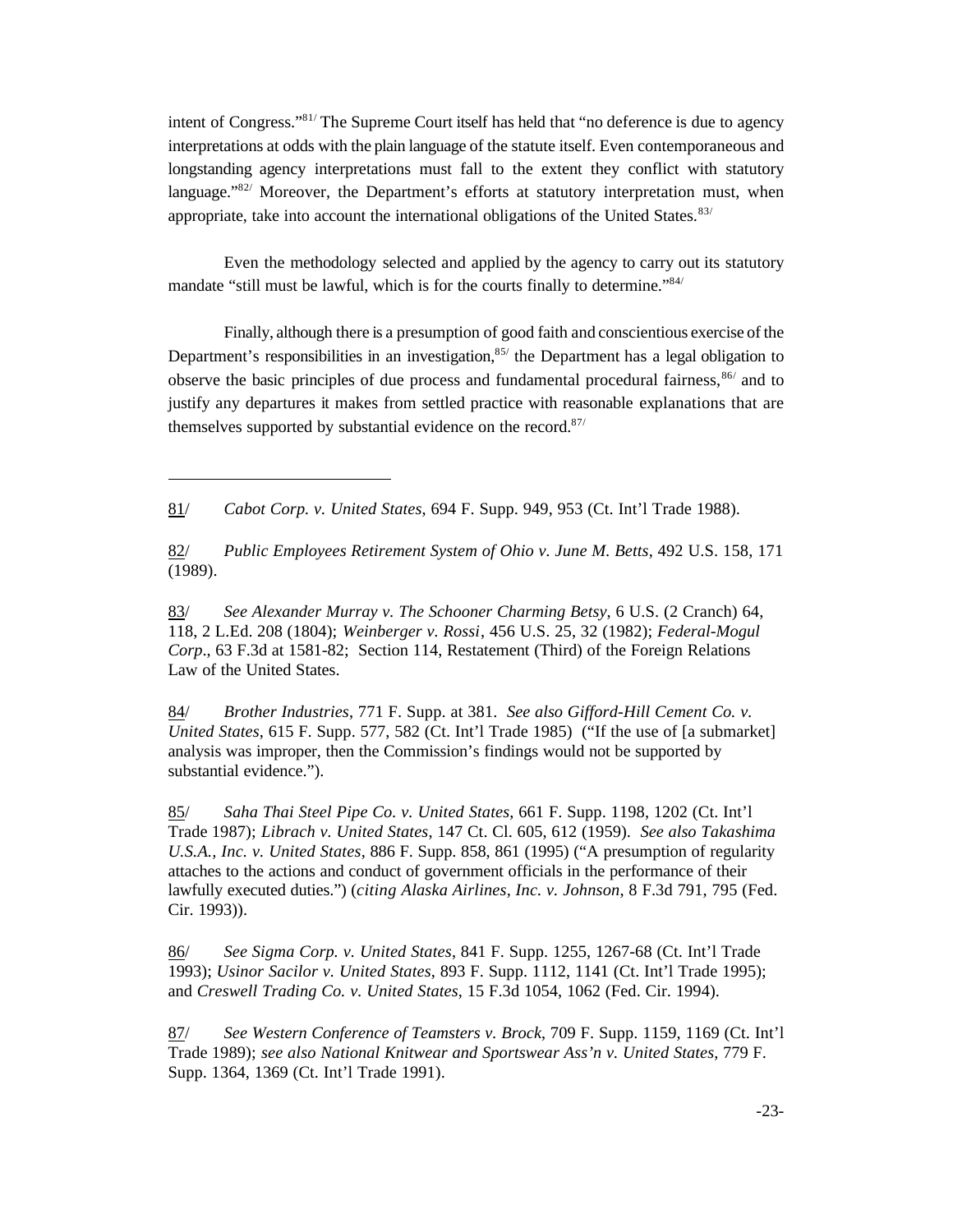intent of Congress."[81/] The Supreme Court itself has held that "no deference is due to agency interpretations at odds with the plain language of the statute itself. Even contemporaneous and longstanding agency interpretations must fall to the extent they conflict with statutory language."[82/] Moreover, the Department's efforts at statutory interpretation must, when appropriate, take into account the international obligations of the United States.[83/]

Even the methodology selected and applied by the agency to carry out its statutory mandate "still must be lawful, which is for the courts finally to determine."[84/]

Finally, although there is a presumption of good faith and conscientious exercise of the Department's responsibilities in an investigation,[85/] the Department has a legal obligation to observe the basic principles of due process and fundamental procedural fairness,[86/] and to justify any departures it makes from settled practice with reasonable explanations that are themselves supported by substantial evidence on the record.[87/]

---

81/ *Cabot Corp. v. United States*, 694 F. Supp. 949, 953 (Ct. Int'l Trade 1988).

82/ *Public Employees Retirement System of Ohio v. June M. Betts*, 492 U.S. 158, 171 (1989).

83/ *See Alexander Murray v. The Schooner Charming Betsy*, 6 U.S. (2 Cranch) 64, 118, 2 L.Ed. 208 (1804); *Weinberger v. Rossi*, 456 U.S. 25, 32 (1982); *Federal-Mogul Corp*., 63 F.3d at 1581-82; Section 114, Restatement (Third) of the Foreign Relations Law of the United States.

84/ *Brother Industries*, 771 F. Supp. at 381. *See also Gifford-Hill Cement Co. v. United States*, 615 F. Supp. 577, 582 (Ct. Int'l Trade 1985) ("If the use of [a submarket] analysis was improper, then the Commission's findings would not be supported by substantial evidence.").

85/ *Saha Thai Steel Pipe Co. v. United States*, 661 F. Supp. 1198, 1202 (Ct. Int'l Trade 1987); *Librach v. United States*, 147 Ct. Cl. 605, 612 (1959). *See also Takashima U.S.A., Inc. v. United States*, 886 F. Supp. 858, 861 (1995) ("A presumption of regularity attaches to the actions and conduct of government officials in the performance of their lawfully executed duties.") (*citing Alaska Airlines, Inc. v. Johnson*, 8 F.3d 791, 795 (Fed. Cir. 1993)).

86/ *See Sigma Corp. v. United States*, 841 F. Supp. 1255, 1267-68 (Ct. Int'l Trade 1993); *Usinor Sacilor v. United States*, 893 F. Supp. 1112, 1141 (Ct. Int'l Trade 1995); and *Creswell Trading Co. v. United States*, 15 F.3d 1054, 1062 (Fed. Cir. 1994).

87/ *See Western Conference of Teamsters v. Brock*, 709 F. Supp. 1159, 1169 (Ct. Int'l Trade 1989); *see also National Knitwear and Sportswear Ass'n v. United States*, 779 F. Supp. 1364, 1369 (Ct. Int'l Trade 1991).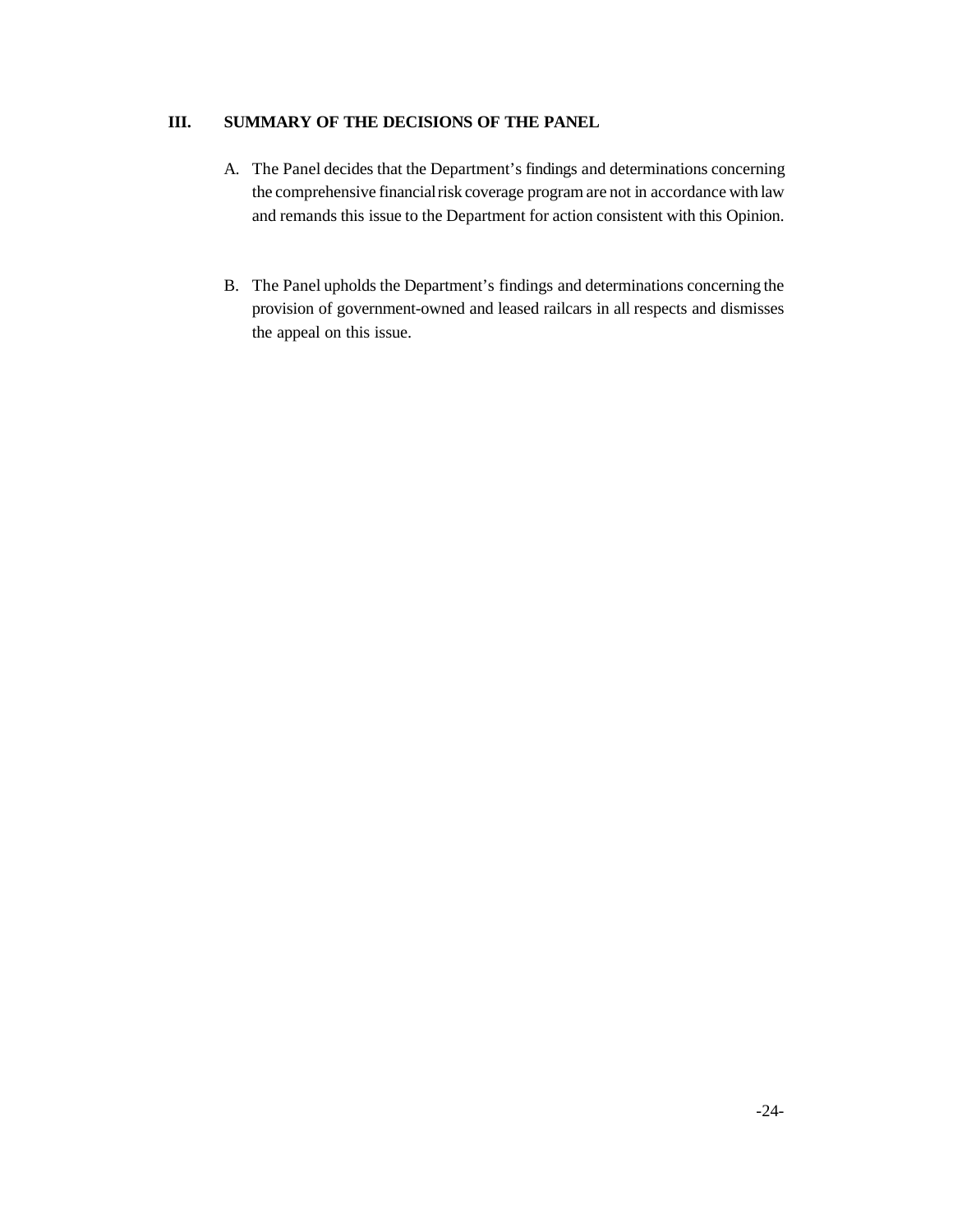## III. SUMMARY OF THE DECISIONS OF THE PANEL

A. The Panel decides that the Department's findings and determinations concerning the comprehensive financial risk coverage program are not in accordance with law and remands this issue to the Department for action consistent with this Opinion.

B. The Panel upholds the Department's findings and determinations concerning the provision of government-owned and leased railcars in all respects and dismisses the appeal on this issue.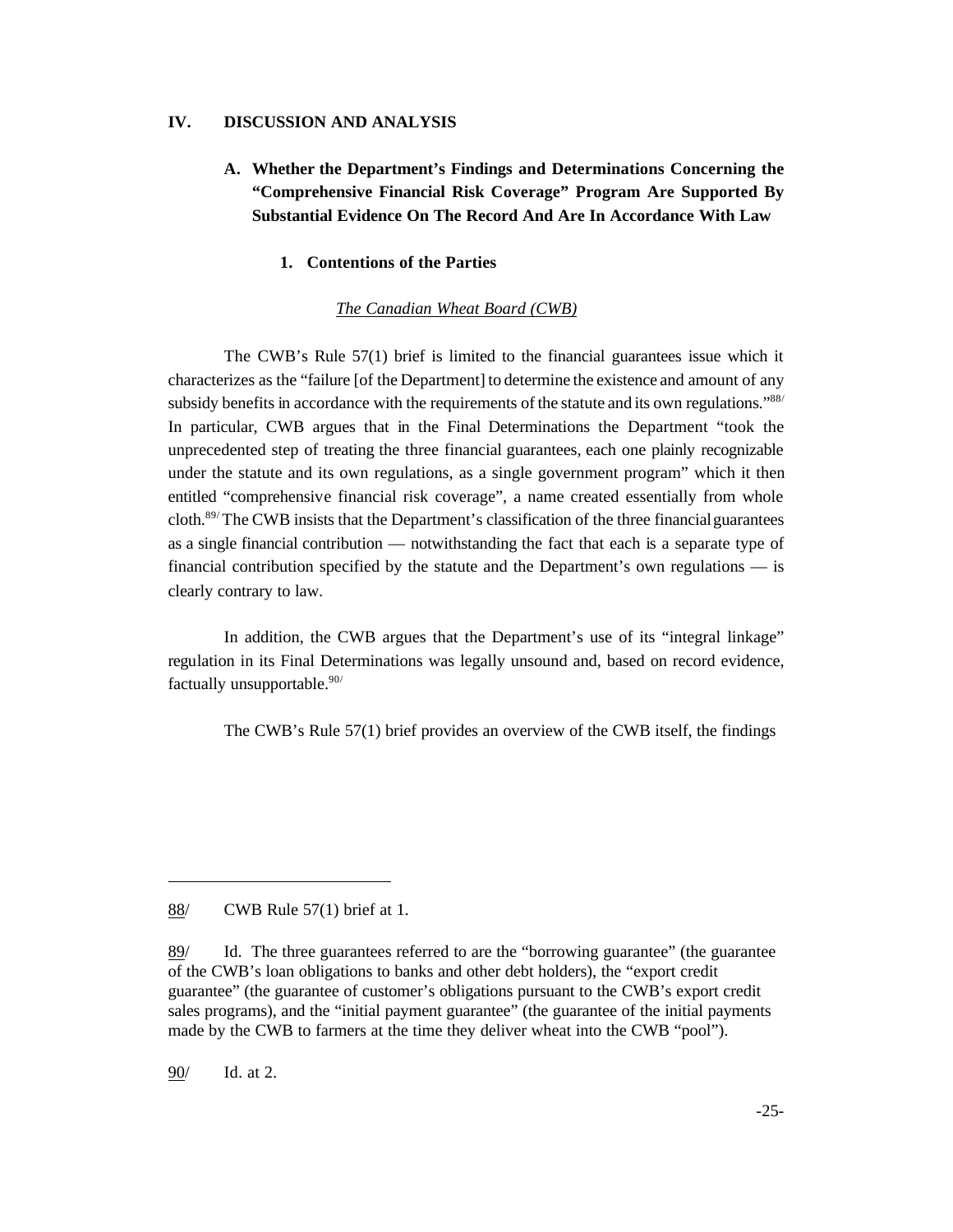## IV. DISCUSSION AND ANALYSIS

### A. Whether the Department's Findings and Determinations Concerning the "Comprehensive Financial Risk Coverage" Program Are Supported By Substantial Evidence On The Record And Are In Accordance With Law

#### 1. Contentions of the Parties

*The Canadian Wheat Board (CWB)*

The CWB's Rule 57(1) brief is limited to the financial guarantees issue which it characterizes as the "failure [of the Department] to determine the existence and amount of any subsidy benefits in accordance with the requirements of the statute and its own regulations."[88/] In particular, CWB argues that in the Final Determinations the Department "took the unprecedented step of treating the three financial guarantees, each one plainly recognizable under the statute and its own regulations, as a single government program" which it then entitled "comprehensive financial risk coverage", a name created essentially from whole cloth.[89/] The CWB insists that the Department's classification of the three financial guarantees as a single financial contribution — notwithstanding the fact that each is a separate type of financial contribution specified by the statute and the Department's own regulations — is clearly contrary to law.

In addition, the CWB argues that the Department's use of its "integral linkage" regulation in its Final Determinations was legally unsound and, based on record evidence, factually unsupportable.[90/]

The CWB's Rule 57(1) brief provides an overview of the CWB itself, the findings

---

88/ CWB Rule 57(1) brief at 1.

89/ Id. The three guarantees referred to are the "borrowing guarantee" (the guarantee of the CWB's loan obligations to banks and other debt holders), the "export credit guarantee" (the guarantee of customer's obligations pursuant to the CWB's export credit sales programs), and the "initial payment guarantee" (the guarantee of the initial payments made by the CWB to farmers at the time they deliver wheat into the CWB "pool").

90/ Id. at 2.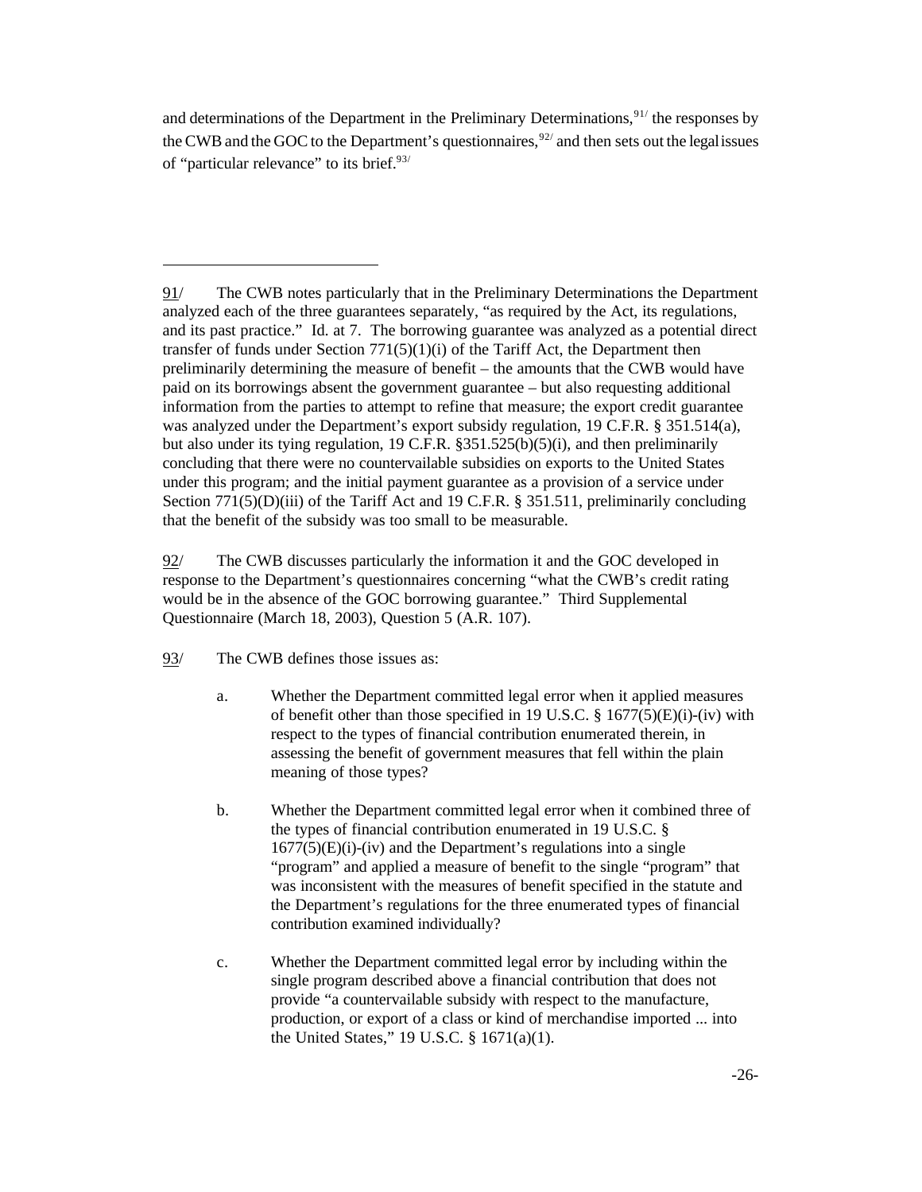and determinations of the Department in the Preliminary Determinations,[91] the responses by the CWB and the GOC to the Department's questionnaires,[92] and then sets out the legal issues of "particular relevance" to its brief.[93]

---

91/ The CWB notes particularly that in the Preliminary Determinations the Department analyzed each of the three guarantees separately, "as required by the Act, its regulations, and its past practice." Id. at 7. The borrowing guarantee was analyzed as a potential direct transfer of funds under Section 771(5)(1)(i) of the Tariff Act, the Department then preliminarily determining the measure of benefit – the amounts that the CWB would have paid on its borrowings absent the government guarantee – but also requesting additional information from the parties to attempt to refine that measure; the export credit guarantee was analyzed under the Department's export subsidy regulation, 19 C.F.R. § 351.514(a), but also under its tying regulation, 19 C.F.R. §351.525(b)(5)(i), and then preliminarily concluding that there were no countervailable subsidies on exports to the United States under this program; and the initial payment guarantee as a provision of a service under Section 771(5)(D)(iii) of the Tariff Act and 19 C.F.R. § 351.511, preliminarily concluding that the benefit of the subsidy was too small to be measurable.

92/ The CWB discusses particularly the information it and the GOC developed in response to the Department's questionnaires concerning "what the CWB's credit rating would be in the absence of the GOC borrowing guarantee." Third Supplemental Questionnaire (March 18, 2003), Question 5 (A.R. 107).

93/ The CWB defines those issues as:

a. Whether the Department committed legal error when it applied measures of benefit other than those specified in 19 U.S.C. § 1677(5)(E)(i)-(iv) with respect to the types of financial contribution enumerated therein, in assessing the benefit of government measures that fell within the plain meaning of those types?

b. Whether the Department committed legal error when it combined three of the types of financial contribution enumerated in 19 U.S.C. § 1677(5)(E)(i)-(iv) and the Department's regulations into a single "program" and applied a measure of benefit to the single "program" that was inconsistent with the measures of benefit specified in the statute and the Department's regulations for the three enumerated types of financial contribution examined individually?

c. Whether the Department committed legal error by including within the single program described above a financial contribution that does not provide "a countervailable subsidy with respect to the manufacture, production, or export of a class or kind of merchandise imported ... into the United States," 19 U.S.C. § 1671(a)(1).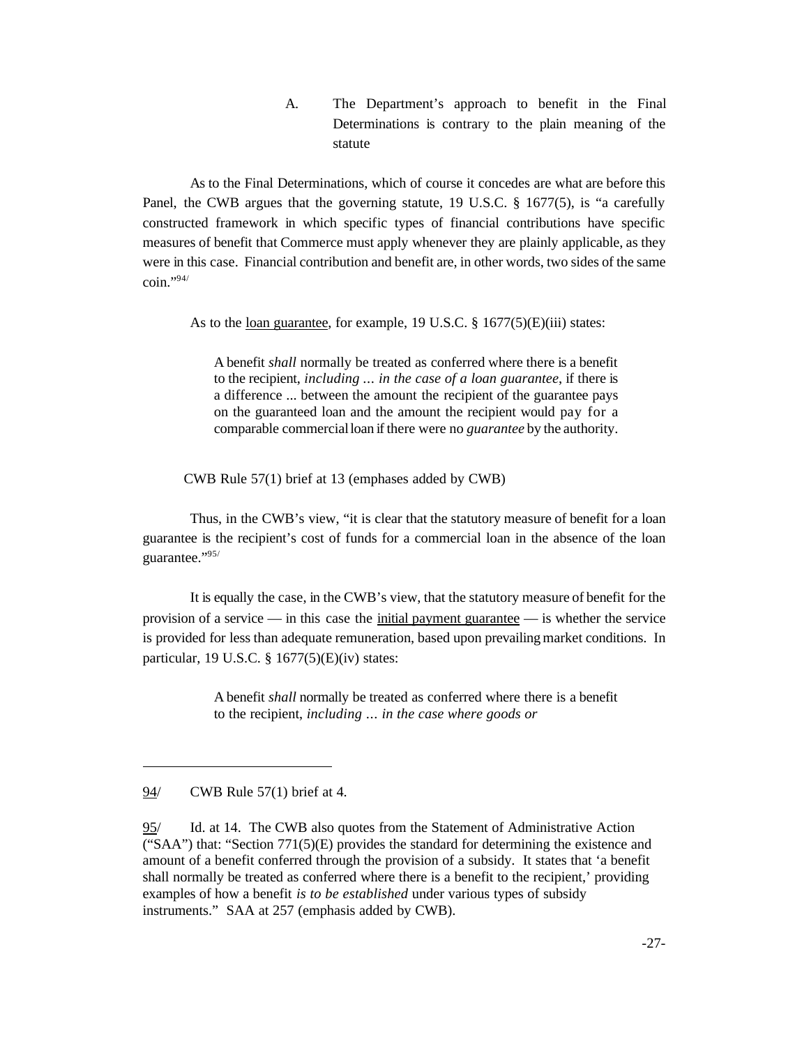A. The Department's approach to benefit in the Final Determinations is contrary to the plain meaning of the statute

As to the Final Determinations, which of course it concedes are what are before this Panel, the CWB argues that the governing statute, 19 U.S.C. § 1677(5), is "a carefully constructed framework in which specific types of financial contributions have specific measures of benefit that Commerce must apply whenever they are plainly applicable, as they were in this case. Financial contribution and benefit are, in other words, two sides of the same coin."[94/]

As to the loan guarantee, for example, 19 U.S.C. § 1677(5)(E)(iii) states:

> A benefit *shall* normally be treated as conferred where there is a benefit to the recipient, *including … in the case of a loan guarantee*, if there is a difference ... between the amount the recipient of the guarantee pays on the guaranteed loan and the amount the recipient would pay for a comparable commercial loan if there were no *guarantee* by the authority.

CWB Rule 57(1) brief at 13 (emphases added by CWB)

Thus, in the CWB's view, "it is clear that the statutory measure of benefit for a loan guarantee is the recipient's cost of funds for a commercial loan in the absence of the loan guarantee."[95/]

It is equally the case, in the CWB's view, that the statutory measure of benefit for the provision of a service — in this case the initial payment guarantee — is whether the service is provided for less than adequate remuneration, based upon prevailing market conditions. In particular, 19 U.S.C. § 1677(5)(E)(iv) states:

> A benefit *shall* normally be treated as conferred where there is a benefit to the recipient, *including … in the case where goods or*

---

94/ CWB Rule 57(1) brief at 4.

95/ Id. at 14. The CWB also quotes from the Statement of Administrative Action ("SAA") that: "Section 771(5)(E) provides the standard for determining the existence and amount of a benefit conferred through the provision of a subsidy. It states that 'a benefit shall normally be treated as conferred where there is a benefit to the recipient,' providing examples of how a benefit *is to be established* under various types of subsidy instruments." SAA at 257 (emphasis added by CWB).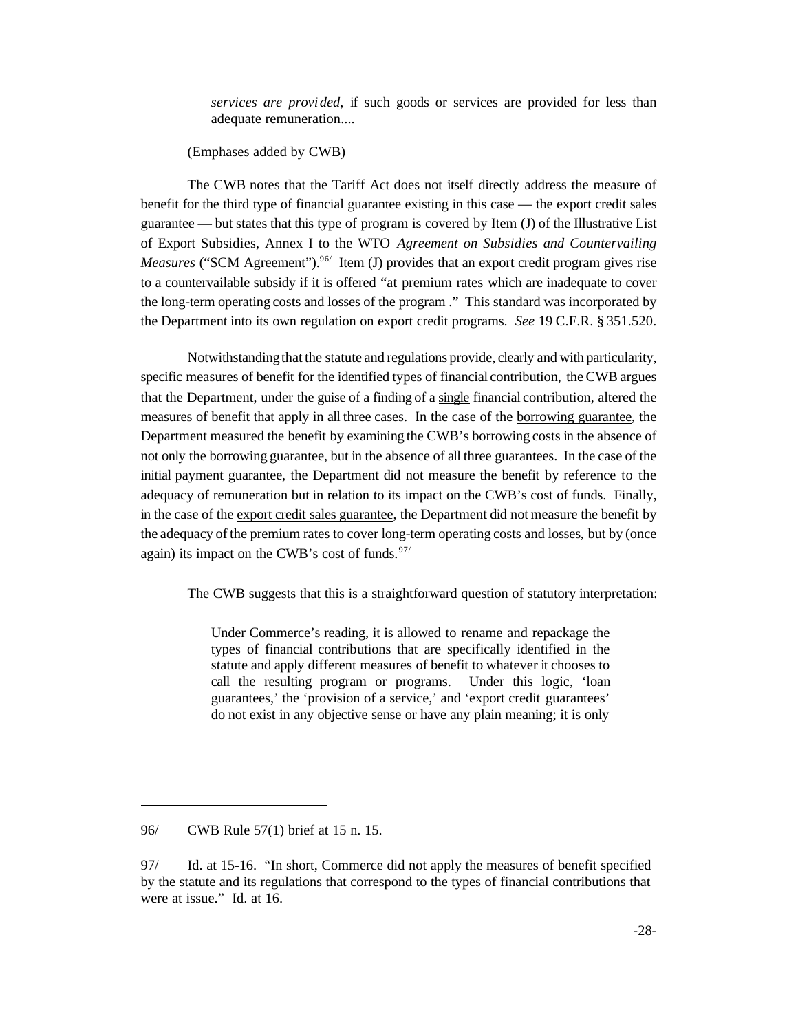> *services are provided*, if such goods or services are provided for less than adequate remuneration....

(Emphases added by CWB)

The CWB notes that the Tariff Act does not itself directly address the measure of benefit for the third type of financial guarantee existing in this case — the export credit sales guarantee — but states that this type of program is covered by Item (J) of the Illustrative List of Export Subsidies, Annex I to the WTO *Agreement on Subsidies and Countervailing Measures* ("SCM Agreement").[96/] Item (J) provides that an export credit program gives rise to a countervailable subsidy if it is offered "at premium rates which are inadequate to cover the long-term operating costs and losses of the program ." This standard was incorporated by the Department into its own regulation on export credit programs. *See* 19 C.F.R. § 351.520.

Notwithstanding that the statute and regulations provide, clearly and with particularity, specific measures of benefit for the identified types of financial contribution, the CWB argues that the Department, under the guise of a finding of a single financial contribution, altered the measures of benefit that apply in all three cases. In the case of the borrowing guarantee, the Department measured the benefit by examining the CWB's borrowing costs in the absence of not only the borrowing guarantee, but in the absence of all three guarantees. In the case of the initial payment guarantee, the Department did not measure the benefit by reference to the adequacy of remuneration but in relation to its impact on the CWB's cost of funds. Finally, in the case of the export credit sales guarantee, the Department did not measure the benefit by the adequacy of the premium rates to cover long-term operating costs and losses, but by (once again) its impact on the CWB's cost of funds.[97/]

The CWB suggests that this is a straightforward question of statutory interpretation:

> Under Commerce's reading, it is allowed to rename and repackage the types of financial contributions that are specifically identified in the statute and apply different measures of benefit to whatever it chooses to call the resulting program or programs. Under this logic, 'loan guarantees,' the 'provision of a service,' and 'export credit guarantees' do not exist in any objective sense or have any plain meaning; it is only

---

96/ CWB Rule 57(1) brief at 15 n. 15.

97/ Id. at 15-16. "In short, Commerce did not apply the measures of benefit specified by the statute and its regulations that correspond to the types of financial contributions that were at issue." Id. at 16.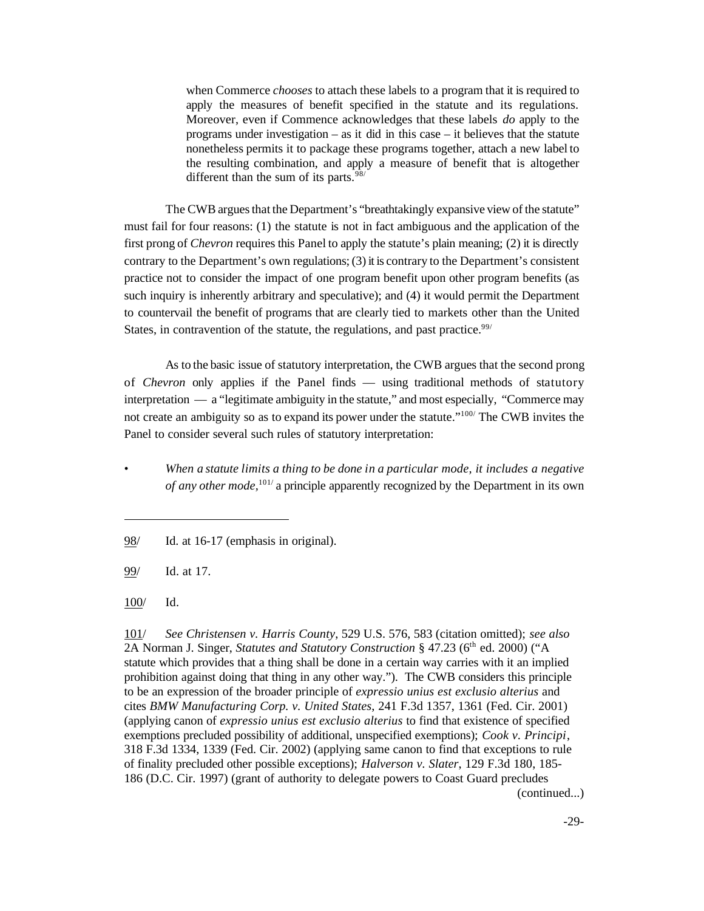> when Commerce *chooses* to attach these labels to a program that it is required to apply the measures of benefit specified in the statute and its regulations. Moreover, even if Commence acknowledges that these labels *do* apply to the programs under investigation – as it did in this case – it believes that the statute nonetheless permits it to package these programs together, attach a new label to the resulting combination, and apply a measure of benefit that is altogether different than the sum of its parts.[98]

The CWB argues that the Department's "breathtakingly expansive view of the statute" must fail for four reasons: (1) the statute is not in fact ambiguous and the application of the first prong of *Chevron* requires this Panel to apply the statute's plain meaning; (2) it is directly contrary to the Department's own regulations; (3) it is contrary to the Department's consistent practice not to consider the impact of one program benefit upon other program benefits (as such inquiry is inherently arbitrary and speculative); and (4) it would permit the Department to countervail the benefit of programs that are clearly tied to markets other than the United States, in contravention of the statute, the regulations, and past practice.[99]

As to the basic issue of statutory interpretation, the CWB argues that the second prong of *Chevron* only applies if the Panel finds — using traditional methods of statutory interpretation — a "legitimate ambiguity in the statute," and most especially, "Commerce may not create an ambiguity so as to expand its power under the statute."[100] The CWB invites the Panel to consider several such rules of statutory interpretation:

- *When a statute limits a thing to be done in a particular mode, it includes a negative of any other mode*,[101] a principle apparently recognized by the Department in its own

---

98/ Id. at 16-17 (emphasis in original).

99/ Id. at 17.

100/ Id.

101/ *See Christensen v. Harris County*, 529 U.S. 576, 583 (citation omitted); *see also* 2A Norman J. Singer, *Statutes and Statutory Construction* § 47.23 (6th ed. 2000) ("A statute which provides that a thing shall be done in a certain way carries with it an implied prohibition against doing that thing in any other way."). The CWB considers this principle to be an expression of the broader principle of *expressio unius est exclusio alterius* and cites *BMW Manufacturing Corp. v. United States*, 241 F.3d 1357, 1361 (Fed. Cir. 2001) (applying canon of *expressio unius est exclusio alterius* to find that existence of specified exemptions precluded possibility of additional, unspecified exemptions); *Cook v. Principi*, 318 F.3d 1334, 1339 (Fed. Cir. 2002) (applying same canon to find that exceptions to rule of finality precluded other possible exceptions); *Halverson v. Slater*, 129 F.3d 180, 185-186 (D.C. Cir. 1997) (grant of authority to delegate powers to Coast Guard precludes (continued...)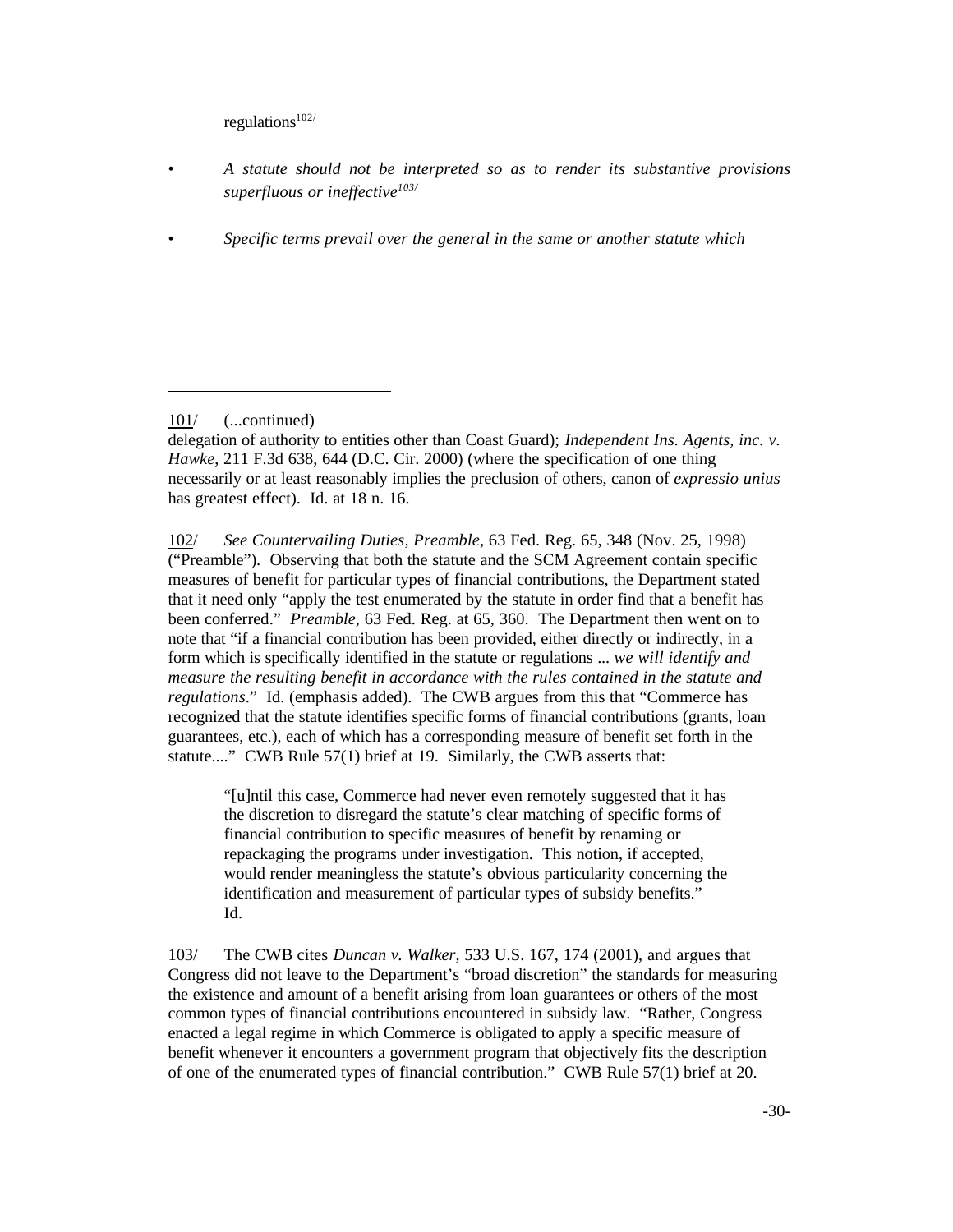regulations[102/]

- *A statute should not be interpreted so as to render its substantive provisions superfluous or ineffective*[103/]

- *Specific terms prevail over the general in the same or another statute which*

---

101/ (...continued)
delegation of authority to entities other than Coast Guard); *Independent Ins. Agents, inc. v. Hawke*, 211 F.3d 638, 644 (D.C. Cir. 2000) (where the specification of one thing necessarily or at least reasonably implies the preclusion of others, canon of *expressio unius* has greatest effect). Id. at 18 n. 16.

102/ *See Countervailing Duties, Preamble*, 63 Fed. Reg. 65, 348 (Nov. 25, 1998) ("Preamble"). Observing that both the statute and the SCM Agreement contain specific measures of benefit for particular types of financial contributions, the Department stated that it need only "apply the test enumerated by the statute in order find that a benefit has been conferred." *Preamble*, 63 Fed. Reg. at 65, 360. The Department then went on to note that "if a financial contribution has been provided, either directly or indirectly, in a form which is specifically identified in the statute or regulations ... *we will identify and measure the resulting benefit in accordance with the rules contained in the statute and regulations*." Id. (emphasis added). The CWB argues from this that "Commerce has recognized that the statute identifies specific forms of financial contributions (grants, loan guarantees, etc.), each of which has a corresponding measure of benefit set forth in the statute...." CWB Rule 57(1) brief at 19. Similarly, the CWB asserts that:

> "[u]ntil this case, Commerce had never even remotely suggested that it has the discretion to disregard the statute's clear matching of specific forms of financial contribution to specific measures of benefit by renaming or repackaging the programs under investigation. This notion, if accepted, would render meaningless the statute's obvious particularity concerning the identification and measurement of particular types of subsidy benefits." Id.

103/ The CWB cites *Duncan v. Walker*, 533 U.S. 167, 174 (2001), and argues that Congress did not leave to the Department's "broad discretion" the standards for measuring the existence and amount of a benefit arising from loan guarantees or others of the most common types of financial contributions encountered in subsidy law. "Rather, Congress enacted a legal regime in which Commerce is obligated to apply a specific measure of benefit whenever it encounters a government program that objectively fits the description of one of the enumerated types of financial contribution." CWB Rule 57(1) brief at 20.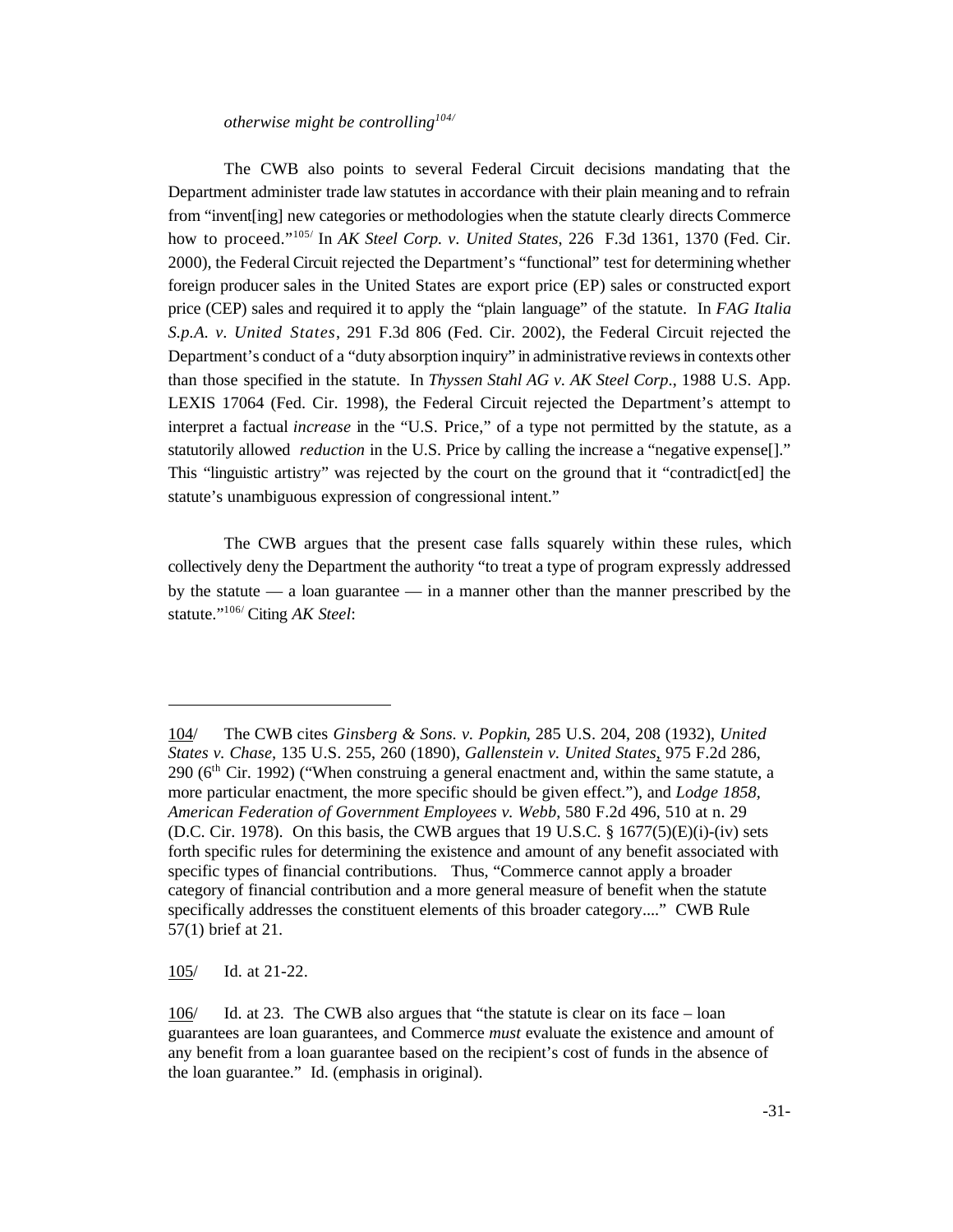*otherwise might be controlling*[104/]

The CWB also points to several Federal Circuit decisions mandating that the Department administer trade law statutes in accordance with their plain meaning and to refrain from "invent[ing] new categories or methodologies when the statute clearly directs Commerce how to proceed."[105/] In *AK Steel Corp. v. United States*, 226 F.3d 1361, 1370 (Fed. Cir. 2000), the Federal Circuit rejected the Department's "functional" test for determining whether foreign producer sales in the United States are export price (EP) sales or constructed export price (CEP) sales and required it to apply the "plain language" of the statute. In *FAG Italia S.p.A. v. United States*, 291 F.3d 806 (Fed. Cir. 2002), the Federal Circuit rejected the Department's conduct of a "duty absorption inquiry" in administrative reviews in contexts other than those specified in the statute. In *Thyssen Stahl AG v. AK Steel Corp*., 1988 U.S. App. LEXIS 17064 (Fed. Cir. 1998), the Federal Circuit rejected the Department's attempt to interpret a factual *increase* in the "U.S. Price," of a type not permitted by the statute, as a statutorily allowed *reduction* in the U.S. Price by calling the increase a "negative expense[]." This "linguistic artistry" was rejected by the court on the ground that it "contradict[ed] the statute's unambiguous expression of congressional intent."

The CWB argues that the present case falls squarely within these rules, which collectively deny the Department the authority "to treat a type of program expressly addressed by the statute — a loan guarantee — in a manner other than the manner prescribed by the statute."[106/] Citing *AK Steel*:

---

104/ The CWB cites *Ginsberg & Sons. v. Popkin*, 285 U.S. 204, 208 (1932), *United States v. Chase*, 135 U.S. 255, 260 (1890), *Gallenstein v. United States*, 975 F.2d 286, 290 (6th Cir. 1992) ("When construing a general enactment and, within the same statute, a more particular enactment, the more specific should be given effect."), and *Lodge 1858, American Federation of Government Employees v. Webb*, 580 F.2d 496, 510 at n. 29 (D.C. Cir. 1978). On this basis, the CWB argues that 19 U.S.C. § 1677(5)(E)(i)-(iv) sets forth specific rules for determining the existence and amount of any benefit associated with specific types of financial contributions. Thus, "Commerce cannot apply a broader category of financial contribution and a more general measure of benefit when the statute specifically addresses the constituent elements of this broader category...." CWB Rule 57(1) brief at 21.

105/ Id. at 21-22.

106/ Id. at 23. The CWB also argues that "the statute is clear on its face – loan guarantees are loan guarantees, and Commerce *must* evaluate the existence and amount of any benefit from a loan guarantee based on the recipient's cost of funds in the absence of the loan guarantee." Id. (emphasis in original).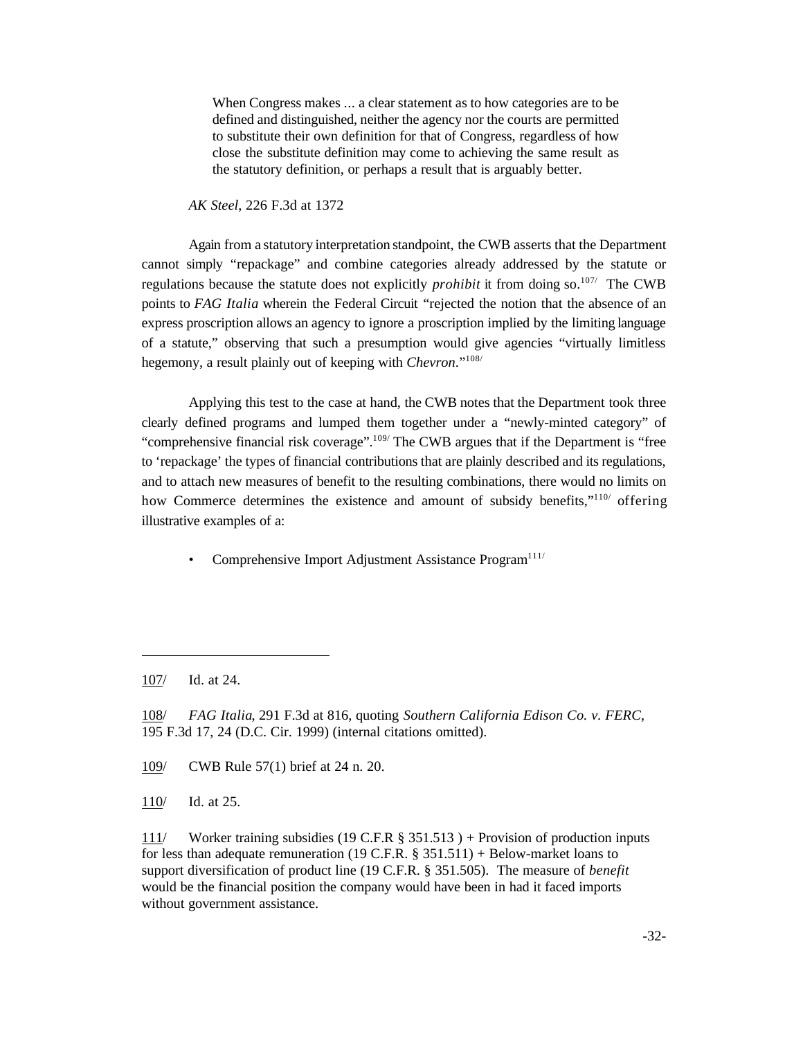> When Congress makes ... a clear statement as to how categories are to be defined and distinguished, neither the agency nor the courts are permitted to substitute their own definition for that of Congress, regardless of how close the substitute definition may come to achieving the same result as the statutory definition, or perhaps a result that is arguably better.

*AK Steel*, 226 F.3d at 1372

Again from a statutory interpretation standpoint, the CWB asserts that the Department cannot simply "repackage" and combine categories already addressed by the statute or regulations because the statute does not explicitly *prohibit* it from doing so.[107/] The CWB points to *FAG Italia* wherein the Federal Circuit "rejected the notion that the absence of an express proscription allows an agency to ignore a proscription implied by the limiting language of a statute," observing that such a presumption would give agencies "virtually limitless hegemony, a result plainly out of keeping with *Chevron*."[108/]

Applying this test to the case at hand, the CWB notes that the Department took three clearly defined programs and lumped them together under a "newly-minted category" of "comprehensive financial risk coverage".[109/] The CWB argues that if the Department is "free to 'repackage' the types of financial contributions that are plainly described and its regulations, and to attach new measures of benefit to the resulting combinations, there would no limits on how Commerce determines the existence and amount of subsidy benefits,"[110/] offering illustrative examples of a:

- Comprehensive Import Adjustment Assistance Program[111/]

---

107/ Id. at 24.

108/ *FAG Italia*, 291 F.3d at 816, quoting *Southern California Edison Co. v. FERC*, 195 F.3d 17, 24 (D.C. Cir. 1999) (internal citations omitted).

109/ CWB Rule 57(1) brief at 24 n. 20.

110/ Id. at 25.

111/ Worker training subsidies (19 C.F.R § 351.513 ) + Provision of production inputs for less than adequate remuneration (19 C.F.R. § 351.511) + Below-market loans to support diversification of product line (19 C.F.R. § 351.505). The measure of *benefit* would be the financial position the company would have been in had it faced imports without government assistance.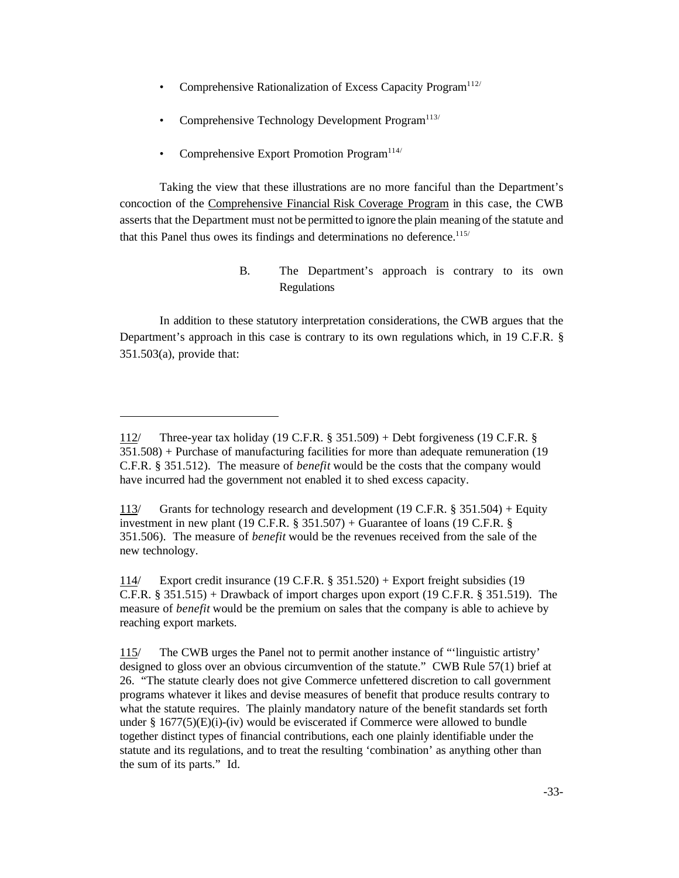- Comprehensive Rationalization of Excess Capacity Program[112/]
- Comprehensive Technology Development Program[113/]
- Comprehensive Export Promotion Program[114/]

Taking the view that these illustrations are no more fanciful than the Department's concoction of the Comprehensive Financial Risk Coverage Program in this case, the CWB asserts that the Department must not be permitted to ignore the plain meaning of the statute and that this Panel thus owes its findings and determinations no deference.[115/]

### B. The Department's approach is contrary to its own Regulations

In addition to these statutory interpretation considerations, the CWB argues that the Department's approach in this case is contrary to its own regulations which, in 19 C.F.R. § 351.503(a), provide that:

---

112/ Three-year tax holiday (19 C.F.R. § 351.509) + Debt forgiveness (19 C.F.R. § 351.508) + Purchase of manufacturing facilities for more than adequate remuneration (19 C.F.R. § 351.512). The measure of *benefit* would be the costs that the company would have incurred had the government not enabled it to shed excess capacity.

113/ Grants for technology research and development (19 C.F.R. § 351.504) + Equity investment in new plant (19 C.F.R. § 351.507) + Guarantee of loans (19 C.F.R. § 351.506). The measure of *benefit* would be the revenues received from the sale of the new technology.

114/ Export credit insurance (19 C.F.R. § 351.520) + Export freight subsidies (19 C.F.R. § 351.515) + Drawback of import charges upon export (19 C.F.R. § 351.519). The measure of *benefit* would be the premium on sales that the company is able to achieve by reaching export markets.

115/ The CWB urges the Panel not to permit another instance of "'linguistic artistry' designed to gloss over an obvious circumvention of the statute." CWB Rule 57(1) brief at 26. "The statute clearly does not give Commerce unfettered discretion to call government programs whatever it likes and devise measures of benefit that produce results contrary to what the statute requires. The plainly mandatory nature of the benefit standards set forth under § 1677(5)(E)(i)-(iv) would be eviscerated if Commerce were allowed to bundle together distinct types of financial contributions, each one plainly identifiable under the statute and its regulations, and to treat the resulting 'combination' as anything other than the sum of its parts." Id.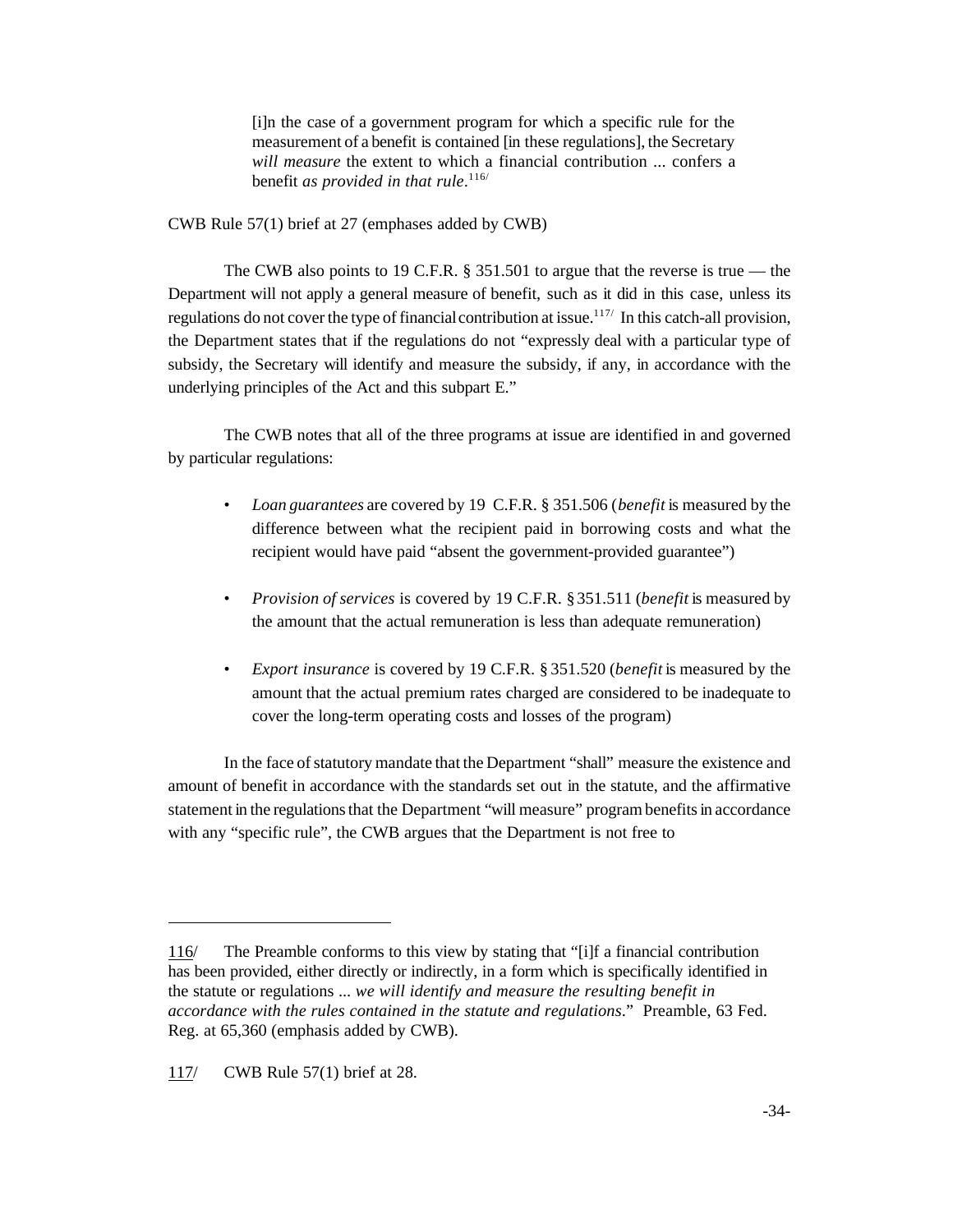> [i]n the case of a government program for which a specific rule for the measurement of a benefit is contained [in these regulations], the Secretary *will measure* the extent to which a financial contribution ... confers a benefit *as provided in that rule*.[116/]

CWB Rule 57(1) brief at 27 (emphases added by CWB)

The CWB also points to 19 C.F.R. § 351.501 to argue that the reverse is true — the Department will not apply a general measure of benefit, such as it did in this case, unless its regulations do not cover the type of financial contribution at issue.[117/] In this catch-all provision, the Department states that if the regulations do not "expressly deal with a particular type of subsidy, the Secretary will identify and measure the subsidy, if any, in accordance with the underlying principles of the Act and this subpart E."

The CWB notes that all of the three programs at issue are identified in and governed by particular regulations:

- *Loan guarantees* are covered by 19 C.F.R. § 351.506 (*benefit* is measured by the difference between what the recipient paid in borrowing costs and what the recipient would have paid "absent the government-provided guarantee")
- *Provision of services* is covered by 19 C.F.R. § 351.511 (*benefit* is measured by the amount that the actual remuneration is less than adequate remuneration)
- *Export insurance* is covered by 19 C.F.R. § 351.520 (*benefit* is measured by the amount that the actual premium rates charged are considered to be inadequate to cover the long-term operating costs and losses of the program)

In the face of statutory mandate that the Department "shall" measure the existence and amount of benefit in accordance with the standards set out in the statute, and the affirmative statement in the regulations that the Department "will measure" program benefits in accordance with any "specific rule", the CWB argues that the Department is not free to

---

116/ The Preamble conforms to this view by stating that "[i]f a financial contribution has been provided, either directly or indirectly, in a form which is specifically identified in the statute or regulations ... *we will identify and measure the resulting benefit in accordance with the rules contained in the statute and regulations*." Preamble, 63 Fed. Reg. at 65,360 (emphasis added by CWB).

117/ CWB Rule 57(1) brief at 28.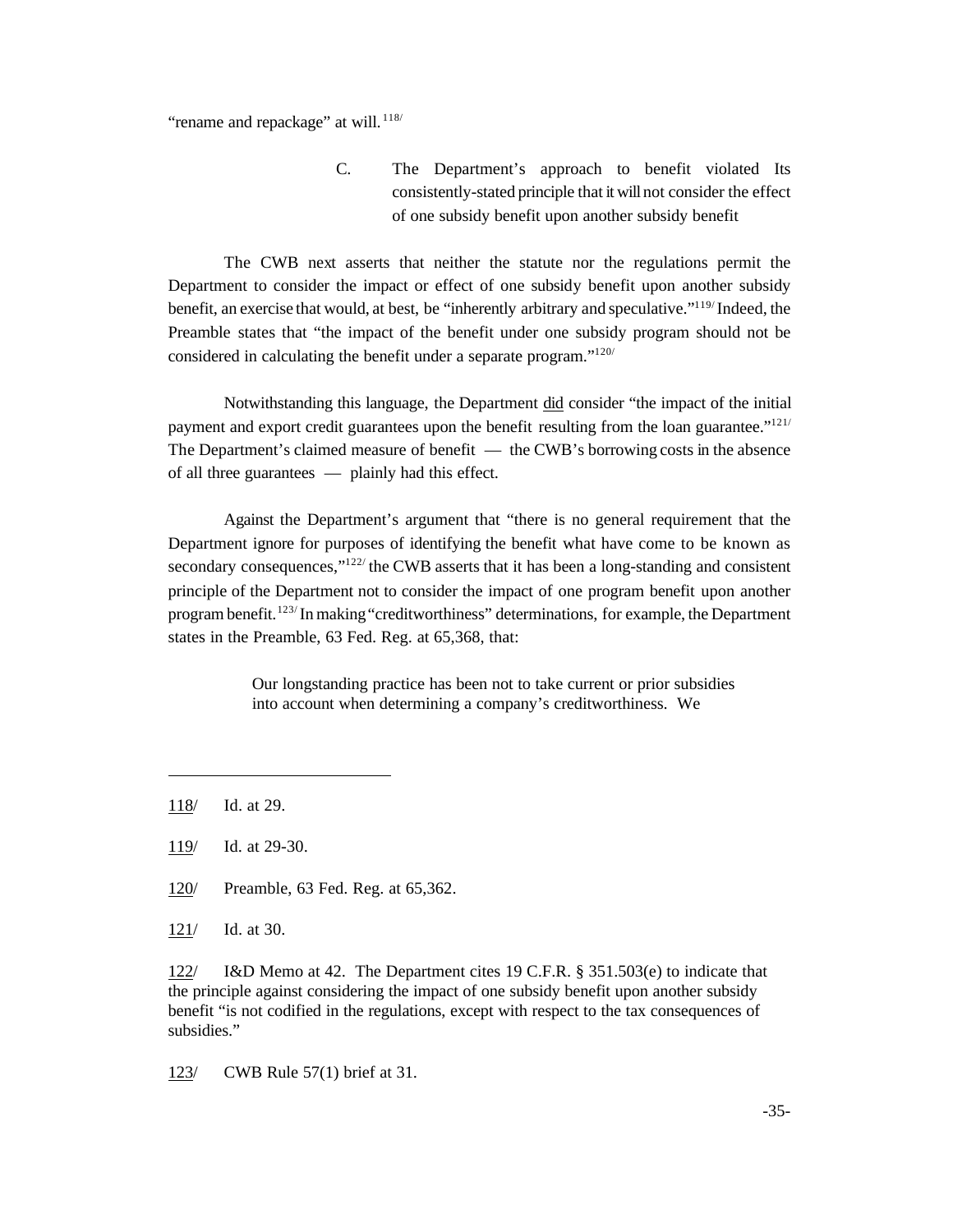"rename and repackage" at will.[118]

### C. The Department's approach to benefit violated Its consistently-stated principle that it will not consider the effect of one subsidy benefit upon another subsidy benefit

The CWB next asserts that neither the statute nor the regulations permit the Department to consider the impact or effect of one subsidy benefit upon another subsidy benefit, an exercise that would, at best, be "inherently arbitrary and speculative."[119] Indeed, the Preamble states that "the impact of the benefit under one subsidy program should not be considered in calculating the benefit under a separate program."[120]

Notwithstanding this language, the Department did consider "the impact of the initial payment and export credit guarantees upon the benefit resulting from the loan guarantee."[121] The Department's claimed measure of benefit — the CWB's borrowing costs in the absence of all three guarantees — plainly had this effect.

Against the Department's argument that "there is no general requirement that the Department ignore for purposes of identifying the benefit what have come to be known as secondary consequences,"[122] the CWB asserts that it has been a long-standing and consistent principle of the Department not to consider the impact of one program benefit upon another program benefit.[123] In making "creditworthiness" determinations, for example, the Department states in the Preamble, 63 Fed. Reg. at 65,368, that:

> Our longstanding practice has been not to take current or prior subsidies into account when determining a company's creditworthiness. We

---

118/ Id. at 29.

119/ Id. at 29-30.

120/ Preamble, 63 Fed. Reg. at 65,362.

121/ Id. at 30.

122/ I&D Memo at 42. The Department cites 19 C.F.R. § 351.503(e) to indicate that the principle against considering the impact of one subsidy benefit upon another subsidy benefit "is not codified in the regulations, except with respect to the tax consequences of subsidies."

123/ CWB Rule 57(1) brief at 31.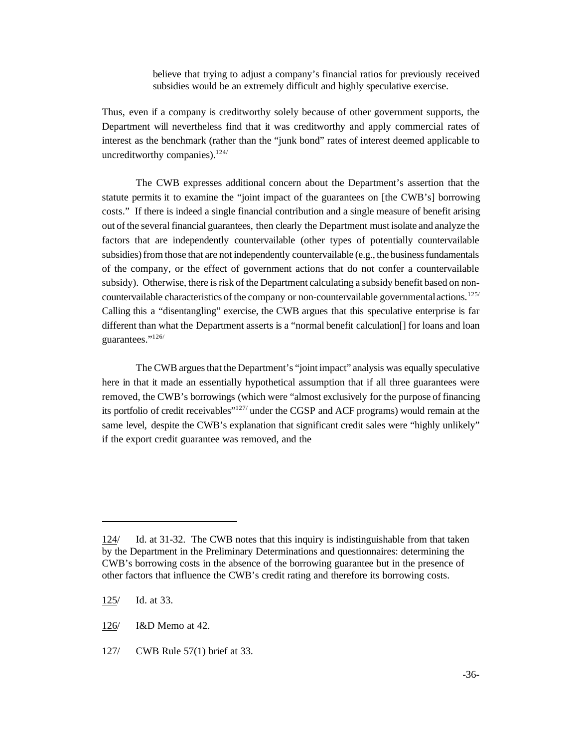> believe that trying to adjust a company's financial ratios for previously received subsidies would be an extremely difficult and highly speculative exercise.

Thus, even if a company is creditworthy solely because of other government supports, the Department will nevertheless find that it was creditworthy and apply commercial rates of interest as the benchmark (rather than the "junk bond" rates of interest deemed applicable to uncreditworthy companies).[124]

The CWB expresses additional concern about the Department's assertion that the statute permits it to examine the "joint impact of the guarantees on [the CWB's] borrowing costs." If there is indeed a single financial contribution and a single measure of benefit arising out of the several financial guarantees, then clearly the Department must isolate and analyze the factors that are independently countervailable (other types of potentially countervailable subsidies) from those that are not independently countervailable (e.g., the business fundamentals of the company, or the effect of government actions that do not confer a countervailable subsidy). Otherwise, there is risk of the Department calculating a subsidy benefit based on non-countervailable characteristics of the company or non-countervailable governmental actions.[125] Calling this a "disentangling" exercise, the CWB argues that this speculative enterprise is far different than what the Department asserts is a "normal benefit calculation[] for loans and loan guarantees."[126]

The CWB argues that the Department's "joint impact" analysis was equally speculative here in that it made an essentially hypothetical assumption that if all three guarantees were removed, the CWB's borrowings (which were "almost exclusively for the purpose of financing its portfolio of credit receivables"[127] under the CGSP and ACF programs) would remain at the same level, despite the CWB's explanation that significant credit sales were "highly unlikely" if the export credit guarantee was removed, and the

---

124/ Id. at 31-32. The CWB notes that this inquiry is indistinguishable from that taken by the Department in the Preliminary Determinations and questionnaires: determining the CWB's borrowing costs in the absence of the borrowing guarantee but in the presence of other factors that influence the CWB's credit rating and therefore its borrowing costs.

125/ Id. at 33.

126/ I&D Memo at 42.

127/ CWB Rule 57(1) brief at 33.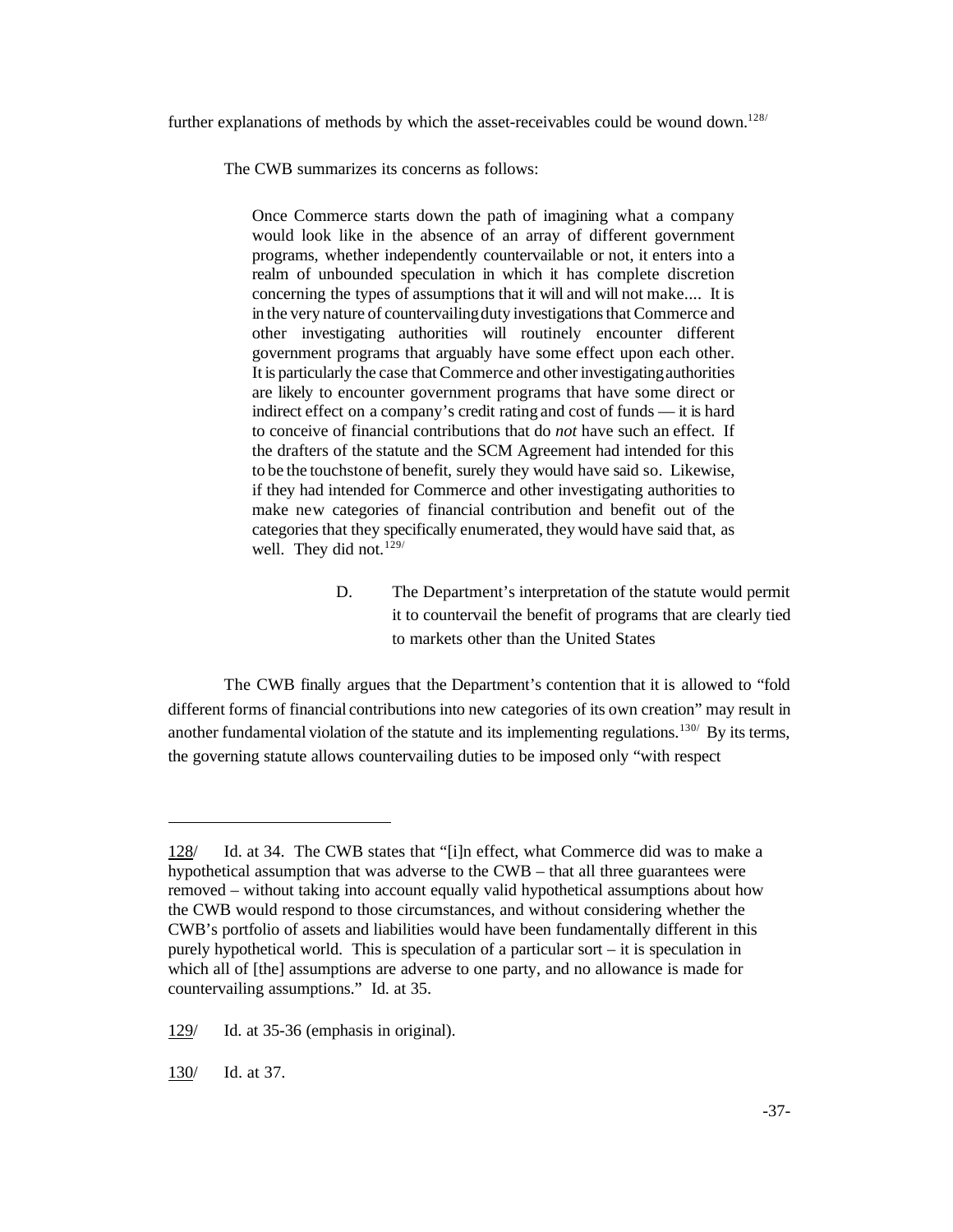further explanations of methods by which the asset-receivables could be wound down.[128]

The CWB summarizes its concerns as follows:

> Once Commerce starts down the path of imagining what a company would look like in the absence of an array of different government programs, whether independently countervailable or not, it enters into a realm of unbounded speculation in which it has complete discretion concerning the types of assumptions that it will and will not make.... It is in the very nature of countervailing duty investigations that Commerce and other investigating authorities will routinely encounter different government programs that arguably have some effect upon each other. It is particularly the case that Commerce and other investigating authorities are likely to encounter government programs that have some direct or indirect effect on a company's credit rating and cost of funds — it is hard to conceive of financial contributions that do *not* have such an effect. If the drafters of the statute and the SCM Agreement had intended for this to be the touchstone of benefit, surely they would have said so. Likewise, if they had intended for Commerce and other investigating authorities to make new categories of financial contribution and benefit out of the categories that they specifically enumerated, they would have said that, as well. They did not.[129]

D. The Department's interpretation of the statute would permit it to countervail the benefit of programs that are clearly tied to markets other than the United States

The CWB finally argues that the Department's contention that it is allowed to "fold different forms of financial contributions into new categories of its own creation" may result in another fundamental violation of the statute and its implementing regulations.[130] By its terms, the governing statute allows countervailing duties to be imposed only "with respect

---

128/ Id. at 34. The CWB states that "[i]n effect, what Commerce did was to make a hypothetical assumption that was adverse to the CWB – that all three guarantees were removed – without taking into account equally valid hypothetical assumptions about how the CWB would respond to those circumstances, and without considering whether the CWB's portfolio of assets and liabilities would have been fundamentally different in this purely hypothetical world. This is speculation of a particular sort – it is speculation in which all of [the] assumptions are adverse to one party, and no allowance is made for countervailing assumptions." Id. at 35.

129/ Id. at 35-36 (emphasis in original).

130/ Id. at 37.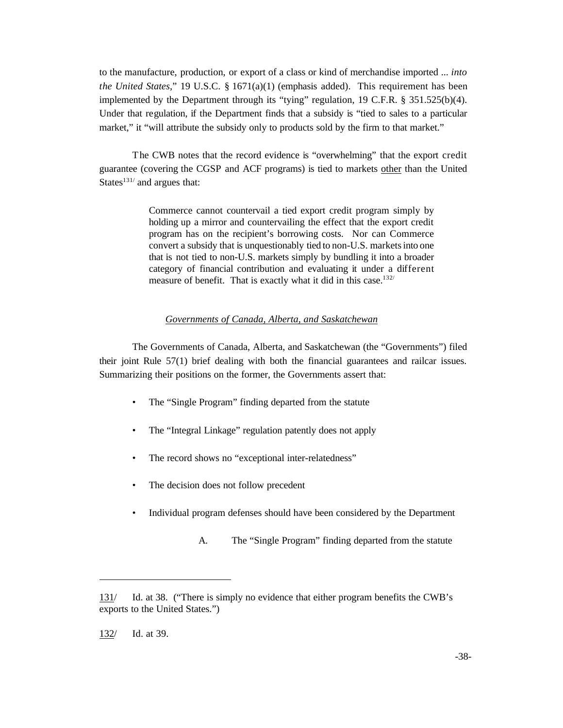to the manufacture, production, or export of a class or kind of merchandise imported ... *into the United States*," 19 U.S.C. § 1671(a)(1) (emphasis added). This requirement has been implemented by the Department through its "tying" regulation, 19 C.F.R. § 351.525(b)(4). Under that regulation, if the Department finds that a subsidy is "tied to sales to a particular market," it "will attribute the subsidy only to products sold by the firm to that market."

The CWB notes that the record evidence is "overwhelming" that the export credit guarantee (covering the CGSP and ACF programs) is tied to markets <u>other</u> than the United States[131/] and argues that:

> Commerce cannot countervail a tied export credit program simply by holding up a mirror and countervailing the effect that the export credit program has on the recipient's borrowing costs. Nor can Commerce convert a subsidy that is unquestionably tied to non-U.S. markets into one that is not tied to non-U.S. markets simply by bundling it into a broader category of financial contribution and evaluating it under a different measure of benefit. That is exactly what it did in this case.[132/]

*<u>Governments of Canada, Alberta, and Saskatchewan</u>*

The Governments of Canada, Alberta, and Saskatchewan (the "Governments") filed their joint Rule 57(1) brief dealing with both the financial guarantees and railcar issues. Summarizing their positions on the former, the Governments assert that:

- The "Single Program" finding departed from the statute
- The "Integral Linkage" regulation patently does not apply
- The record shows no "exceptional inter-relatedness"
- The decision does not follow precedent
- Individual program defenses should have been considered by the Department

A. The "Single Program" finding departed from the statute

---

<u>131</u>/ Id. at 38. ("There is simply no evidence that either program benefits the CWB's exports to the United States.")

<u>132</u>/ Id. at 39.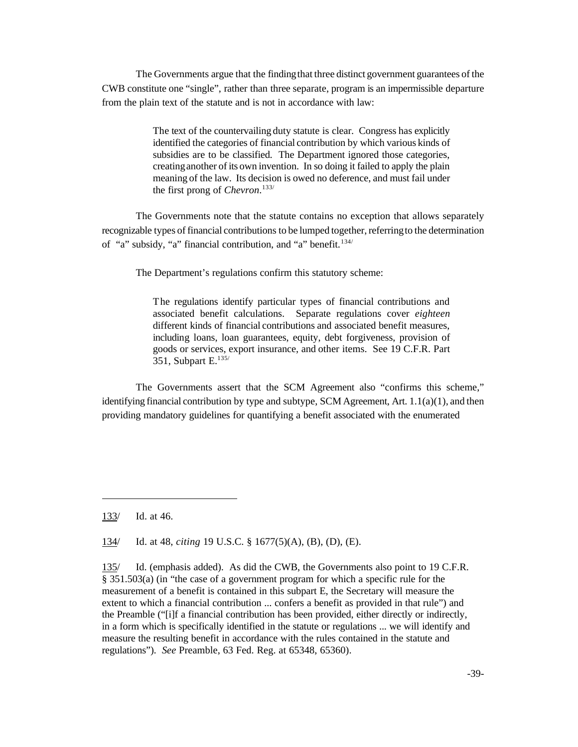The Governments argue that the finding that three distinct government guarantees of the CWB constitute one "single", rather than three separate, program is an impermissible departure from the plain text of the statute and is not in accordance with law:

> The text of the countervailing duty statute is clear. Congress has explicitly identified the categories of financial contribution by which various kinds of subsidies are to be classified. The Department ignored those categories, creating another of its own invention. In so doing it failed to apply the plain meaning of the law. Its decision is owed no deference, and must fail under the first prong of *Chevron*.[133/]

The Governments note that the statute contains no exception that allows separately recognizable types of financial contributions to be lumped together, referring to the determination of "a" subsidy, "a" financial contribution, and "a" benefit.[134/]

The Department's regulations confirm this statutory scheme:

> The regulations identify particular types of financial contributions and associated benefit calculations. Separate regulations cover *eighteen* different kinds of financial contributions and associated benefit measures, including loans, loan guarantees, equity, debt forgiveness, provision of goods or services, export insurance, and other items. See 19 C.F.R. Part 351, Subpart E.[135/]

The Governments assert that the SCM Agreement also "confirms this scheme," identifying financial contribution by type and subtype, SCM Agreement, Art. 1.1(a)(1), and then providing mandatory guidelines for quantifying a benefit associated with the enumerated

---

133/ Id. at 46.

134/ Id. at 48, *citing* 19 U.S.C. § 1677(5)(A), (B), (D), (E).

135/ Id. (emphasis added). As did the CWB, the Governments also point to 19 C.F.R. § 351.503(a) (in "the case of a government program for which a specific rule for the measurement of a benefit is contained in this subpart E, the Secretary will measure the extent to which a financial contribution ... confers a benefit as provided in that rule") and the Preamble ("[i]f a financial contribution has been provided, either directly or indirectly, in a form which is specifically identified in the statute or regulations ... we will identify and measure the resulting benefit in accordance with the rules contained in the statute and regulations"). *See* Preamble, 63 Fed. Reg. at 65348, 65360).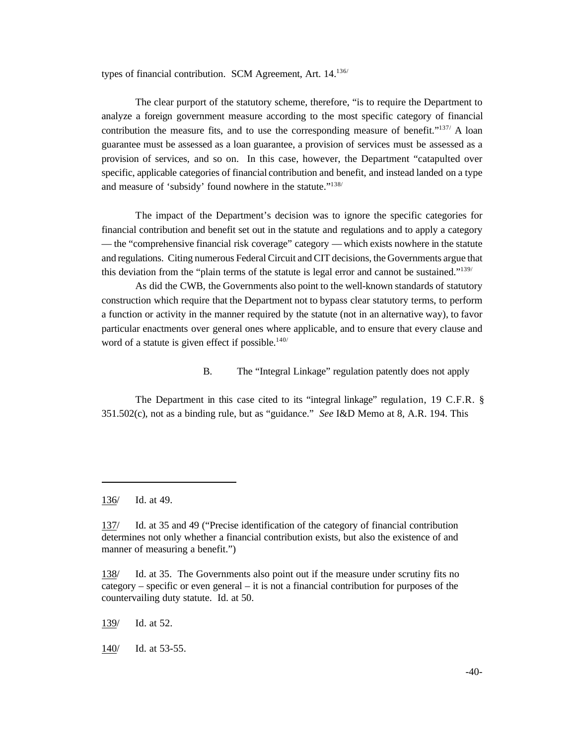types of financial contribution. SCM Agreement, Art. 14.[136/]

The clear purport of the statutory scheme, therefore, "is to require the Department to analyze a foreign government measure according to the most specific category of financial contribution the measure fits, and to use the corresponding measure of benefit."[137/] A loan guarantee must be assessed as a loan guarantee, a provision of services must be assessed as a provision of services, and so on. In this case, however, the Department "catapulted over specific, applicable categories of financial contribution and benefit, and instead landed on a type and measure of 'subsidy' found nowhere in the statute."[138/]

The impact of the Department's decision was to ignore the specific categories for financial contribution and benefit set out in the statute and regulations and to apply a category — the "comprehensive financial risk coverage" category — which exists nowhere in the statute and regulations. Citing numerous Federal Circuit and CIT decisions, the Governments argue that this deviation from the "plain terms of the statute is legal error and cannot be sustained."[139/]

As did the CWB, the Governments also point to the well-known standards of statutory construction which require that the Department not to bypass clear statutory terms, to perform a function or activity in the manner required by the statute (not in an alternative way), to favor particular enactments over general ones where applicable, and to ensure that every clause and word of a statute is given effect if possible.[140/]

### B. The "Integral Linkage" regulation patently does not apply

The Department in this case cited to its "integral linkage" regulation, 19 C.F.R. § 351.502(c), not as a binding rule, but as "guidance." *See* I&D Memo at 8, A.R. 194. This

---

136/ Id. at 49.

137/ Id. at 35 and 49 ("Precise identification of the category of financial contribution determines not only whether a financial contribution exists, but also the existence of and manner of measuring a benefit.")

138/ Id. at 35. The Governments also point out if the measure under scrutiny fits no category – specific or even general – it is not a financial contribution for purposes of the countervailing duty statute. Id. at 50.

139/ Id. at 52.

140/ Id. at 53-55.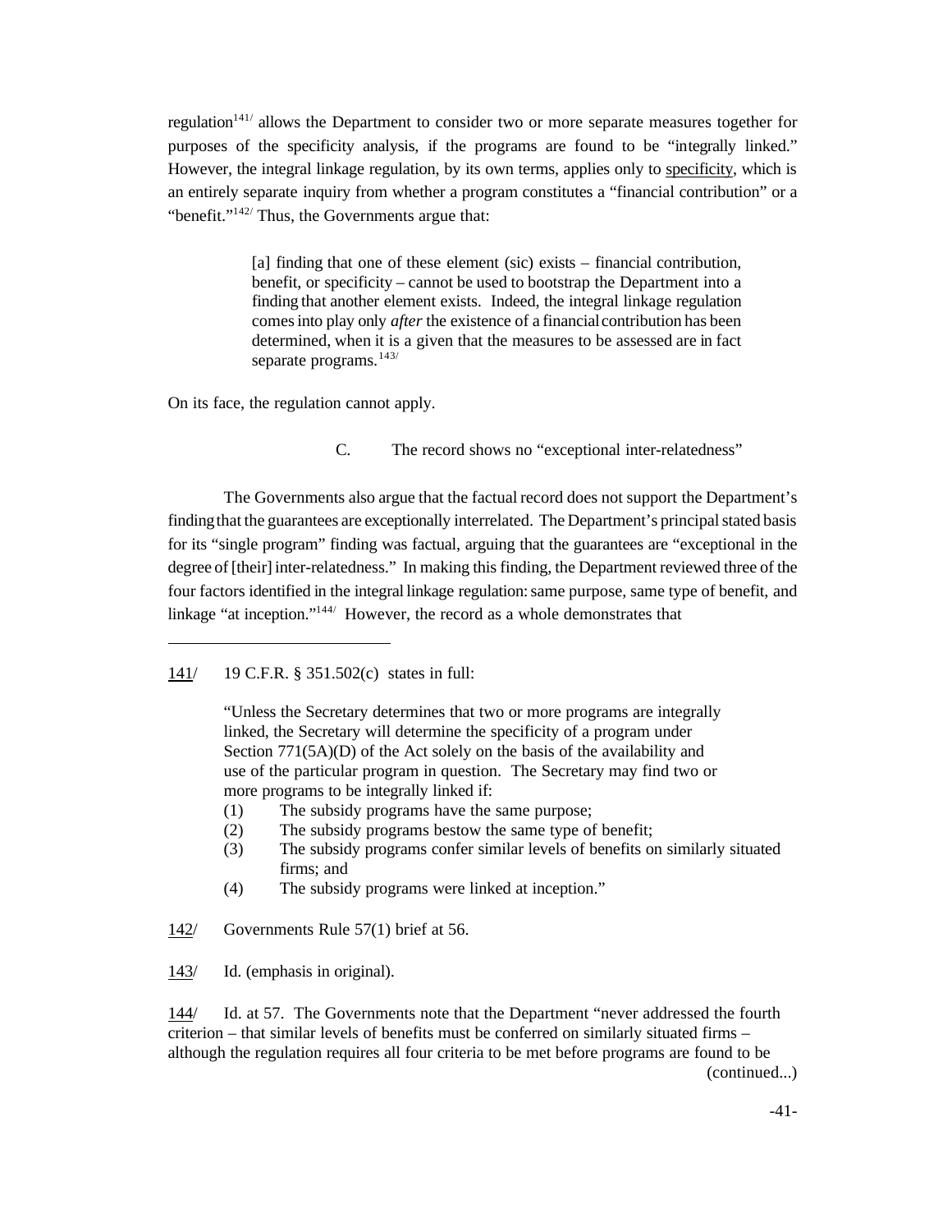regulation[141] allows the Department to consider two or more separate measures together for purposes of the specificity analysis, if the programs are found to be "integrally linked." However, the integral linkage regulation, by its own terms, applies only to specificity, which is an entirely separate inquiry from whether a program constitutes a "financial contribution" or a "benefit."[142] Thus, the Governments argue that:

> [a] finding that one of these element (sic) exists – financial contribution, benefit, or specificity – cannot be used to bootstrap the Department into a finding that another element exists. Indeed, the integral linkage regulation comes into play only *after* the existence of a financial contribution has been determined, when it is a given that the measures to be assessed are in fact separate programs.[143]

On its face, the regulation cannot apply.

### C. The record shows no "exceptional inter-relatedness"

The Governments also argue that the factual record does not support the Department's finding that the guarantees are exceptionally interrelated. The Department's principal stated basis for its "single program" finding was factual, arguing that the guarantees are "exceptional in the degree of [their] inter-relatedness." In making this finding, the Department reviewed three of the four factors identified in the integral linkage regulation: same purpose, same type of benefit, and linkage "at inception."[144] However, the record as a whole demonstrates that

---

141/ 19 C.F.R. § 351.502(c) states in full:

> "Unless the Secretary determines that two or more programs are integrally linked, the Secretary will determine the specificity of a program under Section 771(5A)(D) of the Act solely on the basis of the availability and use of the particular program in question. The Secretary may find two or more programs to be integrally linked if:
> (1) The subsidy programs have the same purpose;
> (2) The subsidy programs bestow the same type of benefit;
> (3) The subsidy programs confer similar levels of benefits on similarly situated firms; and
> (4) The subsidy programs were linked at inception."

142/ Governments Rule 57(1) brief at 56.

143/ Id. (emphasis in original).

144/ Id. at 57. The Governments note that the Department "never addressed the fourth criterion – that similar levels of benefits must be conferred on similarly situated firms – although the regulation requires all four criteria to be met before programs are found to be (continued...)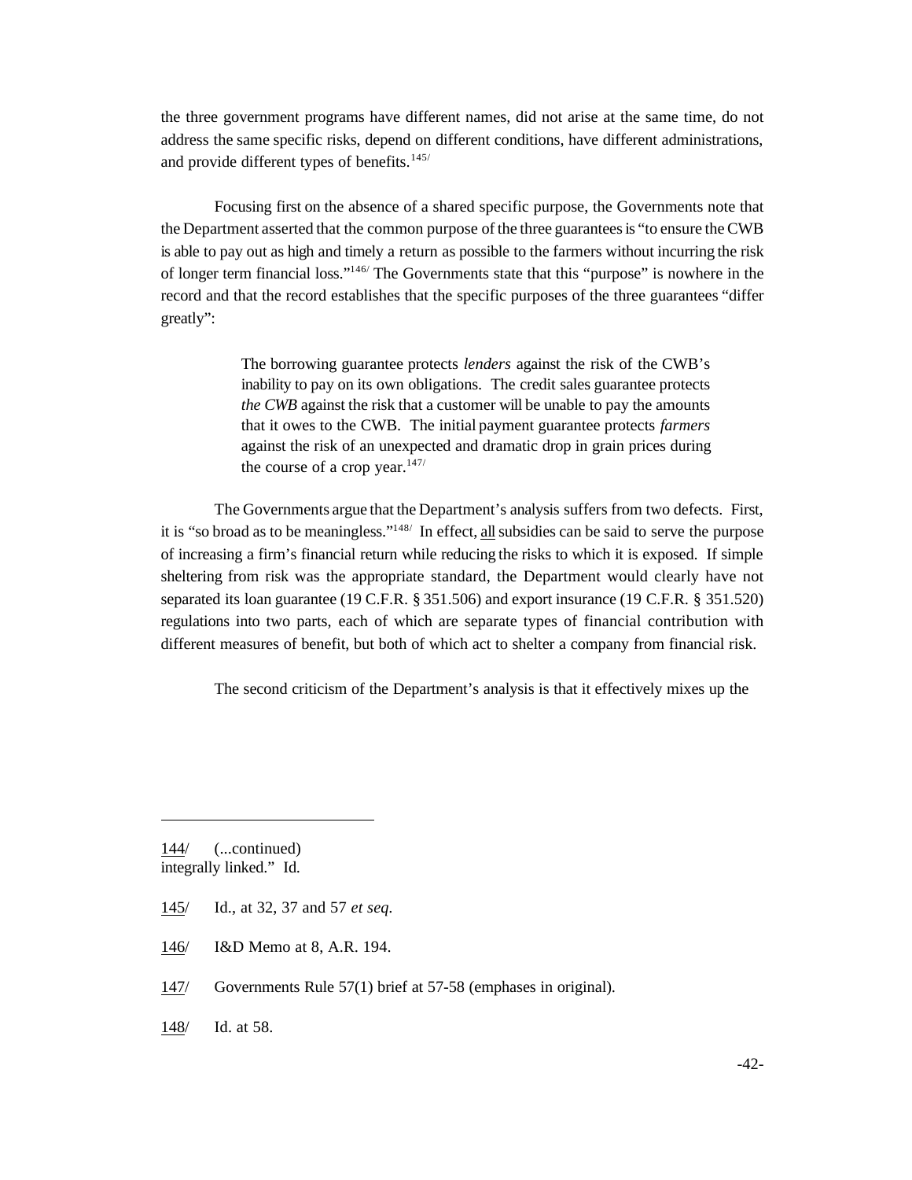the three government programs have different names, did not arise at the same time, do not address the same specific risks, depend on different conditions, have different administrations, and provide different types of benefits.[145/]

Focusing first on the absence of a shared specific purpose, the Governments note that the Department asserted that the common purpose of the three guarantees is "to ensure the CWB is able to pay out as high and timely a return as possible to the farmers without incurring the risk of longer term financial loss."[146/] The Governments state that this "purpose" is nowhere in the record and that the record establishes that the specific purposes of the three guarantees "differ greatly":

> The borrowing guarantee protects *lenders* against the risk of the CWB's inability to pay on its own obligations. The credit sales guarantee protects *the CWB* against the risk that a customer will be unable to pay the amounts that it owes to the CWB. The initial payment guarantee protects *farmers* against the risk of an unexpected and dramatic drop in grain prices during the course of a crop year.[147/]

The Governments argue that the Department's analysis suffers from two defects. First, it is "so broad as to be meaningless."[148/] In effect, all subsidies can be said to serve the purpose of increasing a firm's financial return while reducing the risks to which it is exposed. If simple sheltering from risk was the appropriate standard, the Department would clearly have not separated its loan guarantee (19 C.F.R. § 351.506) and export insurance (19 C.F.R. § 351.520) regulations into two parts, each of which are separate types of financial contribution with different measures of benefit, but both of which act to shelter a company from financial risk.

The second criticism of the Department's analysis is that it effectively mixes up the

---

144/ (...continued)
integrally linked." Id.

145/ Id., at 32, 37 and 57 *et seq.*

146/ I&D Memo at 8, A.R. 194.

147/ Governments Rule 57(1) brief at 57-58 (emphases in original).

148/ Id. at 58.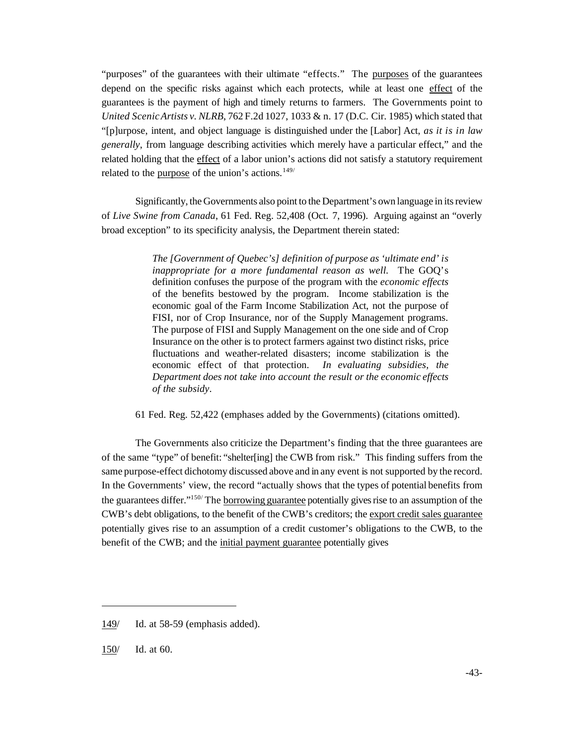"purposes" of the guarantees with their ultimate "effects." The purposes of the guarantees depend on the specific risks against which each protects, while at least one effect of the guarantees is the payment of high and timely returns to farmers. The Governments point to *United Scenic Artists v. NLRB*, 762 F.2d 1027, 1033 & n. 17 (D.C. Cir. 1985) which stated that "[p]urpose, intent, and object language is distinguished under the [Labor] Act, *as it is in law generally*, from language describing activities which merely have a particular effect," and the related holding that the effect of a labor union's actions did not satisfy a statutory requirement related to the purpose of the union's actions.[149]

Significantly, the Governments also point to the Department's own language in its review of *Live Swine from Canada*, 61 Fed. Reg. 52,408 (Oct. 7, 1996). Arguing against an "overly broad exception" to its specificity analysis, the Department therein stated:

> *The [Government of Quebec's] definition of purpose as 'ultimate end' is inappropriate for a more fundamental reason as well.* The GOQ's definition confuses the purpose of the program with the *economic effects* of the benefits bestowed by the program. Income stabilization is the economic goal of the Farm Income Stabilization Act, not the purpose of FISI, nor of Crop Insurance, nor of the Supply Management programs. The purpose of FISI and Supply Management on the one side and of Crop Insurance on the other is to protect farmers against two distinct risks, price fluctuations and weather-related disasters; income stabilization is the economic effect of that protection. *In evaluating subsidies, the Department does not take into account the result or the economic effects of the subsidy*.

61 Fed. Reg. 52,422 (emphases added by the Governments) (citations omitted).

The Governments also criticize the Department's finding that the three guarantees are of the same "type" of benefit: "shelter[ing] the CWB from risk." This finding suffers from the same purpose-effect dichotomy discussed above and in any event is not supported by the record. In the Governments' view, the record "actually shows that the types of potential benefits from the guarantees differ."[150] The borrowing guarantee potentially gives rise to an assumption of the CWB's debt obligations, to the benefit of the CWB's creditors; the export credit sales guarantee potentially gives rise to an assumption of a credit customer's obligations to the CWB, to the benefit of the CWB; and the initial payment guarantee potentially gives

---

149/ Id. at 58-59 (emphasis added).

150/ Id. at 60.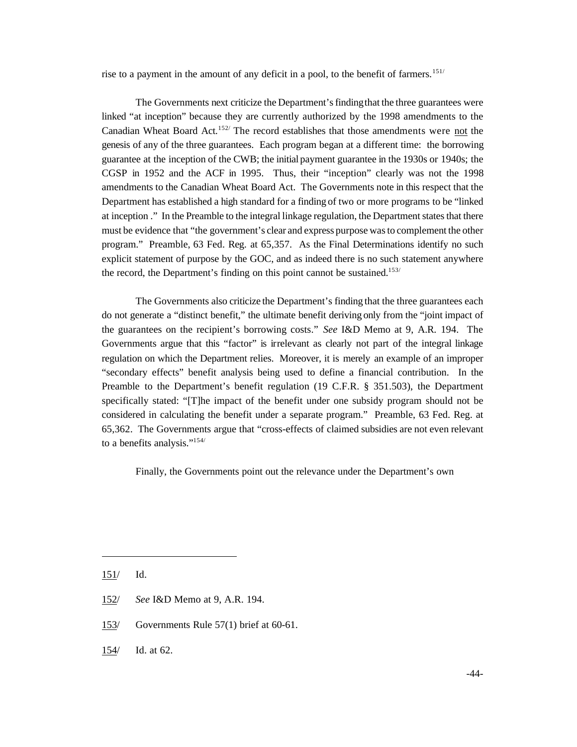rise to a payment in the amount of any deficit in a pool, to the benefit of farmers.[151]

The Governments next criticize the Department's finding that the three guarantees were linked "at inception" because they are currently authorized by the 1998 amendments to the Canadian Wheat Board Act.[152] The record establishes that those amendments were not the genesis of any of the three guarantees. Each program began at a different time: the borrowing guarantee at the inception of the CWB; the initial payment guarantee in the 1930s or 1940s; the CGSP in 1952 and the ACF in 1995. Thus, their "inception" clearly was not the 1998 amendments to the Canadian Wheat Board Act. The Governments note in this respect that the Department has established a high standard for a finding of two or more programs to be "linked at inception ." In the Preamble to the integral linkage regulation, the Department states that there must be evidence that "the government's clear and express purpose was to complement the other program." Preamble, 63 Fed. Reg. at 65,357. As the Final Determinations identify no such explicit statement of purpose by the GOC, and as indeed there is no such statement anywhere the record, the Department's finding on this point cannot be sustained.[153]

The Governments also criticize the Department's finding that the three guarantees each do not generate a "distinct benefit," the ultimate benefit deriving only from the "joint impact of the guarantees on the recipient's borrowing costs." *See* I&D Memo at 9, A.R. 194. The Governments argue that this "factor" is irrelevant as clearly not part of the integral linkage regulation on which the Department relies. Moreover, it is merely an example of an improper "secondary effects" benefit analysis being used to define a financial contribution. In the Preamble to the Department's benefit regulation (19 C.F.R. § 351.503), the Department specifically stated: "[T]he impact of the benefit under one subsidy program should not be considered in calculating the benefit under a separate program." Preamble, 63 Fed. Reg. at 65,362. The Governments argue that "cross-effects of claimed subsidies are not even relevant to a benefits analysis."[154]

Finally, the Governments point out the relevance under the Department's own

---

151/ Id.

152/ *See* I&D Memo at 9, A.R. 194.

153/ Governments Rule 57(1) brief at 60-61.

154/ Id. at 62.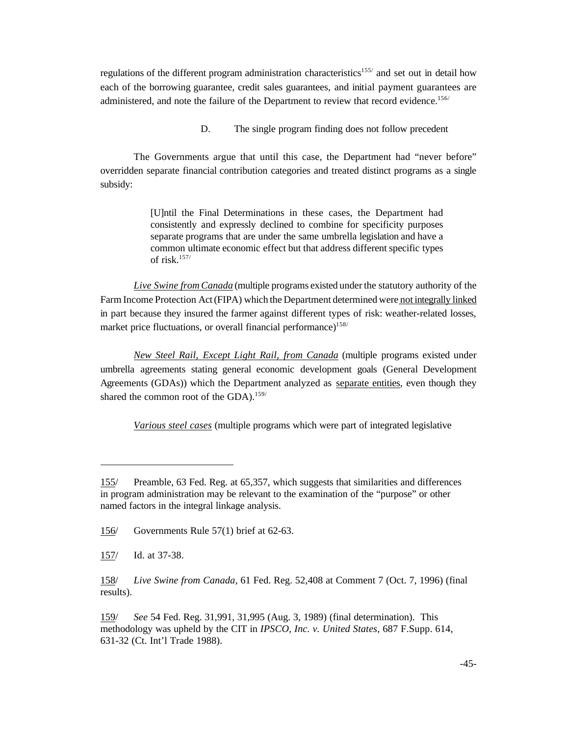regulations of the different program administration characteristics[155] and set out in detail how each of the borrowing guarantee, credit sales guarantees, and initial payment guarantees are administered, and note the failure of the Department to review that record evidence.[156]

D. The single program finding does not follow precedent

The Governments argue that until this case, the Department had "never before" overridden separate financial contribution categories and treated distinct programs as a single subsidy:

> [U]ntil the Final Determinations in these cases, the Department had consistently and expressly declined to combine for specificity purposes separate programs that are under the same umbrella legislation and have a common ultimate economic effect but that address different specific types of risk.[157]

*Live Swine from Canada* (multiple programs existed under the statutory authority of the Farm Income Protection Act (FIPA) which the Department determined were not integrally linked in part because they insured the farmer against different types of risk: weather-related losses, market price fluctuations, or overall financial performance)[158]

*New Steel Rail, Except Light Rail, from Canada* (multiple programs existed under umbrella agreements stating general economic development goals (General Development Agreements (GDAs)) which the Department analyzed as separate entities, even though they shared the common root of the GDA).[159]

*Various steel cases* (multiple programs which were part of integrated legislative

---

155/ Preamble, 63 Fed. Reg. at 65,357, which suggests that similarities and differences in program administration may be relevant to the examination of the "purpose" or other named factors in the integral linkage analysis.

156/ Governments Rule 57(1) brief at 62-63.

157/ Id. at 37-38.

158/ *Live Swine from Canada*, 61 Fed. Reg. 52,408 at Comment 7 (Oct. 7, 1996) (final results).

159/ *See* 54 Fed. Reg. 31,991, 31,995 (Aug. 3, 1989) (final determination). This methodology was upheld by the CIT in *IPSCO, Inc. v. United States*, 687 F.Supp. 614, 631-32 (Ct. Int'l Trade 1988).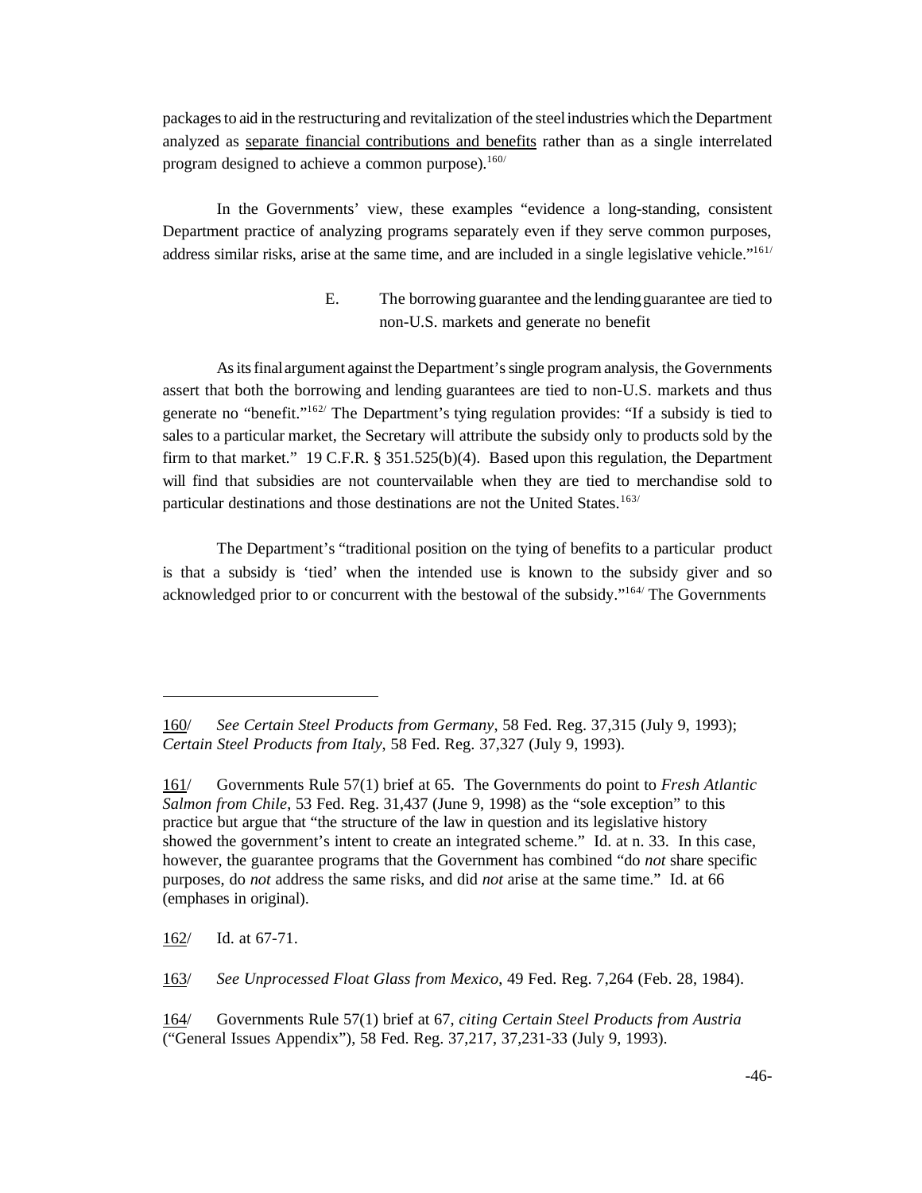packages to aid in the restructuring and revitalization of the steel industries which the Department analyzed as <u>separate financial contributions and benefits</u> rather than as a single interrelated program designed to achieve a common purpose).[160]

In the Governments' view, these examples "evidence a long-standing, consistent Department practice of analyzing programs separately even if they serve common purposes, address similar risks, arise at the same time, and are included in a single legislative vehicle."[161]

### E. The borrowing guarantee and the lending guarantee are tied to non-U.S. markets and generate no benefit

As its final argument against the Department's single program analysis, the Governments assert that both the borrowing and lending guarantees are tied to non-U.S. markets and thus generate no "benefit."[162] The Department's tying regulation provides: "If a subsidy is tied to sales to a particular market, the Secretary will attribute the subsidy only to products sold by the firm to that market." 19 C.F.R. § 351.525(b)(4). Based upon this regulation, the Department will find that subsidies are not countervailable when they are tied to merchandise sold to particular destinations and those destinations are not the United States.[163]

The Department's "traditional position on the tying of benefits to a particular product is that a subsidy is 'tied' when the intended use is known to the subsidy giver and so acknowledged prior to or concurrent with the bestowal of the subsidy."[164] The Governments

---

<u>160</u>/ *See Certain Steel Products from Germany*, 58 Fed. Reg. 37,315 (July 9, 1993); *Certain Steel Products from Italy*, 58 Fed. Reg. 37,327 (July 9, 1993).

<u>161</u>/ Governments Rule 57(1) brief at 65. The Governments do point to *Fresh Atlantic Salmon from Chile*, 53 Fed. Reg. 31,437 (June 9, 1998) as the "sole exception" to this practice but argue that "the structure of the law in question and its legislative history showed the government's intent to create an integrated scheme." Id. at n. 33. In this case, however, the guarantee programs that the Government has combined "do *not* share specific purposes, do *not* address the same risks, and did *not* arise at the same time." Id. at 66 (emphases in original).

<u>162</u>/ Id. at 67-71.

<u>163</u>/ *See Unprocessed Float Glass from Mexico*, 49 Fed. Reg. 7,264 (Feb. 28, 1984).

<u>164</u>/ Governments Rule 57(1) brief at 67, *citing Certain Steel Products from Austria* ("General Issues Appendix"), 58 Fed. Reg. 37,217, 37,231-33 (July 9, 1993).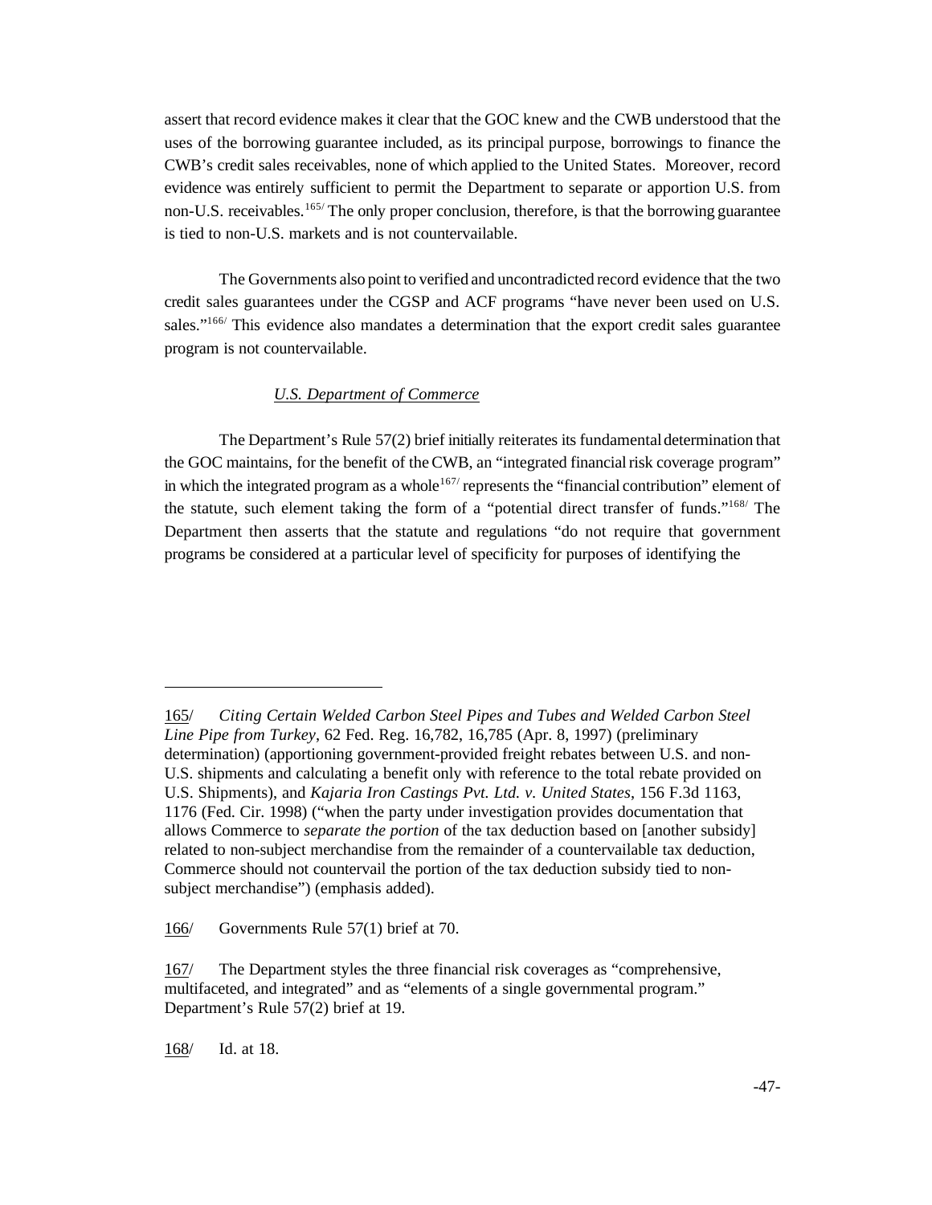assert that record evidence makes it clear that the GOC knew and the CWB understood that the uses of the borrowing guarantee included, as its principal purpose, borrowings to finance the CWB's credit sales receivables, none of which applied to the United States. Moreover, record evidence was entirely sufficient to permit the Department to separate or apportion U.S. from non-U.S. receivables.[165/] The only proper conclusion, therefore, is that the borrowing guarantee is tied to non-U.S. markets and is not countervailable.

The Governments also point to verified and uncontradicted record evidence that the two credit sales guarantees under the CGSP and ACF programs "have never been used on U.S. sales."[166/] This evidence also mandates a determination that the export credit sales guarantee program is not countervailable.

*U.S. Department of Commerce*

The Department's Rule 57(2) brief initially reiterates its fundamental determination that the GOC maintains, for the benefit of the CWB, an "integrated financial risk coverage program" in which the integrated program as a whole[167/] represents the "financial contribution" element of the statute, such element taking the form of a "potential direct transfer of funds."[168/] The Department then asserts that the statute and regulations "do not require that government programs be considered at a particular level of specificity for purposes of identifying the

---

165/ *Citing Certain Welded Carbon Steel Pipes and Tubes and Welded Carbon Steel Line Pipe from Turkey*, 62 Fed. Reg. 16,782, 16,785 (Apr. 8, 1997) (preliminary determination) (apportioning government-provided freight rebates between U.S. and non-U.S. shipments and calculating a benefit only with reference to the total rebate provided on U.S. Shipments), and *Kajaria Iron Castings Pvt. Ltd. v. United States*, 156 F.3d 1163, 1176 (Fed. Cir. 1998) ("when the party under investigation provides documentation that allows Commerce to *separate the portion* of the tax deduction based on [another subsidy] related to non-subject merchandise from the remainder of a countervailable tax deduction, Commerce should not countervail the portion of the tax deduction subsidy tied to non-subject merchandise") (emphasis added).

166/ Governments Rule 57(1) brief at 70.

167/ The Department styles the three financial risk coverages as "comprehensive, multifaceted, and integrated" and as "elements of a single governmental program." Department's Rule 57(2) brief at 19.

168/ Id. at 18.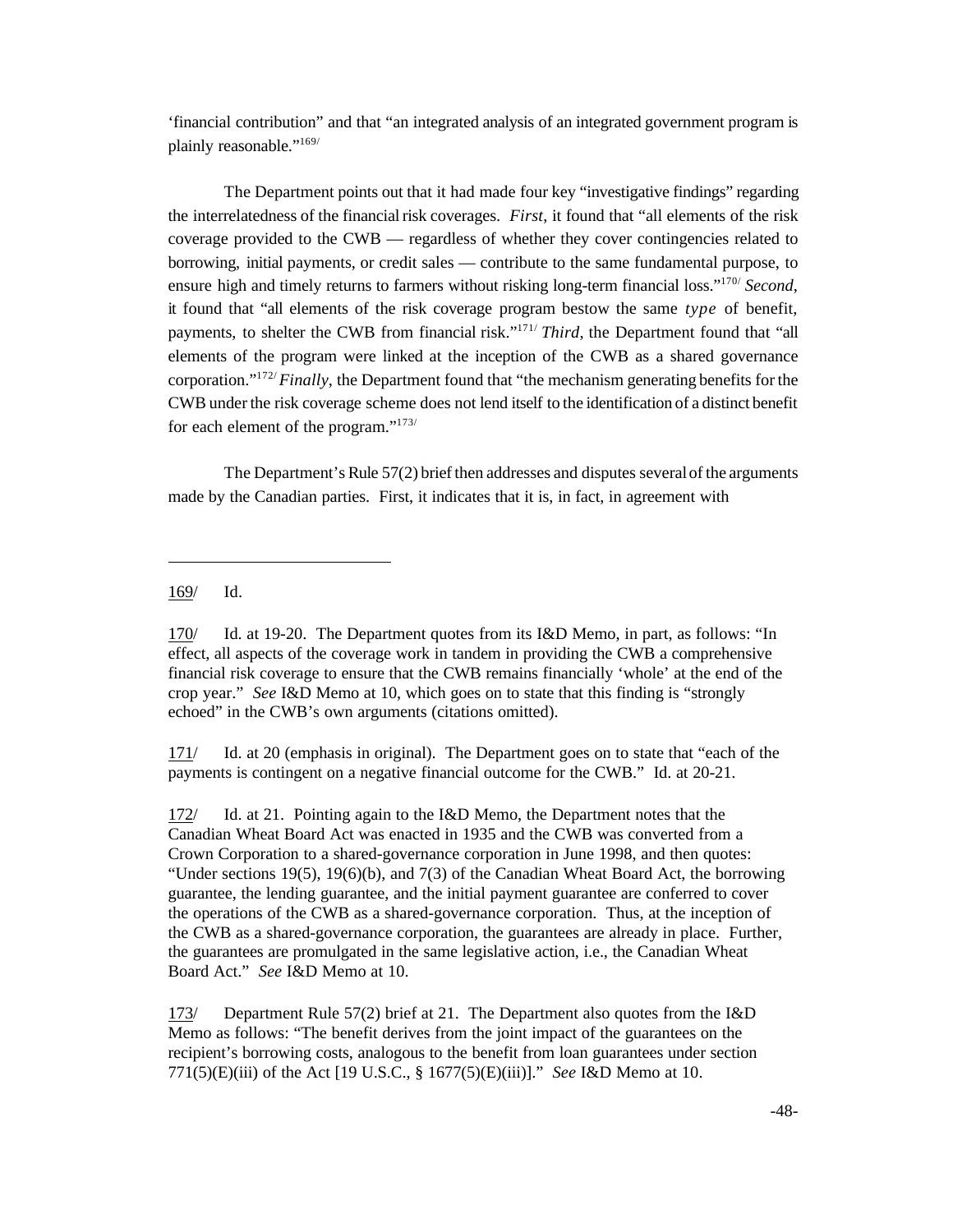'financial contribution" and that "an integrated analysis of an integrated government program is plainly reasonable."[169]

The Department points out that it had made four key "investigative findings" regarding the interrelatedness of the financial risk coverages. *First*, it found that "all elements of the risk coverage provided to the CWB — regardless of whether they cover contingencies related to borrowing, initial payments, or credit sales — contribute to the same fundamental purpose, to ensure high and timely returns to farmers without risking long-term financial loss."[170] *Second*, it found that "all elements of the risk coverage program bestow the same *type* of benefit, payments, to shelter the CWB from financial risk."[171] *Third*, the Department found that "all elements of the program were linked at the inception of the CWB as a shared governance corporation."[172] *Finally*, the Department found that "the mechanism generating benefits for the CWB under the risk coverage scheme does not lend itself to the identification of a distinct benefit for each element of the program."[173]

The Department's Rule 57(2) brief then addresses and disputes several of the arguments made by the Canadian parties. First, it indicates that it is, in fact, in agreement with

---

169/ Id.

170/ Id. at 19-20. The Department quotes from its I&D Memo, in part, as follows: "In effect, all aspects of the coverage work in tandem in providing the CWB a comprehensive financial risk coverage to ensure that the CWB remains financially 'whole' at the end of the crop year." *See* I&D Memo at 10, which goes on to state that this finding is "strongly echoed" in the CWB's own arguments (citations omitted).

171/ Id. at 20 (emphasis in original). The Department goes on to state that "each of the payments is contingent on a negative financial outcome for the CWB." Id. at 20-21.

172/ Id. at 21. Pointing again to the I&D Memo, the Department notes that the Canadian Wheat Board Act was enacted in 1935 and the CWB was converted from a Crown Corporation to a shared-governance corporation in June 1998, and then quotes: "Under sections 19(5), 19(6)(b), and 7(3) of the Canadian Wheat Board Act, the borrowing guarantee, the lending guarantee, and the initial payment guarantee are conferred to cover the operations of the CWB as a shared-governance corporation. Thus, at the inception of the CWB as a shared-governance corporation, the guarantees are already in place. Further, the guarantees are promulgated in the same legislative action, i.e., the Canadian Wheat Board Act." *See* I&D Memo at 10.

173/ Department Rule 57(2) brief at 21. The Department also quotes from the I&D Memo as follows: "The benefit derives from the joint impact of the guarantees on the recipient's borrowing costs, analogous to the benefit from loan guarantees under section 771(5)(E)(iii) of the Act [19 U.S.C., § 1677(5)(E)(iii)]." *See* I&D Memo at 10.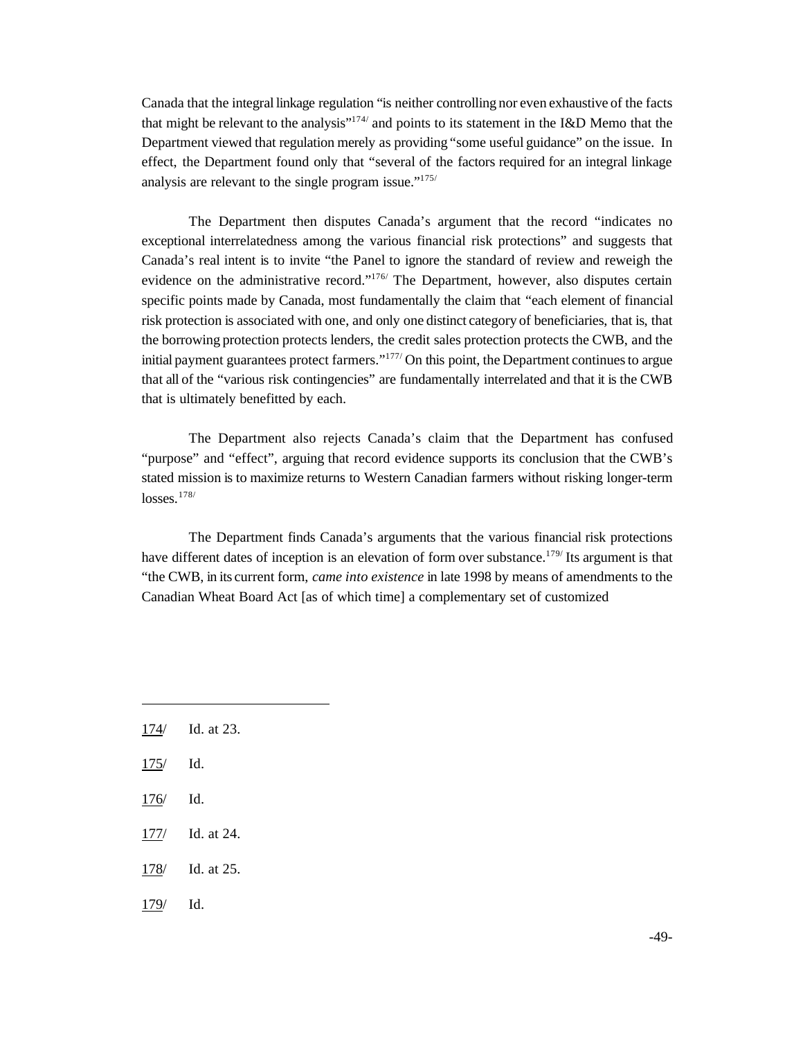Canada that the integral linkage regulation "is neither controlling nor even exhaustive of the facts that might be relevant to the analysis"[174] and points to its statement in the I&D Memo that the Department viewed that regulation merely as providing "some useful guidance" on the issue. In effect, the Department found only that "several of the factors required for an integral linkage analysis are relevant to the single program issue."[175]

The Department then disputes Canada's argument that the record "indicates no exceptional interrelatedness among the various financial risk protections" and suggests that Canada's real intent is to invite "the Panel to ignore the standard of review and reweigh the evidence on the administrative record."[176] The Department, however, also disputes certain specific points made by Canada, most fundamentally the claim that "each element of financial risk protection is associated with one, and only one distinct category of beneficiaries, that is, that the borrowing protection protects lenders, the credit sales protection protects the CWB, and the initial payment guarantees protect farmers."[177] On this point, the Department continues to argue that all of the "various risk contingencies" are fundamentally interrelated and that it is the CWB that is ultimately benefitted by each.

The Department also rejects Canada's claim that the Department has confused "purpose" and "effect", arguing that record evidence supports its conclusion that the CWB's stated mission is to maximize returns to Western Canadian farmers without risking longer-term losses.[178]

The Department finds Canada's arguments that the various financial risk protections have different dates of inception is an elevation of form over substance.[179] Its argument is that "the CWB, in its current form, *came into existence* in late 1998 by means of amendments to the Canadian Wheat Board Act [as of which time] a complementary set of customized

---

174/ Id. at 23.

175/ Id.

176/ Id.

177/ Id. at 24.

178/ Id. at 25.

179/ Id.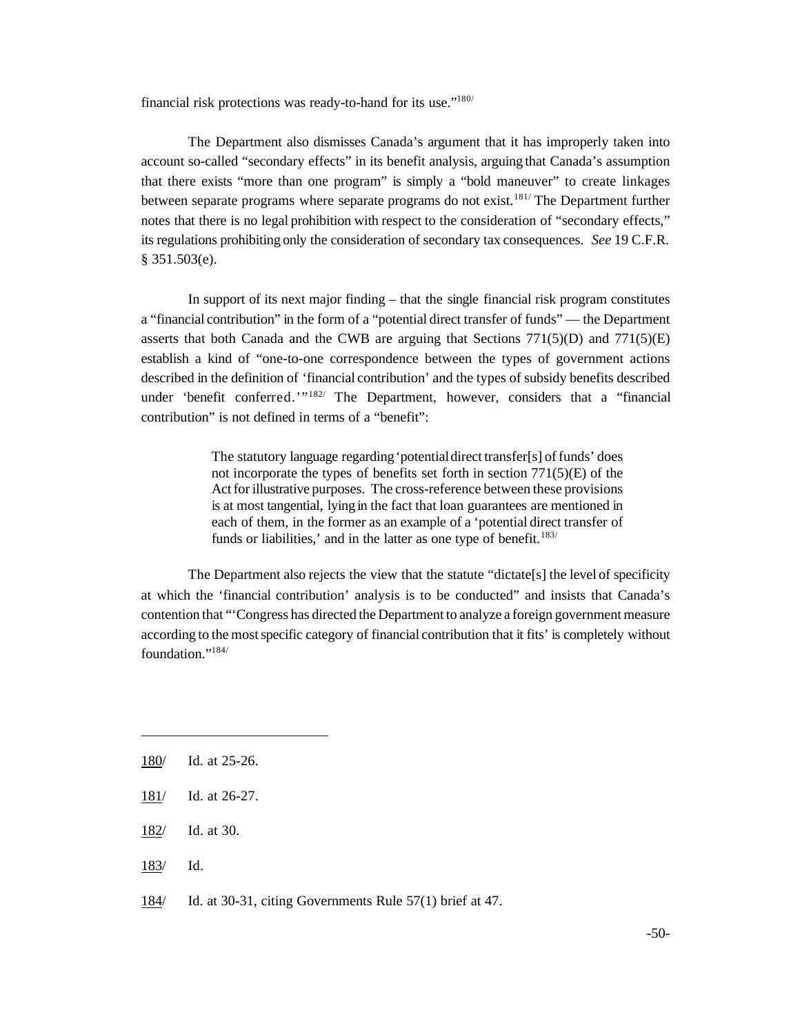financial risk protections was ready-to-hand for its use."[180]

The Department also dismisses Canada's argument that it has improperly taken into account so-called "secondary effects" in its benefit analysis, arguing that Canada's assumption that there exists "more than one program" is simply a "bold maneuver" to create linkages between separate programs where separate programs do not exist.[181] The Department further notes that there is no legal prohibition with respect to the consideration of "secondary effects," its regulations prohibiting only the consideration of secondary tax consequences. *See* 19 C.F.R. § 351.503(e).

In support of its next major finding – that the single financial risk program constitutes a "financial contribution" in the form of a "potential direct transfer of funds" — the Department asserts that both Canada and the CWB are arguing that Sections 771(5)(D) and 771(5)(E) establish a kind of "one-to-one correspondence between the types of government actions described in the definition of 'financial contribution' and the types of subsidy benefits described under 'benefit conferred.'"[182] The Department, however, considers that a "financial contribution" is not defined in terms of a "benefit":

> The statutory language regarding 'potential direct transfer[s] of funds' does not incorporate the types of benefits set forth in section 771(5)(E) of the Act for illustrative purposes. The cross-reference between these provisions is at most tangential, lying in the fact that loan guarantees are mentioned in each of them, in the former as an example of a 'potential direct transfer of funds or liabilities,' and in the latter as one type of benefit.[183]

The Department also rejects the view that the statute "dictate[s] the level of specificity at which the 'financial contribution' analysis is to be conducted" and insists that Canada's contention that "'Congress has directed the Department to analyze a foreign government measure according to the most specific category of financial contribution that it fits' is completely without foundation."[184]

---

180/ Id. at 25-26.

181/ Id. at 26-27.

182/ Id. at 30.

183/ Id.

184/ Id. at 30-31, citing Governments Rule 57(1) brief at 47.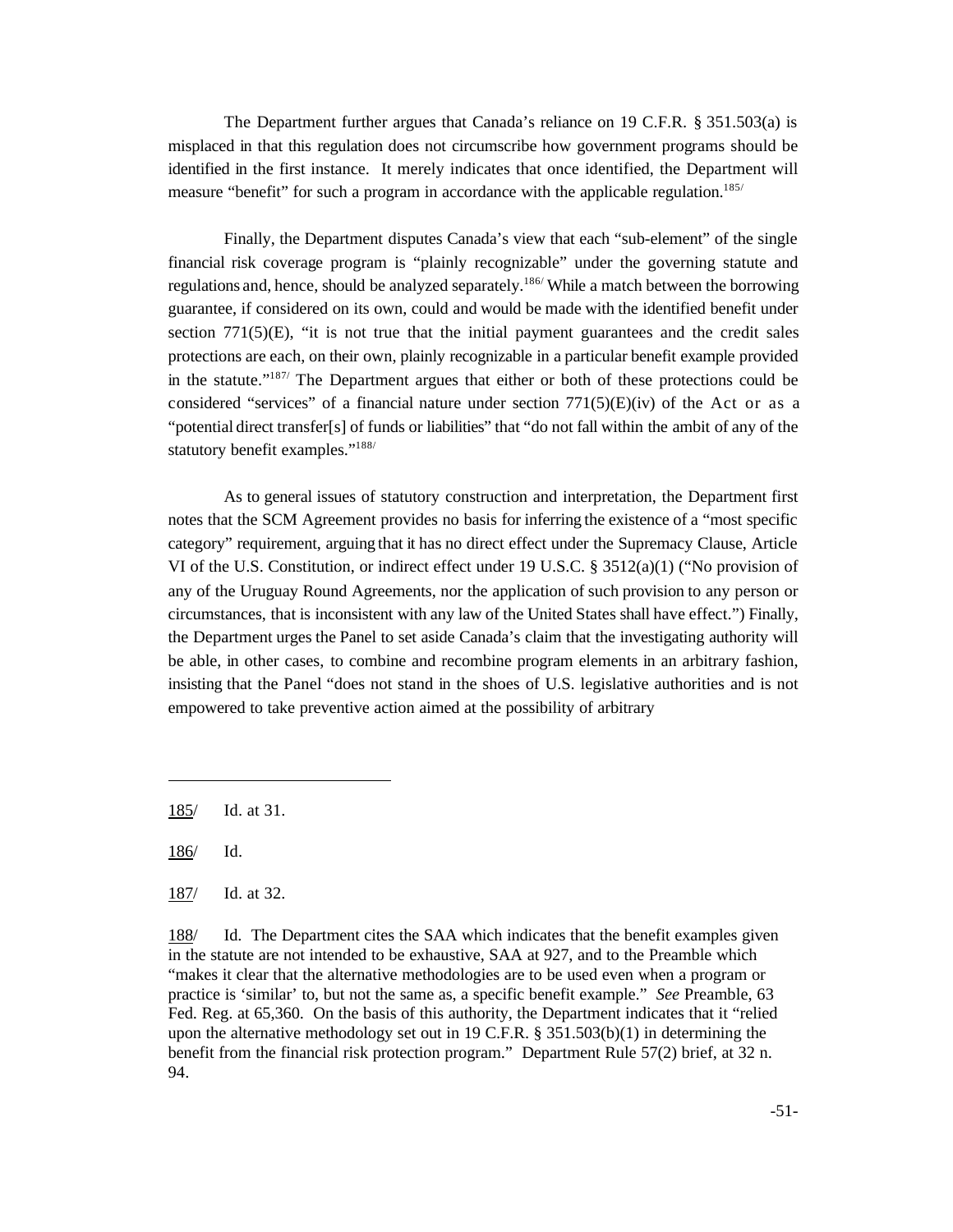The Department further argues that Canada's reliance on 19 C.F.R. § 351.503(a) is misplaced in that this regulation does not circumscribe how government programs should be identified in the first instance. It merely indicates that once identified, the Department will measure "benefit" for such a program in accordance with the applicable regulation.[185]

Finally, the Department disputes Canada's view that each "sub-element" of the single financial risk coverage program is "plainly recognizable" under the governing statute and regulations and, hence, should be analyzed separately.[186] While a match between the borrowing guarantee, if considered on its own, could and would be made with the identified benefit under section 771(5)(E), "it is not true that the initial payment guarantees and the credit sales protections are each, on their own, plainly recognizable in a particular benefit example provided in the statute."[187] The Department argues that either or both of these protections could be considered "services" of a financial nature under section 771(5)(E)(iv) of the Act or as a "potential direct transfer[s] of funds or liabilities" that "do not fall within the ambit of any of the statutory benefit examples."[188]

As to general issues of statutory construction and interpretation, the Department first notes that the SCM Agreement provides no basis for inferring the existence of a "most specific category" requirement, arguing that it has no direct effect under the Supremacy Clause, Article VI of the U.S. Constitution, or indirect effect under 19 U.S.C. § 3512(a)(1) ("No provision of any of the Uruguay Round Agreements, nor the application of such provision to any person or circumstances, that is inconsistent with any law of the United States shall have effect.") Finally, the Department urges the Panel to set aside Canada's claim that the investigating authority will be able, in other cases, to combine and recombine program elements in an arbitrary fashion, insisting that the Panel "does not stand in the shoes of U.S. legislative authorities and is not empowered to take preventive action aimed at the possibility of arbitrary

---

185/ Id. at 31.

186/ Id.

187/ Id. at 32.

188/ Id. The Department cites the SAA which indicates that the benefit examples given in the statute are not intended to be exhaustive, SAA at 927, and to the Preamble which "makes it clear that the alternative methodologies are to be used even when a program or practice is 'similar' to, but not the same as, a specific benefit example." *See* Preamble, 63 Fed. Reg. at 65,360. On the basis of this authority, the Department indicates that it "relied upon the alternative methodology set out in 19 C.F.R. § 351.503(b)(1) in determining the benefit from the financial risk protection program." Department Rule 57(2) brief, at 32 n. 94.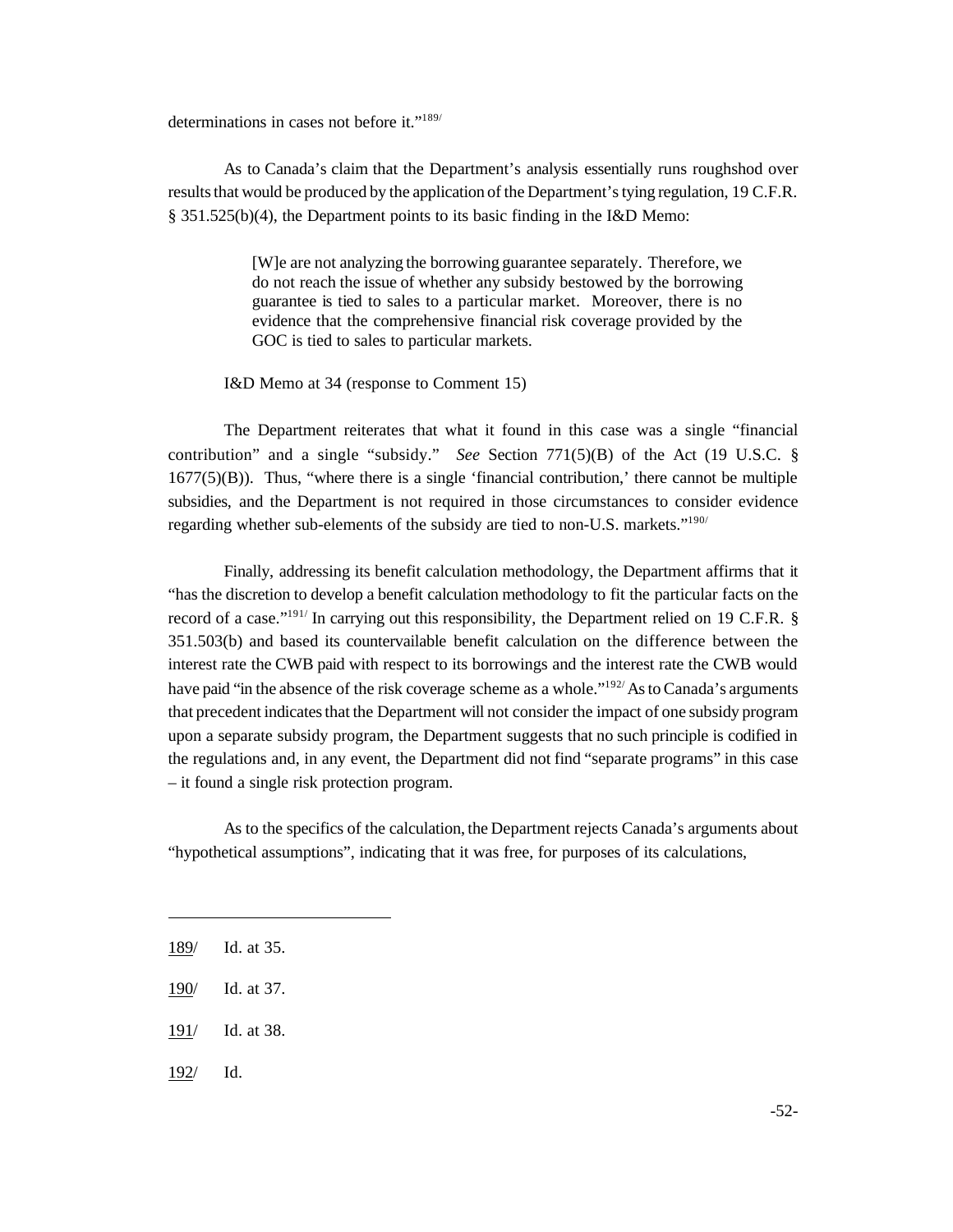determinations in cases not before it."[189]

As to Canada's claim that the Department's analysis essentially runs roughshod over results that would be produced by the application of the Department's tying regulation, 19 C.F.R. § 351.525(b)(4), the Department points to its basic finding in the I&D Memo:

> [W]e are not analyzing the borrowing guarantee separately. Therefore, we do not reach the issue of whether any subsidy bestowed by the borrowing guarantee is tied to sales to a particular market. Moreover, there is no evidence that the comprehensive financial risk coverage provided by the GOC is tied to sales to particular markets.

I&D Memo at 34 (response to Comment 15)

The Department reiterates that what it found in this case was a single "financial contribution" and a single "subsidy." *See* Section 771(5)(B) of the Act (19 U.S.C. § 1677(5)(B)). Thus, "where there is a single 'financial contribution,' there cannot be multiple subsidies, and the Department is not required in those circumstances to consider evidence regarding whether sub-elements of the subsidy are tied to non-U.S. markets."[190]

Finally, addressing its benefit calculation methodology, the Department affirms that it "has the discretion to develop a benefit calculation methodology to fit the particular facts on the record of a case."[191] In carrying out this responsibility, the Department relied on 19 C.F.R. § 351.503(b) and based its countervailable benefit calculation on the difference between the interest rate the CWB paid with respect to its borrowings and the interest rate the CWB would have paid "in the absence of the risk coverage scheme as a whole."[192] As to Canada's arguments that precedent indicates that the Department will not consider the impact of one subsidy program upon a separate subsidy program, the Department suggests that no such principle is codified in the regulations and, in any event, the Department did not find "separate programs" in this case – it found a single risk protection program.

As to the specifics of the calculation, the Department rejects Canada's arguments about "hypothetical assumptions", indicating that it was free, for purposes of its calculations,

---

189/ Id. at 35.

190/ Id. at 37.

191/ Id. at 38.

192/ Id.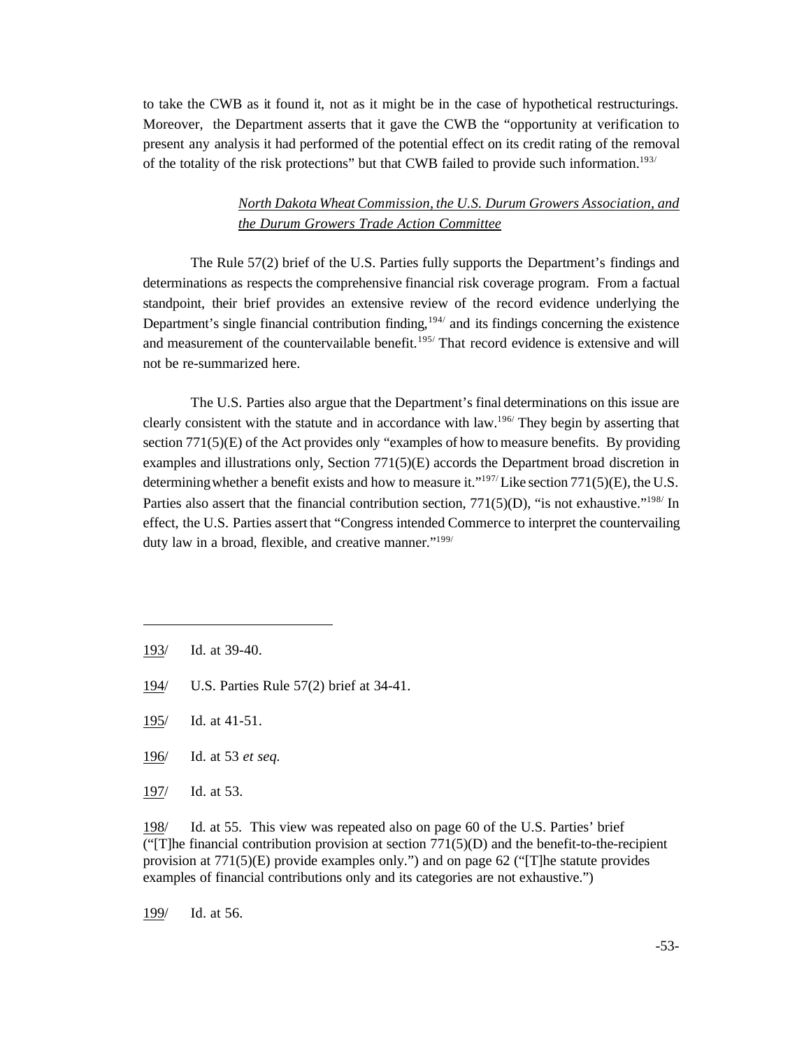to take the CWB as it found it, not as it might be in the case of hypothetical restructurings. Moreover, the Department asserts that it gave the CWB the "opportunity at verification to present any analysis it had performed of the potential effect on its credit rating of the removal of the totality of the risk protections" but that CWB failed to provide such information.[193]

*North Dakota Wheat Commission, the U.S. Durum Growers Association, and the Durum Growers Trade Action Committee*

The Rule 57(2) brief of the U.S. Parties fully supports the Department's findings and determinations as respects the comprehensive financial risk coverage program. From a factual standpoint, their brief provides an extensive review of the record evidence underlying the Department's single financial contribution finding,[194] and its findings concerning the existence and measurement of the countervailable benefit.[195] That record evidence is extensive and will not be re-summarized here.

The U.S. Parties also argue that the Department's final determinations on this issue are clearly consistent with the statute and in accordance with law.[196] They begin by asserting that section 771(5)(E) of the Act provides only "examples of how to measure benefits. By providing examples and illustrations only, Section 771(5)(E) accords the Department broad discretion in determining whether a benefit exists and how to measure it."[197] Like section 771(5)(E), the U.S. Parties also assert that the financial contribution section, 771(5)(D), "is not exhaustive."[198] In effect, the U.S. Parties assert that "Congress intended Commerce to interpret the countervailing duty law in a broad, flexible, and creative manner."[199]

---

193/ Id. at 39-40.

194/ U.S. Parties Rule 57(2) brief at 34-41.

195/ Id. at 41-51.

196/ Id. at 53 *et seq.*

197/ Id. at 53.

198/ Id. at 55. This view was repeated also on page 60 of the U.S. Parties' brief ("[T]he financial contribution provision at section 771(5)(D) and the benefit-to-the-recipient provision at 771(5)(E) provide examples only.") and on page 62 ("[T]he statute provides examples of financial contributions only and its categories are not exhaustive.")

199/ Id. at 56.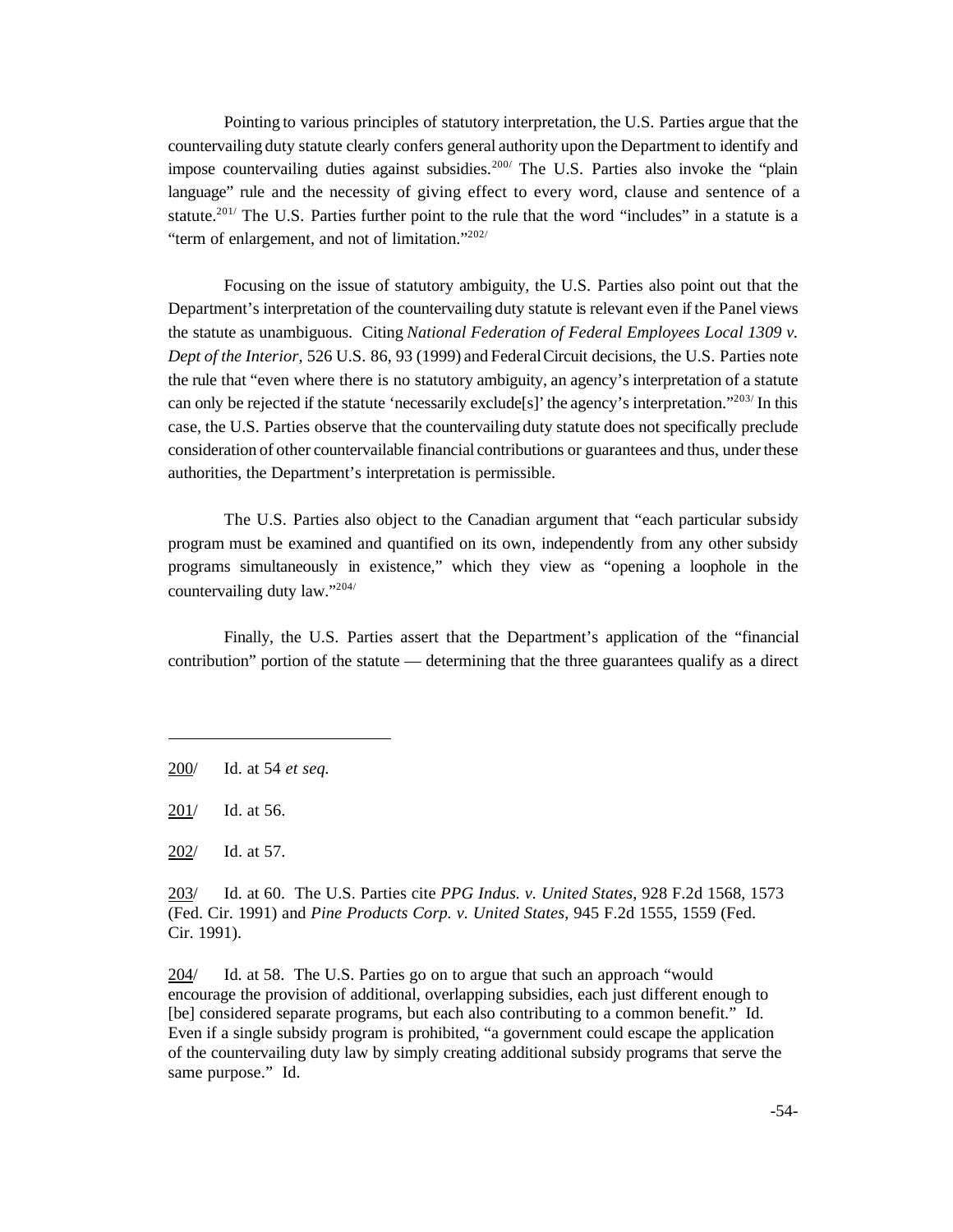Pointing to various principles of statutory interpretation, the U.S. Parties argue that the countervailing duty statute clearly confers general authority upon the Department to identify and impose countervailing duties against subsidies.[200] The U.S. Parties also invoke the "plain language" rule and the necessity of giving effect to every word, clause and sentence of a statute.[201] The U.S. Parties further point to the rule that the word "includes" in a statute is a "term of enlargement, and not of limitation."[202]

Focusing on the issue of statutory ambiguity, the U.S. Parties also point out that the Department's interpretation of the countervailing duty statute is relevant even if the Panel views the statute as unambiguous. Citing *National Federation of Federal Employees Local 1309 v. Dept of the Interior*, 526 U.S. 86, 93 (1999) and Federal Circuit decisions, the U.S. Parties note the rule that "even where there is no statutory ambiguity, an agency's interpretation of a statute can only be rejected if the statute 'necessarily exclude[s]' the agency's interpretation."[203] In this case, the U.S. Parties observe that the countervailing duty statute does not specifically preclude consideration of other countervailable financial contributions or guarantees and thus, under these authorities, the Department's interpretation is permissible.

The U.S. Parties also object to the Canadian argument that "each particular subsidy program must be examined and quantified on its own, independently from any other subsidy programs simultaneously in existence," which they view as "opening a loophole in the countervailing duty law."[204]

Finally, the U.S. Parties assert that the Department's application of the "financial contribution" portion of the statute — determining that the three guarantees qualify as a direct

---

200/ Id. at 54 *et seq.*

201/ Id. at 56.

202/ Id. at 57.

203/ Id. at 60. The U.S. Parties cite *PPG Indus. v. United States*, 928 F.2d 1568, 1573 (Fed. Cir. 1991) and *Pine Products Corp. v. United States*, 945 F.2d 1555, 1559 (Fed. Cir. 1991).

204/ Id. at 58. The U.S. Parties go on to argue that such an approach "would encourage the provision of additional, overlapping subsidies, each just different enough to [be] considered separate programs, but each also contributing to a common benefit." Id. Even if a single subsidy program is prohibited, "a government could escape the application of the countervailing duty law by simply creating additional subsidy programs that serve the same purpose." Id.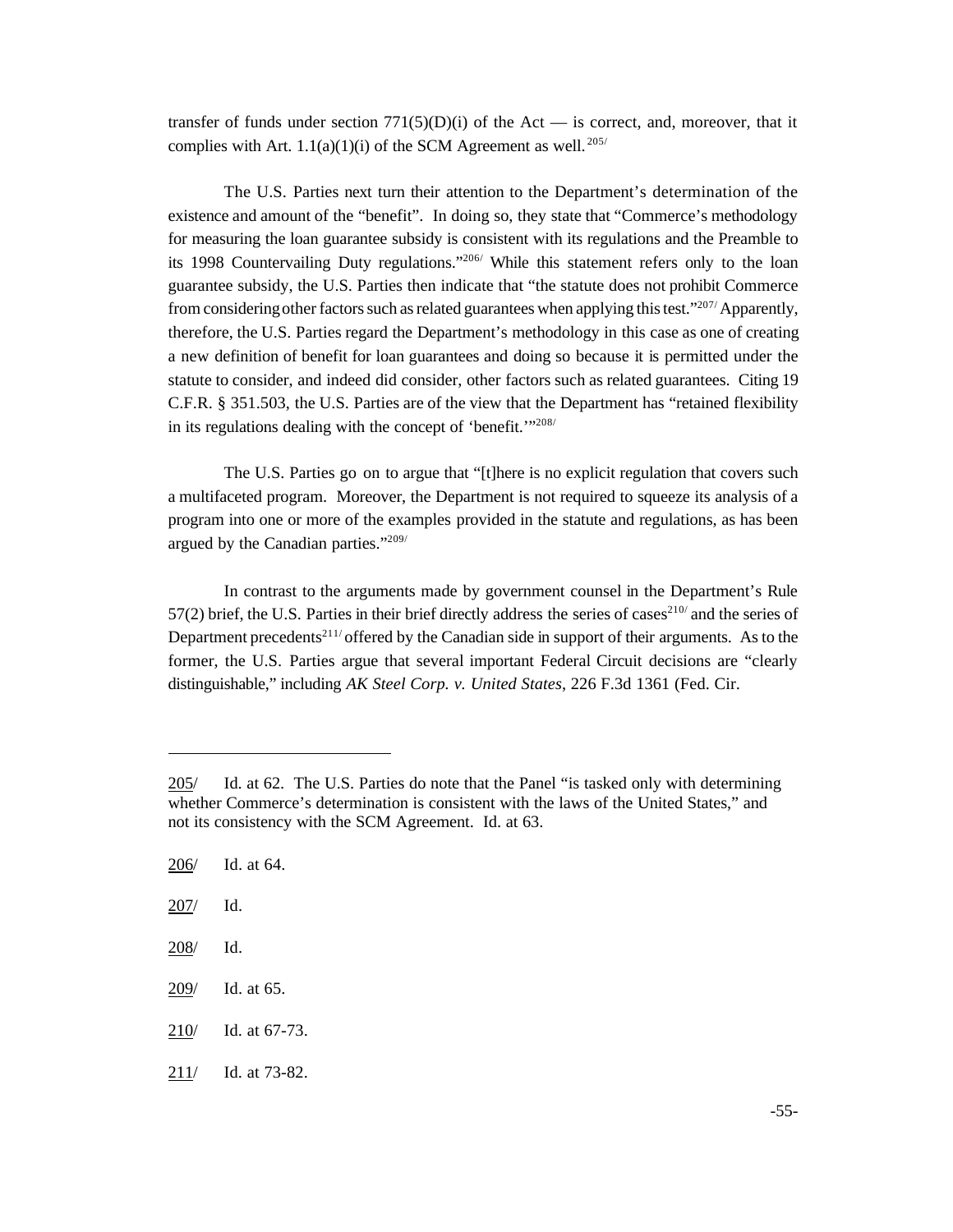transfer of funds under section 771(5)(D)(i) of the Act — is correct, and, moreover, that it complies with Art. 1.1(a)(1)(i) of the SCM Agreement as well.[205/]

The U.S. Parties next turn their attention to the Department's determination of the existence and amount of the "benefit". In doing so, they state that "Commerce's methodology for measuring the loan guarantee subsidy is consistent with its regulations and the Preamble to its 1998 Countervailing Duty regulations."[206/] While this statement refers only to the loan guarantee subsidy, the U.S. Parties then indicate that "the statute does not prohibit Commerce from considering other factors such as related guarantees when applying this test."[207/] Apparently, therefore, the U.S. Parties regard the Department's methodology in this case as one of creating a new definition of benefit for loan guarantees and doing so because it is permitted under the statute to consider, and indeed did consider, other factors such as related guarantees. Citing 19 C.F.R. § 351.503, the U.S. Parties are of the view that the Department has "retained flexibility in its regulations dealing with the concept of 'benefit.'"[208/]

The U.S. Parties go on to argue that "[t]here is no explicit regulation that covers such a multifaceted program. Moreover, the Department is not required to squeeze its analysis of a program into one or more of the examples provided in the statute and regulations, as has been argued by the Canadian parties."[209/]

In contrast to the arguments made by government counsel in the Department's Rule 57(2) brief, the U.S. Parties in their brief directly address the series of cases[210/] and the series of Department precedents[211/] offered by the Canadian side in support of their arguments. As to the former, the U.S. Parties argue that several important Federal Circuit decisions are "clearly distinguishable," including *AK Steel Corp. v. United States*, 226 F.3d 1361 (Fed. Cir.

---

205/ Id. at 62. The U.S. Parties do note that the Panel "is tasked only with determining whether Commerce's determination is consistent with the laws of the United States," and not its consistency with the SCM Agreement. Id. at 63.

206/ Id. at 64.

207/ Id.

208/ Id.

209/ Id. at 65.

210/ Id. at 67-73.

211/ Id. at 73-82.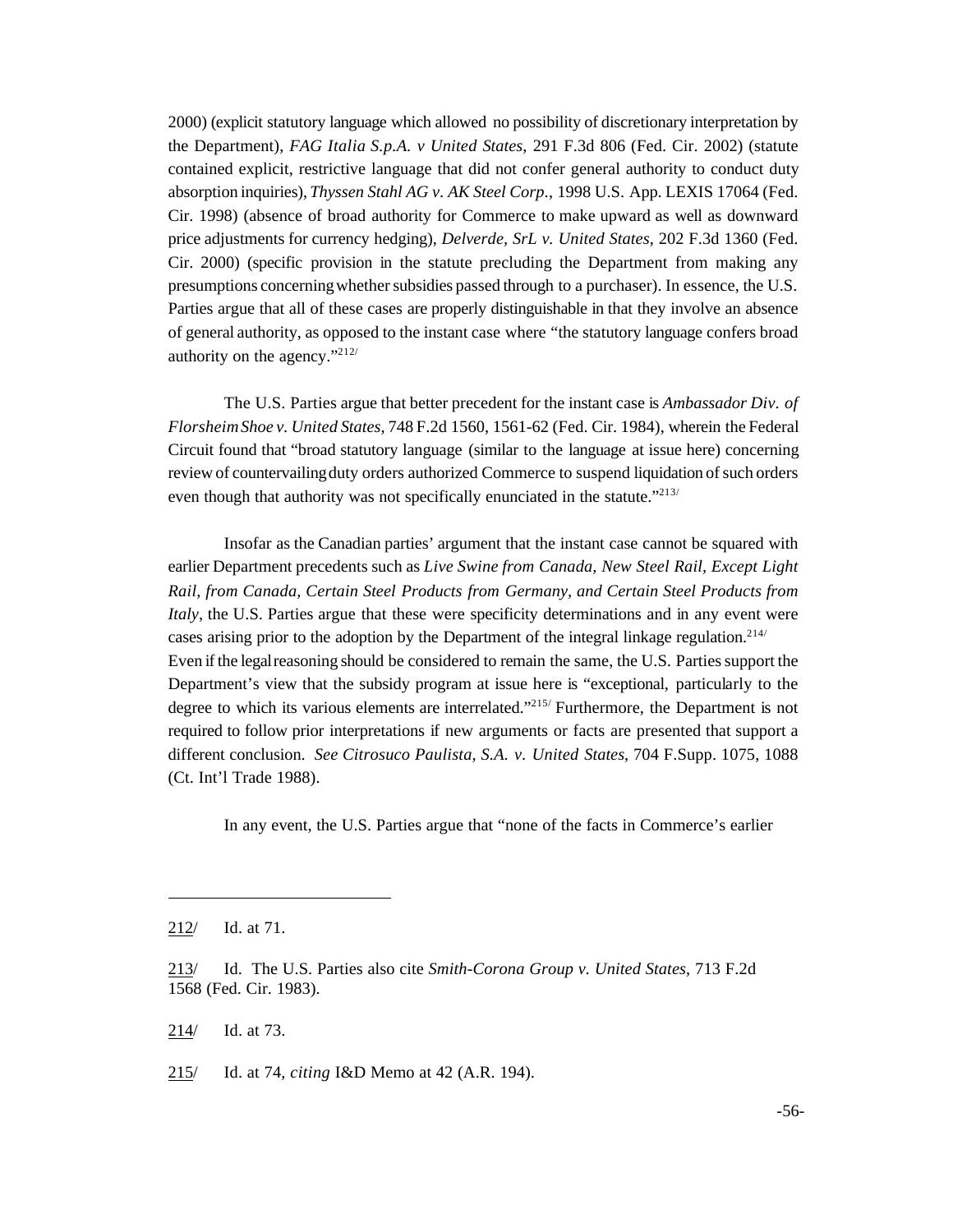2000) (explicit statutory language which allowed no possibility of discretionary interpretation by the Department), *FAG Italia S.p.A. v United States*, 291 F.3d 806 (Fed. Cir. 2002) (statute contained explicit, restrictive language that did not confer general authority to conduct duty absorption inquiries), *Thyssen Stahl AG v. AK Steel Corp*., 1998 U.S. App. LEXIS 17064 (Fed. Cir. 1998) (absence of broad authority for Commerce to make upward as well as downward price adjustments for currency hedging), *Delverde, SrL v. United States*, 202 F.3d 1360 (Fed. Cir. 2000) (specific provision in the statute precluding the Department from making any presumptions concerning whether subsidies passed through to a purchaser). In essence, the U.S. Parties argue that all of these cases are properly distinguishable in that they involve an absence of general authority, as opposed to the instant case where "the statutory language confers broad authority on the agency."[212]

The U.S. Parties argue that better precedent for the instant case is *Ambassador Div. of Florsheim Shoe v. United States*, 748 F.2d 1560, 1561-62 (Fed. Cir. 1984), wherein the Federal Circuit found that "broad statutory language (similar to the language at issue here) concerning review of countervailing duty orders authorized Commerce to suspend liquidation of such orders even though that authority was not specifically enunciated in the statute."[213]

Insofar as the Canadian parties' argument that the instant case cannot be squared with earlier Department precedents such as *Live Swine from Canada, New Steel Rail, Except Light Rail, from Canada, Certain Steel Products from Germany, and Certain Steel Products from Italy*, the U.S. Parties argue that these were specificity determinations and in any event were cases arising prior to the adoption by the Department of the integral linkage regulation.[214] Even if the legal reasoning should be considered to remain the same, the U.S. Parties support the Department's view that the subsidy program at issue here is "exceptional, particularly to the degree to which its various elements are interrelated."[215] Furthermore, the Department is not required to follow prior interpretations if new arguments or facts are presented that support a different conclusion. *See Citrosuco Paulista, S.A. v. United States*, 704 F.Supp. 1075, 1088 (Ct. Int'l Trade 1988).

In any event, the U.S. Parties argue that "none of the facts in Commerce's earlier

---

212/ Id. at 71.

213/ Id. The U.S. Parties also cite *Smith-Corona Group v. United States*, 713 F.2d 1568 (Fed. Cir. 1983).

214/ Id. at 73.

215/ Id. at 74, *citing* I&D Memo at 42 (A.R. 194).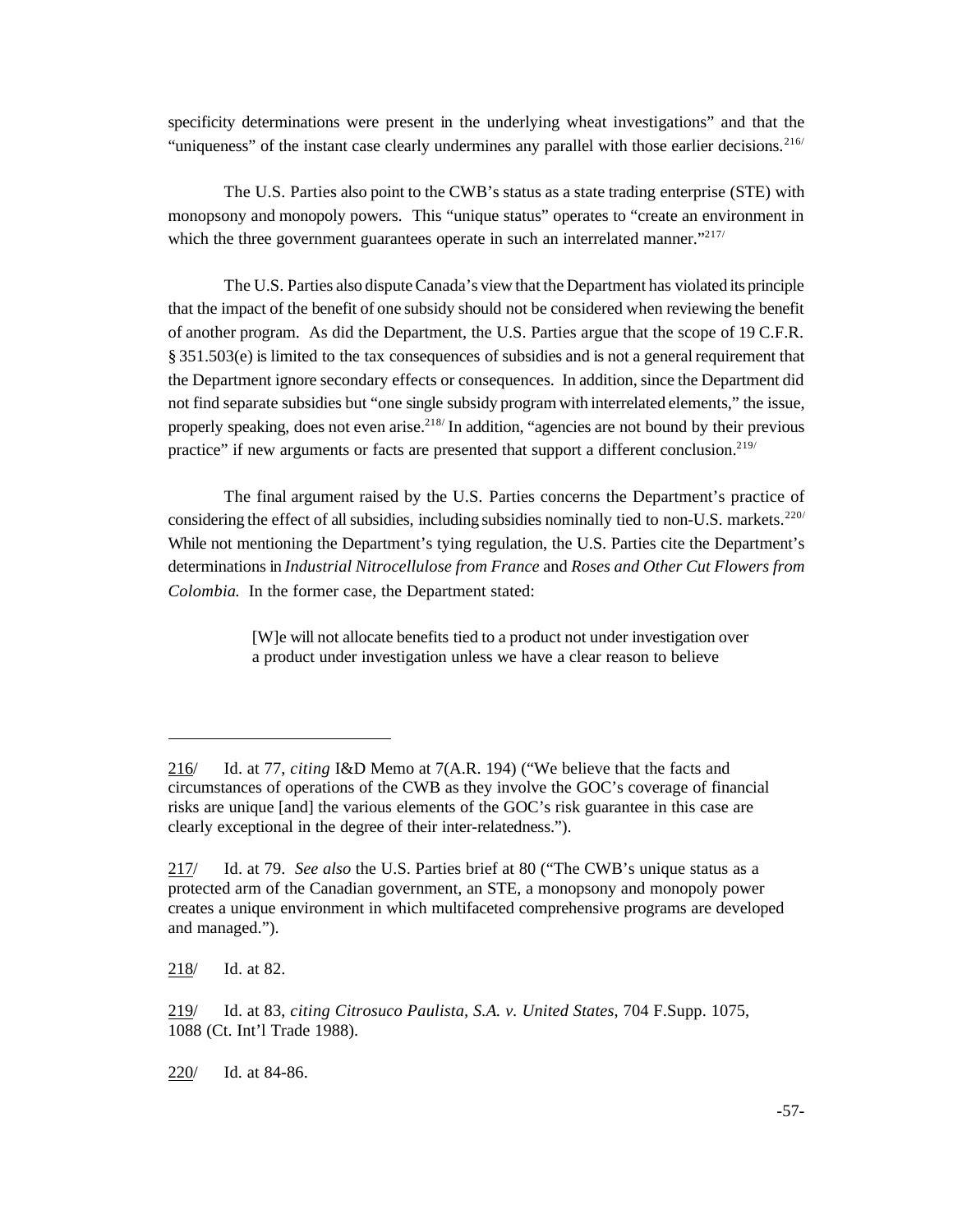specificity determinations were present in the underlying wheat investigations" and that the "uniqueness" of the instant case clearly undermines any parallel with those earlier decisions.[216]

The U.S. Parties also point to the CWB's status as a state trading enterprise (STE) with monopsony and monopoly powers. This "unique status" operates to "create an environment in which the three government guarantees operate in such an interrelated manner."[217]

The U.S. Parties also dispute Canada's view that the Department has violated its principle that the impact of the benefit of one subsidy should not be considered when reviewing the benefit of another program. As did the Department, the U.S. Parties argue that the scope of 19 C.F.R. § 351.503(e) is limited to the tax consequences of subsidies and is not a general requirement that the Department ignore secondary effects or consequences. In addition, since the Department did not find separate subsidies but "one single subsidy program with interrelated elements," the issue, properly speaking, does not even arise.[218] In addition, "agencies are not bound by their previous practice" if new arguments or facts are presented that support a different conclusion.[219]

The final argument raised by the U.S. Parties concerns the Department's practice of considering the effect of all subsidies, including subsidies nominally tied to non-U.S. markets.[220] While not mentioning the Department's tying regulation, the U.S. Parties cite the Department's determinations in *Industrial Nitrocellulose from France* and *Roses and Other Cut Flowers from Colombia.* In the former case, the Department stated:

> [W]e will not allocate benefits tied to a product not under investigation over a product under investigation unless we have a clear reason to believe

---

216/ Id. at 77, *citing* I&D Memo at 7(A.R. 194) ("We believe that the facts and circumstances of operations of the CWB as they involve the GOC's coverage of financial risks are unique [and] the various elements of the GOC's risk guarantee in this case are clearly exceptional in the degree of their inter-relatedness.").

217/ Id. at 79. *See also* the U.S. Parties brief at 80 ("The CWB's unique status as a protected arm of the Canadian government, an STE, a monopsony and monopoly power creates a unique environment in which multifaceted comprehensive programs are developed and managed.").

218/ Id. at 82.

219/ Id. at 83, *citing Citrosuco Paulista, S.A. v. United States*, 704 F.Supp. 1075, 1088 (Ct. Int'l Trade 1988).

220/ Id. at 84-86.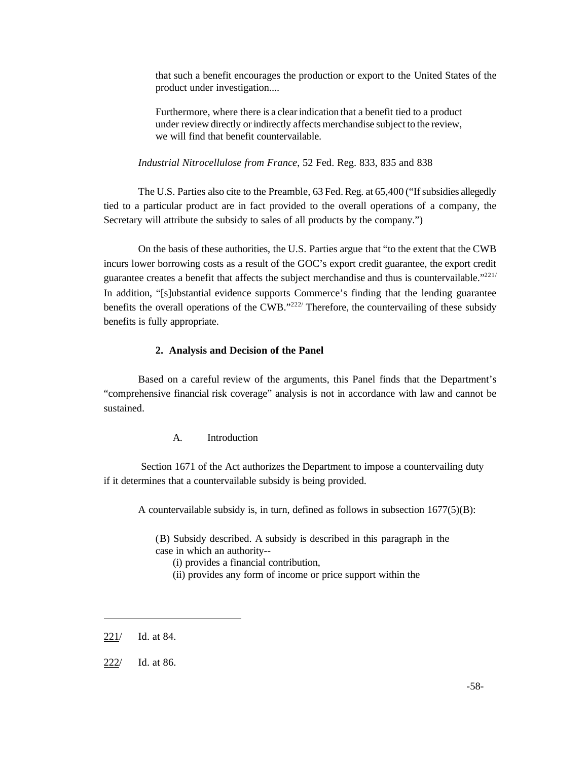> that such a benefit encourages the production or export to the United States of the product under investigation....
>
> Furthermore, where there is a clear indication that a benefit tied to a product under review directly or indirectly affects merchandise subject to the review, we will find that benefit countervailable.

*Industrial Nitrocellulose from France*, 52 Fed. Reg. 833, 835 and 838

The U.S. Parties also cite to the Preamble, 63 Fed. Reg. at 65,400 ("If subsidies allegedly tied to a particular product are in fact provided to the overall operations of a company, the Secretary will attribute the subsidy to sales of all products by the company.")

On the basis of these authorities, the U.S. Parties argue that "to the extent that the CWB incurs lower borrowing costs as a result of the GOC's export credit guarantee, the export credit guarantee creates a benefit that affects the subject merchandise and thus is countervailable."[221/] In addition, "[s]ubstantial evidence supports Commerce's finding that the lending guarantee benefits the overall operations of the CWB."[222/] Therefore, the countervailing of these subsidy benefits is fully appropriate.

**2. Analysis and Decision of the Panel**

Based on a careful review of the arguments, this Panel finds that the Department's "comprehensive financial risk coverage" analysis is not in accordance with law and cannot be sustained.

A. Introduction

Section 1671 of the Act authorizes the Department to impose a countervailing duty if it determines that a countervailable subsidy is being provided.

A countervailable subsidy is, in turn, defined as follows in subsection 1677(5)(B):

> (B) Subsidy described. A subsidy is described in this paragraph in the case in which an authority--
>
> (i) provides a financial contribution,
>
> (ii) provides any form of income or price support within the

---

221/ Id. at 84.

222/ Id. at 86.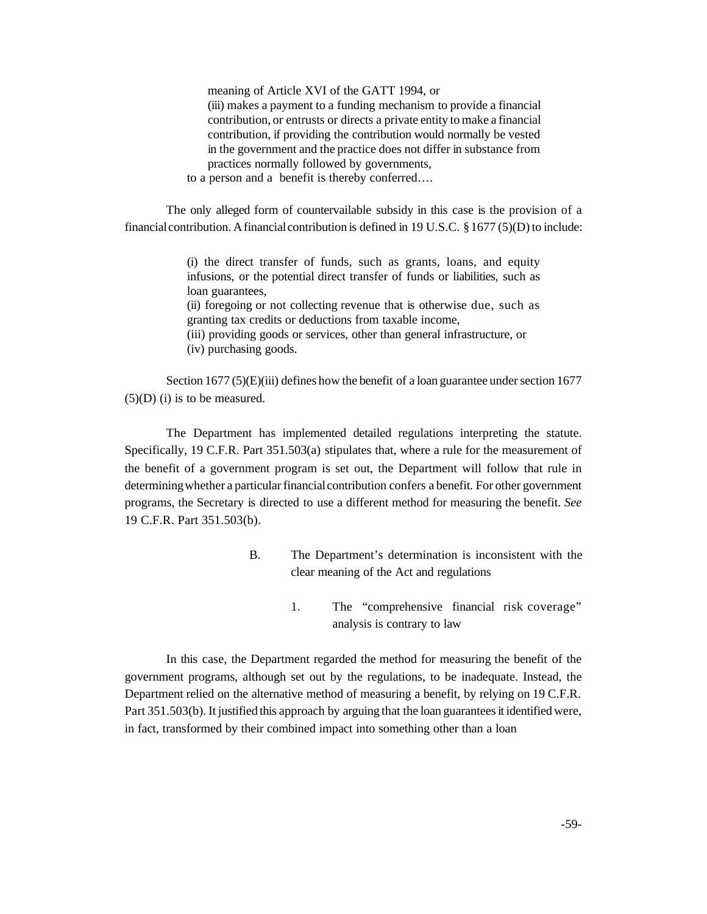> meaning of Article XVI of the GATT 1994, or
> (iii) makes a payment to a funding mechanism to provide a financial contribution, or entrusts or directs a private entity to make a financial contribution, if providing the contribution would normally be vested in the government and the practice does not differ in substance from practices normally followed by governments,
>
> to a person and a benefit is thereby conferred….

The only alleged form of countervailable subsidy in this case is the provision of a financial contribution. A financial contribution is defined in 19 U.S.C. § 1677 (5)(D) to include:

> (i) the direct transfer of funds, such as grants, loans, and equity infusions, or the potential direct transfer of funds or liabilities, such as loan guarantees,
> (ii) foregoing or not collecting revenue that is otherwise due, such as granting tax credits or deductions from taxable income,
> (iii) providing goods or services, other than general infrastructure, or
> (iv) purchasing goods.

Section 1677 (5)(E)(iii) defines how the benefit of a loan guarantee under section 1677 (5)(D) (i) is to be measured.

The Department has implemented detailed regulations interpreting the statute. Specifically, 19 C.F.R. Part 351.503(a) stipulates that, where a rule for the measurement of the benefit of a government program is set out, the Department will follow that rule in determining whether a particular financial contribution confers a benefit. For other government programs, the Secretary is directed to use a different method for measuring the benefit. *See* 19 C.F.R. Part 351.503(b).

### B. The Department's determination is inconsistent with the clear meaning of the Act and regulations

#### 1. The "comprehensive financial risk coverage" analysis is contrary to law

In this case, the Department regarded the method for measuring the benefit of the government programs, although set out by the regulations, to be inadequate. Instead, the Department relied on the alternative method of measuring a benefit, by relying on 19 C.F.R. Part 351.503(b). It justified this approach by arguing that the loan guarantees it identified were, in fact, transformed by their combined impact into something other than a loan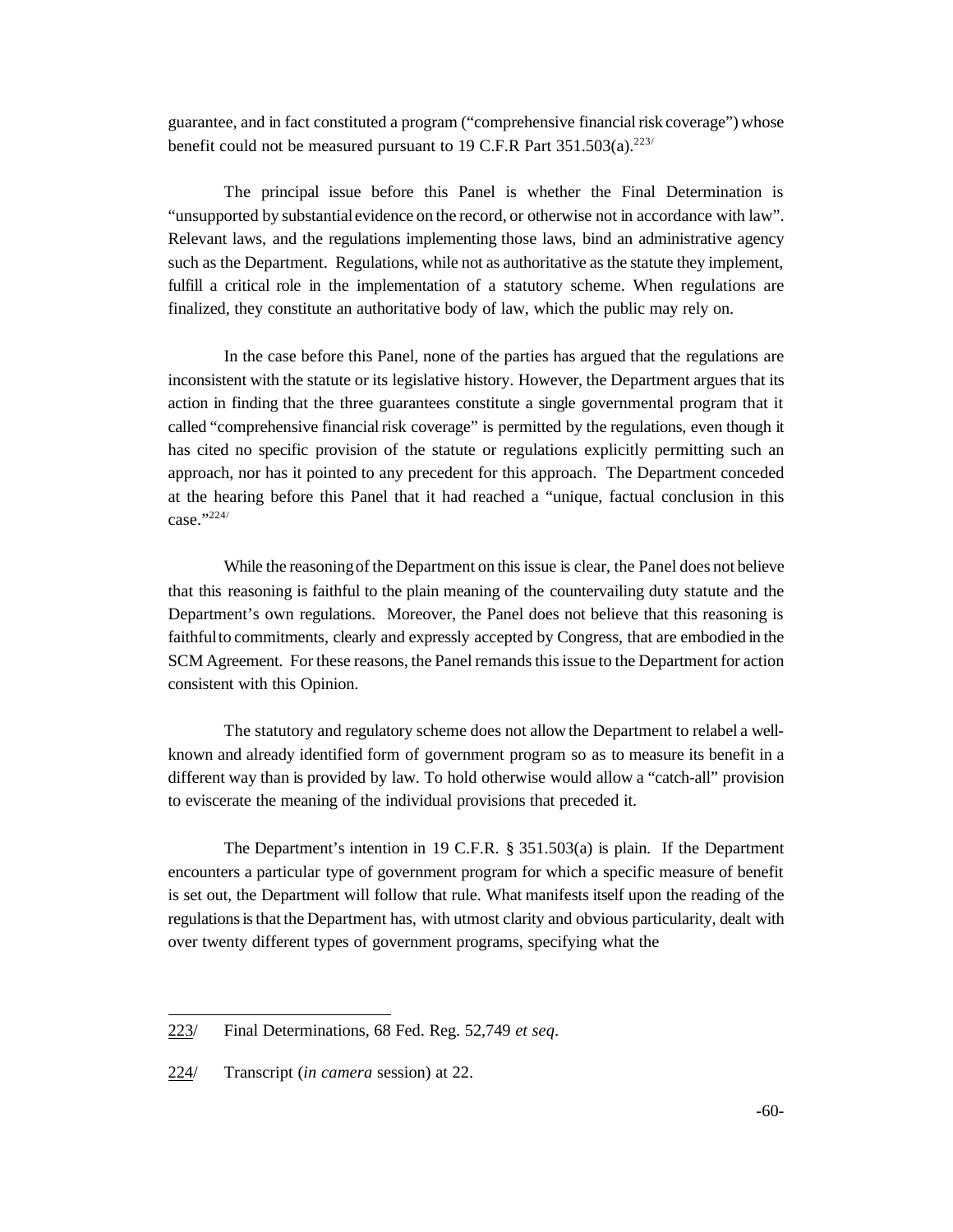guarantee, and in fact constituted a program ("comprehensive financial risk coverage") whose benefit could not be measured pursuant to 19 C.F.R Part 351.503(a).[223/]

The principal issue before this Panel is whether the Final Determination is "unsupported by substantial evidence on the record, or otherwise not in accordance with law". Relevant laws, and the regulations implementing those laws, bind an administrative agency such as the Department. Regulations, while not as authoritative as the statute they implement, fulfill a critical role in the implementation of a statutory scheme. When regulations are finalized, they constitute an authoritative body of law, which the public may rely on.

In the case before this Panel, none of the parties has argued that the regulations are inconsistent with the statute or its legislative history. However, the Department argues that its action in finding that the three guarantees constitute a single governmental program that it called "comprehensive financial risk coverage" is permitted by the regulations, even though it has cited no specific provision of the statute or regulations explicitly permitting such an approach, nor has it pointed to any precedent for this approach. The Department conceded at the hearing before this Panel that it had reached a "unique, factual conclusion in this case."[224/]

While the reasoning of the Department on this issue is clear, the Panel does not believe that this reasoning is faithful to the plain meaning of the countervailing duty statute and the Department's own regulations. Moreover, the Panel does not believe that this reasoning is faithful to commitments, clearly and expressly accepted by Congress, that are embodied in the SCM Agreement. For these reasons, the Panel remands this issue to the Department for action consistent with this Opinion.

The statutory and regulatory scheme does not allow the Department to relabel a well-known and already identified form of government program so as to measure its benefit in a different way than is provided by law. To hold otherwise would allow a "catch-all" provision to eviscerate the meaning of the individual provisions that preceded it.

The Department's intention in 19 C.F.R. § 351.503(a) is plain. If the Department encounters a particular type of government program for which a specific measure of benefit is set out, the Department will follow that rule. What manifests itself upon the reading of the regulations is that the Department has, with utmost clarity and obvious particularity, dealt with over twenty different types of government programs, specifying what the

---

223/ Final Determinations, 68 Fed. Reg. 52,749 *et seq*.

224/ Transcript (*in camera* session) at 22.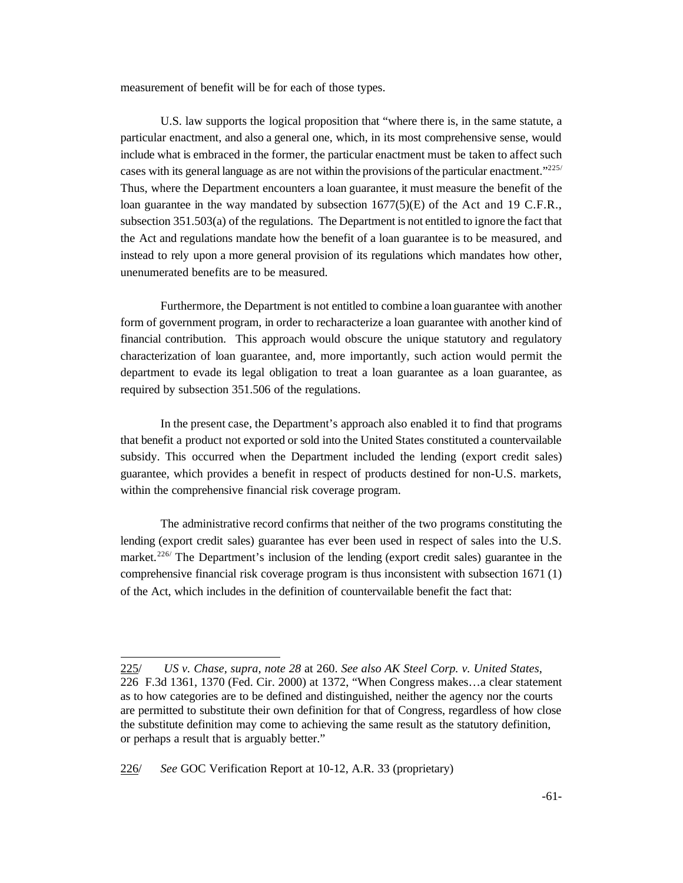measurement of benefit will be for each of those types.

U.S. law supports the logical proposition that "where there is, in the same statute, a particular enactment, and also a general one, which, in its most comprehensive sense, would include what is embraced in the former, the particular enactment must be taken to affect such cases with its general language as are not within the provisions of the particular enactment."[225] Thus, where the Department encounters a loan guarantee, it must measure the benefit of the loan guarantee in the way mandated by subsection 1677(5)(E) of the Act and 19 C.F.R., subsection 351.503(a) of the regulations. The Department is not entitled to ignore the fact that the Act and regulations mandate how the benefit of a loan guarantee is to be measured, and instead to rely upon a more general provision of its regulations which mandates how other, unenumerated benefits are to be measured.

Furthermore, the Department is not entitled to combine a loan guarantee with another form of government program, in order to recharacterize a loan guarantee with another kind of financial contribution. This approach would obscure the unique statutory and regulatory characterization of loan guarantee, and, more importantly, such action would permit the department to evade its legal obligation to treat a loan guarantee as a loan guarantee, as required by subsection 351.506 of the regulations.

In the present case, the Department's approach also enabled it to find that programs that benefit a product not exported or sold into the United States constituted a countervailable subsidy. This occurred when the Department included the lending (export credit sales) guarantee, which provides a benefit in respect of products destined for non-U.S. markets, within the comprehensive financial risk coverage program.

The administrative record confirms that neither of the two programs constituting the lending (export credit sales) guarantee has ever been used in respect of sales into the U.S. market.[226] The Department's inclusion of the lending (export credit sales) guarantee in the comprehensive financial risk coverage program is thus inconsistent with subsection 1671 (1) of the Act, which includes in the definition of countervailable benefit the fact that:

---

225/ *US v. Chase, supra, note 28* at 260. *See also AK Steel Corp. v. United States*, 226 F.3d 1361, 1370 (Fed. Cir. 2000) at 1372, "When Congress makes…a clear statement as to how categories are to be defined and distinguished, neither the agency nor the courts are permitted to substitute their own definition for that of Congress, regardless of how close the substitute definition may come to achieving the same result as the statutory definition, or perhaps a result that is arguably better."

226/ *See* GOC Verification Report at 10-12, A.R. 33 (proprietary)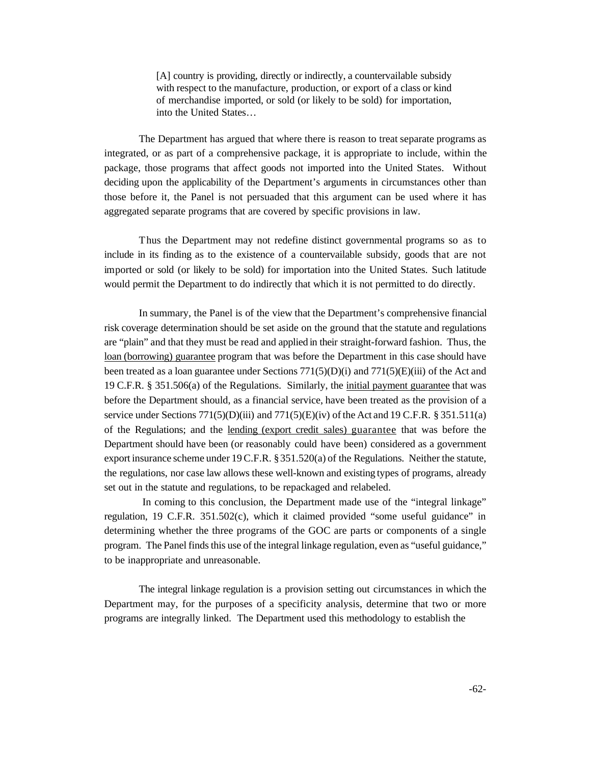> [A] country is providing, directly or indirectly, a countervailable subsidy with respect to the manufacture, production, or export of a class or kind of merchandise imported, or sold (or likely to be sold) for importation, into the United States…

The Department has argued that where there is reason to treat separate programs as integrated, or as part of a comprehensive package, it is appropriate to include, within the package, those programs that affect goods not imported into the United States. Without deciding upon the applicability of the Department's arguments in circumstances other than those before it, the Panel is not persuaded that this argument can be used where it has aggregated separate programs that are covered by specific provisions in law.

Thus the Department may not redefine distinct governmental programs so as to include in its finding as to the existence of a countervailable subsidy, goods that are not imported or sold (or likely to be sold) for importation into the United States. Such latitude would permit the Department to do indirectly that which it is not permitted to do directly.

In summary, the Panel is of the view that the Department's comprehensive financial risk coverage determination should be set aside on the ground that the statute and regulations are "plain" and that they must be read and applied in their straight-forward fashion. Thus, the <u>loan (borrowing) guarantee</u> program that was before the Department in this case should have been treated as a loan guarantee under Sections 771(5)(D)(i) and 771(5)(E)(iii) of the Act and 19 C.F.R. § 351.506(a) of the Regulations. Similarly, the <u>initial payment guarantee</u> that was before the Department should, as a financial service, have been treated as the provision of a service under Sections 771(5)(D)(iii) and 771(5)(E)(iv) of the Act and 19 C.F.R. § 351.511(a) of the Regulations; and the <u>lending (export credit sales) guarantee</u> that was before the Department should have been (or reasonably could have been) considered as a government export insurance scheme under 19 C.F.R. § 351.520(a) of the Regulations. Neither the statute, the regulations, nor case law allows these well-known and existing types of programs, already set out in the statute and regulations, to be repackaged and relabeled.

In coming to this conclusion, the Department made use of the "integral linkage" regulation, 19 C.F.R. 351.502(c), which it claimed provided "some useful guidance" in determining whether the three programs of the GOC are parts or components of a single program. The Panel finds this use of the integral linkage regulation, even as "useful guidance," to be inappropriate and unreasonable.

The integral linkage regulation is a provision setting out circumstances in which the Department may, for the purposes of a specificity analysis, determine that two or more programs are integrally linked. The Department used this methodology to establish the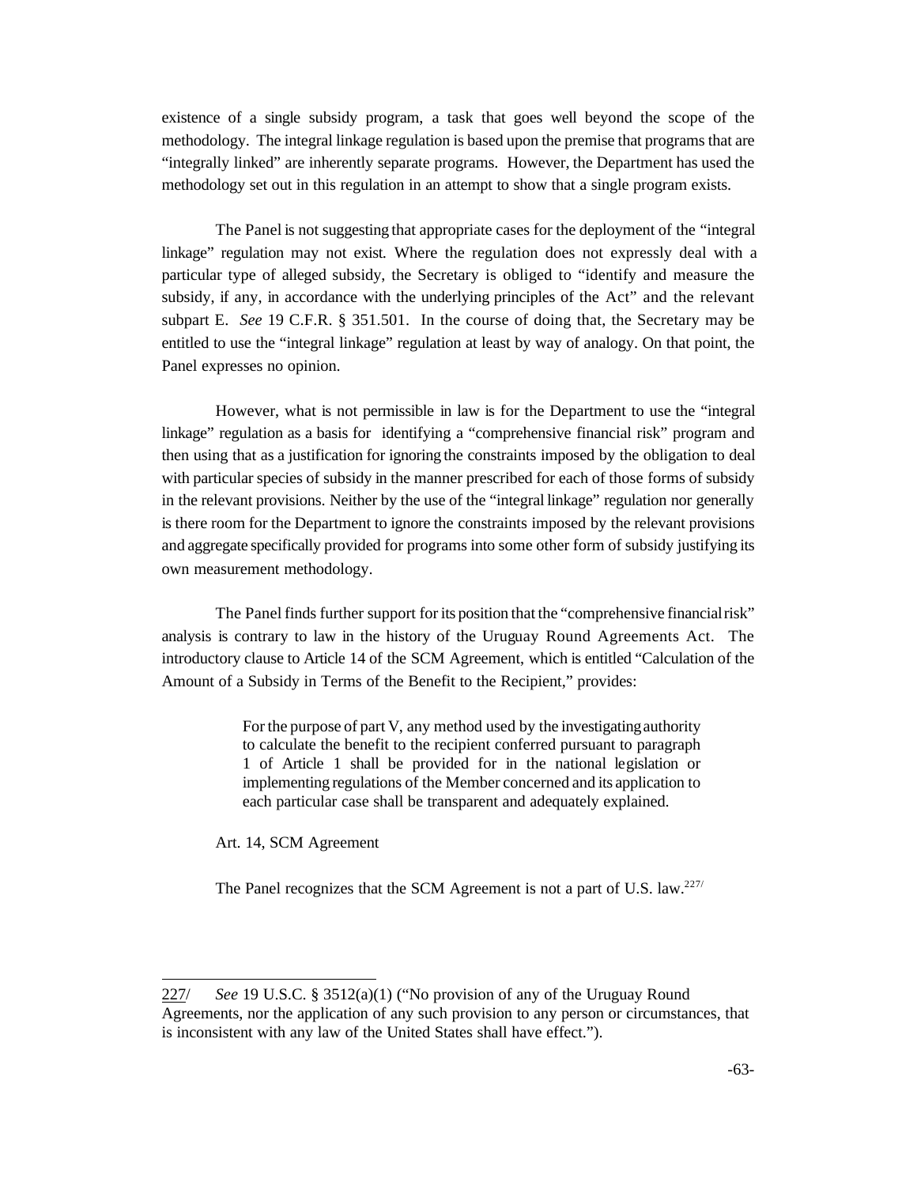existence of a single subsidy program, a task that goes well beyond the scope of the methodology. The integral linkage regulation is based upon the premise that programs that are "integrally linked" are inherently separate programs. However, the Department has used the methodology set out in this regulation in an attempt to show that a single program exists.

The Panel is not suggesting that appropriate cases for the deployment of the "integral linkage" regulation may not exist. Where the regulation does not expressly deal with a particular type of alleged subsidy, the Secretary is obliged to "identify and measure the subsidy, if any, in accordance with the underlying principles of the Act" and the relevant subpart E. *See* 19 C.F.R. § 351.501. In the course of doing that, the Secretary may be entitled to use the "integral linkage" regulation at least by way of analogy. On that point, the Panel expresses no opinion.

However, what is not permissible in law is for the Department to use the "integral linkage" regulation as a basis for identifying a "comprehensive financial risk" program and then using that as a justification for ignoring the constraints imposed by the obligation to deal with particular species of subsidy in the manner prescribed for each of those forms of subsidy in the relevant provisions. Neither by the use of the "integral linkage" regulation nor generally is there room for the Department to ignore the constraints imposed by the relevant provisions and aggregate specifically provided for programs into some other form of subsidy justifying its own measurement methodology.

The Panel finds further support for its position that the "comprehensive financial risk" analysis is contrary to law in the history of the Uruguay Round Agreements Act. The introductory clause to Article 14 of the SCM Agreement, which is entitled "Calculation of the Amount of a Subsidy in Terms of the Benefit to the Recipient," provides:

> For the purpose of part V, any method used by the investigating authority to calculate the benefit to the recipient conferred pursuant to paragraph 1 of Article 1 shall be provided for in the national legislation or implementing regulations of the Member concerned and its application to each particular case shall be transparent and adequately explained.

Art. 14, SCM Agreement

The Panel recognizes that the SCM Agreement is not a part of U.S. law.[227]

---

227/ *See* 19 U.S.C. § 3512(a)(1) ("No provision of any of the Uruguay Round Agreements, nor the application of any such provision to any person or circumstances, that is inconsistent with any law of the United States shall have effect.").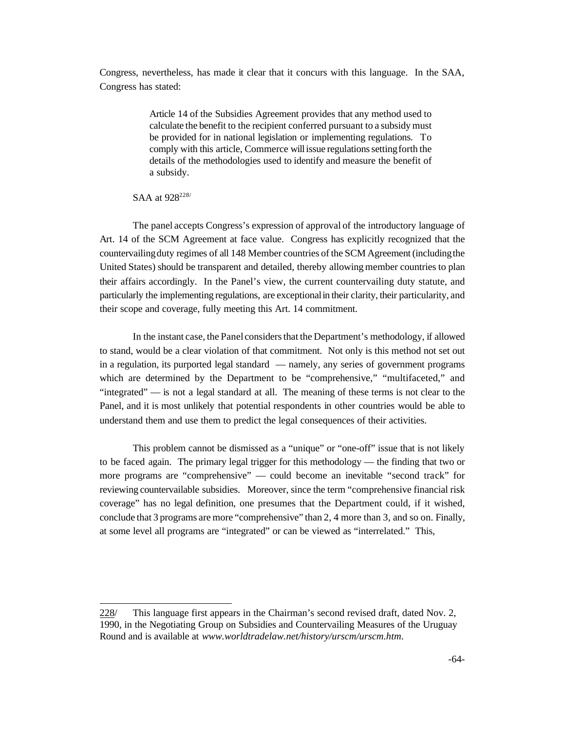Congress, nevertheless, has made it clear that it concurs with this language. In the SAA, Congress has stated:

> Article 14 of the Subsidies Agreement provides that any method used to calculate the benefit to the recipient conferred pursuant to a subsidy must be provided for in national legislation or implementing regulations. To comply with this article, Commerce will issue regulations setting forth the details of the methodologies used to identify and measure the benefit of a subsidy.

SAA at 928[228/]

The panel accepts Congress's expression of approval of the introductory language of Art. 14 of the SCM Agreement at face value. Congress has explicitly recognized that the countervailing duty regimes of all 148 Member countries of the SCM Agreement (including the United States) should be transparent and detailed, thereby allowing member countries to plan their affairs accordingly. In the Panel's view, the current countervailing duty statute, and particularly the implementing regulations, are exceptional in their clarity, their particularity, and their scope and coverage, fully meeting this Art. 14 commitment.

In the instant case, the Panel considers that the Department's methodology, if allowed to stand, would be a clear violation of that commitment. Not only is this method not set out in a regulation, its purported legal standard — namely, any series of government programs which are determined by the Department to be "comprehensive," "multifaceted," and "integrated" — is not a legal standard at all. The meaning of these terms is not clear to the Panel, and it is most unlikely that potential respondents in other countries would be able to understand them and use them to predict the legal consequences of their activities.

This problem cannot be dismissed as a "unique" or "one-off" issue that is not likely to be faced again. The primary legal trigger for this methodology — the finding that two or more programs are "comprehensive" — could become an inevitable "second track" for reviewing countervailable subsidies. Moreover, since the term "comprehensive financial risk coverage" has no legal definition, one presumes that the Department could, if it wished, conclude that 3 programs are more "comprehensive" than 2, 4 more than 3, and so on. Finally, at some level all programs are "integrated" or can be viewed as "interrelated." This,

---

228/ This language first appears in the Chairman's second revised draft, dated Nov. 2, 1990, in the Negotiating Group on Subsidies and Countervailing Measures of the Uruguay Round and is available at *www.worldtradelaw.net/history/urscm/urscm.htm*.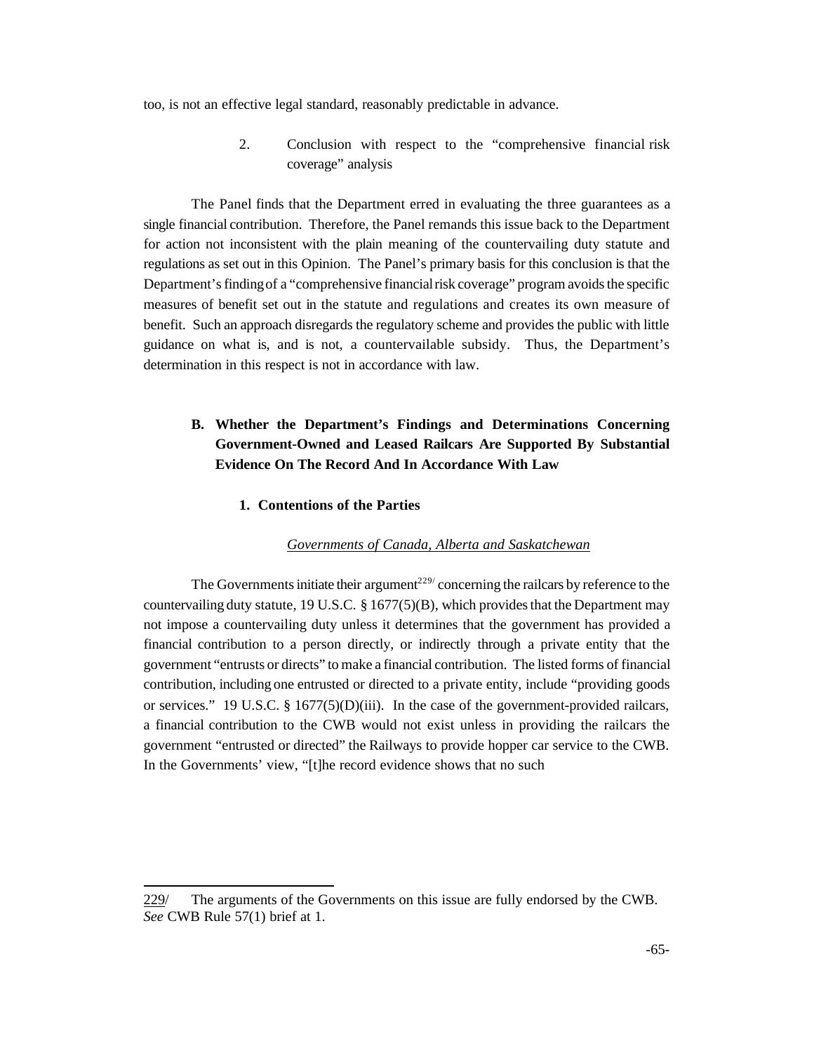too, is not an effective legal standard, reasonably predictable in advance.

2. Conclusion with respect to the "comprehensive financial risk coverage" analysis

The Panel finds that the Department erred in evaluating the three guarantees as a single financial contribution. Therefore, the Panel remands this issue back to the Department for action not inconsistent with the plain meaning of the countervailing duty statute and regulations as set out in this Opinion. The Panel's primary basis for this conclusion is that the Department's finding of a "comprehensive financial risk coverage" program avoids the specific measures of benefit set out in the statute and regulations and creates its own measure of benefit. Such an approach disregards the regulatory scheme and provides the public with little guidance on what is, and is not, a countervailable subsidy. Thus, the Department's determination in this respect is not in accordance with law.

## B. Whether the Department's Findings and Determinations Concerning Government-Owned and Leased Railcars Are Supported By Substantial Evidence On The Record And In Accordance With Law

### 1. Contentions of the Parties

*Governments of Canada, Alberta and Saskatchewan*

The Governments initiate their argument[229/] concerning the railcars by reference to the countervailing duty statute, 19 U.S.C. § 1677(5)(B), which provides that the Department may not impose a countervailing duty unless it determines that the government has provided a financial contribution to a person directly, or indirectly through a private entity that the government "entrusts or directs" to make a financial contribution. The listed forms of financial contribution, including one entrusted or directed to a private entity, include "providing goods or services." 19 U.S.C. § 1677(5)(D)(iii). In the case of the government-provided railcars, a financial contribution to the CWB would not exist unless in providing the railcars the government "entrusted or directed" the Railways to provide hopper car service to the CWB. In the Governments' view, "[t]he record evidence shows that no such

---

229/ The arguments of the Governments on this issue are fully endorsed by the CWB. *See* CWB Rule 57(1) brief at 1.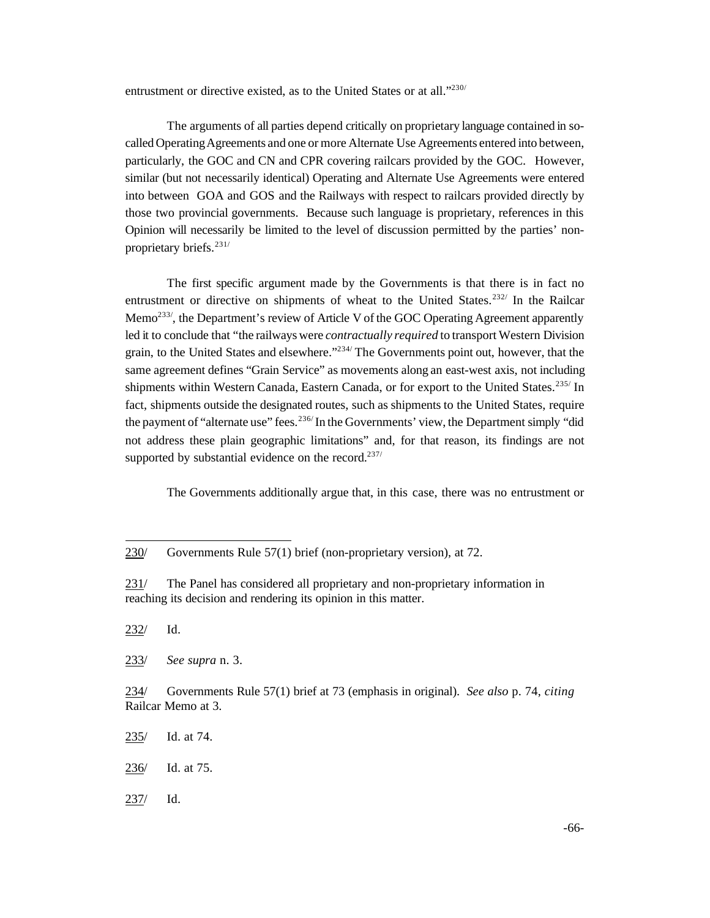entrustment or directive existed, as to the United States or at all."[230]

The arguments of all parties depend critically on proprietary language contained in so-called Operating Agreements and one or more Alternate Use Agreements entered into between, particularly, the GOC and CN and CPR covering railcars provided by the GOC. However, similar (but not necessarily identical) Operating and Alternate Use Agreements were entered into between GOA and GOS and the Railways with respect to railcars provided directly by those two provincial governments. Because such language is proprietary, references in this Opinion will necessarily be limited to the level of discussion permitted by the parties' non-proprietary briefs.[231]

The first specific argument made by the Governments is that there is in fact no entrustment or directive on shipments of wheat to the United States.[232] In the Railcar Memo[233], the Department's review of Article V of the GOC Operating Agreement apparently led it to conclude that "the railways were *contractually required* to transport Western Division grain, to the United States and elsewhere."[234] The Governments point out, however, that the same agreement defines "Grain Service" as movements along an east-west axis, not including shipments within Western Canada, Eastern Canada, or for export to the United States.[235] In fact, shipments outside the designated routes, such as shipments to the United States, require the payment of "alternate use" fees.[236] In the Governments' view, the Department simply "did not address these plain geographic limitations" and, for that reason, its findings are not supported by substantial evidence on the record.[237]

The Governments additionally argue that, in this case, there was no entrustment or

---

230/ Governments Rule 57(1) brief (non-proprietary version), at 72.

231/ The Panel has considered all proprietary and non-proprietary information in reaching its decision and rendering its opinion in this matter.

232/ Id.

233/ *See supra* n. 3.

234/ Governments Rule 57(1) brief at 73 (emphasis in original). *See also* p. 74, *citing* Railcar Memo at 3.

235/ Id. at 74.

236/ Id. at 75.

237/ Id.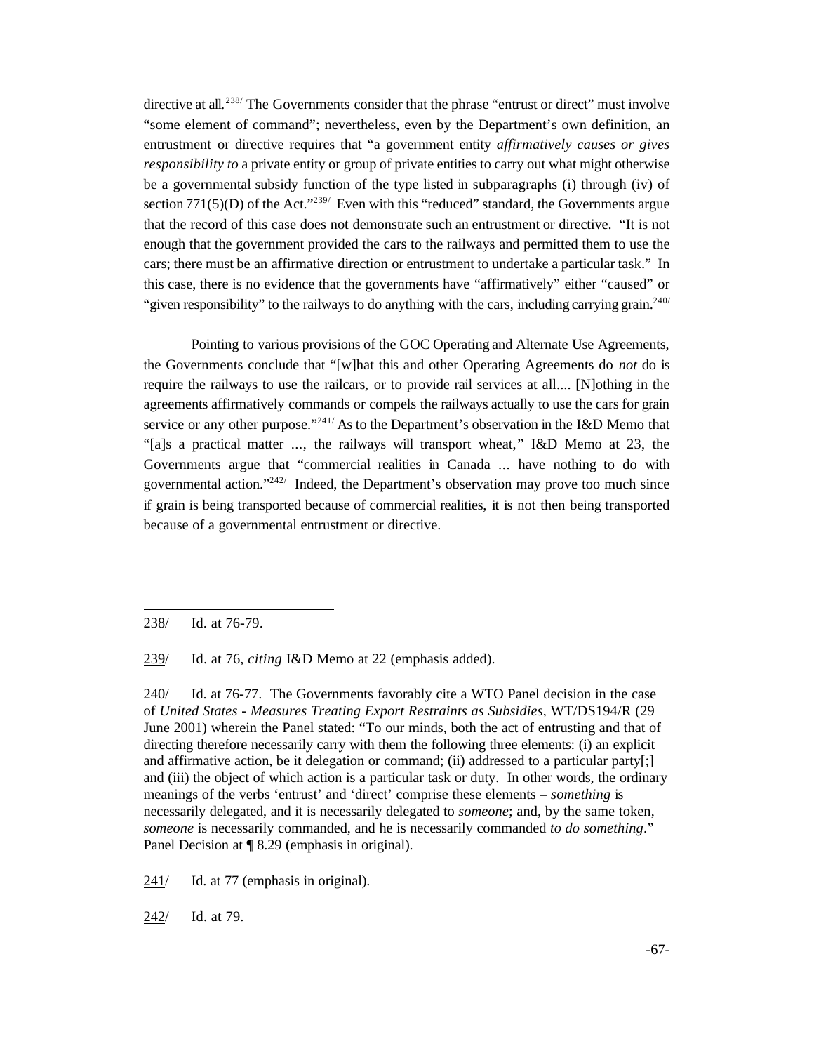directive at all.[238] The Governments consider that the phrase "entrust or direct" must involve "some element of command"; nevertheless, even by the Department's own definition, an entrustment or directive requires that "a government entity *affirmatively causes or gives responsibility to* a private entity or group of private entities to carry out what might otherwise be a governmental subsidy function of the type listed in subparagraphs (i) through (iv) of section 771(5)(D) of the Act."[239] Even with this "reduced" standard, the Governments argue that the record of this case does not demonstrate such an entrustment or directive. "It is not enough that the government provided the cars to the railways and permitted them to use the cars; there must be an affirmative direction or entrustment to undertake a particular task." In this case, there is no evidence that the governments have "affirmatively" either "caused" or "given responsibility" to the railways to do anything with the cars, including carrying grain.[240]

Pointing to various provisions of the GOC Operating and Alternate Use Agreements, the Governments conclude that "[w]hat this and other Operating Agreements do *not* do is require the railways to use the railcars, or to provide rail services at all.... [N]othing in the agreements affirmatively commands or compels the railways actually to use the cars for grain service or any other purpose."[241] As to the Department's observation in the I&D Memo that "[a]s a practical matter ..., the railways will transport wheat," I&D Memo at 23, the Governments argue that "commercial realities in Canada ... have nothing to do with governmental action."[242] Indeed, the Department's observation may prove too much since if grain is being transported because of commercial realities, it is not then being transported because of a governmental entrustment or directive.

---

238/ Id. at 76-79.

239/ Id. at 76, *citing* I&D Memo at 22 (emphasis added).

240/ Id. at 76-77. The Governments favorably cite a WTO Panel decision in the case of *United States - Measures Treating Export Restraints as Subsidies*, WT/DS194/R (29 June 2001) wherein the Panel stated: "To our minds, both the act of entrusting and that of directing therefore necessarily carry with them the following three elements: (i) an explicit and affirmative action, be it delegation or command; (ii) addressed to a particular party[;] and (iii) the object of which action is a particular task or duty. In other words, the ordinary meanings of the verbs 'entrust' and 'direct' comprise these elements – *something* is necessarily delegated, and it is necessarily delegated to *someone*; and, by the same token, *someone* is necessarily commanded, and he is necessarily commanded *to do something*." Panel Decision at ¶ 8.29 (emphasis in original).

241/ Id. at 77 (emphasis in original).

242/ Id. at 79.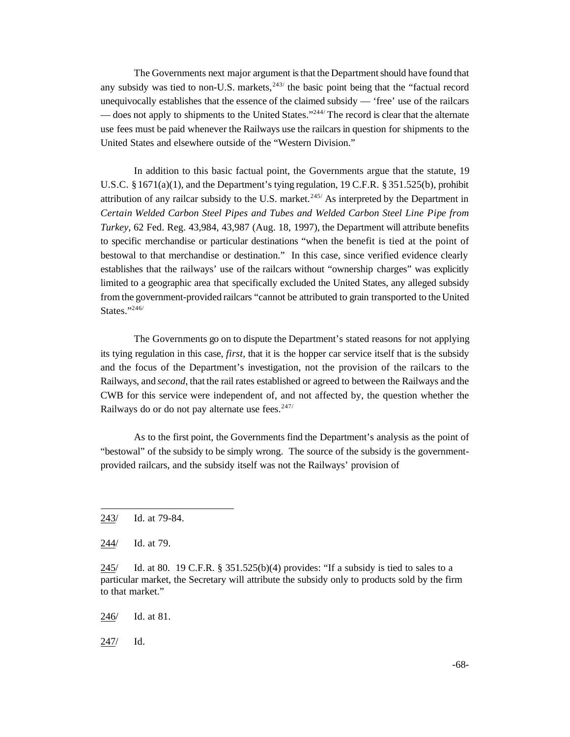The Governments next major argument is that the Department should have found that any subsidy was tied to non-U.S. markets,[243] the basic point being that the "factual record unequivocally establishes that the essence of the claimed subsidy — 'free' use of the railcars — does not apply to shipments to the United States."[244] The record is clear that the alternate use fees must be paid whenever the Railways use the railcars in question for shipments to the United States and elsewhere outside of the "Western Division."

In addition to this basic factual point, the Governments argue that the statute, 19 U.S.C. § 1671(a)(1), and the Department's tying regulation, 19 C.F.R. § 351.525(b), prohibit attribution of any railcar subsidy to the U.S. market.[245] As interpreted by the Department in *Certain Welded Carbon Steel Pipes and Tubes and Welded Carbon Steel Line Pipe from Turkey*, 62 Fed. Reg. 43,984, 43,987 (Aug. 18, 1997), the Department will attribute benefits to specific merchandise or particular destinations "when the benefit is tied at the point of bestowal to that merchandise or destination." In this case, since verified evidence clearly establishes that the railways' use of the railcars without "ownership charges" was explicitly limited to a geographic area that specifically excluded the United States, any alleged subsidy from the government-provided railcars "cannot be attributed to grain transported to the United States."[246]

The Governments go on to dispute the Department's stated reasons for not applying its tying regulation in this case, *first*, that it is the hopper car service itself that is the subsidy and the focus of the Department's investigation, not the provision of the railcars to the Railways, and *second*, that the rail rates established or agreed to between the Railways and the CWB for this service were independent of, and not affected by, the question whether the Railways do or do not pay alternate use fees.[247]

As to the first point, the Governments find the Department's analysis as the point of "bestowal" of the subsidy to be simply wrong. The source of the subsidy is the government-provided railcars, and the subsidy itself was not the Railways' provision of

---

243/ Id. at 79-84.

244/ Id. at 79.

245/ Id. at 80. 19 C.F.R. § 351.525(b)(4) provides: "If a subsidy is tied to sales to a particular market, the Secretary will attribute the subsidy only to products sold by the firm to that market."

246/ Id. at 81.

247/ Id.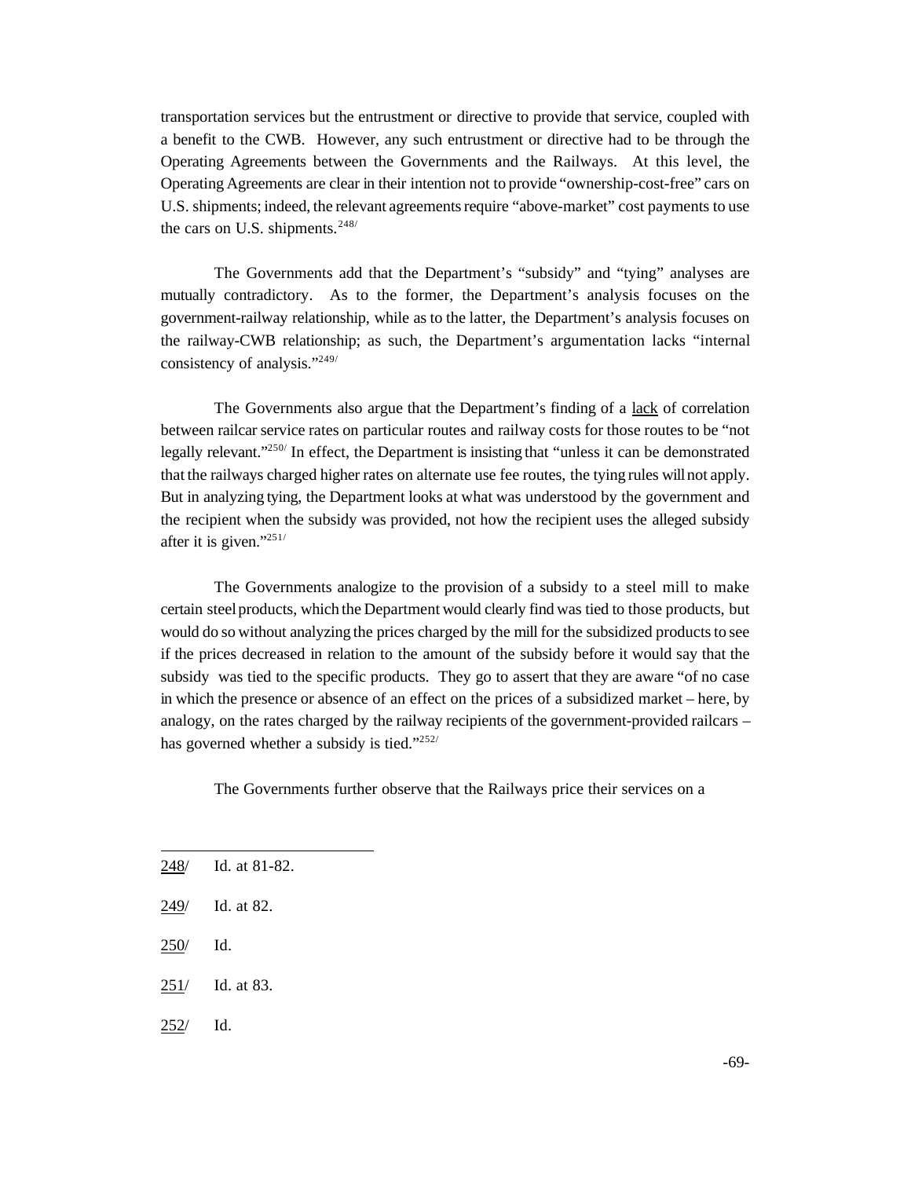transportation services but the entrustment or directive to provide that service, coupled with a benefit to the CWB. However, any such entrustment or directive had to be through the Operating Agreements between the Governments and the Railways. At this level, the Operating Agreements are clear in their intention not to provide "ownership-cost-free" cars on U.S. shipments; indeed, the relevant agreements require "above-market" cost payments to use the cars on U.S. shipments.[248]

The Governments add that the Department's "subsidy" and "tying" analyses are mutually contradictory. As to the former, the Department's analysis focuses on the government-railway relationship, while as to the latter, the Department's analysis focuses on the railway-CWB relationship; as such, the Department's argumentation lacks "internal consistency of analysis."[249]

The Governments also argue that the Department's finding of a lack of correlation between railcar service rates on particular routes and railway costs for those routes to be "not legally relevant."[250] In effect, the Department is insisting that "unless it can be demonstrated that the railways charged higher rates on alternate use fee routes, the tying rules will not apply. But in analyzing tying, the Department looks at what was understood by the government and the recipient when the subsidy was provided, not how the recipient uses the alleged subsidy after it is given."[251]

The Governments analogize to the provision of a subsidy to a steel mill to make certain steel products, which the Department would clearly find was tied to those products, but would do so without analyzing the prices charged by the mill for the subsidized products to see if the prices decreased in relation to the amount of the subsidy before it would say that the subsidy was tied to the specific products. They go to assert that they are aware "of no case in which the presence or absence of an effect on the prices of a subsidized market – here, by analogy, on the rates charged by the railway recipients of the government-provided railcars – has governed whether a subsidy is tied."[252]

The Governments further observe that the Railways price their services on a

---

248/ Id. at 81-82.

249/ Id. at 82.

250/ Id.

251/ Id. at 83.

252/ Id.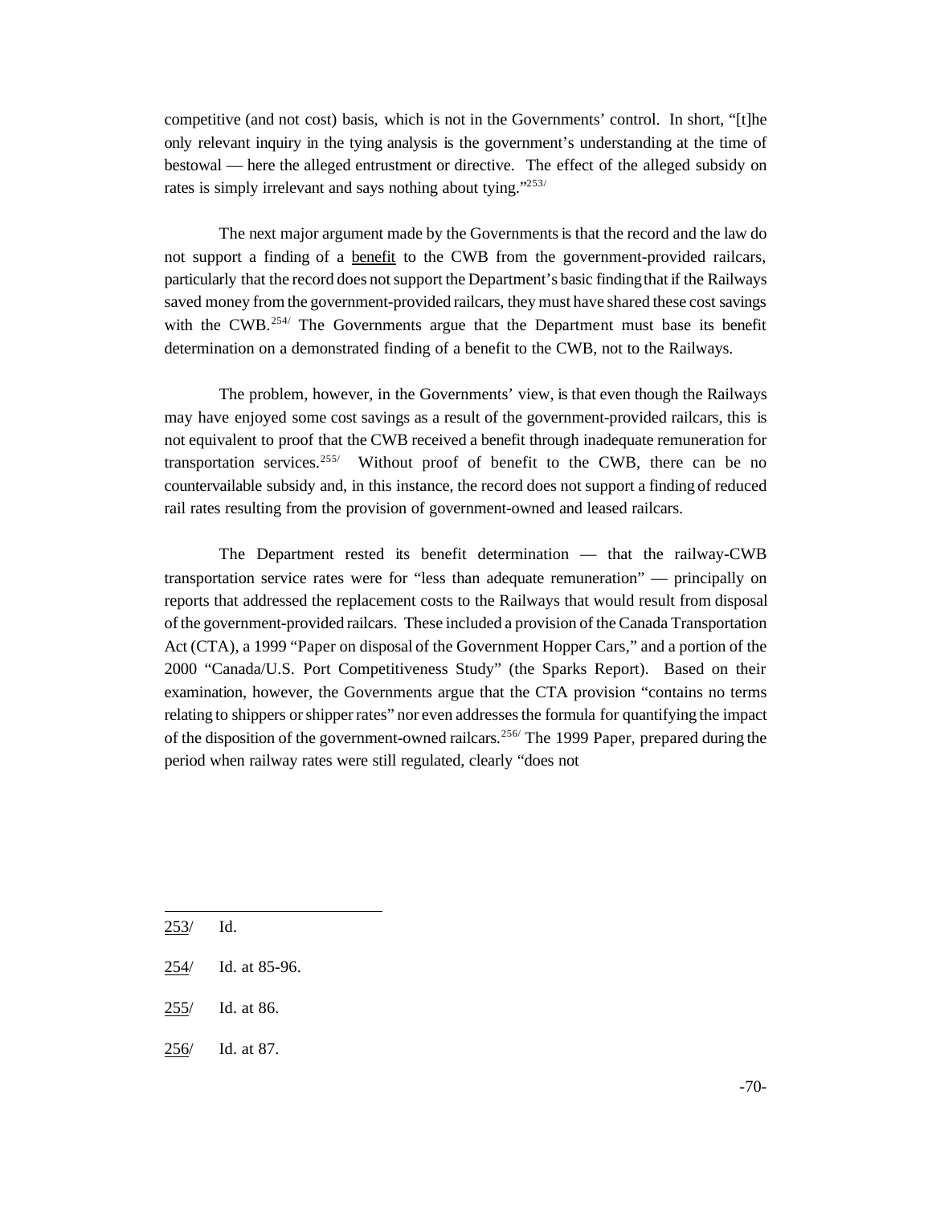competitive (and not cost) basis, which is not in the Governments' control. In short, "[t]he only relevant inquiry in the tying analysis is the government's understanding at the time of bestowal — here the alleged entrustment or directive. The effect of the alleged subsidy on rates is simply irrelevant and says nothing about tying."[253]

The next major argument made by the Governments is that the record and the law do not support a finding of a <u>benefit</u> to the CWB from the government-provided railcars, particularly that the record does not support the Department's basic finding that if the Railways saved money from the government-provided railcars, they must have shared these cost savings with the CWB.[254] The Governments argue that the Department must base its benefit determination on a demonstrated finding of a benefit to the CWB, not to the Railways.

The problem, however, in the Governments' view, is that even though the Railways may have enjoyed some cost savings as a result of the government-provided railcars, this is not equivalent to proof that the CWB received a benefit through inadequate remuneration for transportation services.[255] Without proof of benefit to the CWB, there can be no countervailable subsidy and, in this instance, the record does not support a finding of reduced rail rates resulting from the provision of government-owned and leased railcars.

The Department rested its benefit determination — that the railway-CWB transportation service rates were for "less than adequate remuneration" — principally on reports that addressed the replacement costs to the Railways that would result from disposal of the government-provided railcars. These included a provision of the Canada Transportation Act (CTA), a 1999 "Paper on disposal of the Government Hopper Cars," and a portion of the 2000 "Canada/U.S. Port Competitiveness Study" (the Sparks Report). Based on their examination, however, the Governments argue that the CTA provision "contains no terms relating to shippers or shipper rates" nor even addresses the formula for quantifying the impact of the disposition of the government-owned railcars.[256] The 1999 Paper, prepared during the period when railway rates were still regulated, clearly "does not

---

253/ Id.

254/ Id. at 85-96.

255/ Id. at 86.

256/ Id. at 87.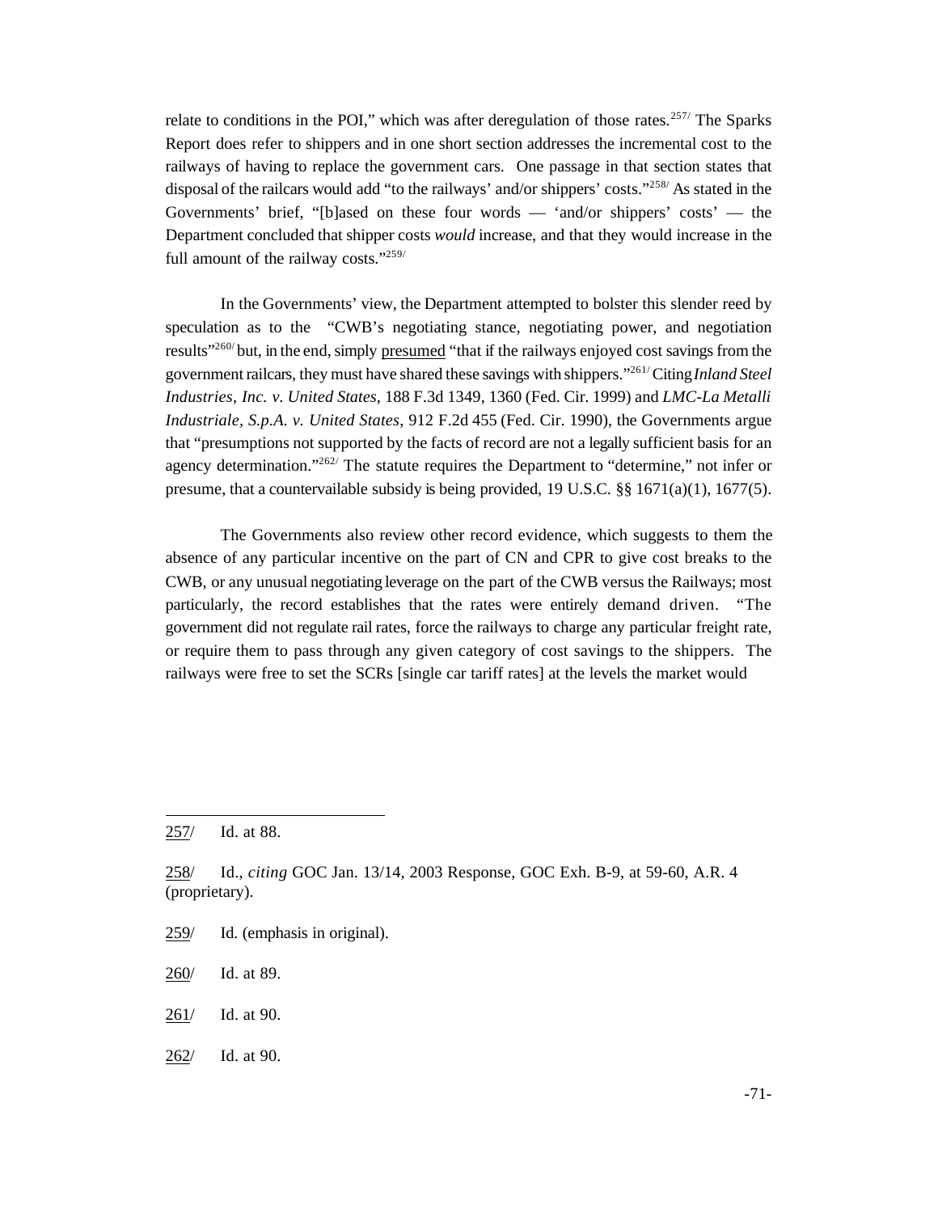relate to conditions in the POI," which was after deregulation of those rates.[257] The Sparks Report does refer to shippers and in one short section addresses the incremental cost to the railways of having to replace the government cars. One passage in that section states that disposal of the railcars would add "to the railways' and/or shippers' costs."[258] As stated in the Governments' brief, "[b]ased on these four words — 'and/or shippers' costs' — the Department concluded that shipper costs *would* increase, and that they would increase in the full amount of the railway costs."[259]

In the Governments' view, the Department attempted to bolster this slender reed by speculation as to the "CWB's negotiating stance, negotiating power, and negotiation results"[260] but, in the end, simply presumed "that if the railways enjoyed cost savings from the government railcars, they must have shared these savings with shippers."[261] Citing *Inland Steel Industries, Inc. v. United States*, 188 F.3d 1349, 1360 (Fed. Cir. 1999) and *LMC-La Metalli Industriale, S.p.A. v. United States*, 912 F.2d 455 (Fed. Cir. 1990), the Governments argue that "presumptions not supported by the facts of record are not a legally sufficient basis for an agency determination."[262] The statute requires the Department to "determine," not infer or presume, that a countervailable subsidy is being provided, 19 U.S.C. §§ 1671(a)(1), 1677(5).

The Governments also review other record evidence, which suggests to them the absence of any particular incentive on the part of CN and CPR to give cost breaks to the CWB, or any unusual negotiating leverage on the part of the CWB versus the Railways; most particularly, the record establishes that the rates were entirely demand driven. "The government did not regulate rail rates, force the railways to charge any particular freight rate, or require them to pass through any given category of cost savings to the shippers. The railways were free to set the SCRs [single car tariff rates] at the levels the market would

---

257/ Id. at 88.

258/ Id., *citing* GOC Jan. 13/14, 2003 Response, GOC Exh. B-9, at 59-60, A.R. 4 (proprietary).

259/ Id. (emphasis in original).

260/ Id. at 89.

261/ Id. at 90.

262/ Id. at 90.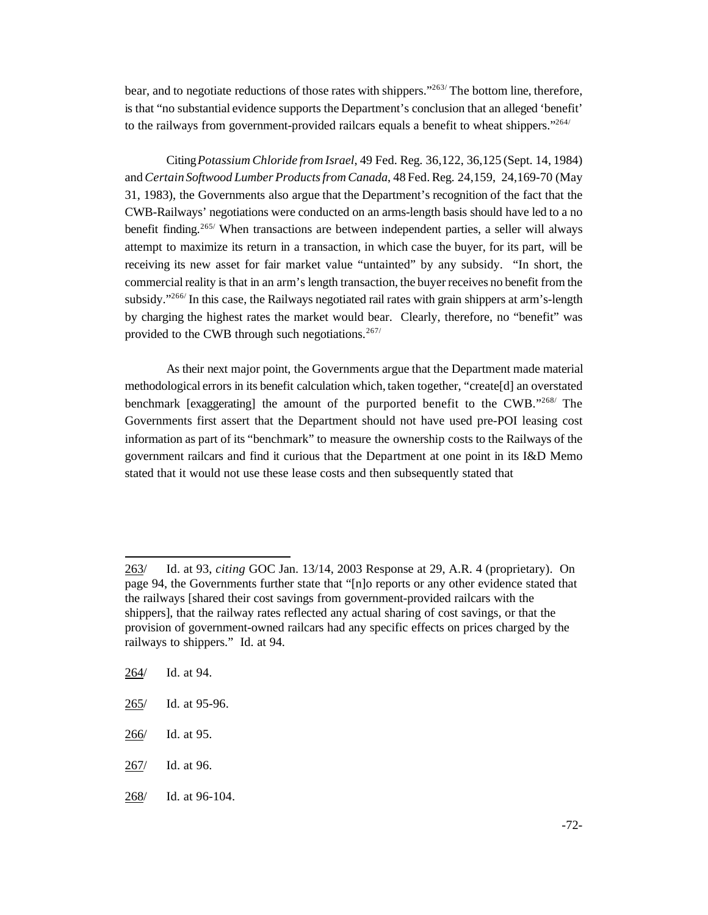bear, and to negotiate reductions of those rates with shippers."[263] The bottom line, therefore, is that "no substantial evidence supports the Department's conclusion that an alleged 'benefit' to the railways from government-provided railcars equals a benefit to wheat shippers."[264]

Citing *Potassium Chloride from Israel*, 49 Fed. Reg. 36,122, 36,125 (Sept. 14, 1984) and *Certain Softwood Lumber Products from Canada*, 48 Fed. Reg. 24,159, 24,169-70 (May 31, 1983), the Governments also argue that the Department's recognition of the fact that the CWB-Railways' negotiations were conducted on an arms-length basis should have led to a no benefit finding.[265] When transactions are between independent parties, a seller will always attempt to maximize its return in a transaction, in which case the buyer, for its part, will be receiving its new asset for fair market value "untainted" by any subsidy. "In short, the commercial reality is that in an arm's length transaction, the buyer receives no benefit from the subsidy."[266] In this case, the Railways negotiated rail rates with grain shippers at arm's-length by charging the highest rates the market would bear. Clearly, therefore, no "benefit" was provided to the CWB through such negotiations.[267]

As their next major point, the Governments argue that the Department made material methodological errors in its benefit calculation which, taken together, "create[d] an overstated benchmark [exaggerating] the amount of the purported benefit to the CWB."[268] The Governments first assert that the Department should not have used pre-POI leasing cost information as part of its "benchmark" to measure the ownership costs to the Railways of the government railcars and find it curious that the Department at one point in its I&D Memo stated that it would not use these lease costs and then subsequently stated that

---

263/ Id. at 93, *citing* GOC Jan. 13/14, 2003 Response at 29, A.R. 4 (proprietary). On page 94, the Governments further state that "[n]o reports or any other evidence stated that the railways [shared their cost savings from government-provided railcars with the shippers], that the railway rates reflected any actual sharing of cost savings, or that the provision of government-owned railcars had any specific effects on prices charged by the railways to shippers." Id. at 94.

264/ Id. at 94.

265/ Id. at 95-96.

266/ Id. at 95.

267/ Id. at 96.

268/ Id. at 96-104.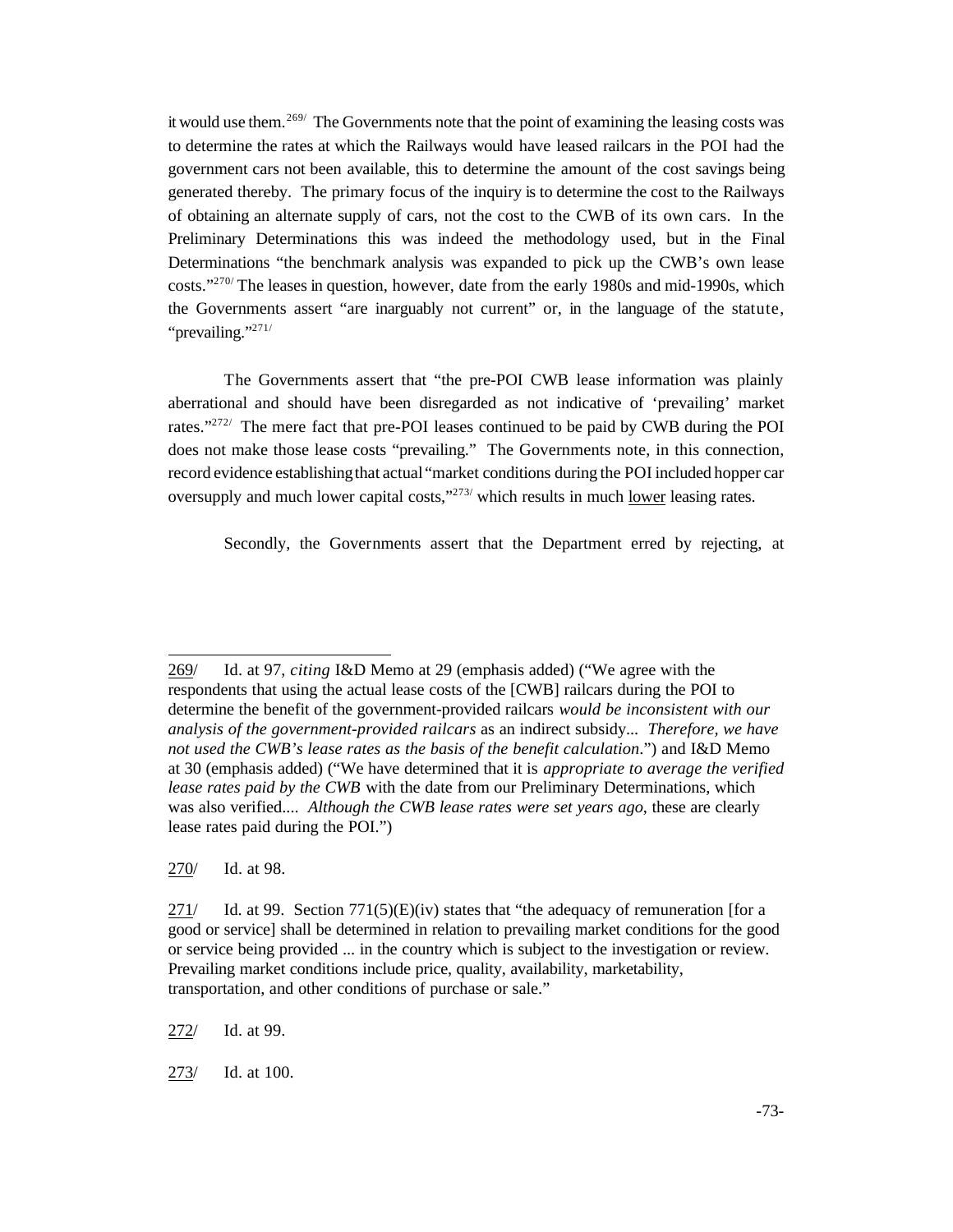it would use them.[269] The Governments note that the point of examining the leasing costs was to determine the rates at which the Railways would have leased railcars in the POI had the government cars not been available, this to determine the amount of the cost savings being generated thereby. The primary focus of the inquiry is to determine the cost to the Railways of obtaining an alternate supply of cars, not the cost to the CWB of its own cars. In the Preliminary Determinations this was indeed the methodology used, but in the Final Determinations "the benchmark analysis was expanded to pick up the CWB's own lease costs."[270] The leases in question, however, date from the early 1980s and mid-1990s, which the Governments assert "are inarguably not current" or, in the language of the statute, "prevailing."[271]

The Governments assert that "the pre-POI CWB lease information was plainly aberrational and should have been disregarded as not indicative of 'prevailing' market rates."[272] The mere fact that pre-POI leases continued to be paid by CWB during the POI does not make those lease costs "prevailing." The Governments note, in this connection, record evidence establishing that actual "market conditions during the POI included hopper car oversupply and much lower capital costs,"[273] which results in much <u>lower</u> leasing rates.

Secondly, the Governments assert that the Department erred by rejecting, at

---

<u>269</u>/ Id. at 97, *citing* I&D Memo at 29 (emphasis added) ("We agree with the respondents that using the actual lease costs of the [CWB] railcars during the POI to determine the benefit of the government-provided railcars *would be inconsistent with our analysis of the government-provided railcars* as an indirect subsidy... *Therefore, we have not used the CWB's lease rates as the basis of the benefit calculation*.") and I&D Memo at 30 (emphasis added) ("We have determined that it is *appropriate to average the verified lease rates paid by the CWB* with the date from our Preliminary Determinations, which was also verified.... *Although the CWB lease rates were set years ago*, these are clearly lease rates paid during the POI.")

<u>270</u>/ Id. at 98.

<u>271</u>/ Id. at 99. Section 771(5)(E)(iv) states that "the adequacy of remuneration [for a good or service] shall be determined in relation to prevailing market conditions for the good or service being provided ... in the country which is subject to the investigation or review. Prevailing market conditions include price, quality, availability, marketability, transportation, and other conditions of purchase or sale."

<u>272</u>/ Id. at 99.

<u>273</u>/ Id. at 100.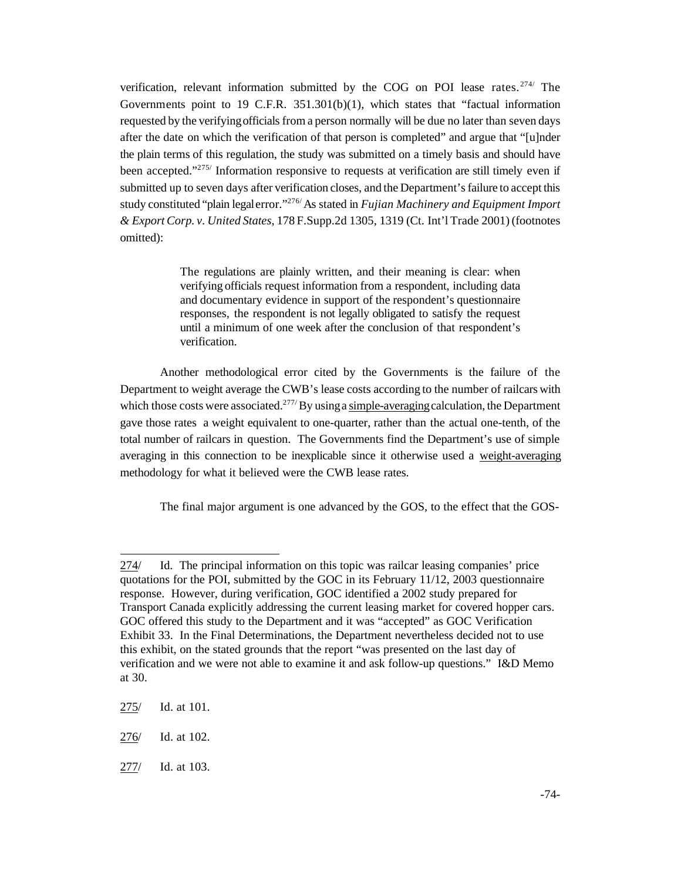verification, relevant information submitted by the COG on POI lease rates.[274] The Governments point to 19 C.F.R. 351.301(b)(1), which states that "factual information requested by the verifying officials from a person normally will be due no later than seven days after the date on which the verification of that person is completed" and argue that "[u]nder the plain terms of this regulation, the study was submitted on a timely basis and should have been accepted."[275] Information responsive to requests at verification are still timely even if submitted up to seven days after verification closes, and the Department's failure to accept this study constituted "plain legal error."[276] As stated in *Fujian Machinery and Equipment Import & Export Corp. v. United States*, 178 F.Supp.2d 1305, 1319 (Ct. Int'l Trade 2001) (footnotes omitted):

> The regulations are plainly written, and their meaning is clear: when verifying officials request information from a respondent, including data and documentary evidence in support of the respondent's questionnaire responses, the respondent is not legally obligated to satisfy the request until a minimum of one week after the conclusion of that respondent's verification.

Another methodological error cited by the Governments is the failure of the Department to weight average the CWB's lease costs according to the number of railcars with which those costs were associated.[277] By using a <u>simple-averaging</u> calculation, the Department gave those rates a weight equivalent to one-quarter, rather than the actual one-tenth, of the total number of railcars in question. The Governments find the Department's use of simple averaging in this connection to be inexplicable since it otherwise used a <u>weight-averaging</u> methodology for what it believed were the CWB lease rates.

The final major argument is one advanced by the GOS, to the effect that the GOS-

---

<u>274</u>/ Id. The principal information on this topic was railcar leasing companies' price quotations for the POI, submitted by the GOC in its February 11/12, 2003 questionnaire response. However, during verification, GOC identified a 2002 study prepared for Transport Canada explicitly addressing the current leasing market for covered hopper cars. GOC offered this study to the Department and it was "accepted" as GOC Verification Exhibit 33. In the Final Determinations, the Department nevertheless decided not to use this exhibit, on the stated grounds that the report "was presented on the last day of verification and we were not able to examine it and ask follow-up questions." I&D Memo at 30.

<u>275</u>/ Id. at 101.

<u>276</u>/ Id. at 102.

<u>277</u>/ Id. at 103.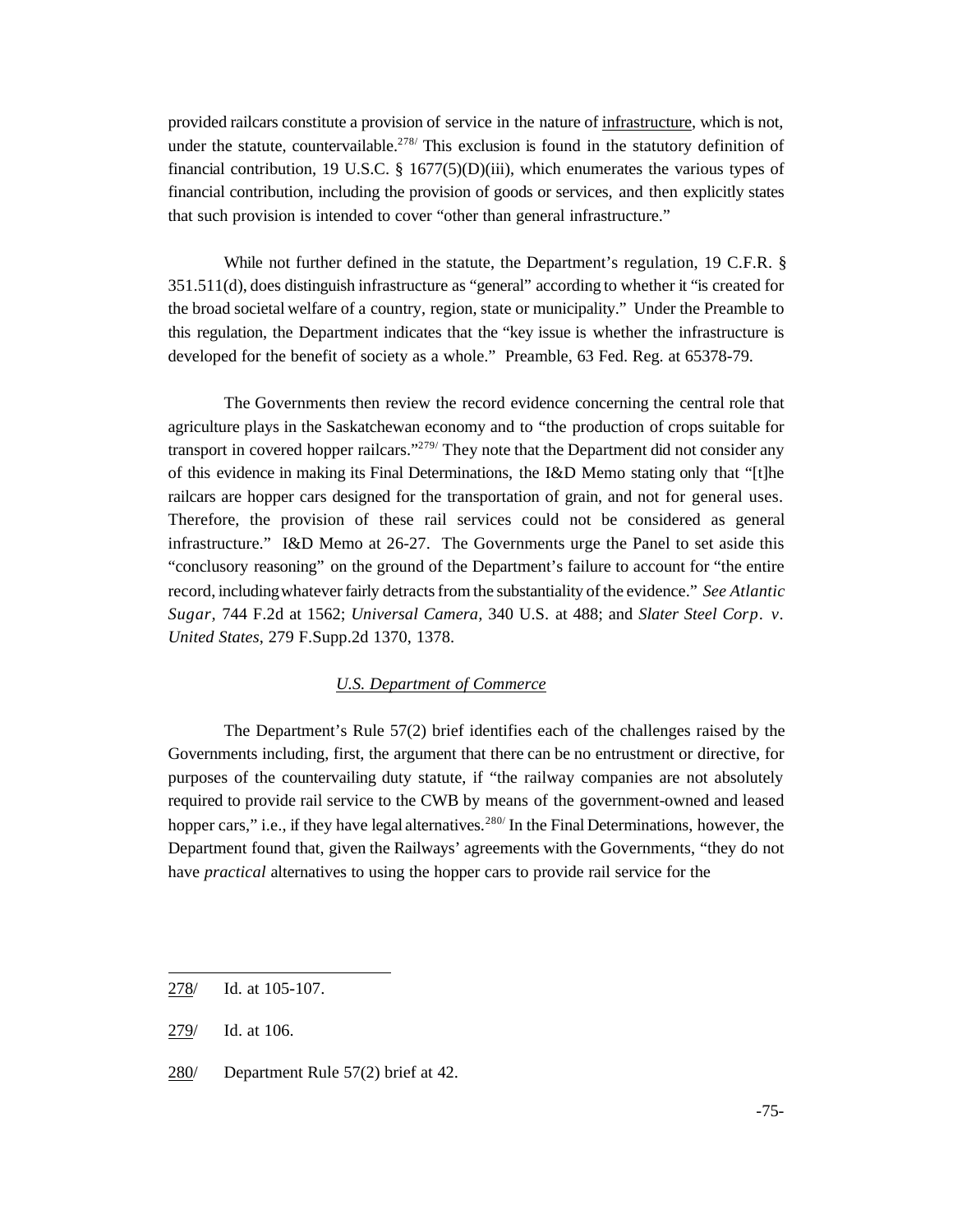provided railcars constitute a provision of service in the nature of infrastructure, which is not, under the statute, countervailable.[278/] This exclusion is found in the statutory definition of financial contribution, 19 U.S.C. § 1677(5)(D)(iii), which enumerates the various types of financial contribution, including the provision of goods or services, and then explicitly states that such provision is intended to cover "other than general infrastructure."

While not further defined in the statute, the Department's regulation, 19 C.F.R. § 351.511(d), does distinguish infrastructure as "general" according to whether it "is created for the broad societal welfare of a country, region, state or municipality." Under the Preamble to this regulation, the Department indicates that the "key issue is whether the infrastructure is developed for the benefit of society as a whole." Preamble, 63 Fed. Reg. at 65378-79.

The Governments then review the record evidence concerning the central role that agriculture plays in the Saskatchewan economy and to "the production of crops suitable for transport in covered hopper railcars."[279/] They note that the Department did not consider any of this evidence in making its Final Determinations, the I&D Memo stating only that "[t]he railcars are hopper cars designed for the transportation of grain, and not for general uses. Therefore, the provision of these rail services could not be considered as general infrastructure." I&D Memo at 26-27. The Governments urge the Panel to set aside this "conclusory reasoning" on the ground of the Department's failure to account for "the entire record, including whatever fairly detracts from the substantiality of the evidence." *See Atlantic Sugar*, 744 F.2d at 1562; *Universal Camera*, 340 U.S. at 488; and *Slater Steel Corp. v. United States*, 279 F.Supp.2d 1370, 1378.

*U.S. Department of Commerce*

The Department's Rule 57(2) brief identifies each of the challenges raised by the Governments including, first, the argument that there can be no entrustment or directive, for purposes of the countervailing duty statute, if "the railway companies are not absolutely required to provide rail service to the CWB by means of the government-owned and leased hopper cars," i.e., if they have legal alternatives.[280/] In the Final Determinations, however, the Department found that, given the Railways' agreements with the Governments, "they do not have *practical* alternatives to using the hopper cars to provide rail service for the

---

278/ Id. at 105-107.

279/ Id. at 106.

280/ Department Rule 57(2) brief at 42.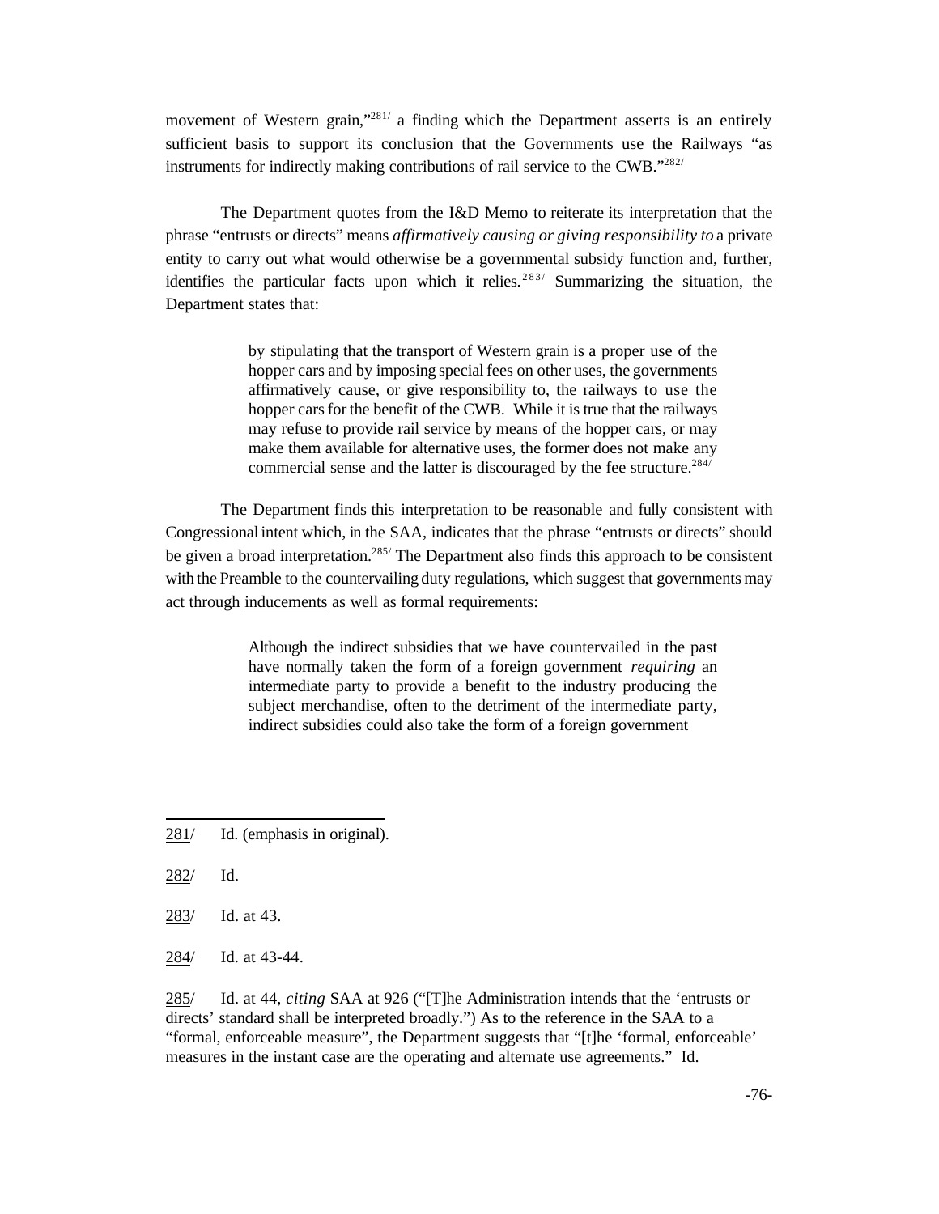movement of Western grain,"[281] a finding which the Department asserts is an entirely sufficient basis to support its conclusion that the Governments use the Railways "as instruments for indirectly making contributions of rail service to the CWB."[282]

The Department quotes from the I&D Memo to reiterate its interpretation that the phrase "entrusts or directs" means *affirmatively causing or giving responsibility to* a private entity to carry out what would otherwise be a governmental subsidy function and, further, identifies the particular facts upon which it relies.[283] Summarizing the situation, the Department states that:

> by stipulating that the transport of Western grain is a proper use of the hopper cars and by imposing special fees on other uses, the governments affirmatively cause, or give responsibility to, the railways to use the hopper cars for the benefit of the CWB. While it is true that the railways may refuse to provide rail service by means of the hopper cars, or may make them available for alternative uses, the former does not make any commercial sense and the latter is discouraged by the fee structure.[284]

The Department finds this interpretation to be reasonable and fully consistent with Congressional intent which, in the SAA, indicates that the phrase "entrusts or directs" should be given a broad interpretation.[285] The Department also finds this approach to be consistent with the Preamble to the countervailing duty regulations, which suggest that governments may act through inducements as well as formal requirements:

> Although the indirect subsidies that we have countervailed in the past have normally taken the form of a foreign government *requiring* an intermediate party to provide a benefit to the industry producing the subject merchandise, often to the detriment of the intermediate party, indirect subsidies could also take the form of a foreign government

---

281/ Id. (emphasis in original).

282/ Id.

283/ Id. at 43.

284/ Id. at 43-44.

285/ Id. at 44, *citing* SAA at 926 ("[T]he Administration intends that the 'entrusts or directs' standard shall be interpreted broadly.") As to the reference in the SAA to a "formal, enforceable measure", the Department suggests that "[t]he 'formal, enforceable' measures in the instant case are the operating and alternate use agreements." Id.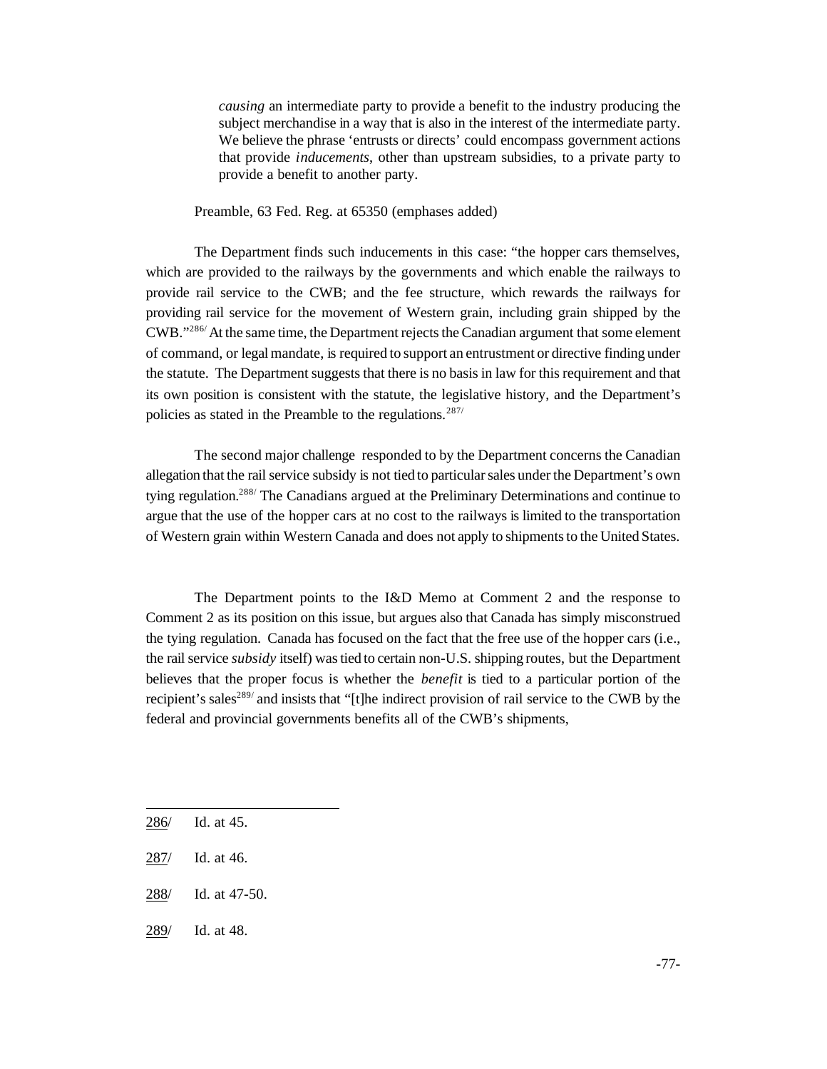> *causing* an intermediate party to provide a benefit to the industry producing the subject merchandise in a way that is also in the interest of the intermediate party. We believe the phrase 'entrusts or directs' could encompass government actions that provide *inducements*, other than upstream subsidies, to a private party to provide a benefit to another party.

Preamble, 63 Fed. Reg. at 65350 (emphases added)

The Department finds such inducements in this case: "the hopper cars themselves, which are provided to the railways by the governments and which enable the railways to provide rail service to the CWB; and the fee structure, which rewards the railways for providing rail service for the movement of Western grain, including grain shipped by the CWB."[286/] At the same time, the Department rejects the Canadian argument that some element of command, or legal mandate, is required to support an entrustment or directive finding under the statute. The Department suggests that there is no basis in law for this requirement and that its own position is consistent with the statute, the legislative history, and the Department's policies as stated in the Preamble to the regulations.[287/]

The second major challenge responded to by the Department concerns the Canadian allegation that the rail service subsidy is not tied to particular sales under the Department's own tying regulation.[288/] The Canadians argued at the Preliminary Determinations and continue to argue that the use of the hopper cars at no cost to the railways is limited to the transportation of Western grain within Western Canada and does not apply to shipments to the United States.

The Department points to the I&D Memo at Comment 2 and the response to Comment 2 as its position on this issue, but argues also that Canada has simply misconstrued the tying regulation. Canada has focused on the fact that the free use of the hopper cars (i.e., the rail service *subsidy* itself) was tied to certain non-U.S. shipping routes, but the Department believes that the proper focus is whether the *benefit* is tied to a particular portion of the recipient's sales[289/] and insists that "[t]he indirect provision of rail service to the CWB by the federal and provincial governments benefits all of the CWB's shipments,

---

286/ Id. at 45.

287/ Id. at 46.

288/ Id. at 47-50.

289/ Id. at 48.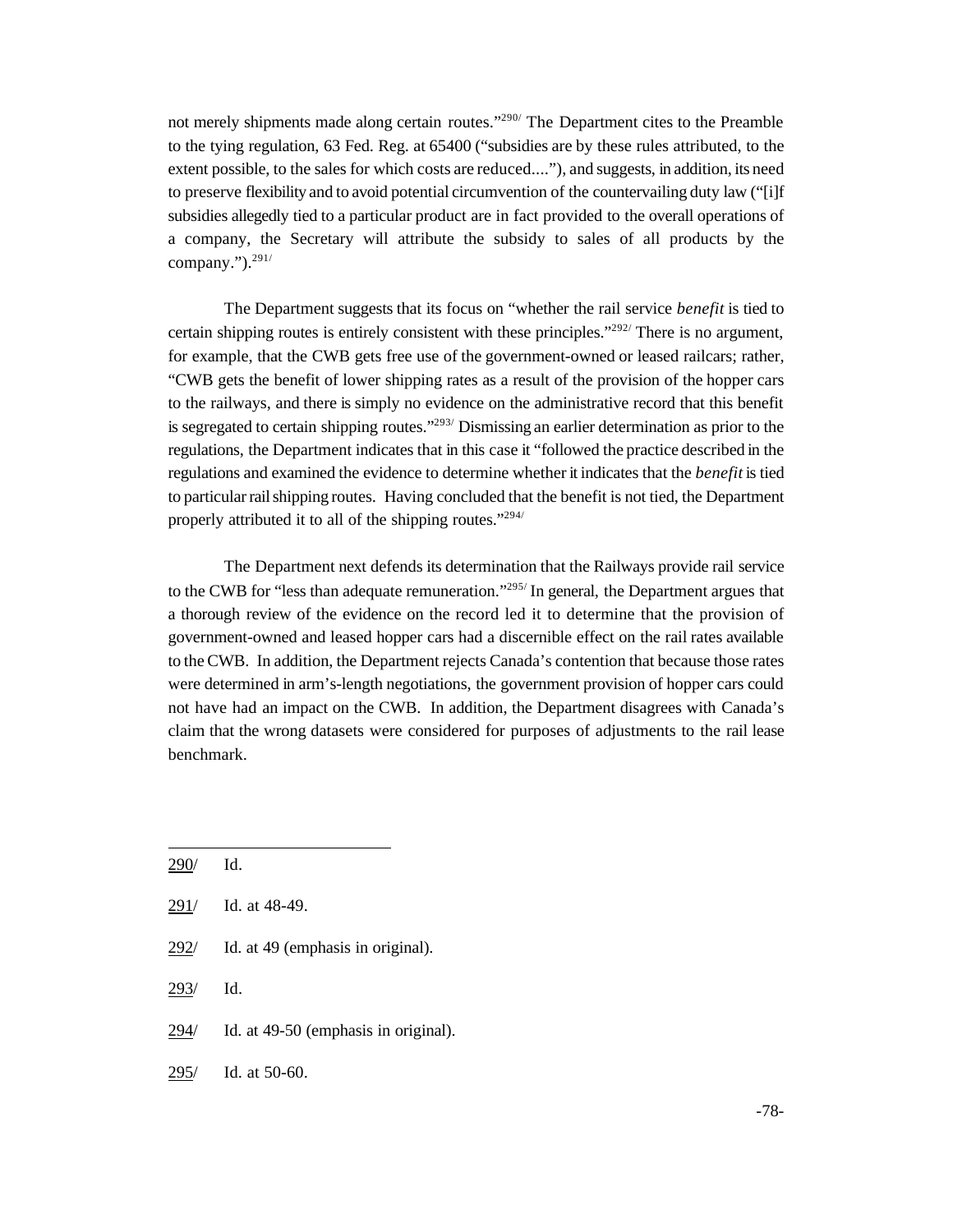not merely shipments made along certain routes."[290] The Department cites to the Preamble to the tying regulation, 63 Fed. Reg. at 65400 ("subsidies are by these rules attributed, to the extent possible, to the sales for which costs are reduced...."), and suggests, in addition, its need to preserve flexibility and to avoid potential circumvention of the countervailing duty law ("[i]f subsidies allegedly tied to a particular product are in fact provided to the overall operations of a company, the Secretary will attribute the subsidy to sales of all products by the company.").[291]

The Department suggests that its focus on "whether the rail service *benefit* is tied to certain shipping routes is entirely consistent with these principles."[292] There is no argument, for example, that the CWB gets free use of the government-owned or leased railcars; rather, "CWB gets the benefit of lower shipping rates as a result of the provision of the hopper cars to the railways, and there is simply no evidence on the administrative record that this benefit is segregated to certain shipping routes."[293] Dismissing an earlier determination as prior to the regulations, the Department indicates that in this case it "followed the practice described in the regulations and examined the evidence to determine whether it indicates that the *benefit* is tied to particular rail shipping routes. Having concluded that the benefit is not tied, the Department properly attributed it to all of the shipping routes."[294]

The Department next defends its determination that the Railways provide rail service to the CWB for "less than adequate remuneration."[295] In general, the Department argues that a thorough review of the evidence on the record led it to determine that the provision of government-owned and leased hopper cars had a discernible effect on the rail rates available to the CWB. In addition, the Department rejects Canada's contention that because those rates were determined in arm's-length negotiations, the government provision of hopper cars could not have had an impact on the CWB. In addition, the Department disagrees with Canada's claim that the wrong datasets were considered for purposes of adjustments to the rail lease benchmark.

---

290/ Id.

291/ Id. at 48-49.

292/ Id. at 49 (emphasis in original).

293/ Id.

294/ Id. at 49-50 (emphasis in original).

295/ Id. at 50-60.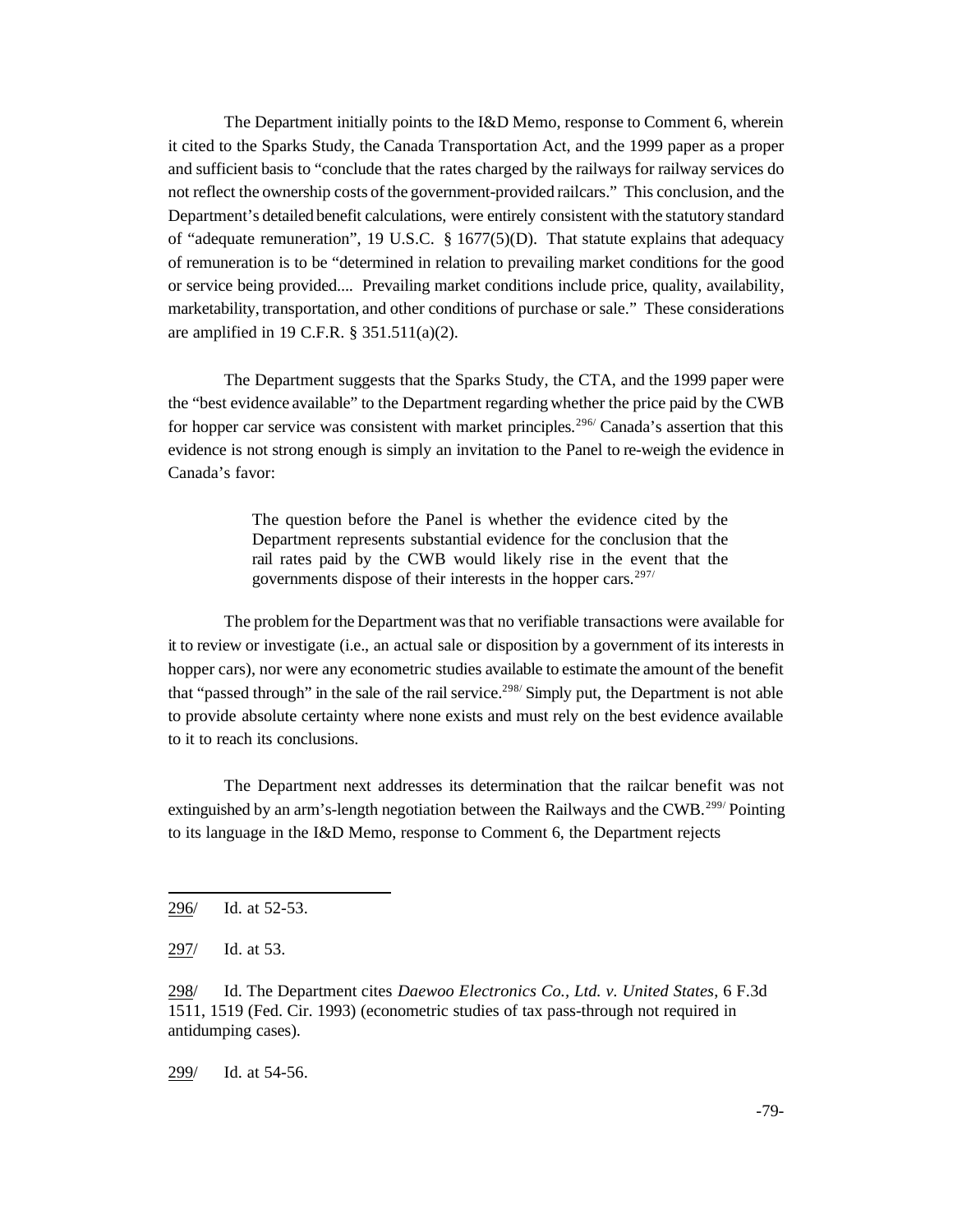The Department initially points to the I&D Memo, response to Comment 6, wherein it cited to the Sparks Study, the Canada Transportation Act, and the 1999 paper as a proper and sufficient basis to "conclude that the rates charged by the railways for railway services do not reflect the ownership costs of the government-provided railcars." This conclusion, and the Department's detailed benefit calculations, were entirely consistent with the statutory standard of "adequate remuneration", 19 U.S.C. § 1677(5)(D). That statute explains that adequacy of remuneration is to be "determined in relation to prevailing market conditions for the good or service being provided.... Prevailing market conditions include price, quality, availability, marketability, transportation, and other conditions of purchase or sale." These considerations are amplified in 19 C.F.R. § 351.511(a)(2).

The Department suggests that the Sparks Study, the CTA, and the 1999 paper were the "best evidence available" to the Department regarding whether the price paid by the CWB for hopper car service was consistent with market principles.[296] Canada's assertion that this evidence is not strong enough is simply an invitation to the Panel to re-weigh the evidence in Canada's favor:

> The question before the Panel is whether the evidence cited by the Department represents substantial evidence for the conclusion that the rail rates paid by the CWB would likely rise in the event that the governments dispose of their interests in the hopper cars.[297]

The problem for the Department was that no verifiable transactions were available for it to review or investigate (i.e., an actual sale or disposition by a government of its interests in hopper cars), nor were any econometric studies available to estimate the amount of the benefit that "passed through" in the sale of the rail service.[298] Simply put, the Department is not able to provide absolute certainty where none exists and must rely on the best evidence available to it to reach its conclusions.

The Department next addresses its determination that the railcar benefit was not extinguished by an arm's-length negotiation between the Railways and the CWB.[299] Pointing to its language in the I&D Memo, response to Comment 6, the Department rejects

---

296/ Id. at 52-53.

297/ Id. at 53.

298/ Id. The Department cites *Daewoo Electronics Co., Ltd. v. United States*, 6 F.3d 1511, 1519 (Fed. Cir. 1993) (econometric studies of tax pass-through not required in antidumping cases).

299/ Id. at 54-56.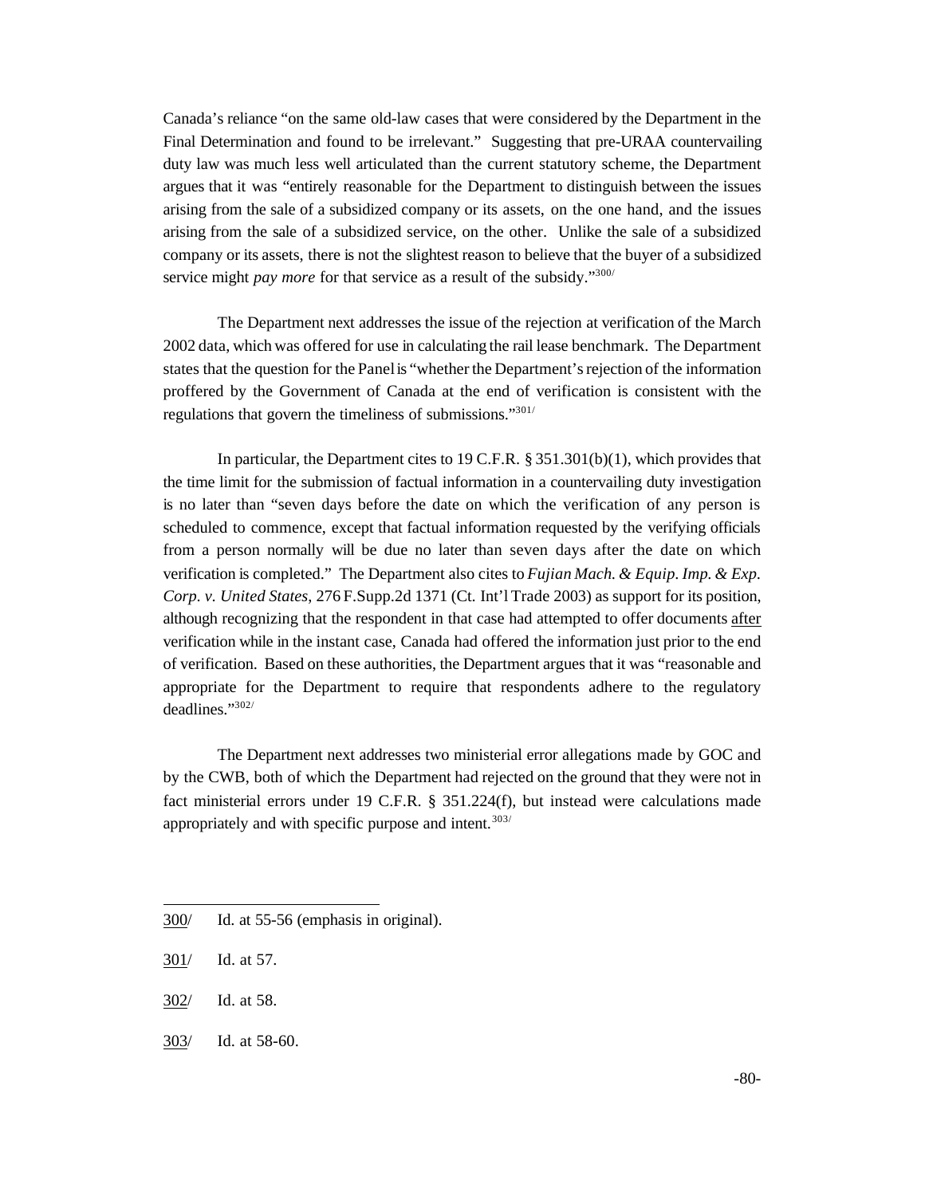Canada's reliance "on the same old-law cases that were considered by the Department in the Final Determination and found to be irrelevant." Suggesting that pre-URAA countervailing duty law was much less well articulated than the current statutory scheme, the Department argues that it was "entirely reasonable for the Department to distinguish between the issues arising from the sale of a subsidized company or its assets, on the one hand, and the issues arising from the sale of a subsidized service, on the other. Unlike the sale of a subsidized company or its assets, there is not the slightest reason to believe that the buyer of a subsidized service might *pay more* for that service as a result of the subsidy."[300/]

The Department next addresses the issue of the rejection at verification of the March 2002 data, which was offered for use in calculating the rail lease benchmark. The Department states that the question for the Panel is "whether the Department's rejection of the information proffered by the Government of Canada at the end of verification is consistent with the regulations that govern the timeliness of submissions."[301/]

In particular, the Department cites to 19 C.F.R. § 351.301(b)(1), which provides that the time limit for the submission of factual information in a countervailing duty investigation is no later than "seven days before the date on which the verification of any person is scheduled to commence, except that factual information requested by the verifying officials from a person normally will be due no later than seven days after the date on which verification is completed." The Department also cites to *Fujian Mach. & Equip. Imp. & Exp. Corp. v. United States*, 276 F.Supp.2d 1371 (Ct. Int'l Trade 2003) as support for its position, although recognizing that the respondent in that case had attempted to offer documents after verification while in the instant case, Canada had offered the information just prior to the end of verification. Based on these authorities, the Department argues that it was "reasonable and appropriate for the Department to require that respondents adhere to the regulatory deadlines."[302/]

The Department next addresses two ministerial error allegations made by GOC and by the CWB, both of which the Department had rejected on the ground that they were not in fact ministerial errors under 19 C.F.R. § 351.224(f), but instead were calculations made appropriately and with specific purpose and intent.[303/]

---

300/ Id. at 55-56 (emphasis in original).

301/ Id. at 57.

302/ Id. at 58.

303/ Id. at 58-60.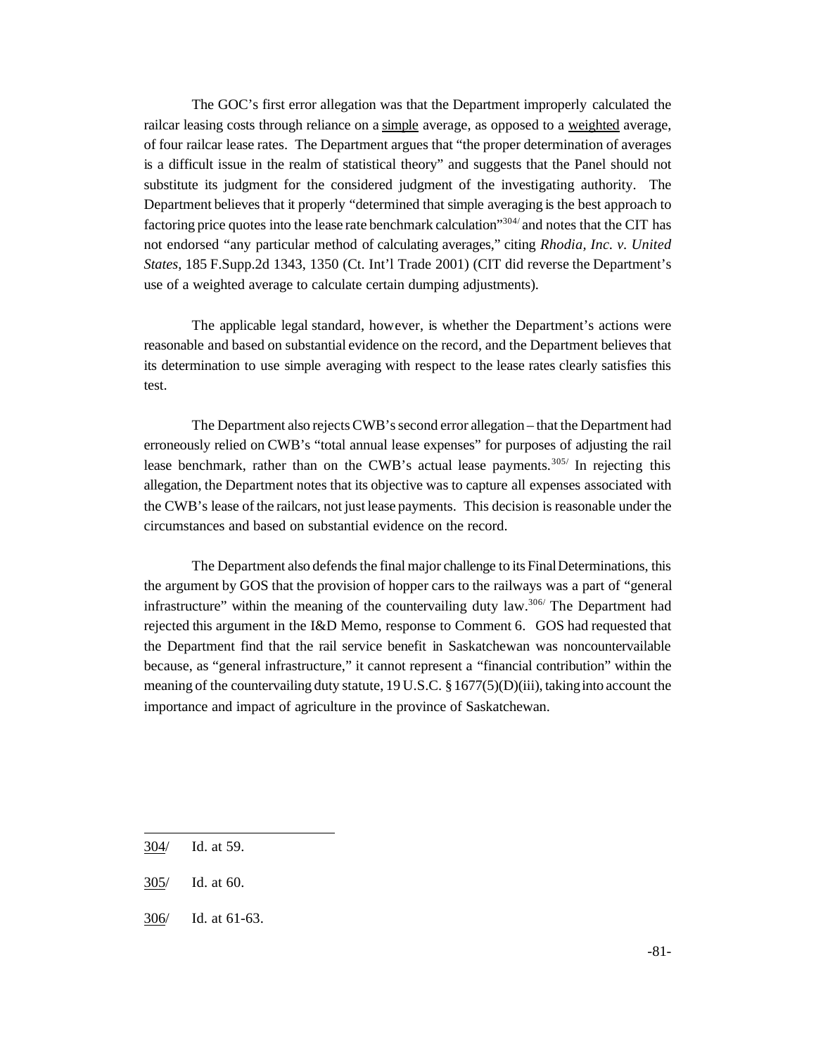The GOC's first error allegation was that the Department improperly calculated the railcar leasing costs through reliance on a simple average, as opposed to a weighted average, of four railcar lease rates. The Department argues that "the proper determination of averages is a difficult issue in the realm of statistical theory" and suggests that the Panel should not substitute its judgment for the considered judgment of the investigating authority. The Department believes that it properly "determined that simple averaging is the best approach to factoring price quotes into the lease rate benchmark calculation"[304] and notes that the CIT has not endorsed "any particular method of calculating averages," citing *Rhodia, Inc. v. United States*, 185 F.Supp.2d 1343, 1350 (Ct. Int'l Trade 2001) (CIT did reverse the Department's use of a weighted average to calculate certain dumping adjustments).

The applicable legal standard, however, is whether the Department's actions were reasonable and based on substantial evidence on the record, and the Department believes that its determination to use simple averaging with respect to the lease rates clearly satisfies this test.

The Department also rejects CWB's second error allegation – that the Department had erroneously relied on CWB's "total annual lease expenses" for purposes of adjusting the rail lease benchmark, rather than on the CWB's actual lease payments.[305] In rejecting this allegation, the Department notes that its objective was to capture all expenses associated with the CWB's lease of the railcars, not just lease payments. This decision is reasonable under the circumstances and based on substantial evidence on the record.

The Department also defends the final major challenge to its Final Determinations, this the argument by GOS that the provision of hopper cars to the railways was a part of "general infrastructure" within the meaning of the countervailing duty law.[306] The Department had rejected this argument in the I&D Memo, response to Comment 6. GOS had requested that the Department find that the rail service benefit in Saskatchewan was noncountervailable because, as "general infrastructure," it cannot represent a "financial contribution" within the meaning of the countervailing duty statute, 19 U.S.C. § 1677(5)(D)(iii), taking into account the importance and impact of agriculture in the province of Saskatchewan.

---

304/ Id. at 59.

305/ Id. at 60.

306/ Id. at 61-63.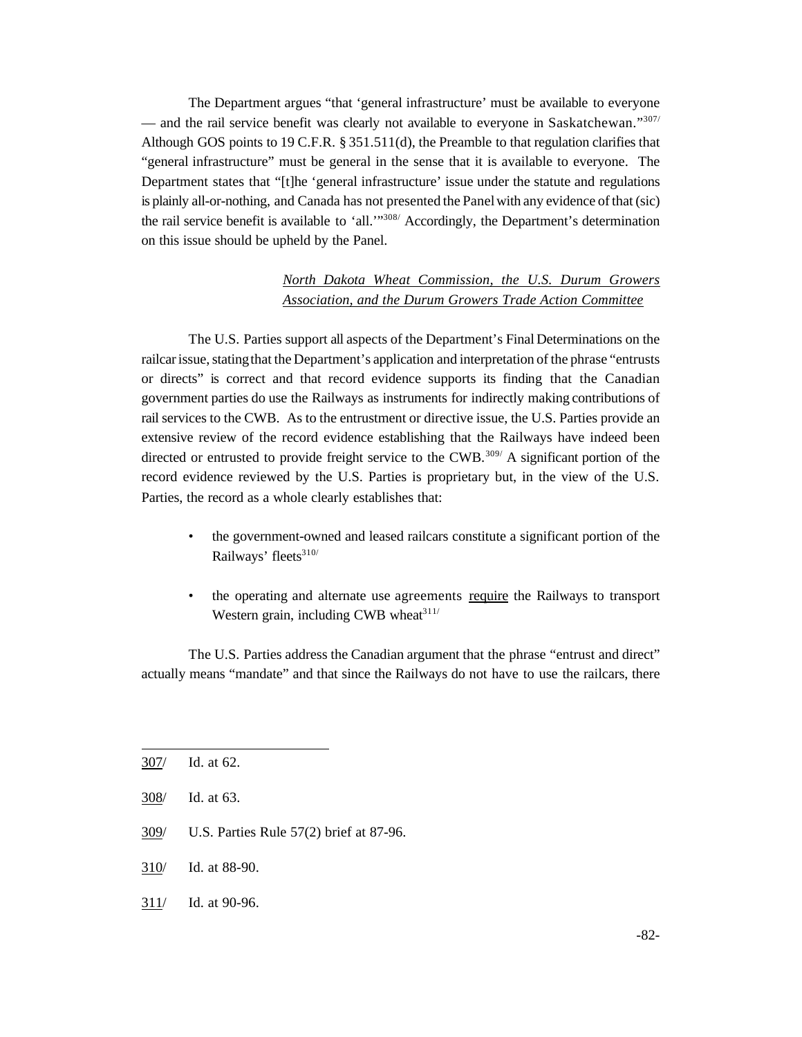The Department argues "that 'general infrastructure' must be available to everyone — and the rail service benefit was clearly not available to everyone in Saskatchewan."[307/] Although GOS points to 19 C.F.R. § 351.511(d), the Preamble to that regulation clarifies that "general infrastructure" must be general in the sense that it is available to everyone. The Department states that "[t]he 'general infrastructure' issue under the statute and regulations is plainly all-or-nothing, and Canada has not presented the Panel with any evidence of that (sic) the rail service benefit is available to 'all.'"[308/] Accordingly, the Department's determination on this issue should be upheld by the Panel.

*North Dakota Wheat Commission, the U.S. Durum Growers Association, and the Durum Growers Trade Action Committee*

The U.S. Parties support all aspects of the Department's Final Determinations on the railcar issue, stating that the Department's application and interpretation of the phrase "entrusts or directs" is correct and that record evidence supports its finding that the Canadian government parties do use the Railways as instruments for indirectly making contributions of rail services to the CWB. As to the entrustment or directive issue, the U.S. Parties provide an extensive review of the record evidence establishing that the Railways have indeed been directed or entrusted to provide freight service to the CWB.[309/] A significant portion of the record evidence reviewed by the U.S. Parties is proprietary but, in the view of the U.S. Parties, the record as a whole clearly establishes that:

- the government-owned and leased railcars constitute a significant portion of the Railways' fleets[310/]
- the operating and alternate use agreements require the Railways to transport Western grain, including CWB wheat[311/]

The U.S. Parties address the Canadian argument that the phrase "entrust and direct" actually means "mandate" and that since the Railways do not have to use the railcars, there

---

307/ Id. at 62.

308/ Id. at 63.

309/ U.S. Parties Rule 57(2) brief at 87-96.

310/ Id. at 88-90.

311/ Id. at 90-96.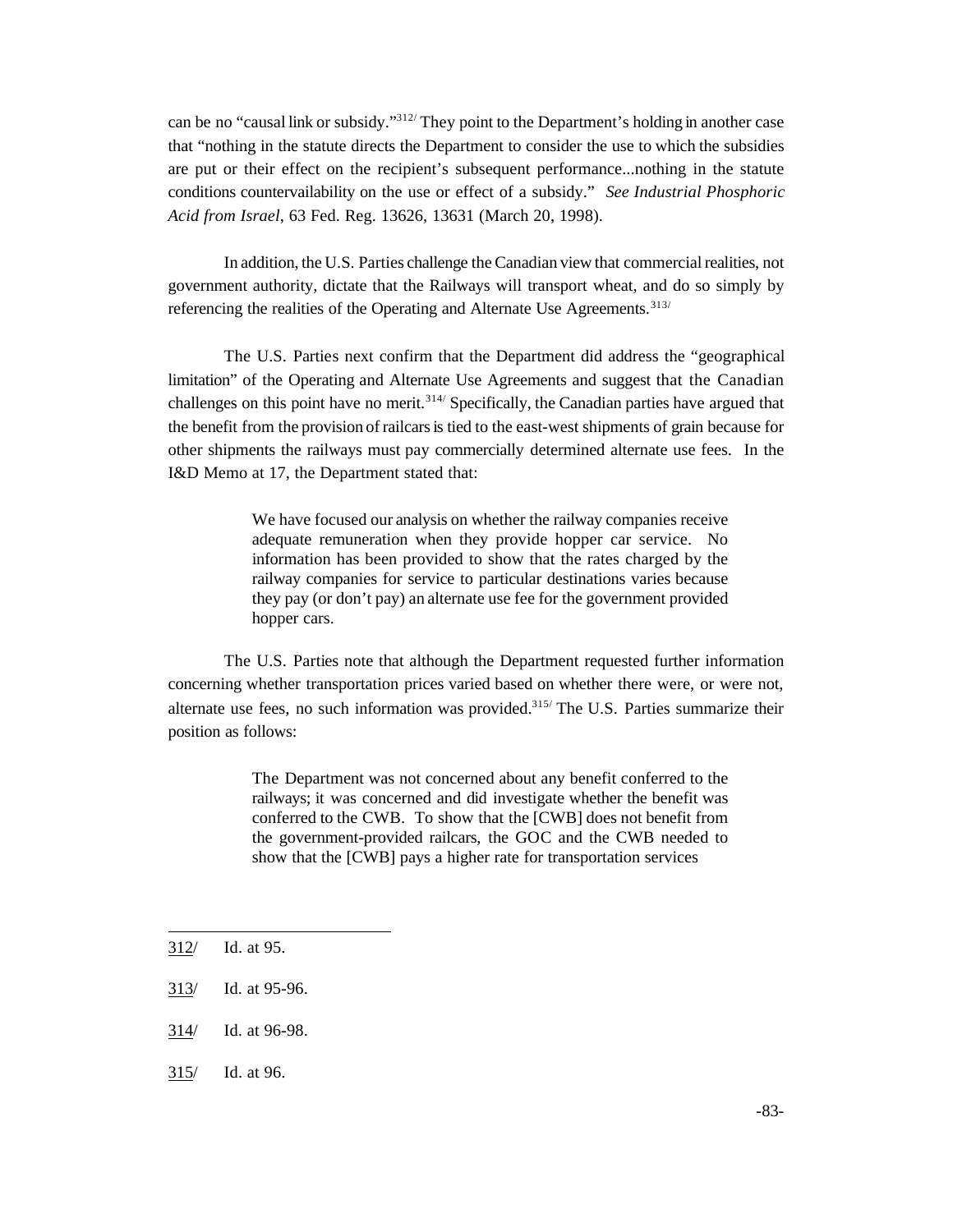can be no "causal link or subsidy."[312] They point to the Department's holding in another case that "nothing in the statute directs the Department to consider the use to which the subsidies are put or their effect on the recipient's subsequent performance...nothing in the statute conditions countervailability on the use or effect of a subsidy." *See Industrial Phosphoric Acid from Israel*, 63 Fed. Reg. 13626, 13631 (March 20, 1998).

In addition, the U.S. Parties challenge the Canadian view that commercial realities, not government authority, dictate that the Railways will transport wheat, and do so simply by referencing the realities of the Operating and Alternate Use Agreements.[313]

The U.S. Parties next confirm that the Department did address the "geographical limitation" of the Operating and Alternate Use Agreements and suggest that the Canadian challenges on this point have no merit.[314] Specifically, the Canadian parties have argued that the benefit from the provision of railcars is tied to the east-west shipments of grain because for other shipments the railways must pay commercially determined alternate use fees. In the I&D Memo at 17, the Department stated that:

> We have focused our analysis on whether the railway companies receive adequate remuneration when they provide hopper car service. No information has been provided to show that the rates charged by the railway companies for service to particular destinations varies because they pay (or don't pay) an alternate use fee for the government provided hopper cars.

The U.S. Parties note that although the Department requested further information concerning whether transportation prices varied based on whether there were, or were not, alternate use fees, no such information was provided.[315] The U.S. Parties summarize their position as follows:

> The Department was not concerned about any benefit conferred to the railways; it was concerned and did investigate whether the benefit was conferred to the CWB. To show that the [CWB] does not benefit from the government-provided railcars, the GOC and the CWB needed to show that the [CWB] pays a higher rate for transportation services

---

312/ Id. at 95.

313/ Id. at 95-96.

314/ Id. at 96-98.

315/ Id. at 96.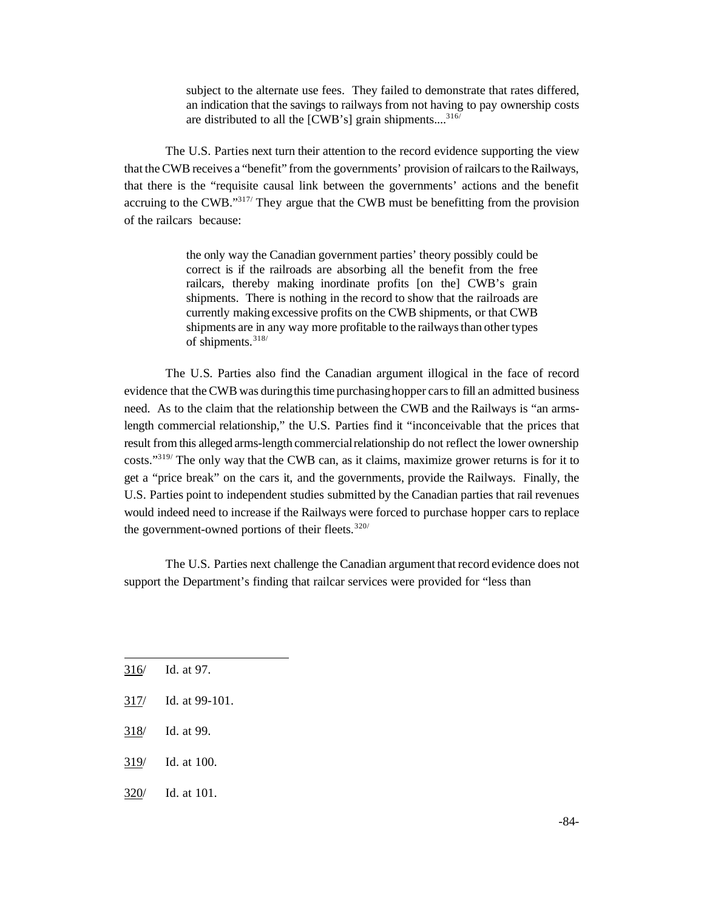> subject to the alternate use fees. They failed to demonstrate that rates differed, an indication that the savings to railways from not having to pay ownership costs are distributed to all the [CWB's] grain shipments....[316]

The U.S. Parties next turn their attention to the record evidence supporting the view that the CWB receives a "benefit" from the governments' provision of railcars to the Railways, that there is the "requisite causal link between the governments' actions and the benefit accruing to the CWB."[317] They argue that the CWB must be benefitting from the provision of the railcars because:

> the only way the Canadian government parties' theory possibly could be correct is if the railroads are absorbing all the benefit from the free railcars, thereby making inordinate profits [on the] CWB's grain shipments. There is nothing in the record to show that the railroads are currently making excessive profits on the CWB shipments, or that CWB shipments are in any way more profitable to the railways than other types of shipments.[318]

The U.S. Parties also find the Canadian argument illogical in the face of record evidence that the CWB was during this time purchasing hopper cars to fill an admitted business need. As to the claim that the relationship between the CWB and the Railways is "an arms-length commercial relationship," the U.S. Parties find it "inconceivable that the prices that result from this alleged arms-length commercial relationship do not reflect the lower ownership costs."[319] The only way that the CWB can, as it claims, maximize grower returns is for it to get a "price break" on the cars it, and the governments, provide the Railways. Finally, the U.S. Parties point to independent studies submitted by the Canadian parties that rail revenues would indeed need to increase if the Railways were forced to purchase hopper cars to replace the government-owned portions of their fleets.[320]

The U.S. Parties next challenge the Canadian argument that record evidence does not support the Department's finding that railcar services were provided for "less than

---

316/ Id. at 97.

317/ Id. at 99-101.

318/ Id. at 99.

319/ Id. at 100.

320/ Id. at 101.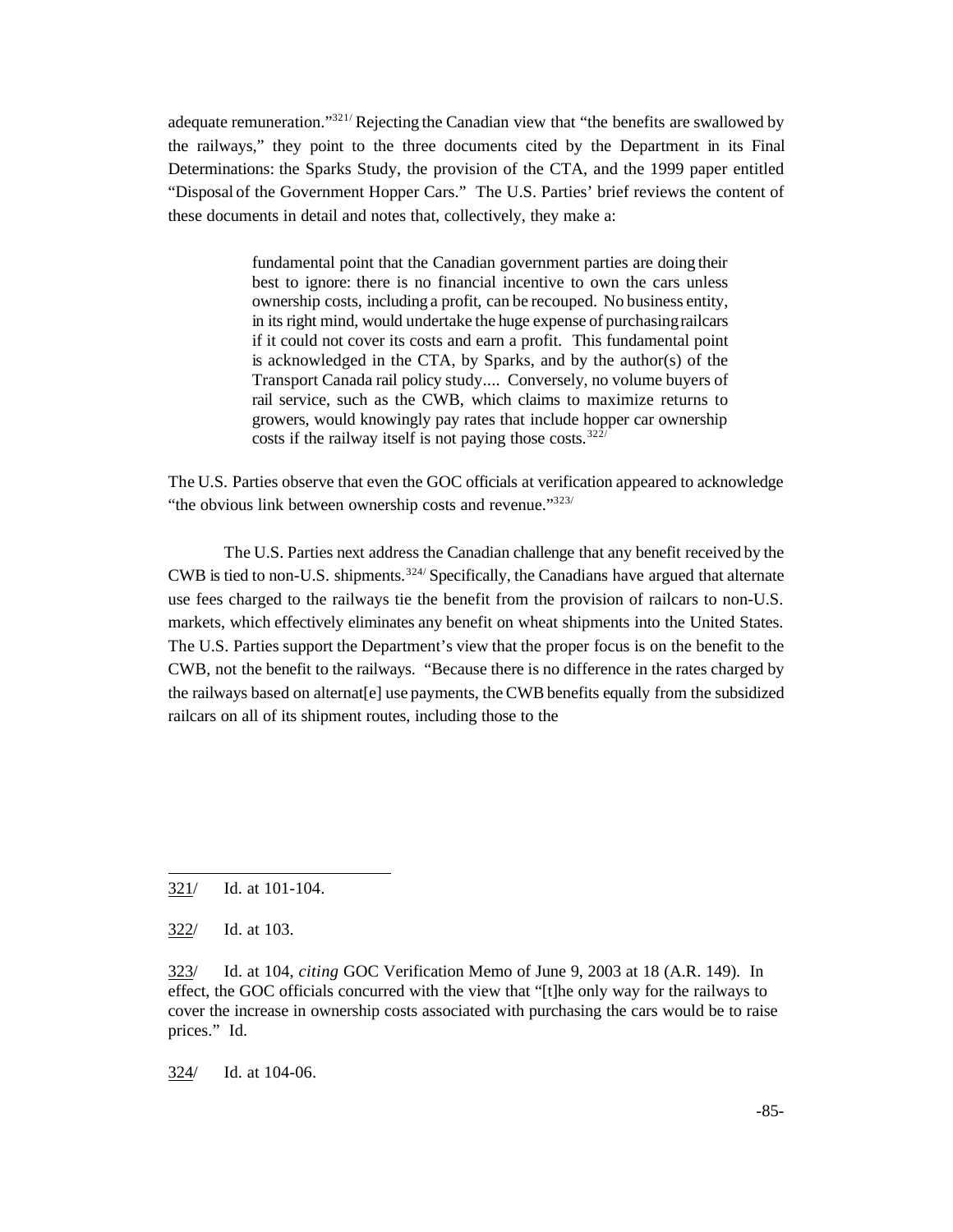adequate remuneration."[321] Rejecting the Canadian view that "the benefits are swallowed by the railways," they point to the three documents cited by the Department in its Final Determinations: the Sparks Study, the provision of the CTA, and the 1999 paper entitled "Disposal of the Government Hopper Cars." The U.S. Parties' brief reviews the content of these documents in detail and notes that, collectively, they make a:

> fundamental point that the Canadian government parties are doing their best to ignore: there is no financial incentive to own the cars unless ownership costs, including a profit, can be recouped. No business entity, in its right mind, would undertake the huge expense of purchasing railcars if it could not cover its costs and earn a profit. This fundamental point is acknowledged in the CTA, by Sparks, and by the author(s) of the Transport Canada rail policy study.... Conversely, no volume buyers of rail service, such as the CWB, which claims to maximize returns to growers, would knowingly pay rates that include hopper car ownership costs if the railway itself is not paying those costs.[322]

The U.S. Parties observe that even the GOC officials at verification appeared to acknowledge "the obvious link between ownership costs and revenue."[323]

The U.S. Parties next address the Canadian challenge that any benefit received by the CWB is tied to non-U.S. shipments.[324] Specifically, the Canadians have argued that alternate use fees charged to the railways tie the benefit from the provision of railcars to non-U.S. markets, which effectively eliminates any benefit on wheat shipments into the United States. The U.S. Parties support the Department's view that the proper focus is on the benefit to the CWB, not the benefit to the railways. "Because there is no difference in the rates charged by the railways based on alternat[e] use payments, the CWB benefits equally from the subsidized railcars on all of its shipment routes, including those to the

---

321/ Id. at 101-104.

322/ Id. at 103.

323/ Id. at 104, *citing* GOC Verification Memo of June 9, 2003 at 18 (A.R. 149). In effect, the GOC officials concurred with the view that "[t]he only way for the railways to cover the increase in ownership costs associated with purchasing the cars would be to raise prices." Id.

324/ Id. at 104-06.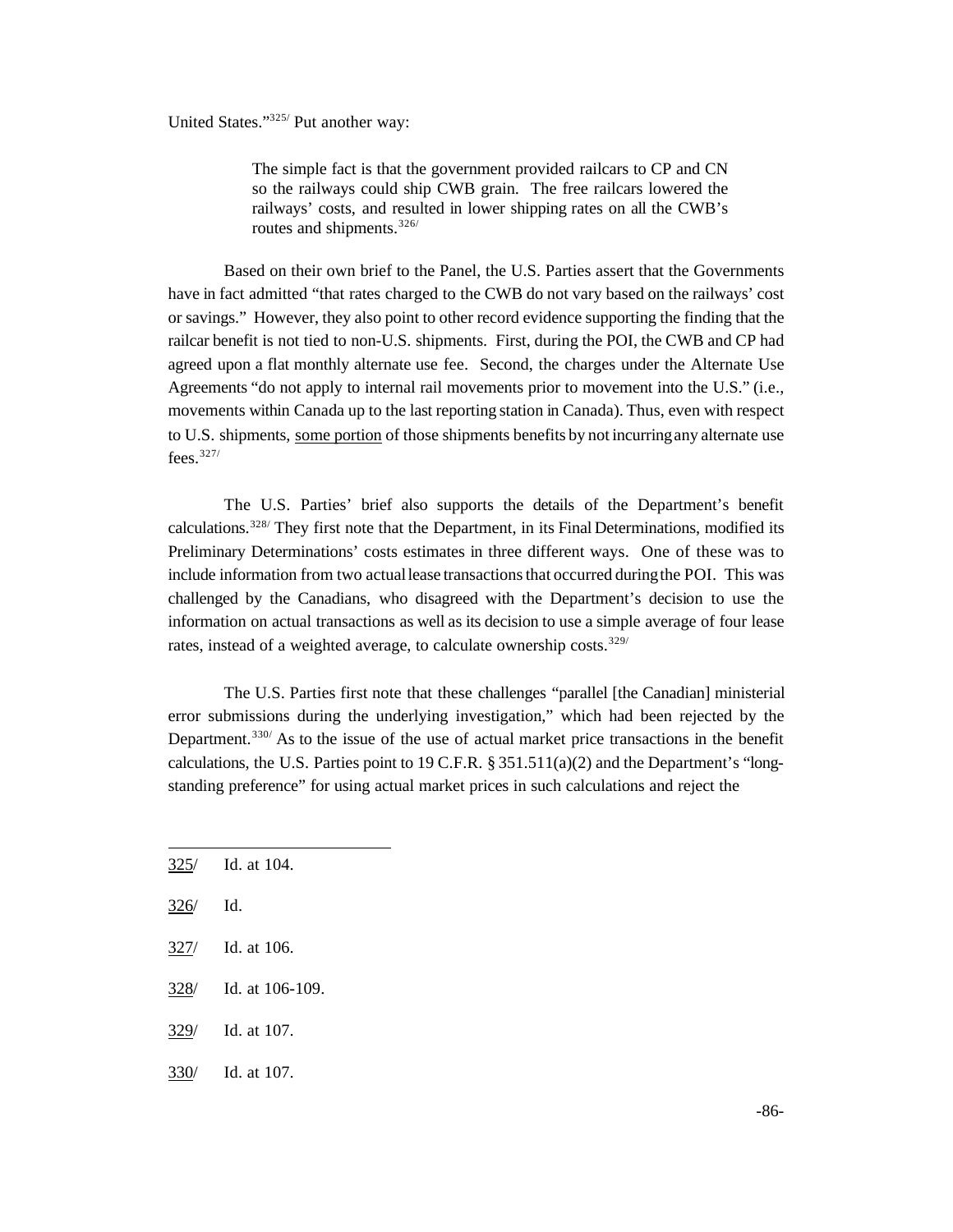United States."[325] Put another way:

> The simple fact is that the government provided railcars to CP and CN so the railways could ship CWB grain. The free railcars lowered the railways' costs, and resulted in lower shipping rates on all the CWB's routes and shipments.[326]

Based on their own brief to the Panel, the U.S. Parties assert that the Governments have in fact admitted "that rates charged to the CWB do not vary based on the railways' cost or savings." However, they also point to other record evidence supporting the finding that the railcar benefit is not tied to non-U.S. shipments. First, during the POI, the CWB and CP had agreed upon a flat monthly alternate use fee. Second, the charges under the Alternate Use Agreements "do not apply to internal rail movements prior to movement into the U.S." (i.e., movements within Canada up to the last reporting station in Canada). Thus, even with respect to U.S. shipments, <u>some portion</u> of those shipments benefits by not incurring any alternate use fees.[327]

The U.S. Parties' brief also supports the details of the Department's benefit calculations.[328] They first note that the Department, in its Final Determinations, modified its Preliminary Determinations' costs estimates in three different ways. One of these was to include information from two actual lease transactions that occurred during the POI. This was challenged by the Canadians, who disagreed with the Department's decision to use the information on actual transactions as well as its decision to use a simple average of four lease rates, instead of a weighted average, to calculate ownership costs.[329]

The U.S. Parties first note that these challenges "parallel [the Canadian] ministerial error submissions during the underlying investigation," which had been rejected by the Department.[330] As to the issue of the use of actual market price transactions in the benefit calculations, the U.S. Parties point to 19 C.F.R. § 351.511(a)(2) and the Department's "long-standing preference" for using actual market prices in such calculations and reject the

---

<u>325</u>/ Id. at 104.

<u>326</u>/ Id.

<u>327</u>/ Id. at 106.

<u>328</u>/ Id. at 106-109.

<u>329</u>/ Id. at 107.

<u>330</u>/ Id. at 107.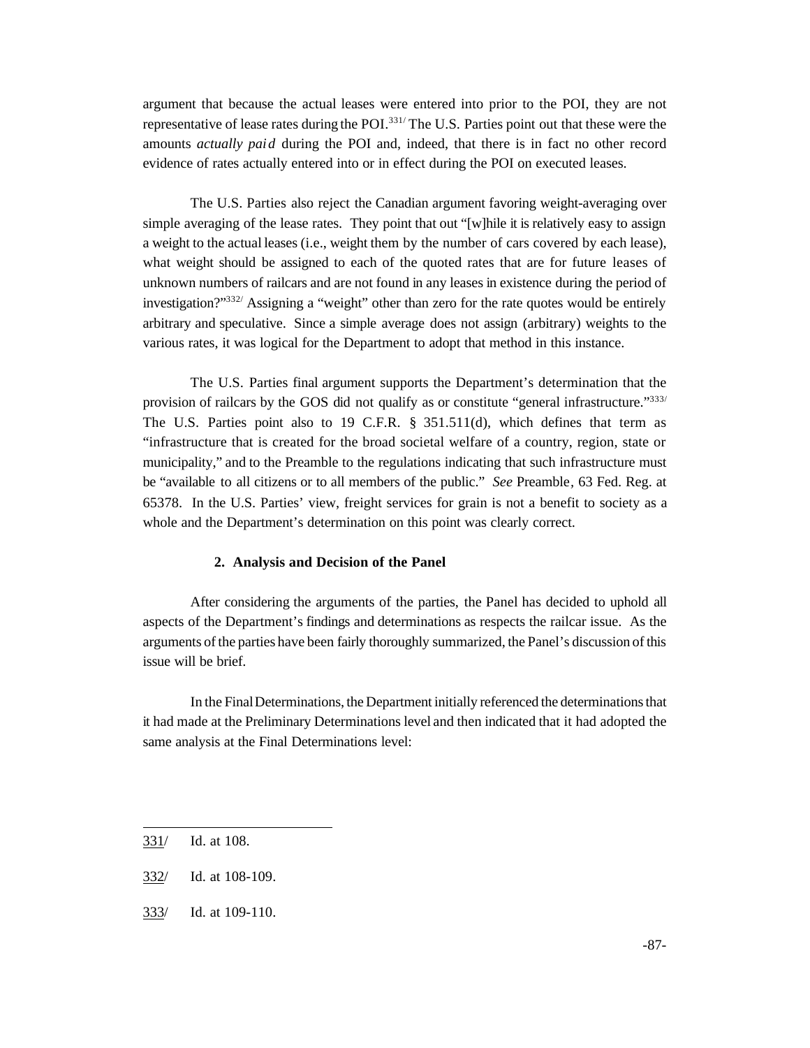argument that because the actual leases were entered into prior to the POI, they are not representative of lease rates during the POI.[331] The U.S. Parties point out that these were the amounts *actually paid* during the POI and, indeed, that there is in fact no other record evidence of rates actually entered into or in effect during the POI on executed leases.

The U.S. Parties also reject the Canadian argument favoring weight-averaging over simple averaging of the lease rates. They point that out "[w]hile it is relatively easy to assign a weight to the actual leases (i.e., weight them by the number of cars covered by each lease), what weight should be assigned to each of the quoted rates that are for future leases of unknown numbers of railcars and are not found in any leases in existence during the period of investigation?"[332] Assigning a "weight" other than zero for the rate quotes would be entirely arbitrary and speculative. Since a simple average does not assign (arbitrary) weights to the various rates, it was logical for the Department to adopt that method in this instance.

The U.S. Parties final argument supports the Department's determination that the provision of railcars by the GOS did not qualify as or constitute "general infrastructure."[333] The U.S. Parties point also to 19 C.F.R. § 351.511(d), which defines that term as "infrastructure that is created for the broad societal welfare of a country, region, state or municipality," and to the Preamble to the regulations indicating that such infrastructure must be "available to all citizens or to all members of the public." *See* Preamble, 63 Fed. Reg. at 65378. In the U.S. Parties' view, freight services for grain is not a benefit to society as a whole and the Department's determination on this point was clearly correct.

#### 2. Analysis and Decision of the Panel

After considering the arguments of the parties, the Panel has decided to uphold all aspects of the Department's findings and determinations as respects the railcar issue. As the arguments of the parties have been fairly thoroughly summarized, the Panel's discussion of this issue will be brief.

In the Final Determinations, the Department initially referenced the determinations that it had made at the Preliminary Determinations level and then indicated that it had adopted the same analysis at the Final Determinations level:

---

331/ Id. at 108.

332/ Id. at 108-109.

333/ Id. at 109-110.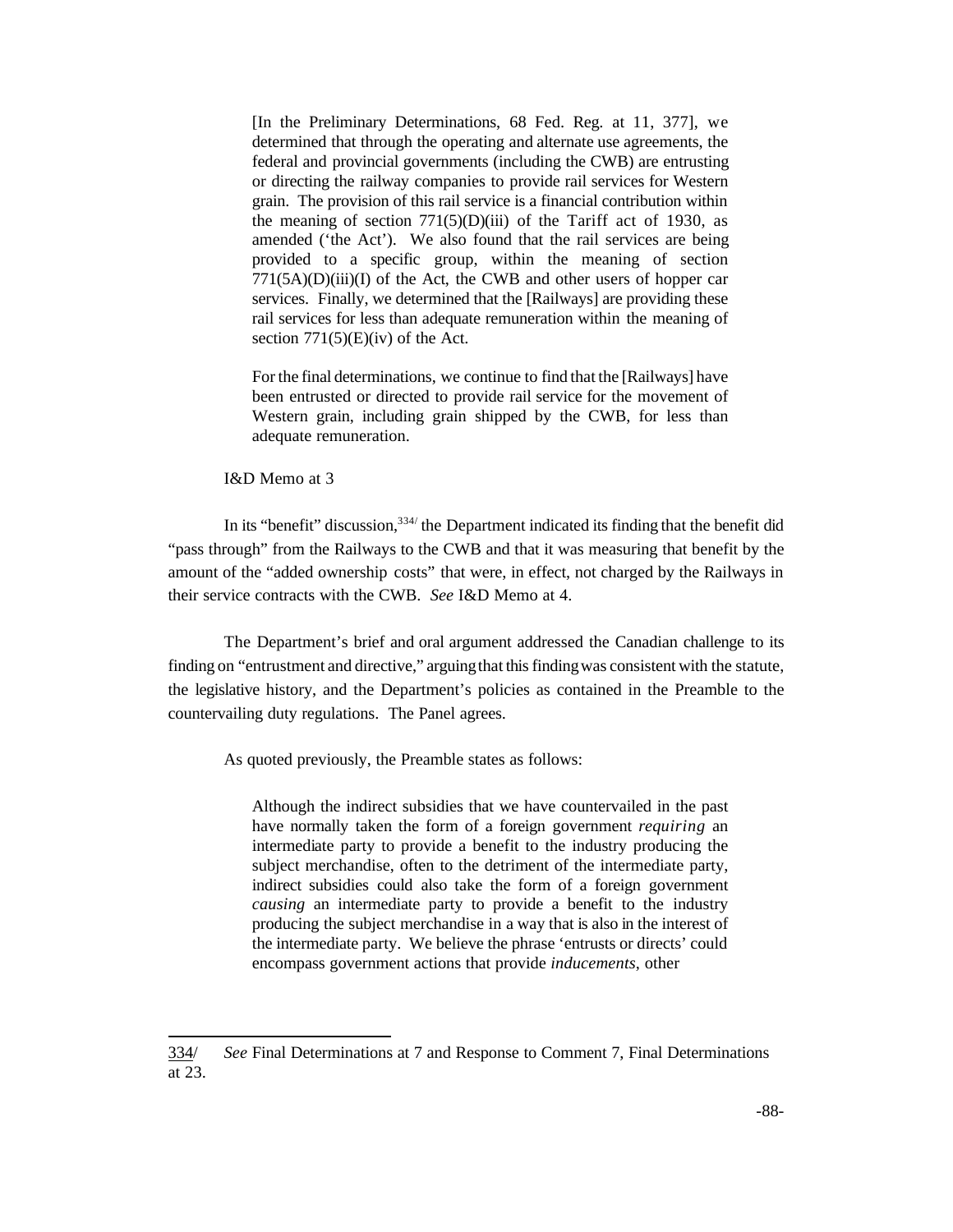> [In the Preliminary Determinations, 68 Fed. Reg. at 11, 377], we determined that through the operating and alternate use agreements, the federal and provincial governments (including the CWB) are entrusting or directing the railway companies to provide rail services for Western grain. The provision of this rail service is a financial contribution within the meaning of section 771(5)(D)(iii) of the Tariff act of 1930, as amended ('the Act'). We also found that the rail services are being provided to a specific group, within the meaning of section 771(5A)(D)(iii)(I) of the Act, the CWB and other users of hopper car services. Finally, we determined that the [Railways] are providing these rail services for less than adequate remuneration within the meaning of section 771(5)(E)(iv) of the Act.
>
> For the final determinations, we continue to find that the [Railways] have been entrusted or directed to provide rail service for the movement of Western grain, including grain shipped by the CWB, for less than adequate remuneration.

I&D Memo at 3

In its "benefit" discussion,[334] the Department indicated its finding that the benefit did "pass through" from the Railways to the CWB and that it was measuring that benefit by the amount of the "added ownership costs" that were, in effect, not charged by the Railways in their service contracts with the CWB. *See* I&D Memo at 4.

The Department's brief and oral argument addressed the Canadian challenge to its finding on "entrustment and directive," arguing that this finding was consistent with the statute, the legislative history, and the Department's policies as contained in the Preamble to the countervailing duty regulations. The Panel agrees.

As quoted previously, the Preamble states as follows:

> Although the indirect subsidies that we have countervailed in the past have normally taken the form of a foreign government *requiring* an intermediate party to provide a benefit to the industry producing the subject merchandise, often to the detriment of the intermediate party, indirect subsidies could also take the form of a foreign government *causing* an intermediate party to provide a benefit to the industry producing the subject merchandise in a way that is also in the interest of the intermediate party. We believe the phrase 'entrusts or directs' could encompass government actions that provide *inducements*, other

---

[334] *See* Final Determinations at 7 and Response to Comment 7, Final Determinations at 23.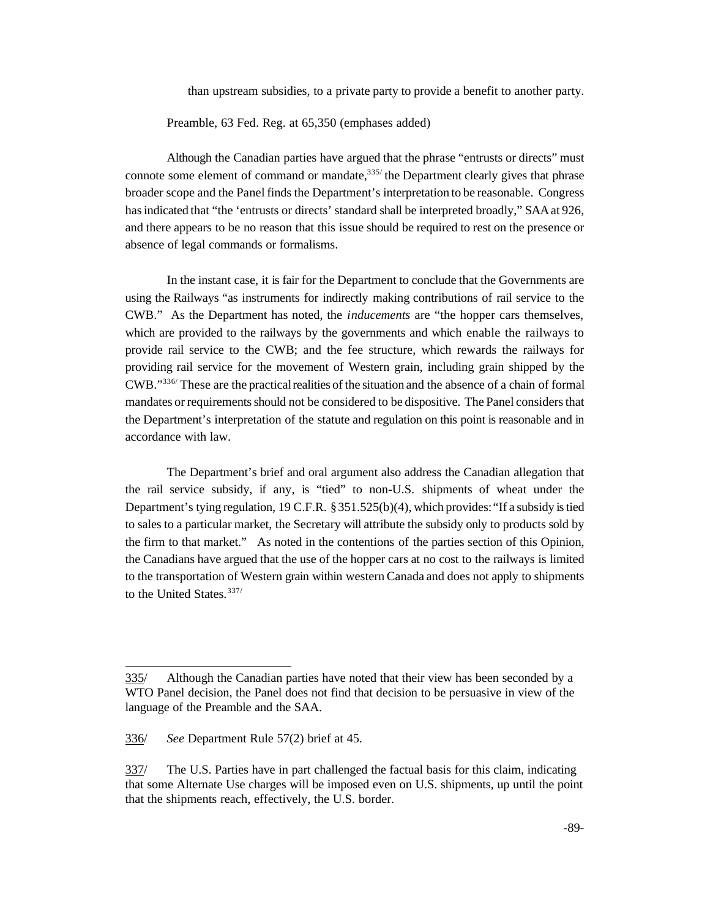than upstream subsidies, to a private party to provide a benefit to another party.

Preamble, 63 Fed. Reg. at 65,350 (emphases added)

Although the Canadian parties have argued that the phrase "entrusts or directs" must connote some element of command or mandate,[335] the Department clearly gives that phrase broader scope and the Panel finds the Department's interpretation to be reasonable. Congress has indicated that "the 'entrusts or directs' standard shall be interpreted broadly," SAA at 926, and there appears to be no reason that this issue should be required to rest on the presence or absence of legal commands or formalisms.

In the instant case, it is fair for the Department to conclude that the Governments are using the Railways "as instruments for indirectly making contributions of rail service to the CWB." As the Department has noted, the *inducements* are "the hopper cars themselves, which are provided to the railways by the governments and which enable the railways to provide rail service to the CWB; and the fee structure, which rewards the railways for providing rail service for the movement of Western grain, including grain shipped by the CWB."[336] These are the practical realities of the situation and the absence of a chain of formal mandates or requirements should not be considered to be dispositive. The Panel considers that the Department's interpretation of the statute and regulation on this point is reasonable and in accordance with law.

The Department's brief and oral argument also address the Canadian allegation that the rail service subsidy, if any, is "tied" to non-U.S. shipments of wheat under the Department's tying regulation, 19 C.F.R. § 351.525(b)(4), which provides: "If a subsidy is tied to sales to a particular market, the Secretary will attribute the subsidy only to products sold by the firm to that market." As noted in the contentions of the parties section of this Opinion, the Canadians have argued that the use of the hopper cars at no cost to the railways is limited to the transportation of Western grain within western Canada and does not apply to shipments to the United States.[337]

---

335/ Although the Canadian parties have noted that their view has been seconded by a WTO Panel decision, the Panel does not find that decision to be persuasive in view of the language of the Preamble and the SAA.

336/ *See* Department Rule 57(2) brief at 45.

337/ The U.S. Parties have in part challenged the factual basis for this claim, indicating that some Alternate Use charges will be imposed even on U.S. shipments, up until the point that the shipments reach, effectively, the U.S. border.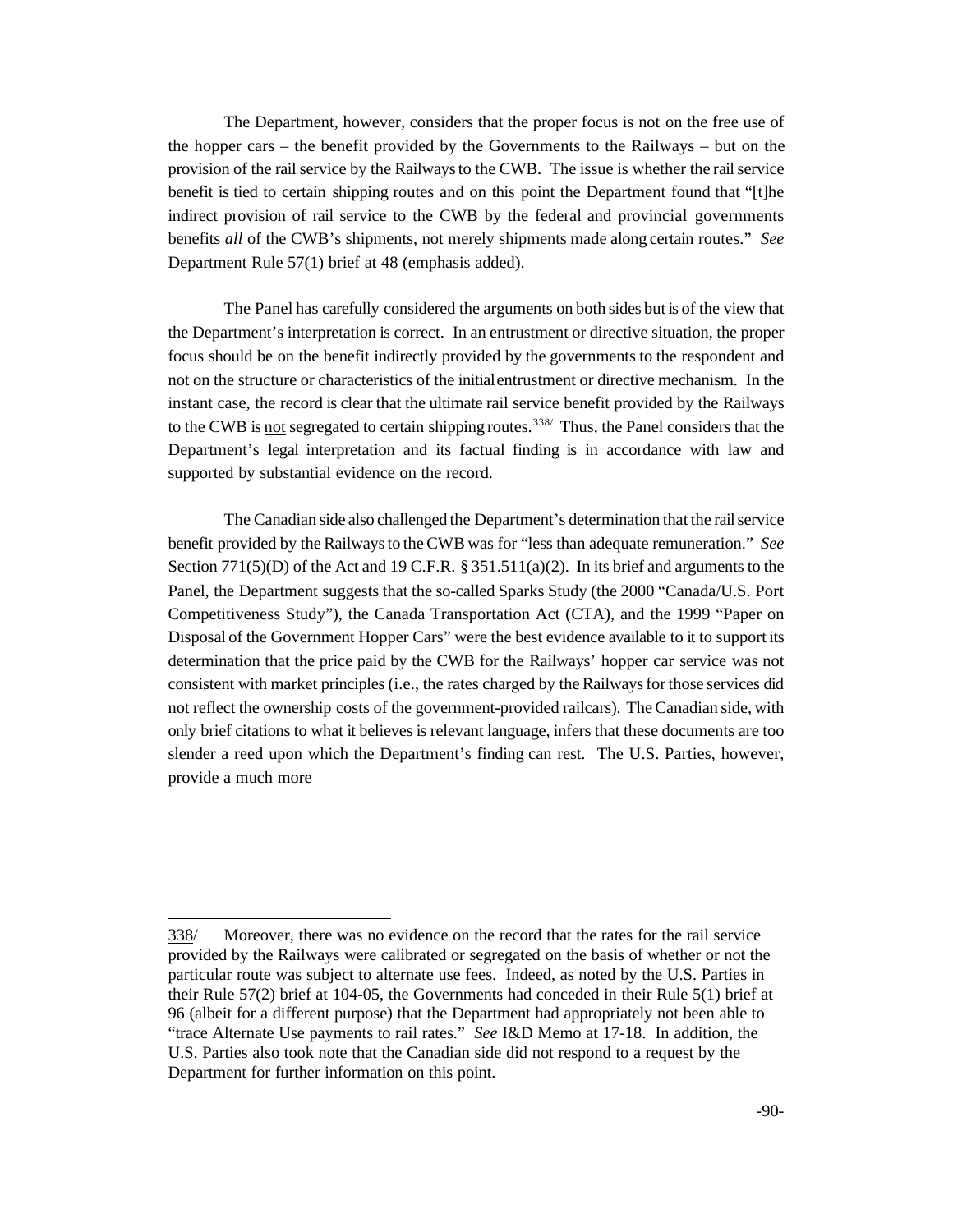The Department, however, considers that the proper focus is not on the free use of the hopper cars – the benefit provided by the Governments to the Railways – but on the provision of the rail service by the Railways to the CWB. The issue is whether the rail service benefit is tied to certain shipping routes and on this point the Department found that "[t]he indirect provision of rail service to the CWB by the federal and provincial governments benefits *all* of the CWB's shipments, not merely shipments made along certain routes." *See* Department Rule 57(1) brief at 48 (emphasis added).

The Panel has carefully considered the arguments on both sides but is of the view that the Department's interpretation is correct. In an entrustment or directive situation, the proper focus should be on the benefit indirectly provided by the governments to the respondent and not on the structure or characteristics of the initial entrustment or directive mechanism. In the instant case, the record is clear that the ultimate rail service benefit provided by the Railways to the CWB is not segregated to certain shipping routes.[338/] Thus, the Panel considers that the Department's legal interpretation and its factual finding is in accordance with law and supported by substantial evidence on the record.

The Canadian side also challenged the Department's determination that the rail service benefit provided by the Railways to the CWB was for "less than adequate remuneration." *See* Section 771(5)(D) of the Act and 19 C.F.R. § 351.511(a)(2). In its brief and arguments to the Panel, the Department suggests that the so-called Sparks Study (the 2000 "Canada/U.S. Port Competitiveness Study"), the Canada Transportation Act (CTA), and the 1999 "Paper on Disposal of the Government Hopper Cars" were the best evidence available to it to support its determination that the price paid by the CWB for the Railways' hopper car service was not consistent with market principles (i.e., the rates charged by the Railways for those services did not reflect the ownership costs of the government-provided railcars). The Canadian side, with only brief citations to what it believes is relevant language, infers that these documents are too slender a reed upon which the Department's finding can rest. The U.S. Parties, however, provide a much more

---

338/ Moreover, there was no evidence on the record that the rates for the rail service provided by the Railways were calibrated or segregated on the basis of whether or not the particular route was subject to alternate use fees. Indeed, as noted by the U.S. Parties in their Rule 57(2) brief at 104-05, the Governments had conceded in their Rule 5(1) brief at 96 (albeit for a different purpose) that the Department had appropriately not been able to "trace Alternate Use payments to rail rates." *See* I&D Memo at 17-18. In addition, the U.S. Parties also took note that the Canadian side did not respond to a request by the Department for further information on this point.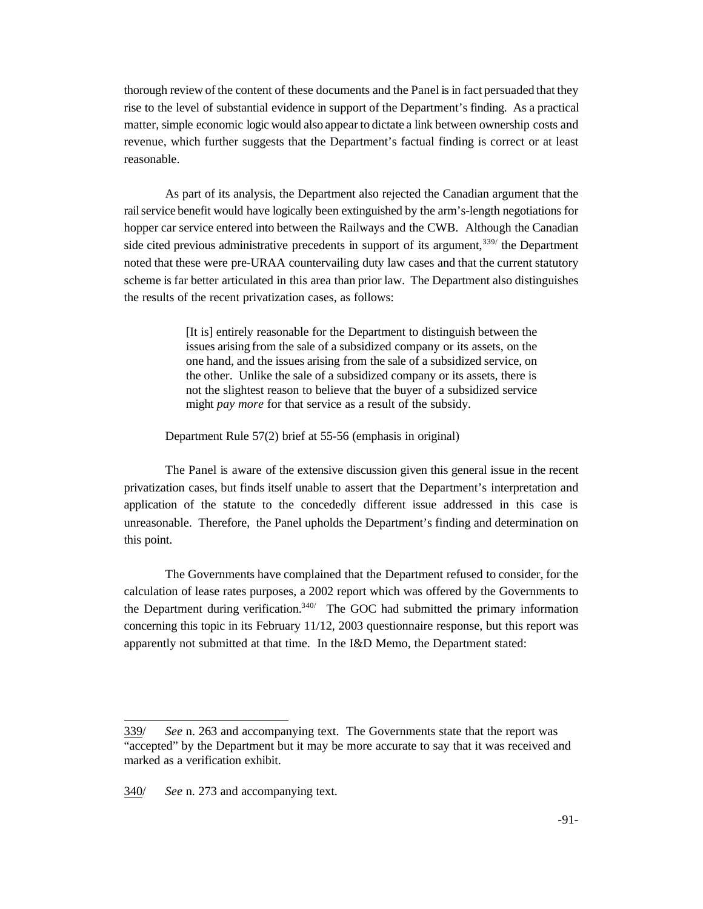thorough review of the content of these documents and the Panel is in fact persuaded that they rise to the level of substantial evidence in support of the Department's finding. As a practical matter, simple economic logic would also appear to dictate a link between ownership costs and revenue, which further suggests that the Department's factual finding is correct or at least reasonable.

As part of its analysis, the Department also rejected the Canadian argument that the rail service benefit would have logically been extinguished by the arm's-length negotiations for hopper car service entered into between the Railways and the CWB. Although the Canadian side cited previous administrative precedents in support of its argument,[339] the Department noted that these were pre-URAA countervailing duty law cases and that the current statutory scheme is far better articulated in this area than prior law. The Department also distinguishes the results of the recent privatization cases, as follows:

> [It is] entirely reasonable for the Department to distinguish between the issues arising from the sale of a subsidized company or its assets, on the one hand, and the issues arising from the sale of a subsidized service, on the other. Unlike the sale of a subsidized company or its assets, there is not the slightest reason to believe that the buyer of a subsidized service might *pay more* for that service as a result of the subsidy.

Department Rule 57(2) brief at 55-56 (emphasis in original)

The Panel is aware of the extensive discussion given this general issue in the recent privatization cases, but finds itself unable to assert that the Department's interpretation and application of the statute to the concededly different issue addressed in this case is unreasonable. Therefore, the Panel upholds the Department's finding and determination on this point.

The Governments have complained that the Department refused to consider, for the calculation of lease rates purposes, a 2002 report which was offered by the Governments to the Department during verification.[340] The GOC had submitted the primary information concerning this topic in its February 11/12, 2003 questionnaire response, but this report was apparently not submitted at that time. In the I&D Memo, the Department stated:

---

339/ *See* n. 263 and accompanying text. The Governments state that the report was "accepted" by the Department but it may be more accurate to say that it was received and marked as a verification exhibit.

340/ *See* n. 273 and accompanying text.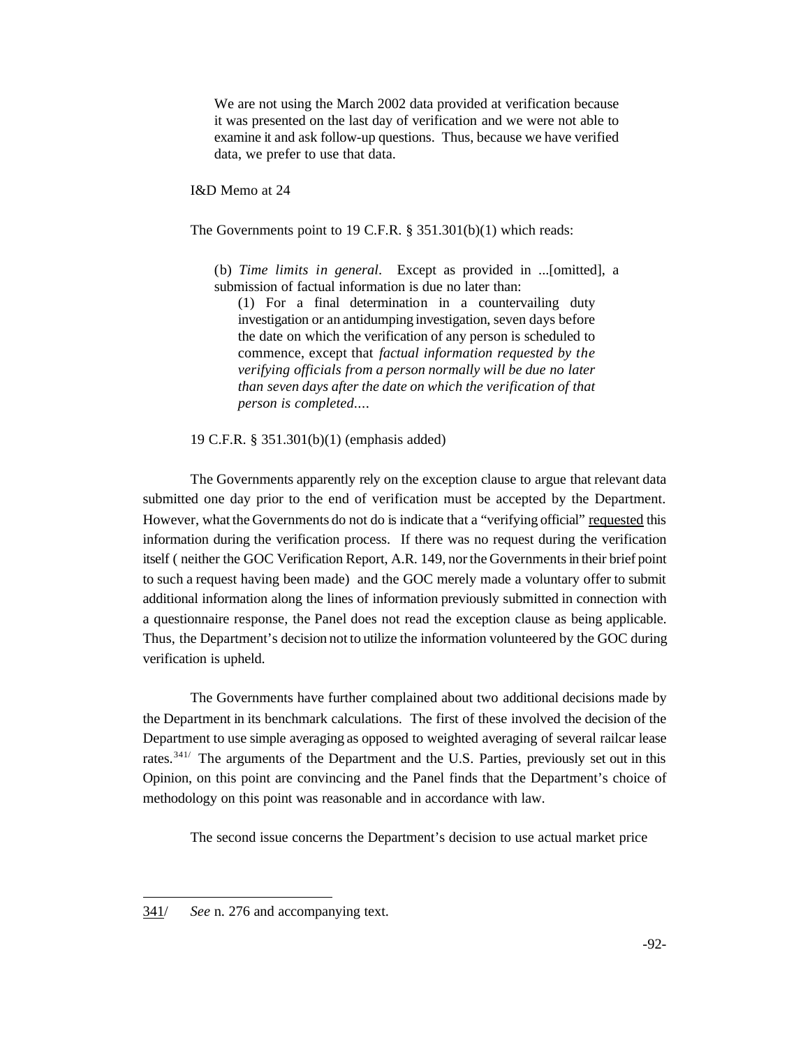> We are not using the March 2002 data provided at verification because it was presented on the last day of verification and we were not able to examine it and ask follow-up questions. Thus, because we have verified data, we prefer to use that data.

I&D Memo at 24

The Governments point to 19 C.F.R. § 351.301(b)(1) which reads:

> (b) *Time limits in general*. Except as provided in ...[omitted], a submission of factual information is due no later than:
>
> (1) For a final determination in a countervailing duty investigation or an antidumping investigation, seven days before the date on which the verification of any person is scheduled to commence, except that *factual information requested by the verifying officials from a person normally will be due no later than seven days after the date on which the verification of that person is completed....*

19 C.F.R. § 351.301(b)(1) (emphasis added)

The Governments apparently rely on the exception clause to argue that relevant data submitted one day prior to the end of verification must be accepted by the Department. However, what the Governments do not do is indicate that a "verifying official" requested this information during the verification process. If there was no request during the verification itself ( neither the GOC Verification Report, A.R. 149, nor the Governments in their brief point to such a request having been made) and the GOC merely made a voluntary offer to submit additional information along the lines of information previously submitted in connection with a questionnaire response, the Panel does not read the exception clause as being applicable. Thus, the Department's decision not to utilize the information volunteered by the GOC during verification is upheld.

The Governments have further complained about two additional decisions made by the Department in its benchmark calculations. The first of these involved the decision of the Department to use simple averaging as opposed to weighted averaging of several railcar lease rates.[341] The arguments of the Department and the U.S. Parties, previously set out in this Opinion, on this point are convincing and the Panel finds that the Department's choice of methodology on this point was reasonable and in accordance with law.

The second issue concerns the Department's decision to use actual market price

---

341/ *See* n. 276 and accompanying text.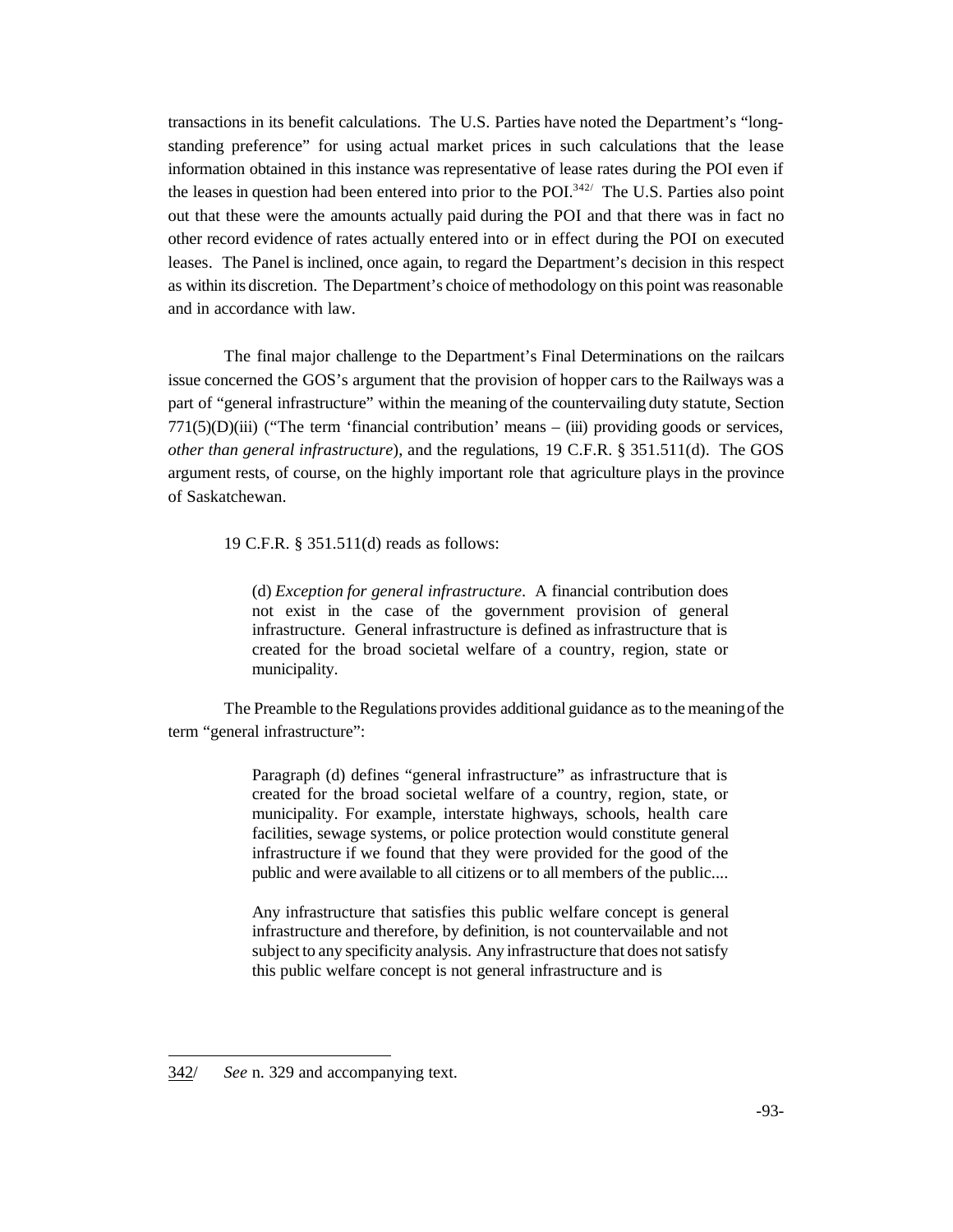transactions in its benefit calculations. The U.S. Parties have noted the Department's "long-standing preference" for using actual market prices in such calculations that the lease information obtained in this instance was representative of lease rates during the POI even if the leases in question had been entered into prior to the POI.[342] The U.S. Parties also point out that these were the amounts actually paid during the POI and that there was in fact no other record evidence of rates actually entered into or in effect during the POI on executed leases. The Panel is inclined, once again, to regard the Department's decision in this respect as within its discretion. The Department's choice of methodology on this point was reasonable and in accordance with law.

The final major challenge to the Department's Final Determinations on the railcars issue concerned the GOS's argument that the provision of hopper cars to the Railways was a part of "general infrastructure" within the meaning of the countervailing duty statute, Section 771(5)(D)(iii) ("The term 'financial contribution' means – (iii) providing goods or services, *other than general infrastructure*), and the regulations, 19 C.F.R. § 351.511(d). The GOS argument rests, of course, on the highly important role that agriculture plays in the province of Saskatchewan.

19 C.F.R. § 351.511(d) reads as follows:

> (d) *Exception for general infrastructure*. A financial contribution does not exist in the case of the government provision of general infrastructure. General infrastructure is defined as infrastructure that is created for the broad societal welfare of a country, region, state or municipality.

The Preamble to the Regulations provides additional guidance as to the meaning of the term "general infrastructure":

> Paragraph (d) defines "general infrastructure" as infrastructure that is created for the broad societal welfare of a country, region, state, or municipality. For example, interstate highways, schools, health care facilities, sewage systems, or police protection would constitute general infrastructure if we found that they were provided for the good of the public and were available to all citizens or to all members of the public....
>
> Any infrastructure that satisfies this public welfare concept is general infrastructure and therefore, by definition, is not countervailable and not subject to any specificity analysis. Any infrastructure that does not satisfy this public welfare concept is not general infrastructure and is

---

342/ *See* n. 329 and accompanying text.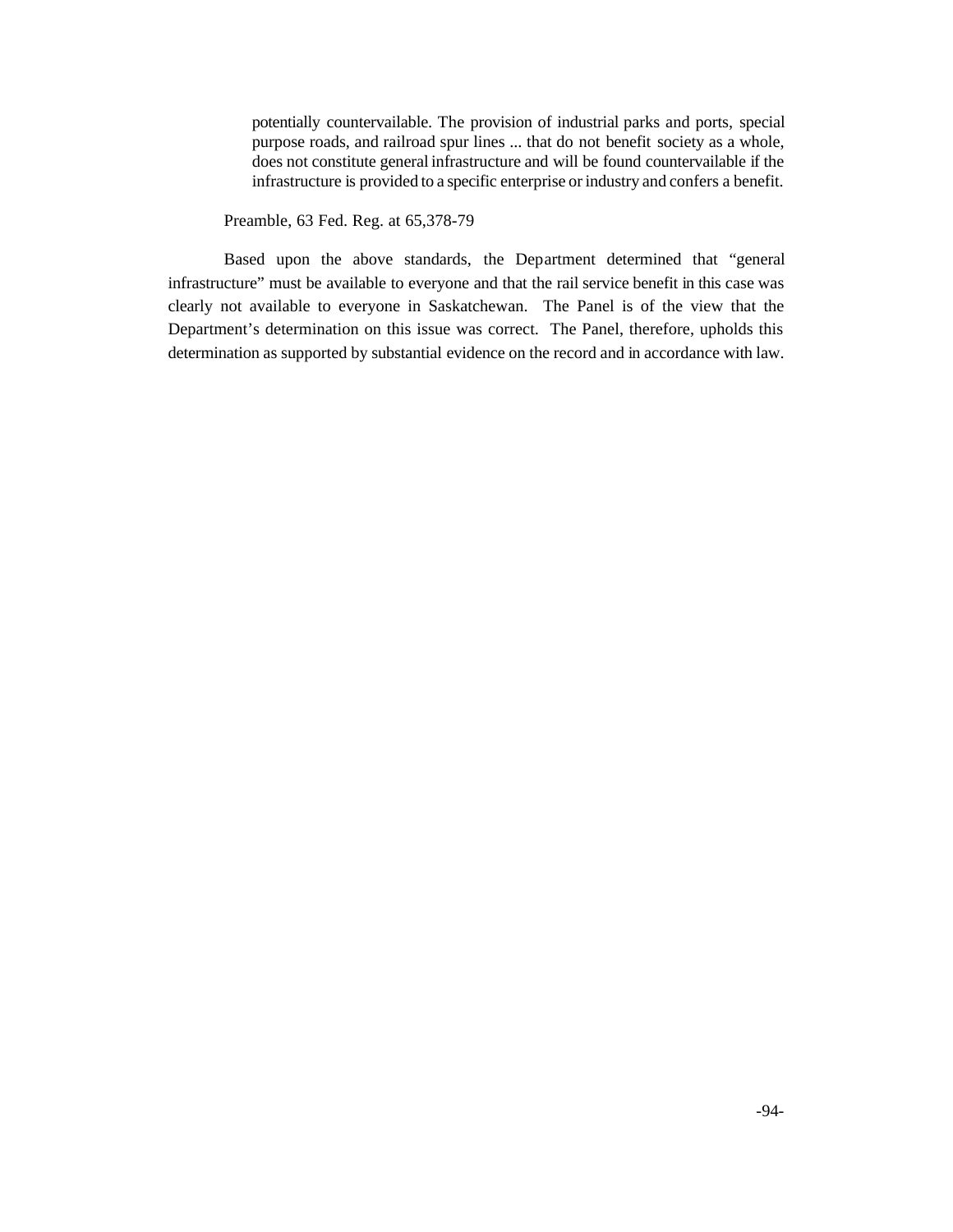> potentially countervailable. The provision of industrial parks and ports, special purpose roads, and railroad spur lines ... that do not benefit society as a whole, does not constitute general infrastructure and will be found countervailable if the infrastructure is provided to a specific enterprise or industry and confers a benefit.

Preamble, 63 Fed. Reg. at 65,378-79

Based upon the above standards, the Department determined that "general infrastructure" must be available to everyone and that the rail service benefit in this case was clearly not available to everyone in Saskatchewan. The Panel is of the view that the Department's determination on this issue was correct. The Panel, therefore, upholds this determination as supported by substantial evidence on the record and in accordance with law.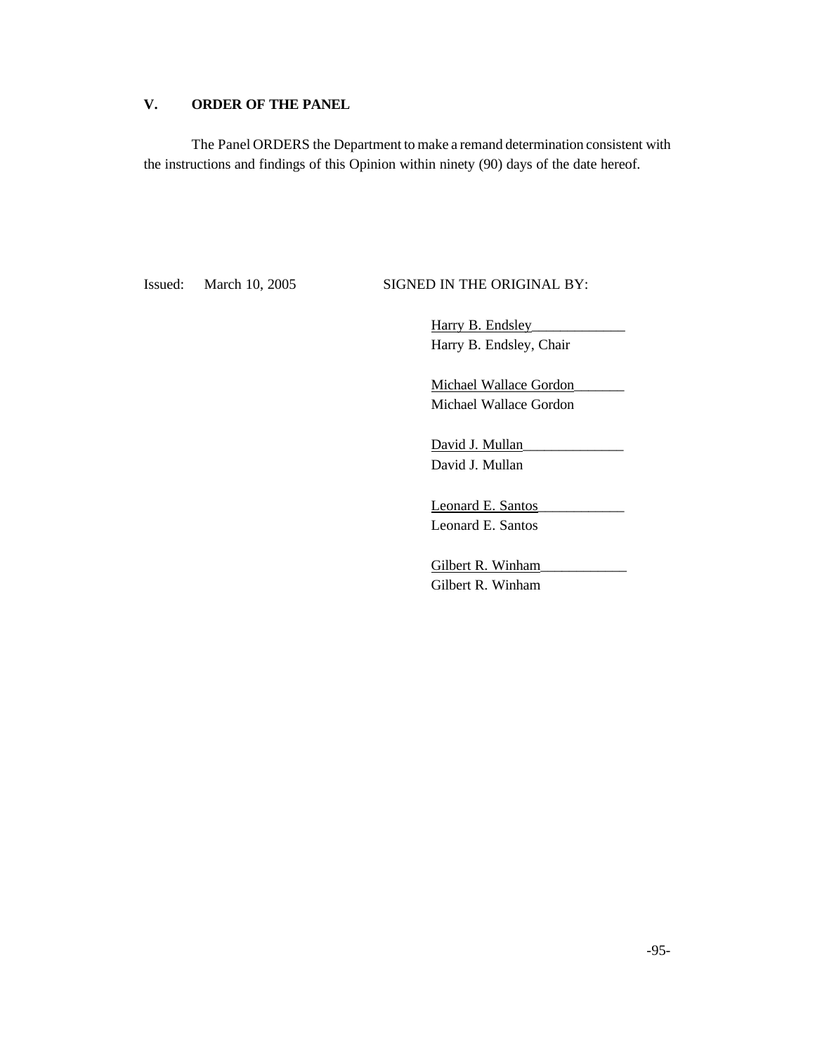## V. ORDER OF THE PANEL

The Panel ORDERS the Department to make a remand determination consistent with the instructions and findings of this Opinion within ninety (90) days of the date hereof.

Issued: March 10, 2005

SIGNED IN THE ORIGINAL BY:

Harry B. Endsley  
Harry B. Endsley, Chair

Michael Wallace Gordon  
Michael Wallace Gordon

David J. Mullan  
David J. Mullan

Leonard E. Santos  
Leonard E. Santos

Gilbert R. Winham  
Gilbert R. Winham